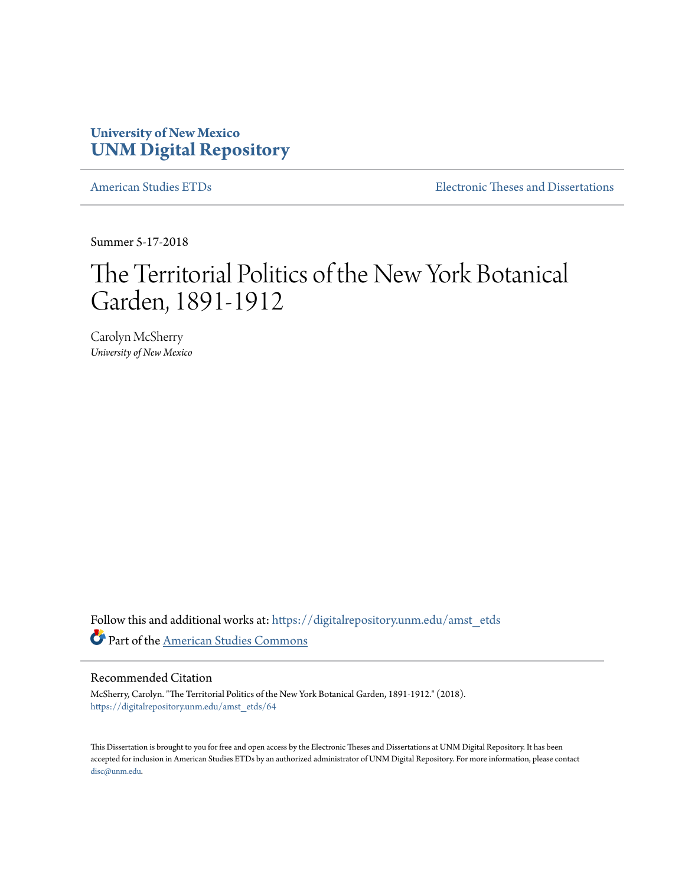**University of New Mexico**
**UNM Digital Repository**

American Studies ETDs | Electronic Theses and Dissertations

Summer 5-17-2018

# The Territorial Politics of the New York Botanical Garden, 1891-1912

Carolyn McSherry
*University of New Mexico*

Follow this and additional works at: https://digitalrepository.unm.edu/amst_etds

Part of the American Studies Commons

## Recommended Citation

McSherry, Carolyn. "The Territorial Politics of the New York Botanical Garden, 1891-1912." (2018).
https://digitalrepository.unm.edu/amst_etds/64

This Dissertation is brought to you for free and open access by the Electronic Theses and Dissertations at UNM Digital Repository. It has been accepted for inclusion in American Studies ETDs by an authorized administrator of UNM Digital Repository. For more information, please contact disc@unm.edu.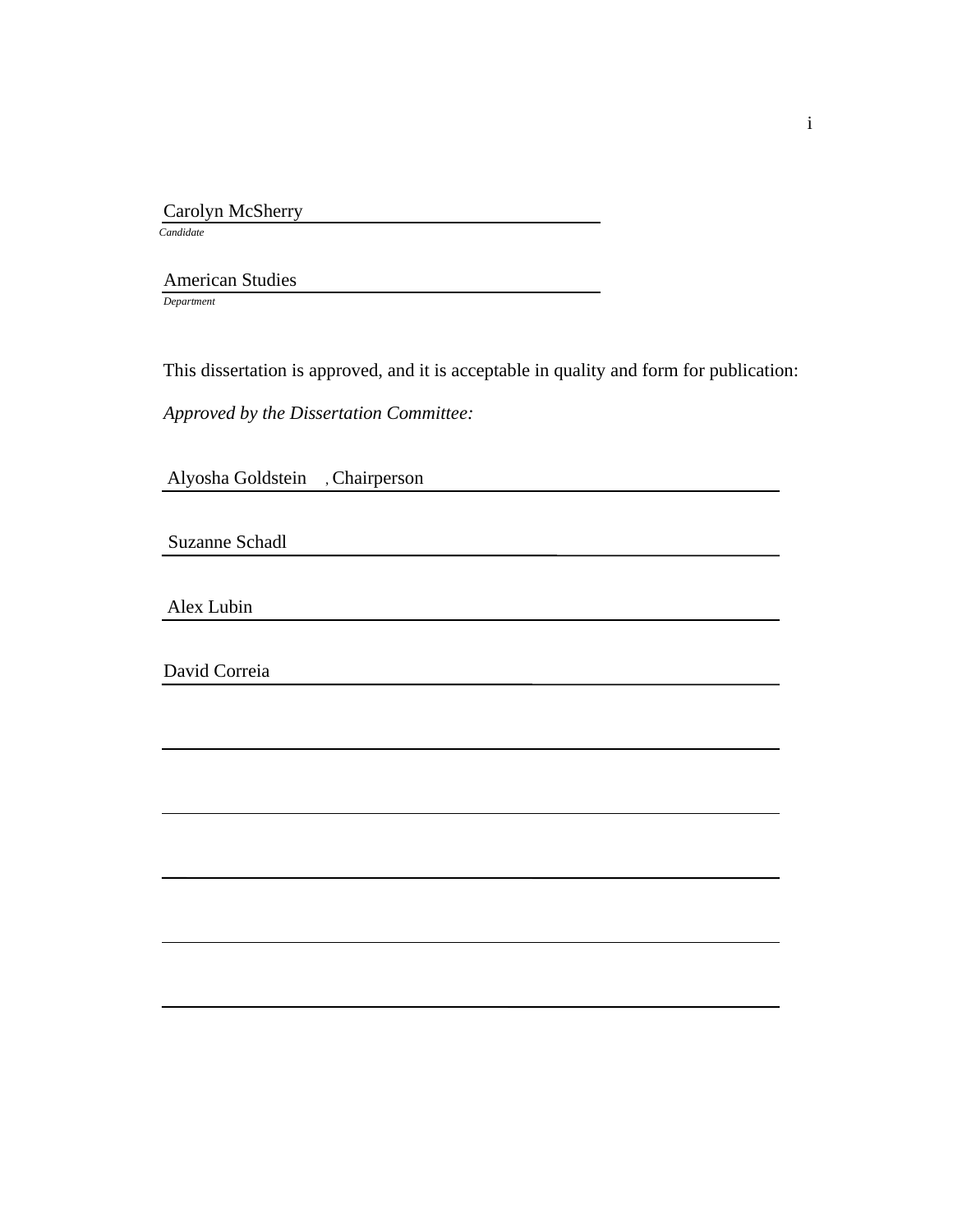Carolyn McSherry
*Candidate*

American Studies
*Department*

This dissertation is approved, and it is acceptable in quality and form for publication:

*Approved by the Dissertation Committee:*

Alyosha Goldstein, Chairperson

Suzanne Schadl

Alex Lubin

David Correia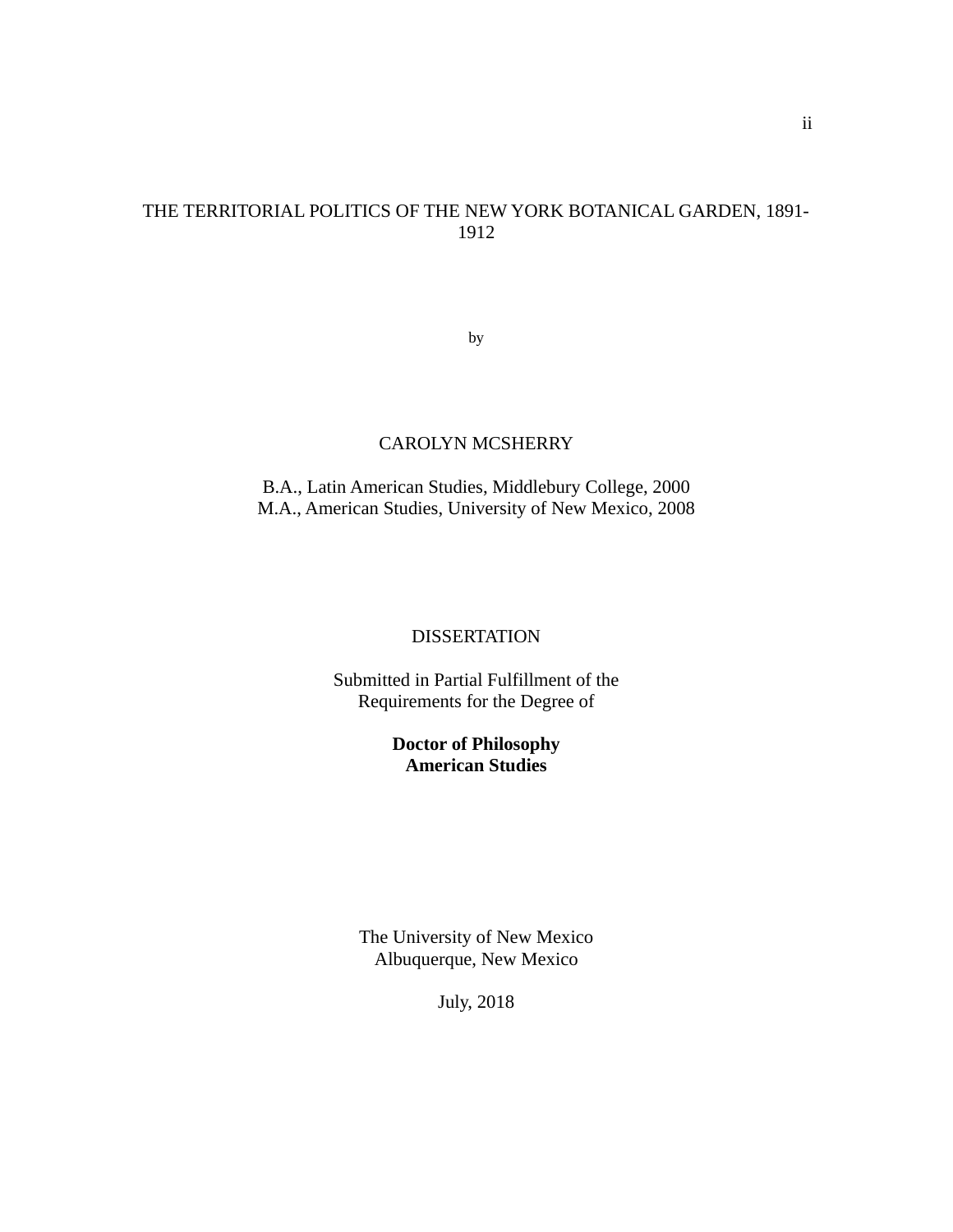# THE TERRITORIAL POLITICS OF THE NEW YORK BOTANICAL GARDEN, 1891-1912

by

CAROLYN MCSHERRY

B.A., Latin American Studies, Middlebury College, 2000
M.A., American Studies, University of New Mexico, 2008

DISSERTATION

Submitted in Partial Fulfillment of the
Requirements for the Degree of

**Doctor of Philosophy**
**American Studies**

The University of New Mexico
Albuquerque, New Mexico

July, 2018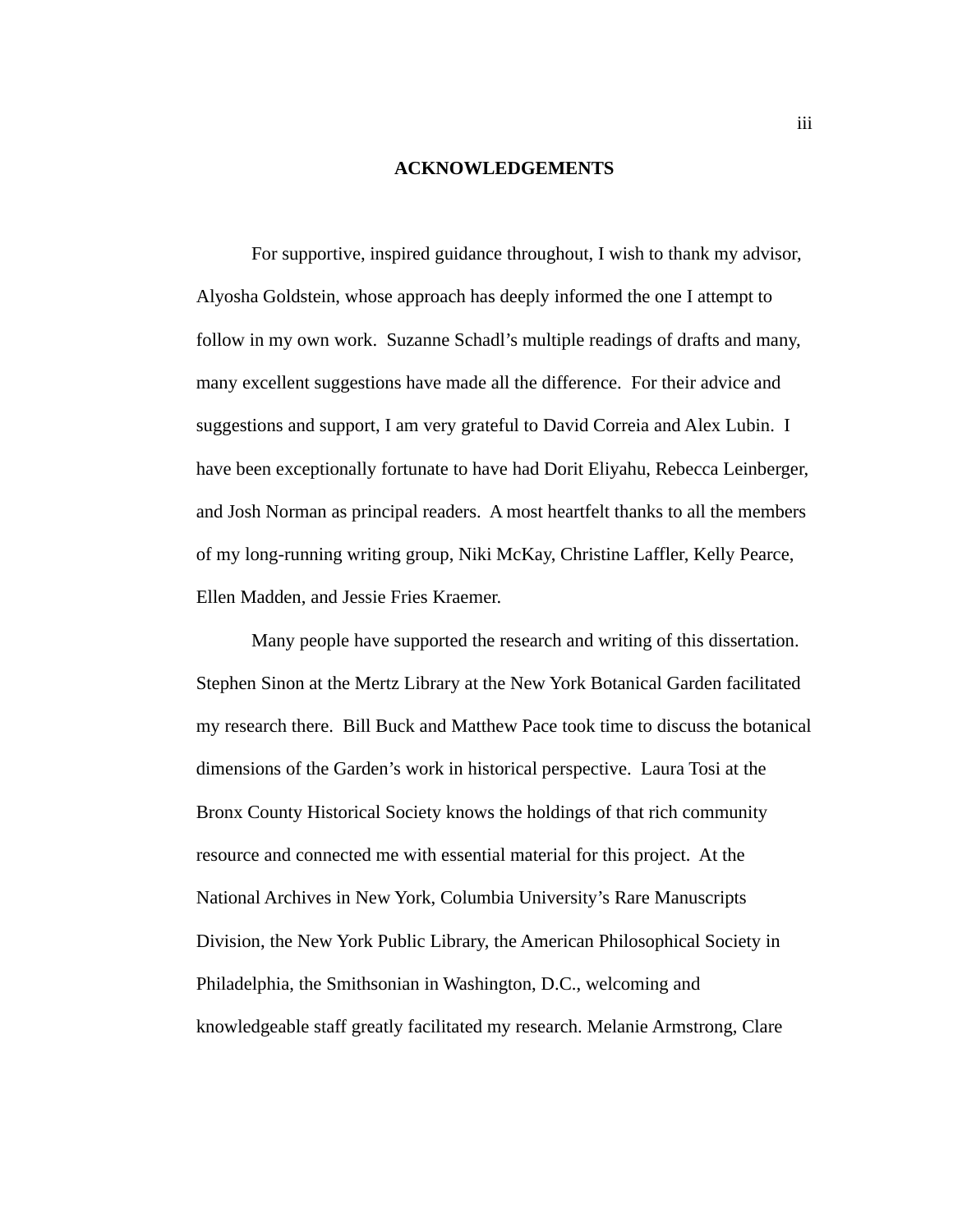## ACKNOWLEDGEMENTS

For supportive, inspired guidance throughout, I wish to thank my advisor, Alyosha Goldstein, whose approach has deeply informed the one I attempt to follow in my own work. Suzanne Schadl's multiple readings of drafts and many, many excellent suggestions have made all the difference. For their advice and suggestions and support, I am very grateful to David Correia and Alex Lubin. I have been exceptionally fortunate to have had Dorit Eliyahu, Rebecca Leinberger, and Josh Norman as principal readers. A most heartfelt thanks to all the members of my long-running writing group, Niki McKay, Christine Laffler, Kelly Pearce, Ellen Madden, and Jessie Fries Kraemer.

Many people have supported the research and writing of this dissertation. Stephen Sinon at the Mertz Library at the New York Botanical Garden facilitated my research there. Bill Buck and Matthew Pace took time to discuss the botanical dimensions of the Garden's work in historical perspective. Laura Tosi at the Bronx County Historical Society knows the holdings of that rich community resource and connected me with essential material for this project. At the National Archives in New York, Columbia University's Rare Manuscripts Division, the New York Public Library, the American Philosophical Society in Philadelphia, the Smithsonian in Washington, D.C., welcoming and knowledgeable staff greatly facilitated my research. Melanie Armstrong, Clare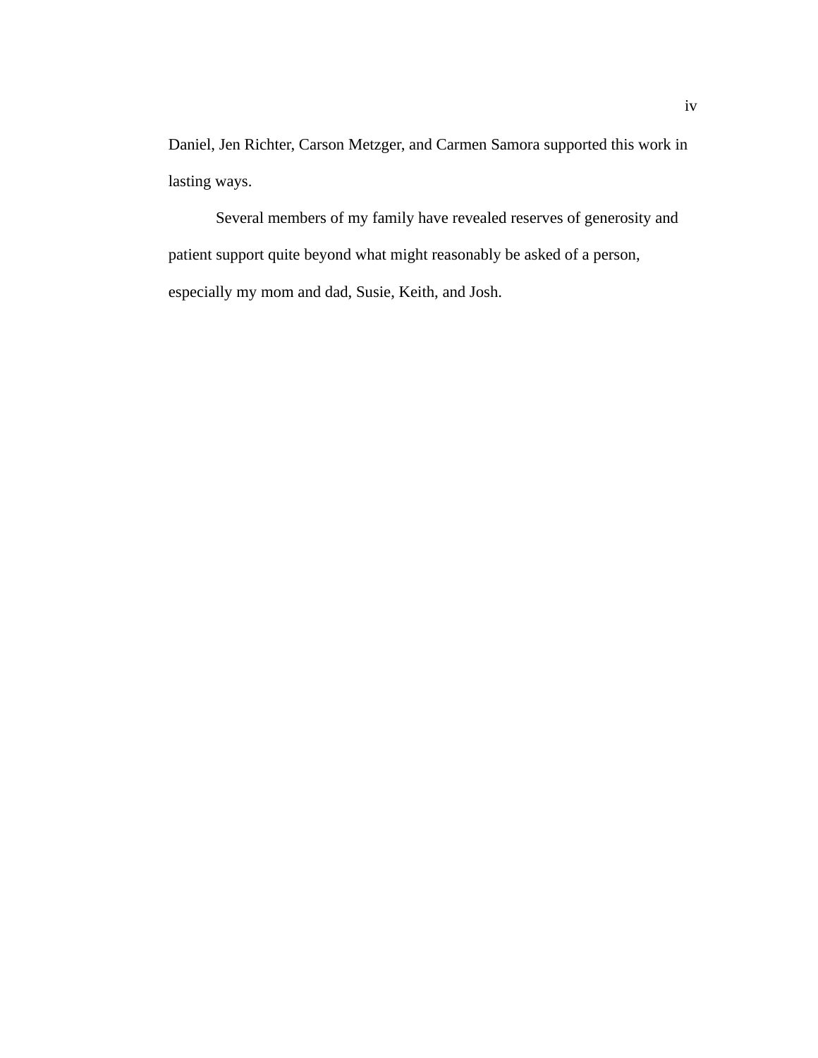Daniel, Jen Richter, Carson Metzger, and Carmen Samora supported this work in lasting ways.

Several members of my family have revealed reserves of generosity and patient support quite beyond what might reasonably be asked of a person, especially my mom and dad, Susie, Keith, and Josh.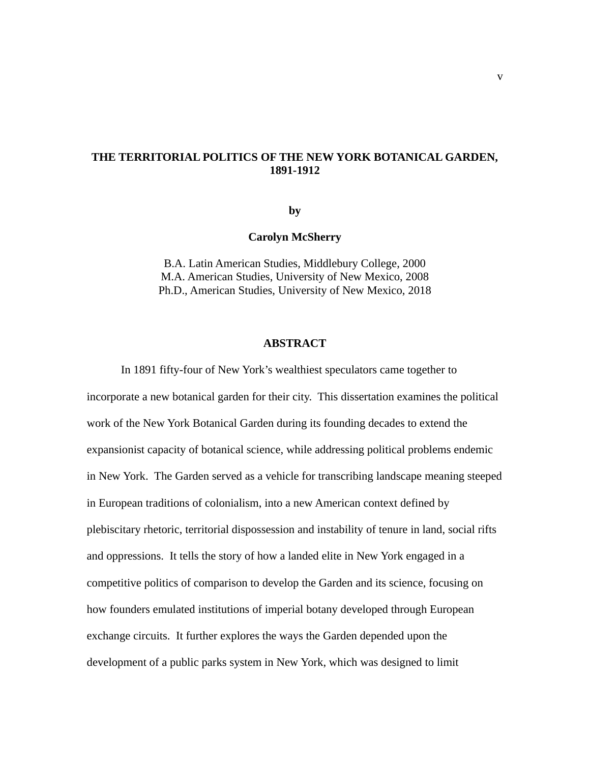**THE TERRITORIAL POLITICS OF THE NEW YORK BOTANICAL GARDEN, 1891-1912**

**by**

**Carolyn McSherry**

B.A. Latin American Studies, Middlebury College, 2000
M.A. American Studies, University of New Mexico, 2008
Ph.D., American Studies, University of New Mexico, 2018

## ABSTRACT

In 1891 fifty-four of New York's wealthiest speculators came together to incorporate a new botanical garden for their city. This dissertation examines the political work of the New York Botanical Garden during its founding decades to extend the expansionist capacity of botanical science, while addressing political problems endemic in New York. The Garden served as a vehicle for transcribing landscape meaning steeped in European traditions of colonialism, into a new American context defined by plebiscitary rhetoric, territorial dispossession and instability of tenure in land, social rifts and oppressions. It tells the story of how a landed elite in New York engaged in a competitive politics of comparison to develop the Garden and its science, focusing on how founders emulated institutions of imperial botany developed through European exchange circuits. It further explores the ways the Garden depended upon the development of a public parks system in New York, which was designed to limit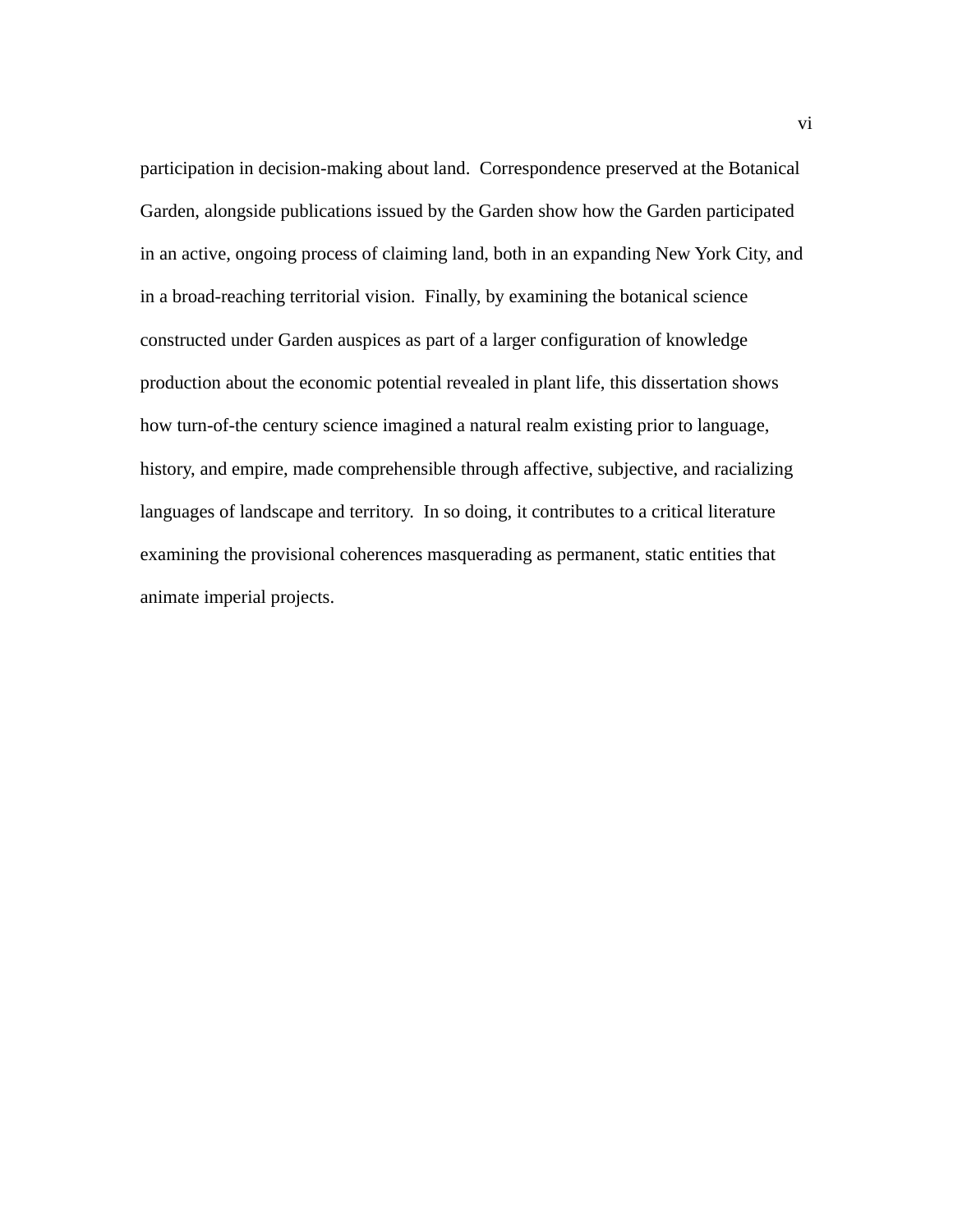participation in decision-making about land. Correspondence preserved at the Botanical Garden, alongside publications issued by the Garden show how the Garden participated in an active, ongoing process of claiming land, both in an expanding New York City, and in a broad-reaching territorial vision. Finally, by examining the botanical science constructed under Garden auspices as part of a larger configuration of knowledge production about the economic potential revealed in plant life, this dissertation shows how turn-of-the century science imagined a natural realm existing prior to language, history, and empire, made comprehensible through affective, subjective, and racializing languages of landscape and territory. In so doing, it contributes to a critical literature examining the provisional coherences masquerading as permanent, static entities that animate imperial projects.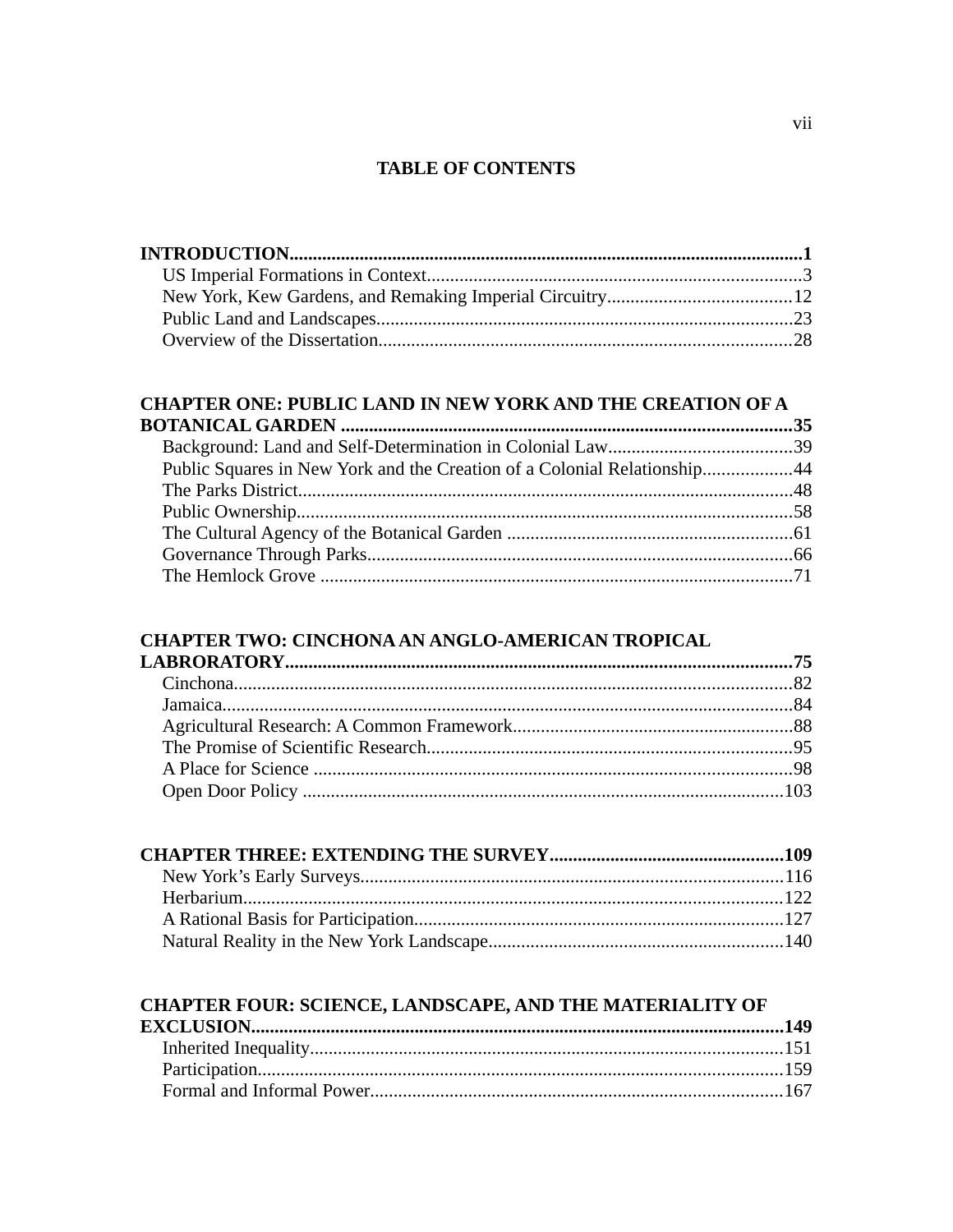# TABLE OF CONTENTS

**INTRODUCTION**............................................................................................................**1**
- US Imperial Formations in Context................................................................................3
- New York, Kew Gardens, and Remaking Imperial Circuitry.......................................12
- Public Land and Landscapes.........................................................................................23
- Overview of the Dissertation........................................................................................28

**CHAPTER ONE: PUBLIC LAND IN NEW YORK AND THE CREATION OF A BOTANICAL GARDEN**...............................................................................................**35**
- Background: Land and Self-Determination in Colonial Law.......................................39
- Public Squares in New York and the Creation of a Colonial Relationship...................44
- The Parks District..........................................................................................................48
- Public Ownership..........................................................................................................58
- The Cultural Agency of the Botanical Garden .............................................................61
- Governance Through Parks...........................................................................................66
- The Hemlock Grove .....................................................................................................71

**CHAPTER TWO: CINCHONA AN ANGLO-AMERICAN TROPICAL LABRORATORY**............................................................................................................**75**
- Cinchona.......................................................................................................................82
- Jamaica..........................................................................................................................84
- Agricultural Research: A Common Framework...........................................................88
- The Promise of Scientific Research..............................................................................95
- A Place for Science ......................................................................................................98
- Open Door Policy .......................................................................................................103

**CHAPTER THREE: EXTENDING THE SURVEY**..................................................**109**
- New York's Early Surveys..........................................................................................116
- Herbarium...................................................................................................................122
- A Rational Basis for Participation..............................................................................127
- Natural Reality in the New York Landscape...............................................................140

**CHAPTER FOUR: SCIENCE, LANDSCAPE, AND THE MATERIALITY OF EXCLUSION**.................................................................................................................**149**
- Inherited Inequality....................................................................................................151
- Participation...............................................................................................................159
- Formal and Informal Power.......................................................................................167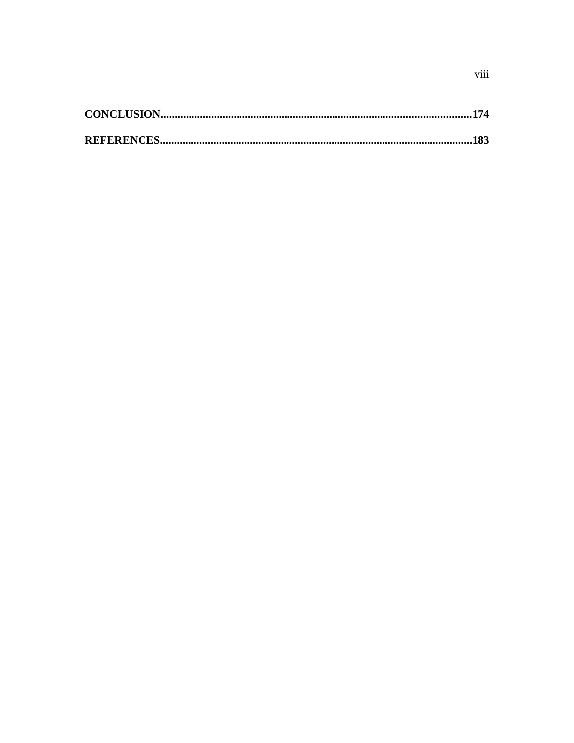**CONCLUSION**..........................................................................................................**174**

**REFERENCES**..........................................................................................................**183**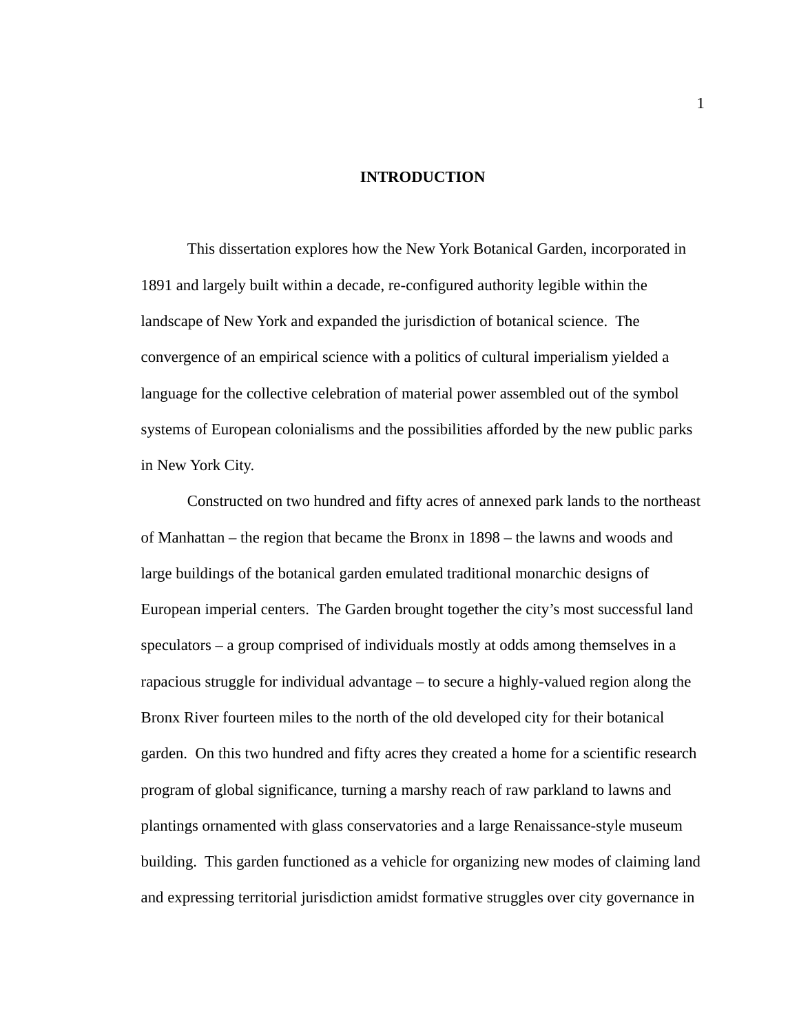# INTRODUCTION

This dissertation explores how the New York Botanical Garden, incorporated in 1891 and largely built within a decade, re-configured authority legible within the landscape of New York and expanded the jurisdiction of botanical science. The convergence of an empirical science with a politics of cultural imperialism yielded a language for the collective celebration of material power assembled out of the symbol systems of European colonialisms and the possibilities afforded by the new public parks in New York City.

Constructed on two hundred and fifty acres of annexed park lands to the northeast of Manhattan – the region that became the Bronx in 1898 – the lawns and woods and large buildings of the botanical garden emulated traditional monarchic designs of European imperial centers. The Garden brought together the city's most successful land speculators – a group comprised of individuals mostly at odds among themselves in a rapacious struggle for individual advantage – to secure a highly-valued region along the Bronx River fourteen miles to the north of the old developed city for their botanical garden. On this two hundred and fifty acres they created a home for a scientific research program of global significance, turning a marshy reach of raw parkland to lawns and plantings ornamented with glass conservatories and a large Renaissance-style museum building. This garden functioned as a vehicle for organizing new modes of claiming land and expressing territorial jurisdiction amidst formative struggles over city governance in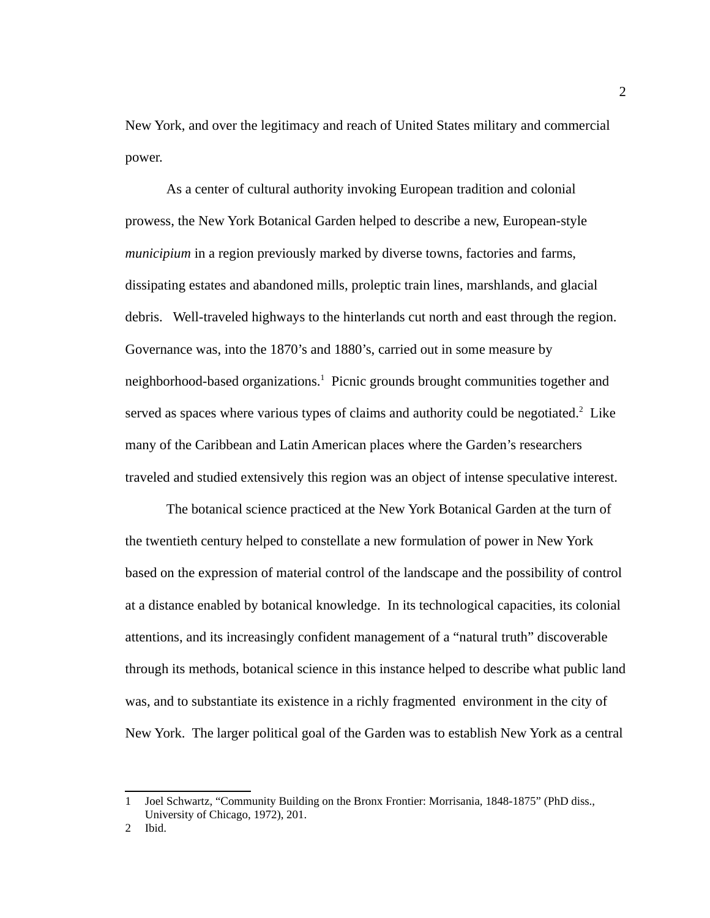New York, and over the legitimacy and reach of United States military and commercial power.

As a center of cultural authority invoking European tradition and colonial prowess, the New York Botanical Garden helped to describe a new, European-style *municipium* in a region previously marked by diverse towns, factories and farms, dissipating estates and abandoned mills, proleptic train lines, marshlands, and glacial debris. Well-traveled highways to the hinterlands cut north and east through the region. Governance was, into the 1870's and 1880's, carried out in some measure by neighborhood-based organizations.[1] Picnic grounds brought communities together and served as spaces where various types of claims and authority could be negotiated.[2] Like many of the Caribbean and Latin American places where the Garden's researchers traveled and studied extensively this region was an object of intense speculative interest.

The botanical science practiced at the New York Botanical Garden at the turn of the twentieth century helped to constellate a new formulation of power in New York based on the expression of material control of the landscape and the possibility of control at a distance enabled by botanical knowledge. In its technological capacities, its colonial attentions, and its increasingly confident management of a "natural truth" discoverable through its methods, botanical science in this instance helped to describe what public land was, and to substantiate its existence in a richly fragmented environment in the city of New York. The larger political goal of the Garden was to establish New York as a central

---

1 Joel Schwartz, "Community Building on the Bronx Frontier: Morrisania, 1848-1875" (PhD diss., University of Chicago, 1972), 201.

2 Ibid.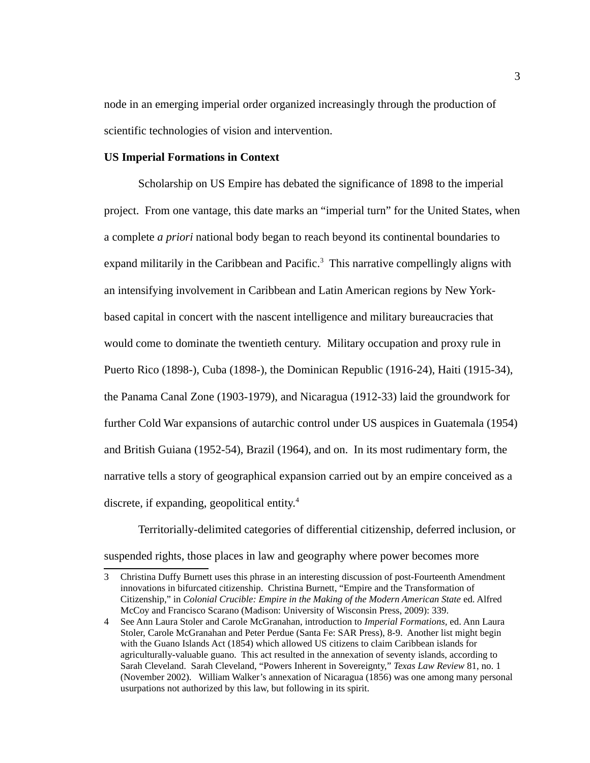node in an emerging imperial order organized increasingly through the production of scientific technologies of vision and intervention.

**US Imperial Formations in Context**

Scholarship on US Empire has debated the significance of 1898 to the imperial project. From one vantage, this date marks an "imperial turn" for the United States, when a complete *a priori* national body began to reach beyond its continental boundaries to expand militarily in the Caribbean and Pacific.[3] This narrative compellingly aligns with an intensifying involvement in Caribbean and Latin American regions by New York-based capital in concert with the nascent intelligence and military bureaucracies that would come to dominate the twentieth century. Military occupation and proxy rule in Puerto Rico (1898-), Cuba (1898-), the Dominican Republic (1916-24), Haiti (1915-34), the Panama Canal Zone (1903-1979), and Nicaragua (1912-33) laid the groundwork for further Cold War expansions of autarchic control under US auspices in Guatemala (1954) and British Guiana (1952-54), Brazil (1964), and on. In its most rudimentary form, the narrative tells a story of geographical expansion carried out by an empire conceived as a discrete, if expanding, geopolitical entity.[4]

Territorially-delimited categories of differential citizenship, deferred inclusion, or suspended rights, those places in law and geography where power becomes more

---

3 Christina Duffy Burnett uses this phrase in an interesting discussion of post-Fourteenth Amendment innovations in bifurcated citizenship. Christina Burnett, "Empire and the Transformation of Citizenship," in *Colonial Crucible: Empire in the Making of the Modern American State* ed. Alfred McCoy and Francisco Scarano (Madison: University of Wisconsin Press, 2009): 339.

4 See Ann Laura Stoler and Carole McGranahan, introduction to *Imperial Formations*, ed. Ann Laura Stoler, Carole McGranahan and Peter Perdue (Santa Fe: SAR Press), 8-9. Another list might begin with the Guano Islands Act (1854) which allowed US citizens to claim Caribbean islands for agriculturally-valuable guano. This act resulted in the annexation of seventy islands, according to Sarah Cleveland. Sarah Cleveland, "Powers Inherent in Sovereignty," *Texas Law Review* 81, no. 1 (November 2002). William Walker's annexation of Nicaragua (1856) was one among many personal usurpations not authorized by this law, but following in its spirit.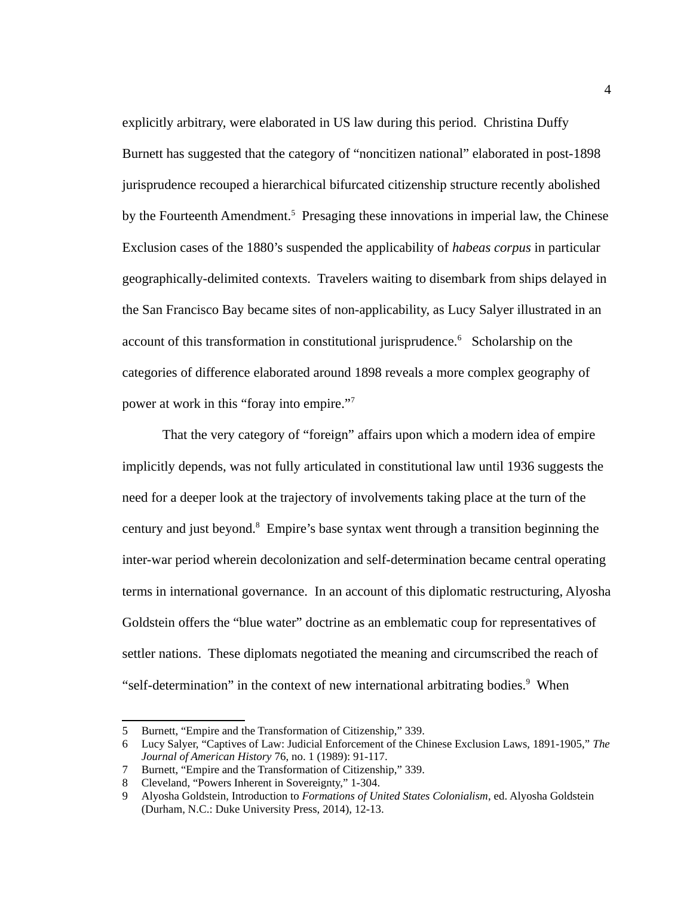explicitly arbitrary, were elaborated in US law during this period. Christina Duffy Burnett has suggested that the category of "noncitizen national" elaborated in post-1898 jurisprudence recouped a hierarchical bifurcated citizenship structure recently abolished by the Fourteenth Amendment.[5] Presaging these innovations in imperial law, the Chinese Exclusion cases of the 1880's suspended the applicability of *habeas corpus* in particular geographically-delimited contexts. Travelers waiting to disembark from ships delayed in the San Francisco Bay became sites of non-applicability, as Lucy Salyer illustrated in an account of this transformation in constitutional jurisprudence.[6] Scholarship on the categories of difference elaborated around 1898 reveals a more complex geography of power at work in this "foray into empire."[7]

That the very category of "foreign" affairs upon which a modern idea of empire implicitly depends, was not fully articulated in constitutional law until 1936 suggests the need for a deeper look at the trajectory of involvements taking place at the turn of the century and just beyond.[8] Empire's base syntax went through a transition beginning the inter-war period wherein decolonization and self-determination became central operating terms in international governance. In an account of this diplomatic restructuring, Alyosha Goldstein offers the "blue water" doctrine as an emblematic coup for representatives of settler nations. These diplomats negotiated the meaning and circumscribed the reach of "self-determination" in the context of new international arbitrating bodies.[9] When

---

5 Burnett, "Empire and the Transformation of Citizenship," 339.

6 Lucy Salyer, "Captives of Law: Judicial Enforcement of the Chinese Exclusion Laws, 1891-1905," *The Journal of American History* 76, no. 1 (1989): 91-117.

7 Burnett, "Empire and the Transformation of Citizenship," 339.

8 Cleveland, "Powers Inherent in Sovereignty," 1-304.

9 Alyosha Goldstein, Introduction to *Formations of United States Colonialism*, ed. Alyosha Goldstein (Durham, N.C.: Duke University Press, 2014), 12-13.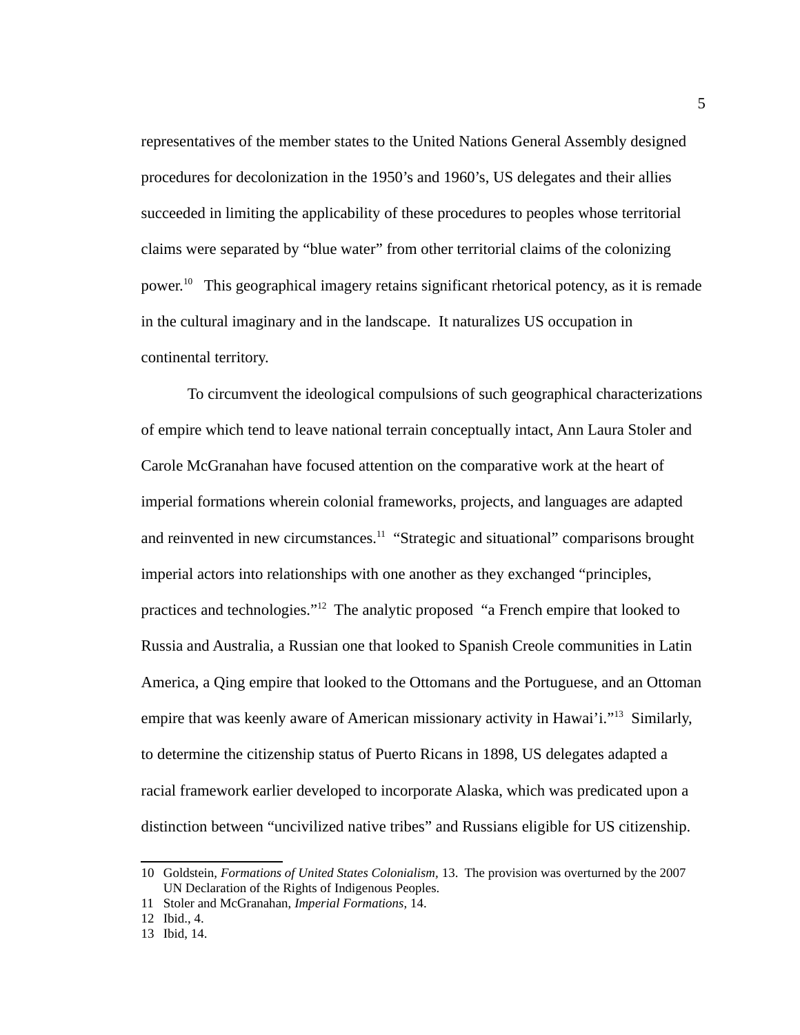representatives of the member states to the United Nations General Assembly designed procedures for decolonization in the 1950's and 1960's, US delegates and their allies succeeded in limiting the applicability of these procedures to peoples whose territorial claims were separated by "blue water" from other territorial claims of the colonizing power.[10] This geographical imagery retains significant rhetorical potency, as it is remade in the cultural imaginary and in the landscape. It naturalizes US occupation in continental territory.

To circumvent the ideological compulsions of such geographical characterizations of empire which tend to leave national terrain conceptually intact, Ann Laura Stoler and Carole McGranahan have focused attention on the comparative work at the heart of imperial formations wherein colonial frameworks, projects, and languages are adapted and reinvented in new circumstances.[11] "Strategic and situational" comparisons brought imperial actors into relationships with one another as they exchanged "principles, practices and technologies."[12] The analytic proposed "a French empire that looked to Russia and Australia, a Russian one that looked to Spanish Creole communities in Latin America, a Qing empire that looked to the Ottomans and the Portuguese, and an Ottoman empire that was keenly aware of American missionary activity in Hawai'i."[13] Similarly, to determine the citizenship status of Puerto Ricans in 1898, US delegates adapted a racial framework earlier developed to incorporate Alaska, which was predicated upon a distinction between "uncivilized native tribes" and Russians eligible for US citizenship.

---

10 Goldstein, *Formations of United States Colonialism*, 13. The provision was overturned by the 2007 UN Declaration of the Rights of Indigenous Peoples.

11 Stoler and McGranahan, *Imperial Formations*, 14.

12 Ibid., 4.

13 Ibid, 14.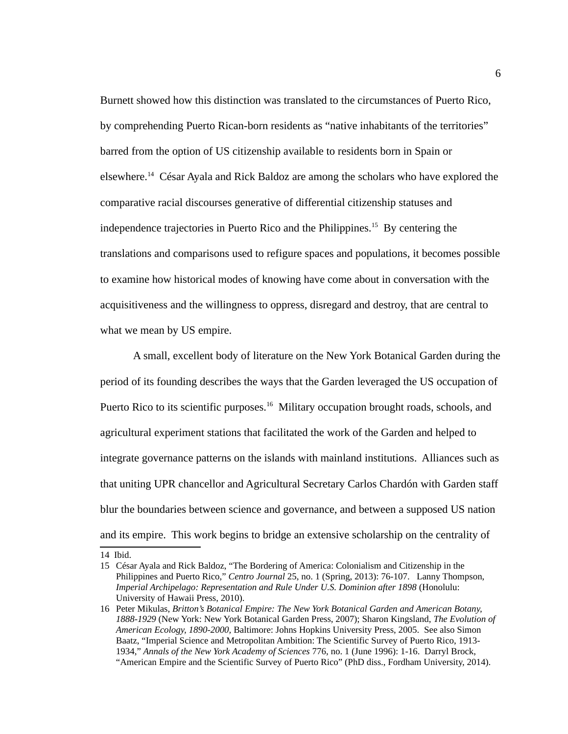Burnett showed how this distinction was translated to the circumstances of Puerto Rico, by comprehending Puerto Rican-born residents as "native inhabitants of the territories" barred from the option of US citizenship available to residents born in Spain or elsewhere.[14] César Ayala and Rick Baldoz are among the scholars who have explored the comparative racial discourses generative of differential citizenship statuses and independence trajectories in Puerto Rico and the Philippines.[15] By centering the translations and comparisons used to refigure spaces and populations, it becomes possible to examine how historical modes of knowing have come about in conversation with the acquisitiveness and the willingness to oppress, disregard and destroy, that are central to what we mean by US empire.

A small, excellent body of literature on the New York Botanical Garden during the period of its founding describes the ways that the Garden leveraged the US occupation of Puerto Rico to its scientific purposes.[16] Military occupation brought roads, schools, and agricultural experiment stations that facilitated the work of the Garden and helped to integrate governance patterns on the islands with mainland institutions. Alliances such as that uniting UPR chancellor and Agricultural Secretary Carlos Chardón with Garden staff blur the boundaries between science and governance, and between a supposed US nation and its empire. This work begins to bridge an extensive scholarship on the centrality of

---

14 Ibid.

15 César Ayala and Rick Baldoz, "The Bordering of America: Colonialism and Citizenship in the Philippines and Puerto Rico," *Centro Journal* 25, no. 1 (Spring, 2013): 76-107. Lanny Thompson, *Imperial Archipelago: Representation and Rule Under U.S. Dominion after 1898* (Honolulu: University of Hawaii Press, 2010).

16 Peter Mikulas, *Britton's Botanical Empire: The New York Botanical Garden and American Botany, 1888-1929* (New York: New York Botanical Garden Press, 2007); Sharon Kingsland, *The Evolution of American Ecology, 1890-2000,* Baltimore: Johns Hopkins University Press, 2005. See also Simon Baatz, "Imperial Science and Metropolitan Ambition: The Scientific Survey of Puerto Rico, 1913-1934," *Annals of the New York Academy of Sciences* 776, no. 1 (June 1996): 1-16. Darryl Brock, "American Empire and the Scientific Survey of Puerto Rico" (PhD diss., Fordham University, 2014).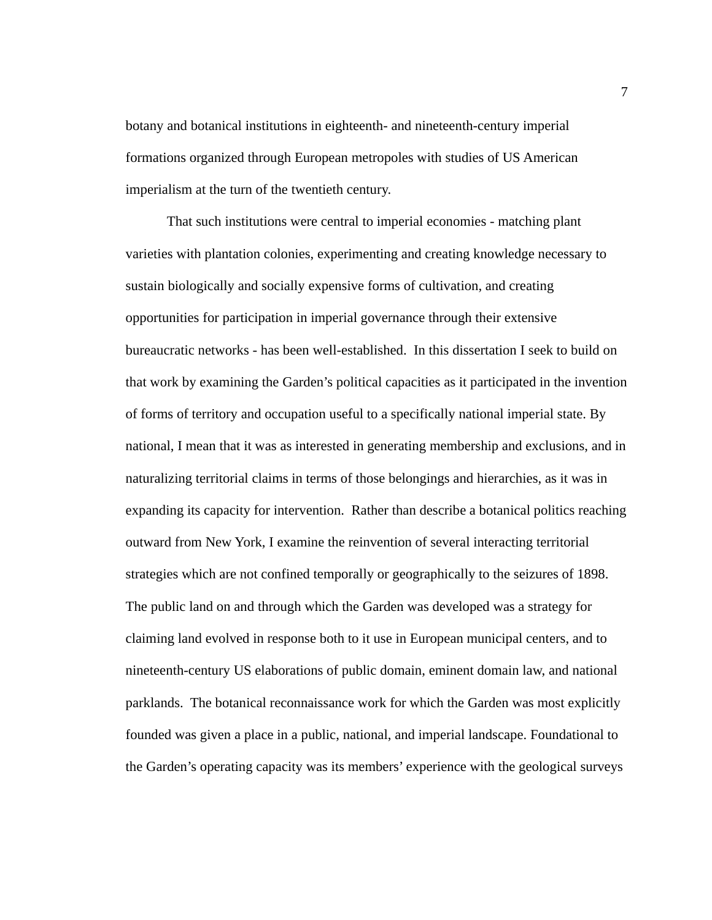botany and botanical institutions in eighteenth- and nineteenth-century imperial formations organized through European metropoles with studies of US American imperialism at the turn of the twentieth century.

That such institutions were central to imperial economies - matching plant varieties with plantation colonies, experimenting and creating knowledge necessary to sustain biologically and socially expensive forms of cultivation, and creating opportunities for participation in imperial governance through their extensive bureaucratic networks - has been well-established. In this dissertation I seek to build on that work by examining the Garden's political capacities as it participated in the invention of forms of territory and occupation useful to a specifically national imperial state. By national, I mean that it was as interested in generating membership and exclusions, and in naturalizing territorial claims in terms of those belongings and hierarchies, as it was in expanding its capacity for intervention. Rather than describe a botanical politics reaching outward from New York, I examine the reinvention of several interacting territorial strategies which are not confined temporally or geographically to the seizures of 1898. The public land on and through which the Garden was developed was a strategy for claiming land evolved in response both to it use in European municipal centers, and to nineteenth-century US elaborations of public domain, eminent domain law, and national parklands. The botanical reconnaissance work for which the Garden was most explicitly founded was given a place in a public, national, and imperial landscape. Foundational to the Garden's operating capacity was its members' experience with the geological surveys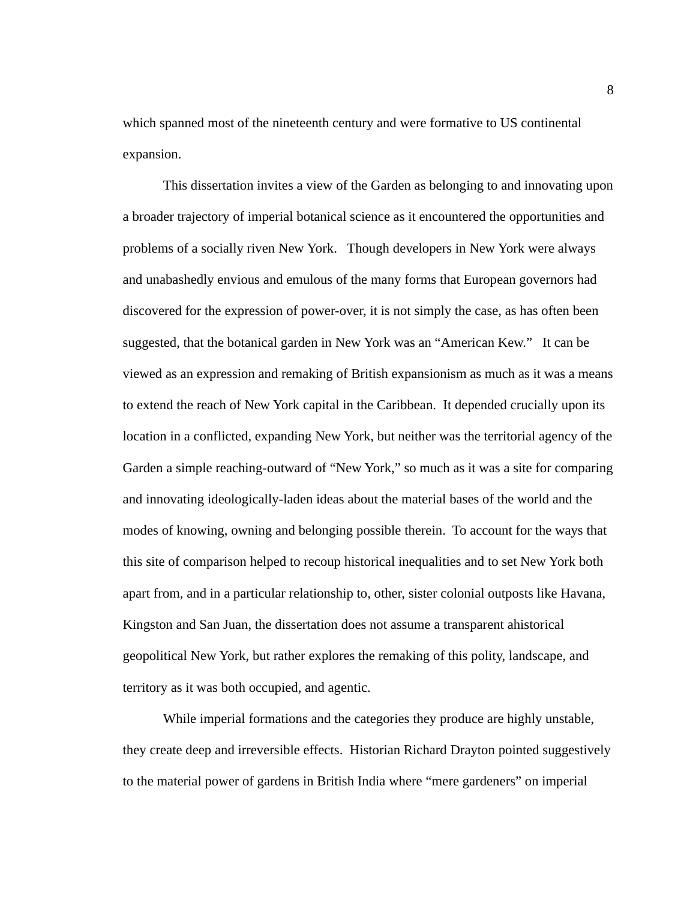which spanned most of the nineteenth century and were formative to US continental expansion.

This dissertation invites a view of the Garden as belonging to and innovating upon a broader trajectory of imperial botanical science as it encountered the opportunities and problems of a socially riven New York.  Though developers in New York were always and unabashedly envious and emulous of the many forms that European governors had discovered for the expression of power-over, it is not simply the case, as has often been suggested, that the botanical garden in New York was an "American Kew."  It can be viewed as an expression and remaking of British expansionism as much as it was a means to extend the reach of New York capital in the Caribbean. It depended crucially upon its location in a conflicted, expanding New York, but neither was the territorial agency of the Garden a simple reaching-outward of "New York," so much as it was a site for comparing and innovating ideologically-laden ideas about the material bases of the world and the modes of knowing, owning and belonging possible therein. To account for the ways that this site of comparison helped to recoup historical inequalities and to set New York both apart from, and in a particular relationship to, other, sister colonial outposts like Havana, Kingston and San Juan, the dissertation does not assume a transparent ahistorical geopolitical New York, but rather explores the remaking of this polity, landscape, and territory as it was both occupied, and agentic.

While imperial formations and the categories they produce are highly unstable, they create deep and irreversible effects. Historian Richard Drayton pointed suggestively to the material power of gardens in British India where "mere gardeners" on imperial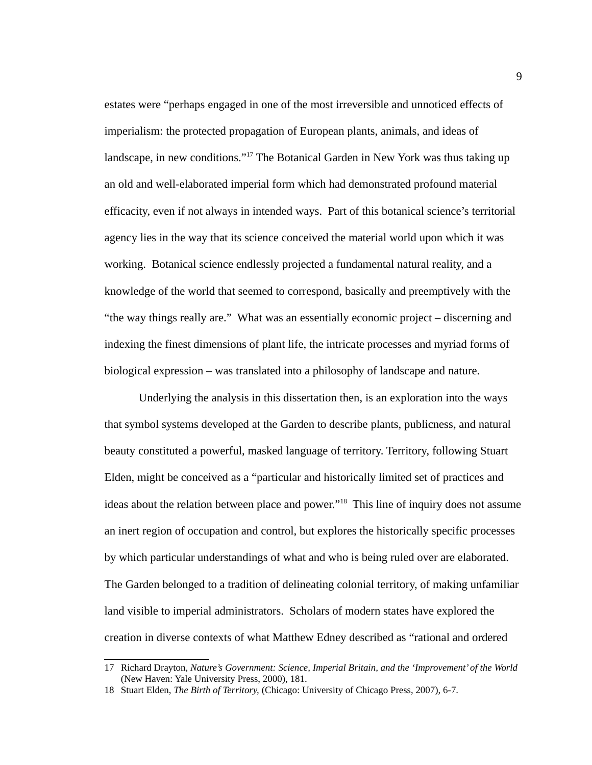estates were "perhaps engaged in one of the most irreversible and unnoticed effects of imperialism: the protected propagation of European plants, animals, and ideas of landscape, in new conditions."[17] The Botanical Garden in New York was thus taking up an old and well-elaborated imperial form which had demonstrated profound material efficacity, even if not always in intended ways. Part of this botanical science's territorial agency lies in the way that its science conceived the material world upon which it was working. Botanical science endlessly projected a fundamental natural reality, and a knowledge of the world that seemed to correspond, basically and preemptively with the "the way things really are." What was an essentially economic project – discerning and indexing the finest dimensions of plant life, the intricate processes and myriad forms of biological expression – was translated into a philosophy of landscape and nature.

Underlying the analysis in this dissertation then, is an exploration into the ways that symbol systems developed at the Garden to describe plants, publicness, and natural beauty constituted a powerful, masked language of territory. Territory, following Stuart Elden, might be conceived as a "particular and historically limited set of practices and ideas about the relation between place and power."[18] This line of inquiry does not assume an inert region of occupation and control, but explores the historically specific processes by which particular understandings of what and who is being ruled over are elaborated. The Garden belonged to a tradition of delineating colonial territory, of making unfamiliar land visible to imperial administrators. Scholars of modern states have explored the creation in diverse contexts of what Matthew Edney described as "rational and ordered

---

17 Richard Drayton, *Nature's Government: Science, Imperial Britain, and the 'Improvement' of the World* (New Haven: Yale University Press, 2000), 181.

18 Stuart Elden, *The Birth of Territory,* (Chicago: University of Chicago Press, 2007), 6-7.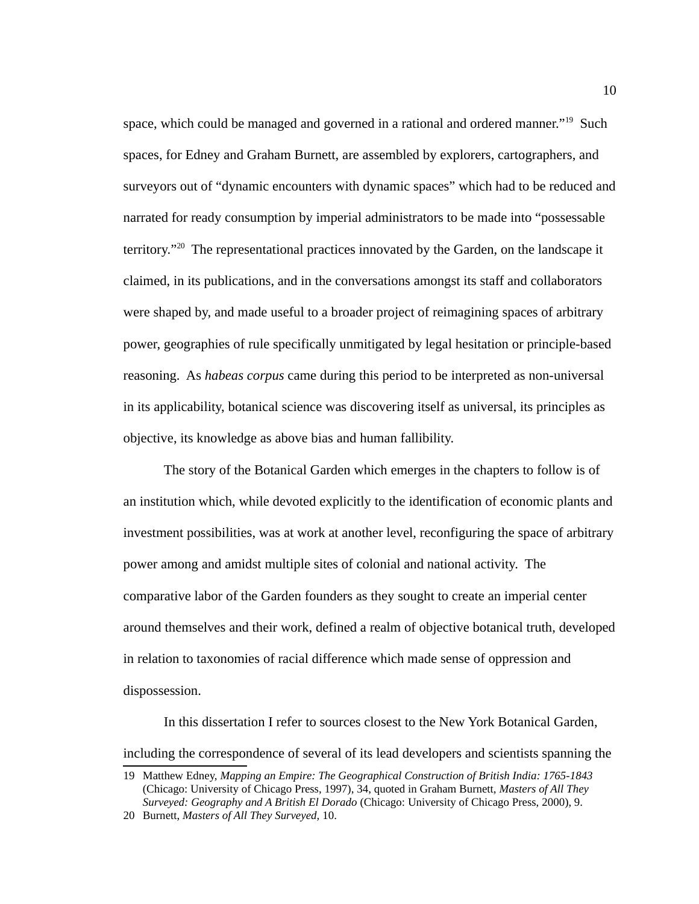space, which could be managed and governed in a rational and ordered manner."[19] Such spaces, for Edney and Graham Burnett, are assembled by explorers, cartographers, and surveyors out of "dynamic encounters with dynamic spaces" which had to be reduced and narrated for ready consumption by imperial administrators to be made into "possessable territory."[20] The representational practices innovated by the Garden, on the landscape it claimed, in its publications, and in the conversations amongst its staff and collaborators were shaped by, and made useful to a broader project of reimagining spaces of arbitrary power, geographies of rule specifically unmitigated by legal hesitation or principle-based reasoning. As *habeas corpus* came during this period to be interpreted as non-universal in its applicability, botanical science was discovering itself as universal, its principles as objective, its knowledge as above bias and human fallibility.

The story of the Botanical Garden which emerges in the chapters to follow is of an institution which, while devoted explicitly to the identification of economic plants and investment possibilities, was at work at another level, reconfiguring the space of arbitrary power among and amidst multiple sites of colonial and national activity. The comparative labor of the Garden founders as they sought to create an imperial center around themselves and their work, defined a realm of objective botanical truth, developed in relation to taxonomies of racial difference which made sense of oppression and dispossession.

In this dissertation I refer to sources closest to the New York Botanical Garden, including the correspondence of several of its lead developers and scientists spanning the

---

19 Matthew Edney, *Mapping an Empire: The Geographical Construction of British India: 1765-1843* (Chicago: University of Chicago Press, 1997), 34, quoted in Graham Burnett, *Masters of All They Surveyed: Geography and A British El Dorado* (Chicago: University of Chicago Press, 2000), 9.

20 Burnett, *Masters of All They Surveyed*, 10.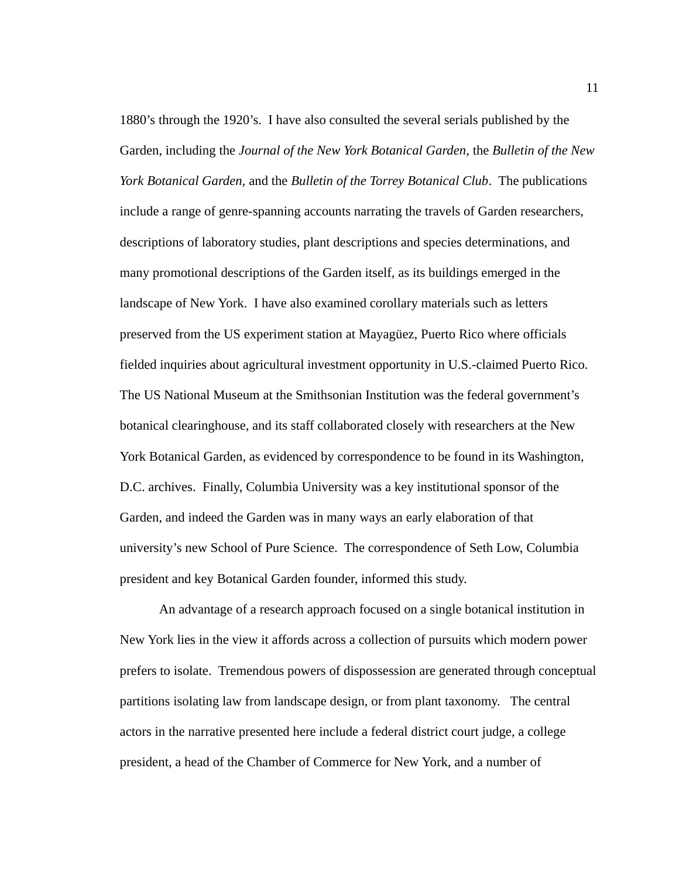1880's through the 1920's.  I have also consulted the several serials published by the Garden, including the *Journal of the New York Botanical Garden*, the *Bulletin of the New York Botanical Garden*, and the *Bulletin of the Torrey Botanical Club*.  The publications include a range of genre-spanning accounts narrating the travels of Garden researchers, descriptions of laboratory studies, plant descriptions and species determinations, and many promotional descriptions of the Garden itself, as its buildings emerged in the landscape of New York.  I have also examined corollary materials such as letters preserved from the US experiment station at Mayagüez, Puerto Rico where officials fielded inquiries about agricultural investment opportunity in U.S.-claimed Puerto Rico.  The US National Museum at the Smithsonian Institution was the federal government's botanical clearinghouse, and its staff collaborated closely with researchers at the New York Botanical Garden, as evidenced by correspondence to be found in its Washington, D.C. archives.  Finally, Columbia University was a key institutional sponsor of the Garden, and indeed the Garden was in many ways an early elaboration of that university's new School of Pure Science.  The correspondence of Seth Low, Columbia president and key Botanical Garden founder, informed this study.

An advantage of a research approach focused on a single botanical institution in New York lies in the view it affords across a collection of pursuits which modern power prefers to isolate.  Tremendous powers of dispossession are generated through conceptual partitions isolating law from landscape design, or from plant taxonomy.   The central actors in the narrative presented here include a federal district court judge, a college president, a head of the Chamber of Commerce for New York, and a number of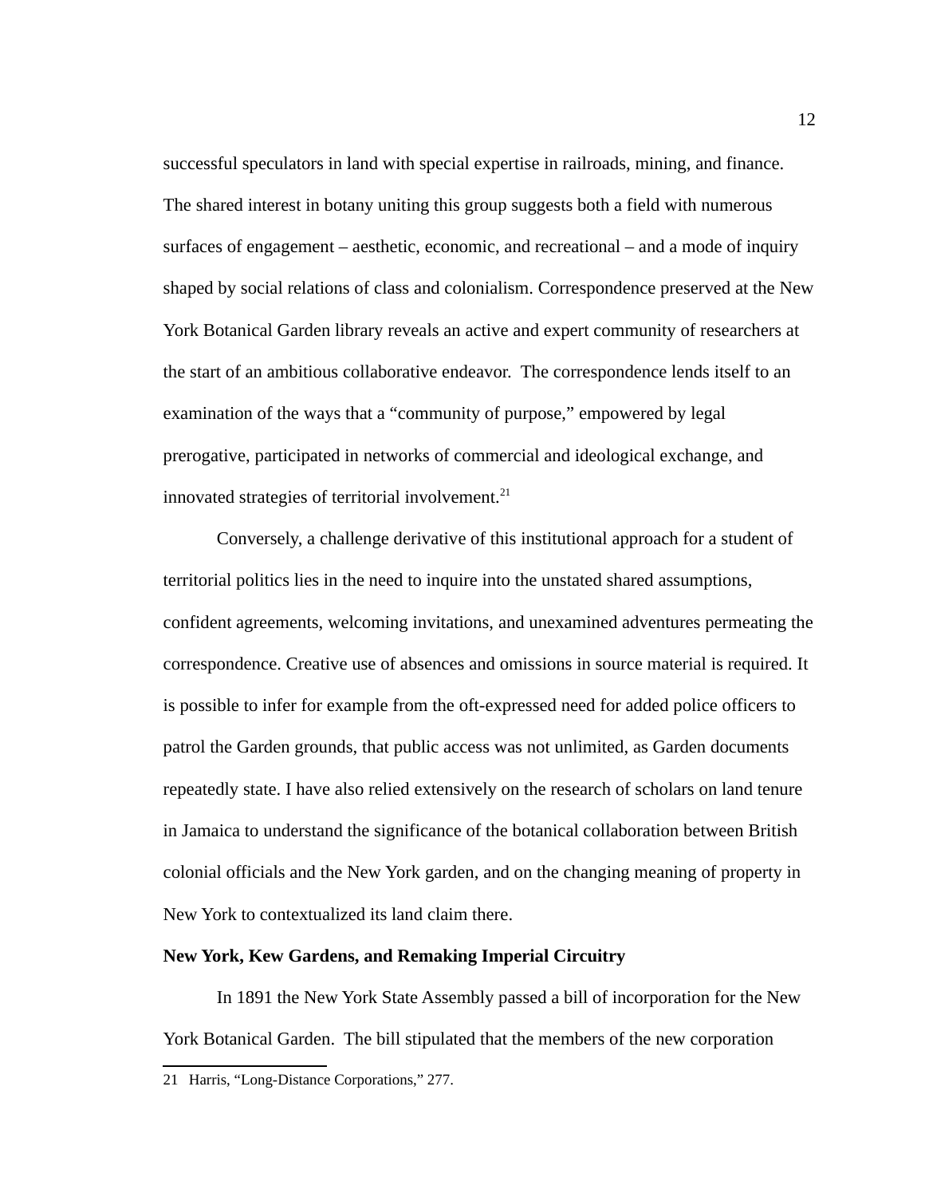successful speculators in land with special expertise in railroads, mining, and finance. The shared interest in botany uniting this group suggests both a field with numerous surfaces of engagement – aesthetic, economic, and recreational – and a mode of inquiry shaped by social relations of class and colonialism. Correspondence preserved at the New York Botanical Garden library reveals an active and expert community of researchers at the start of an ambitious collaborative endeavor. The correspondence lends itself to an examination of the ways that a "community of purpose," empowered by legal prerogative, participated in networks of commercial and ideological exchange, and innovated strategies of territorial involvement.[21]

Conversely, a challenge derivative of this institutional approach for a student of territorial politics lies in the need to inquire into the unstated shared assumptions, confident agreements, welcoming invitations, and unexamined adventures permeating the correspondence. Creative use of absences and omissions in source material is required. It is possible to infer for example from the oft-expressed need for added police officers to patrol the Garden grounds, that public access was not unlimited, as Garden documents repeatedly state. I have also relied extensively on the research of scholars on land tenure in Jamaica to understand the significance of the botanical collaboration between British colonial officials and the New York garden, and on the changing meaning of property in New York to contextualized its land claim there.

**New York, Kew Gardens, and Remaking Imperial Circuitry**

In 1891 the New York State Assembly passed a bill of incorporation for the New York Botanical Garden. The bill stipulated that the members of the new corporation

21 Harris, "Long-Distance Corporations," 277.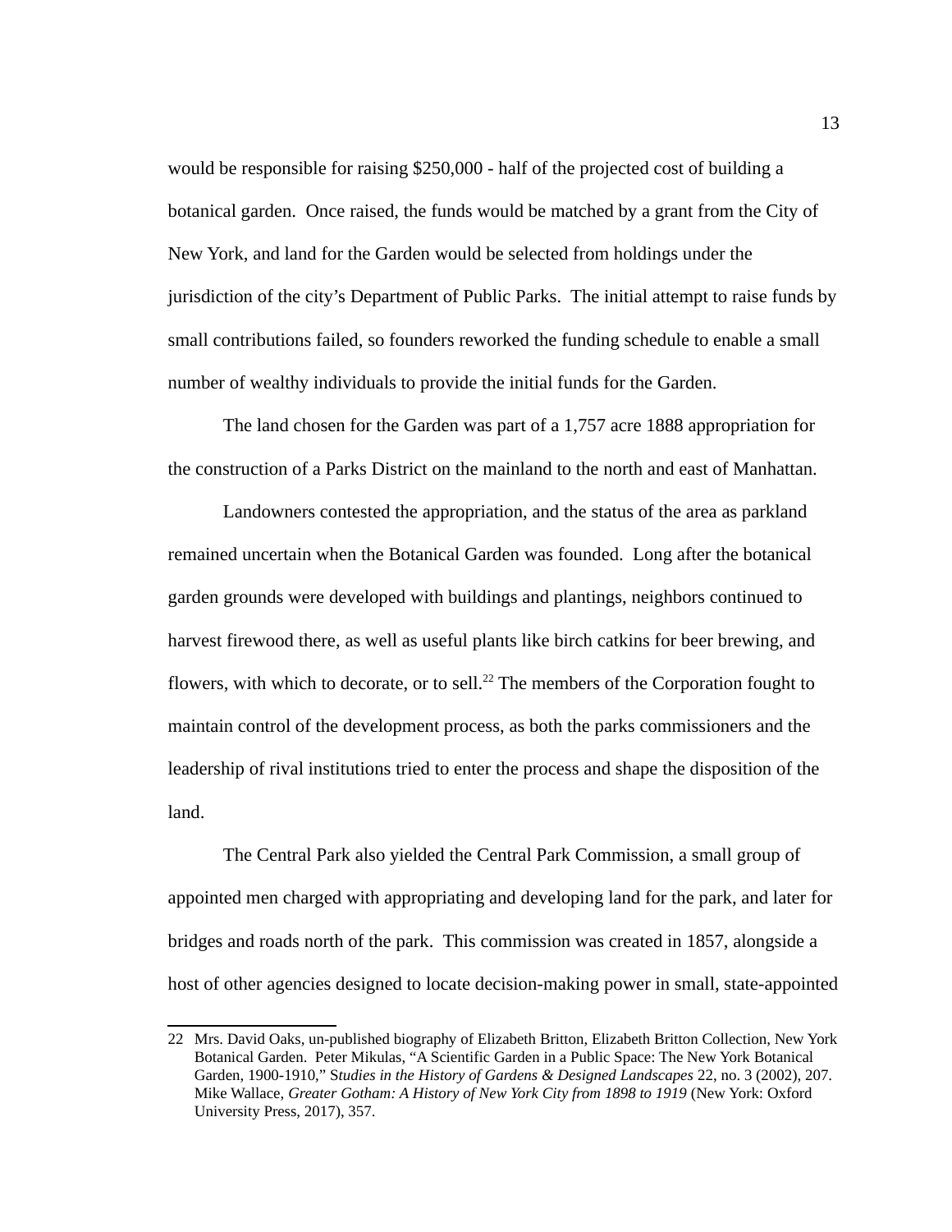would be responsible for raising $250,000 - half of the projected cost of building a botanical garden. Once raised, the funds would be matched by a grant from the City of New York, and land for the Garden would be selected from holdings under the jurisdiction of the city's Department of Public Parks. The initial attempt to raise funds by small contributions failed, so founders reworked the funding schedule to enable a small number of wealthy individuals to provide the initial funds for the Garden.

The land chosen for the Garden was part of a 1,757 acre 1888 appropriation for the construction of a Parks District on the mainland to the north and east of Manhattan.

Landowners contested the appropriation, and the status of the area as parkland remained uncertain when the Botanical Garden was founded. Long after the botanical garden grounds were developed with buildings and plantings, neighbors continued to harvest firewood there, as well as useful plants like birch catkins for beer brewing, and flowers, with which to decorate, or to sell.[22] The members of the Corporation fought to maintain control of the development process, as both the parks commissioners and the leadership of rival institutions tried to enter the process and shape the disposition of the land.

The Central Park also yielded the Central Park Commission, a small group of appointed men charged with appropriating and developing land for the park, and later for bridges and roads north of the park. This commission was created in 1857, alongside a host of other agencies designed to locate decision-making power in small, state-appointed

---

22 Mrs. David Oaks, un-published biography of Elizabeth Britton, Elizabeth Britton Collection, New York Botanical Garden. Peter Mikulas, "A Scientific Garden in a Public Space: The New York Botanical Garden, 1900-1910," *Studies in the History of Gardens & Designed Landscapes* 22, no. 3 (2002), 207. Mike Wallace, *Greater Gotham: A History of New York City from 1898 to 1919* (New York: Oxford University Press, 2017), 357.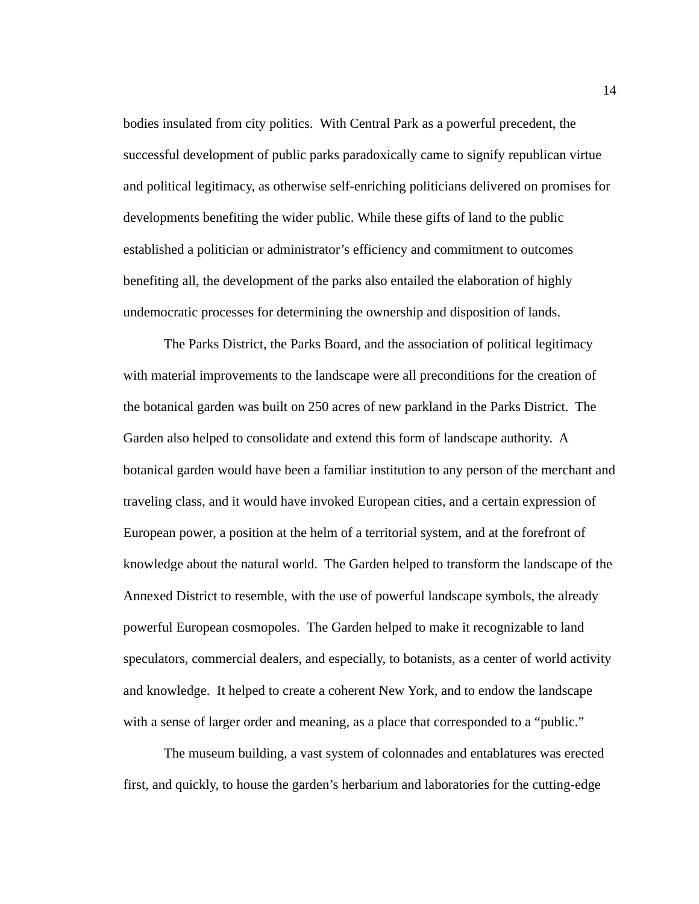bodies insulated from city politics.  With Central Park as a powerful precedent, the successful development of public parks paradoxically came to signify republican virtue and political legitimacy, as otherwise self-enriching politicians delivered on promises for developments benefiting the wider public. While these gifts of land to the public established a politician or administrator's efficiency and commitment to outcomes benefiting all, the development of the parks also entailed the elaboration of highly undemocratic processes for determining the ownership and disposition of lands.

The Parks District, the Parks Board, and the association of political legitimacy with material improvements to the landscape were all preconditions for the creation of the botanical garden was built on 250 acres of new parkland in the Parks District.  The Garden also helped to consolidate and extend this form of landscape authority.  A botanical garden would have been a familiar institution to any person of the merchant and traveling class, and it would have invoked European cities, and a certain expression of European power, a position at the helm of a territorial system, and at the forefront of knowledge about the natural world.  The Garden helped to transform the landscape of the Annexed District to resemble, with the use of powerful landscape symbols, the already powerful European cosmopoles.  The Garden helped to make it recognizable to land speculators, commercial dealers, and especially, to botanists, as a center of world activity and knowledge.  It helped to create a coherent New York, and to endow the landscape with a sense of larger order and meaning, as a place that corresponded to a "public."

The museum building, a vast system of colonnades and entablatures was erected first, and quickly, to house the garden's herbarium and laboratories for the cutting-edge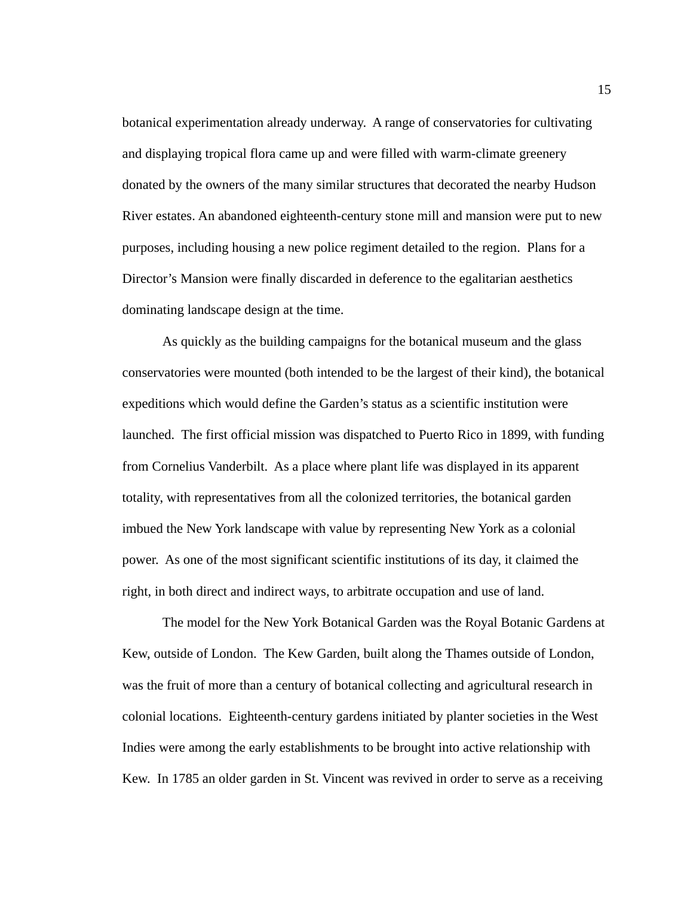botanical experimentation already underway. A range of conservatories for cultivating and displaying tropical flora came up and were filled with warm-climate greenery donated by the owners of the many similar structures that decorated the nearby Hudson River estates. An abandoned eighteenth-century stone mill and mansion were put to new purposes, including housing a new police regiment detailed to the region. Plans for a Director's Mansion were finally discarded in deference to the egalitarian aesthetics dominating landscape design at the time.

As quickly as the building campaigns for the botanical museum and the glass conservatories were mounted (both intended to be the largest of their kind), the botanical expeditions which would define the Garden's status as a scientific institution were launched. The first official mission was dispatched to Puerto Rico in 1899, with funding from Cornelius Vanderbilt. As a place where plant life was displayed in its apparent totality, with representatives from all the colonized territories, the botanical garden imbued the New York landscape with value by representing New York as a colonial power. As one of the most significant scientific institutions of its day, it claimed the right, in both direct and indirect ways, to arbitrate occupation and use of land.

The model for the New York Botanical Garden was the Royal Botanic Gardens at Kew, outside of London. The Kew Garden, built along the Thames outside of London, was the fruit of more than a century of botanical collecting and agricultural research in colonial locations. Eighteenth-century gardens initiated by planter societies in the West Indies were among the early establishments to be brought into active relationship with Kew. In 1785 an older garden in St. Vincent was revived in order to serve as a receiving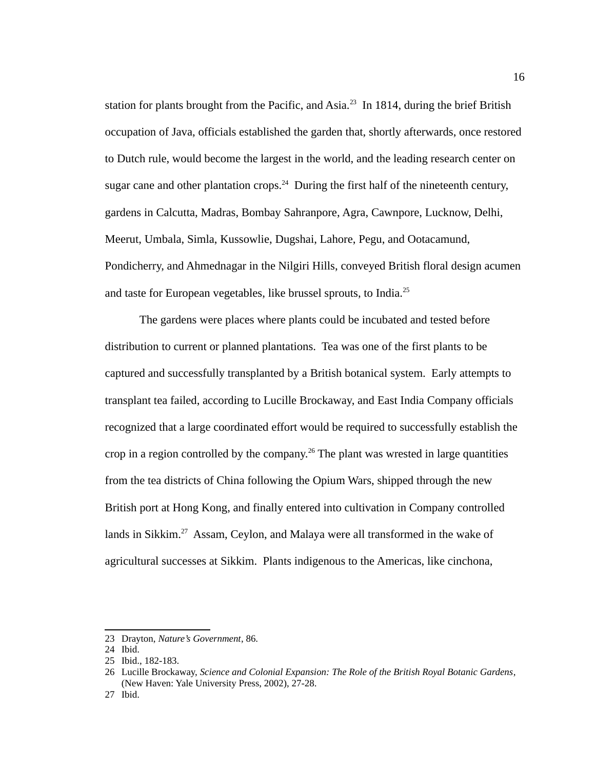station for plants brought from the Pacific, and Asia.[23] In 1814, during the brief British occupation of Java, officials established the garden that, shortly afterwards, once restored to Dutch rule, would become the largest in the world, and the leading research center on sugar cane and other plantation crops.[24] During the first half of the nineteenth century, gardens in Calcutta, Madras, Bombay Sahranpore, Agra, Cawnpore, Lucknow, Delhi, Meerut, Umbala, Simla, Kussowlie, Dugshai, Lahore, Pegu, and Ootacamund, Pondicherry, and Ahmednagar in the Nilgiri Hills, conveyed British floral design acumen and taste for European vegetables, like brussel sprouts, to India.[25]

The gardens were places where plants could be incubated and tested before distribution to current or planned plantations. Tea was one of the first plants to be captured and successfully transplanted by a British botanical system. Early attempts to transplant tea failed, according to Lucille Brockaway, and East India Company officials recognized that a large coordinated effort would be required to successfully establish the crop in a region controlled by the company.[26] The plant was wrested in large quantities from the tea districts of China following the Opium Wars, shipped through the new British port at Hong Kong, and finally entered into cultivation in Company controlled lands in Sikkim.[27] Assam, Ceylon, and Malaya were all transformed in the wake of agricultural successes at Sikkim. Plants indigenous to the Americas, like cinchona,

---

23 Drayton, *Nature's Government*, 86.

24 Ibid.

25 Ibid., 182-183.

26 Lucille Brockaway, *Science and Colonial Expansion: The Role of the British Royal Botanic Gardens*, (New Haven: Yale University Press, 2002), 27-28.

27 Ibid.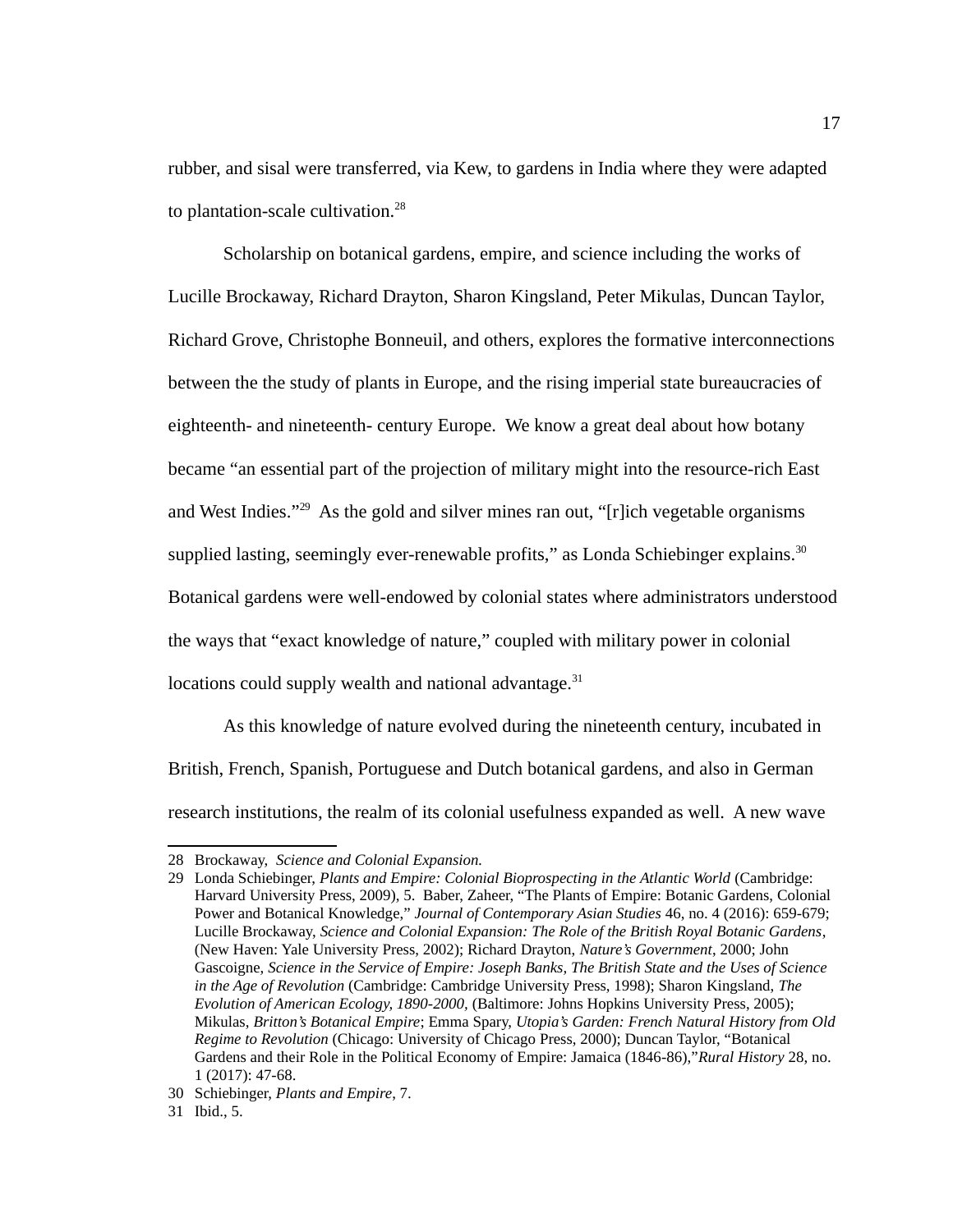rubber, and sisal were transferred, via Kew, to gardens in India where they were adapted to plantation-scale cultivation.[28]

Scholarship on botanical gardens, empire, and science including the works of Lucille Brockaway, Richard Drayton, Sharon Kingsland, Peter Mikulas, Duncan Taylor, Richard Grove, Christophe Bonneuil, and others, explores the formative interconnections between the the study of plants in Europe, and the rising imperial state bureaucracies of eighteenth- and nineteenth- century Europe. We know a great deal about how botany became "an essential part of the projection of military might into the resource-rich East and West Indies."[29] As the gold and silver mines ran out, "[r]ich vegetable organisms supplied lasting, seemingly ever-renewable profits," as Londa Schiebinger explains.[30] Botanical gardens were well-endowed by colonial states where administrators understood the ways that "exact knowledge of nature," coupled with military power in colonial locations could supply wealth and national advantage.[31]

As this knowledge of nature evolved during the nineteenth century, incubated in British, French, Spanish, Portuguese and Dutch botanical gardens, and also in German research institutions, the realm of its colonial usefulness expanded as well. A new wave

---

28 Brockaway, *Science and Colonial Expansion.*

29 Londa Schiebinger, *Plants and Empire: Colonial Bioprospecting in the Atlantic World* (Cambridge: Harvard University Press, 2009), 5. Baber, Zaheer, "The Plants of Empire: Botanic Gardens, Colonial Power and Botanical Knowledge," *Journal of Contemporary Asian Studies* 46, no. 4 (2016): 659-679; Lucille Brockaway, *Science and Colonial Expansion: The Role of the British Royal Botanic Gardens*, (New Haven: Yale University Press, 2002); Richard Drayton, *Nature's Government*, 2000; John Gascoigne, *Science in the Service of Empire: Joseph Banks, The British State and the Uses of Science in the Age of Revolution* (Cambridge: Cambridge University Press, 1998); Sharon Kingsland, *The Evolution of American Ecology, 1890-2000*, (Baltimore: Johns Hopkins University Press, 2005); Mikulas, *Britton's Botanical Empire*; Emma Spary, *Utopia's Garden: French Natural History from Old Regime to Revolution* (Chicago: University of Chicago Press, 2000); Duncan Taylor, "Botanical Gardens and their Role in the Political Economy of Empire: Jamaica (1846-86),"*Rural History* 28, no. 1 (2017): 47-68.

30 Schiebinger, *Plants and Empire,* 7.

31 Ibid., 5.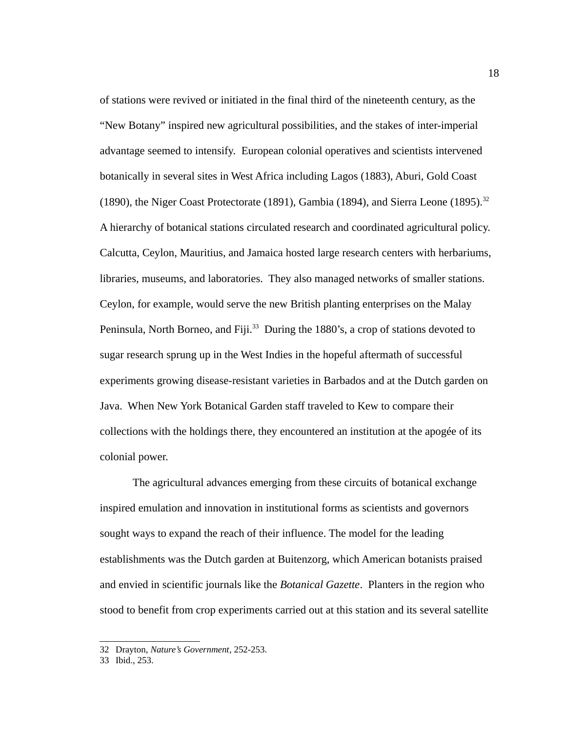of stations were revived or initiated in the final third of the nineteenth century, as the "New Botany" inspired new agricultural possibilities, and the stakes of inter-imperial advantage seemed to intensify. European colonial operatives and scientists intervened botanically in several sites in West Africa including Lagos (1883), Aburi, Gold Coast (1890), the Niger Coast Protectorate (1891), Gambia (1894), and Sierra Leone (1895).[32] A hierarchy of botanical stations circulated research and coordinated agricultural policy. Calcutta, Ceylon, Mauritius, and Jamaica hosted large research centers with herbariums, libraries, museums, and laboratories. They also managed networks of smaller stations. Ceylon, for example, would serve the new British planting enterprises on the Malay Peninsula, North Borneo, and Fiji.[33] During the 1880's, a crop of stations devoted to sugar research sprung up in the West Indies in the hopeful aftermath of successful experiments growing disease-resistant varieties in Barbados and at the Dutch garden on Java. When New York Botanical Garden staff traveled to Kew to compare their collections with the holdings there, they encountered an institution at the apogée of its colonial power.

The agricultural advances emerging from these circuits of botanical exchange inspired emulation and innovation in institutional forms as scientists and governors sought ways to expand the reach of their influence. The model for the leading establishments was the Dutch garden at Buitenzorg, which American botanists praised and envied in scientific journals like the *Botanical Gazette*. Planters in the region who stood to benefit from crop experiments carried out at this station and its several satellite

---

32 Drayton, *Nature's Government*, 252-253.

33 Ibid., 253.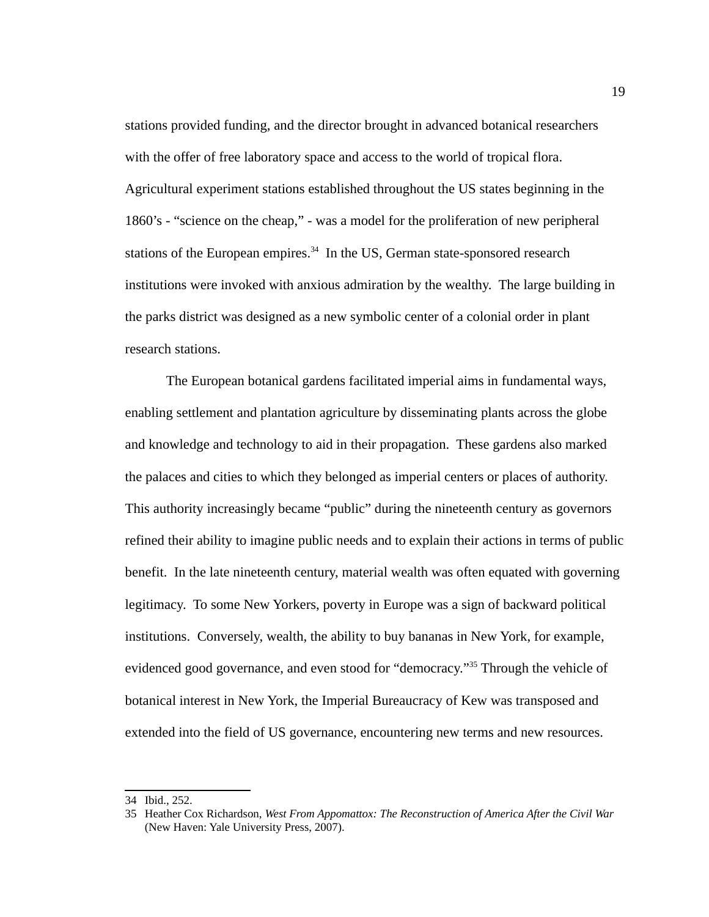stations provided funding, and the director brought in advanced botanical researchers with the offer of free laboratory space and access to the world of tropical flora. Agricultural experiment stations established throughout the US states beginning in the 1860's - "science on the cheap," - was a model for the proliferation of new peripheral stations of the European empires.[34] In the US, German state-sponsored research institutions were invoked with anxious admiration by the wealthy. The large building in the parks district was designed as a new symbolic center of a colonial order in plant research stations.

The European botanical gardens facilitated imperial aims in fundamental ways, enabling settlement and plantation agriculture by disseminating plants across the globe and knowledge and technology to aid in their propagation. These gardens also marked the palaces and cities to which they belonged as imperial centers or places of authority. This authority increasingly became "public" during the nineteenth century as governors refined their ability to imagine public needs and to explain their actions in terms of public benefit. In the late nineteenth century, material wealth was often equated with governing legitimacy. To some New Yorkers, poverty in Europe was a sign of backward political institutions. Conversely, wealth, the ability to buy bananas in New York, for example, evidenced good governance, and even stood for "democracy."[35] Through the vehicle of botanical interest in New York, the Imperial Bureaucracy of Kew was transposed and extended into the field of US governance, encountering new terms and new resources.

---

34 Ibid., 252.

35 Heather Cox Richardson, *West From Appomattox: The Reconstruction of America After the Civil War* (New Haven: Yale University Press, 2007).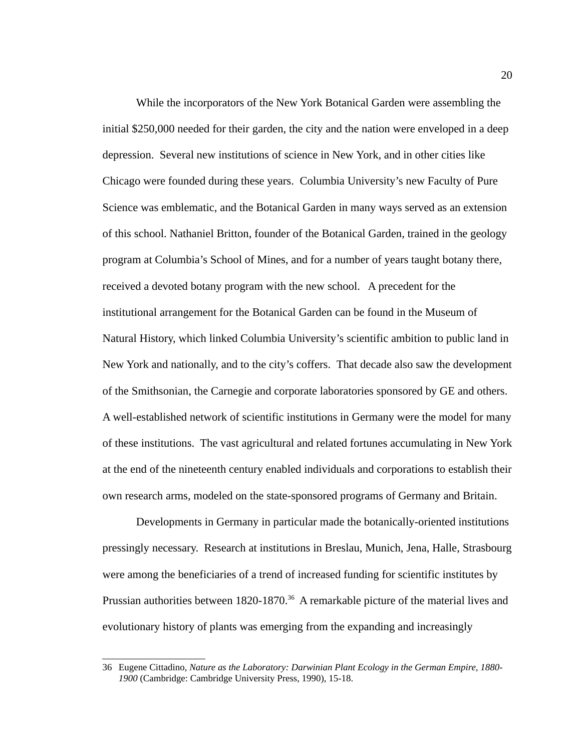While the incorporators of the New York Botanical Garden were assembling the initial $250,000 needed for their garden, the city and the nation were enveloped in a deep depression. Several new institutions of science in New York, and in other cities like Chicago were founded during these years. Columbia University's new Faculty of Pure Science was emblematic, and the Botanical Garden in many ways served as an extension of this school. Nathaniel Britton, founder of the Botanical Garden, trained in the geology program at Columbia's School of Mines, and for a number of years taught botany there, received a devoted botany program with the new school. A precedent for the institutional arrangement for the Botanical Garden can be found in the Museum of Natural History, which linked Columbia University's scientific ambition to public land in New York and nationally, and to the city's coffers. That decade also saw the development of the Smithsonian, the Carnegie and corporate laboratories sponsored by GE and others. A well-established network of scientific institutions in Germany were the model for many of these institutions. The vast agricultural and related fortunes accumulating in New York at the end of the nineteenth century enabled individuals and corporations to establish their own research arms, modeled on the state-sponsored programs of Germany and Britain.

Developments in Germany in particular made the botanically-oriented institutions pressingly necessary. Research at institutions in Breslau, Munich, Jena, Halle, Strasbourg were among the beneficiaries of a trend of increased funding for scientific institutes by Prussian authorities between 1820-1870.[36] A remarkable picture of the material lives and evolutionary history of plants was emerging from the expanding and increasingly

---

36 Eugene Cittadino, *Nature as the Laboratory: Darwinian Plant Ecology in the German Empire, 1880-1900* (Cambridge: Cambridge University Press, 1990), 15-18.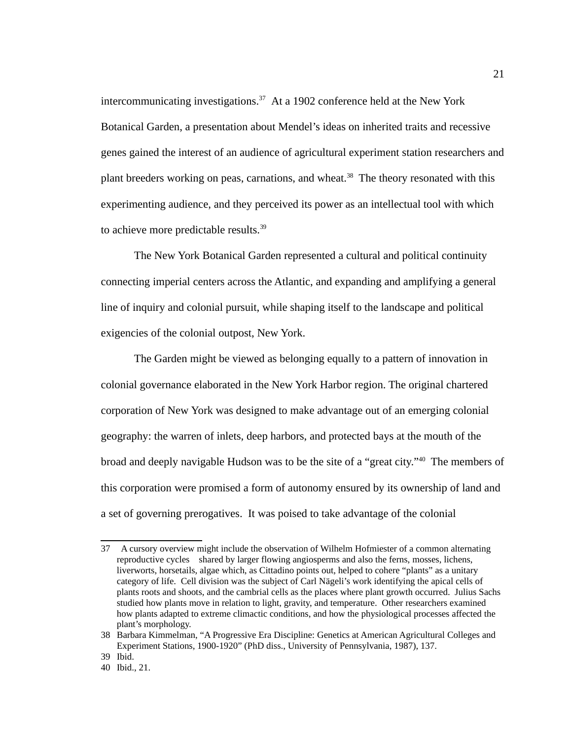intercommunicating investigations.[37] At a 1902 conference held at the New York Botanical Garden, a presentation about Mendel's ideas on inherited traits and recessive genes gained the interest of an audience of agricultural experiment station researchers and plant breeders working on peas, carnations, and wheat.[38] The theory resonated with this experimenting audience, and they perceived its power as an intellectual tool with which to achieve more predictable results.[39]

The New York Botanical Garden represented a cultural and political continuity connecting imperial centers across the Atlantic, and expanding and amplifying a general line of inquiry and colonial pursuit, while shaping itself to the landscape and political exigencies of the colonial outpost, New York.

The Garden might be viewed as belonging equally to a pattern of innovation in colonial governance elaborated in the New York Harbor region. The original chartered corporation of New York was designed to make advantage out of an emerging colonial geography: the warren of inlets, deep harbors, and protected bays at the mouth of the broad and deeply navigable Hudson was to be the site of a "great city."[40] The members of this corporation were promised a form of autonomy ensured by its ownership of land and a set of governing prerogatives. It was poised to take advantage of the colonial

---

37 A cursory overview might include the observation of Wilhelm Hofmiester of a common alternating reproductive cycles shared by larger flowing angiosperms and also the ferns, mosses, lichens, liverworts, horsetails, algae which, as Cittadino points out, helped to cohere "plants" as a unitary category of life. Cell division was the subject of Carl Nägeli's work identifying the apical cells of plants roots and shoots, and the cambrial cells as the places where plant growth occurred. Julius Sachs studied how plants move in relation to light, gravity, and temperature. Other researchers examined how plants adapted to extreme climactic conditions, and how the physiological processes affected the plant's morphology.

38 Barbara Kimmelman, "A Progressive Era Discipline: Genetics at American Agricultural Colleges and Experiment Stations, 1900-1920" (PhD diss., University of Pennsylvania, 1987), 137.

39 Ibid.

40 Ibid., 21.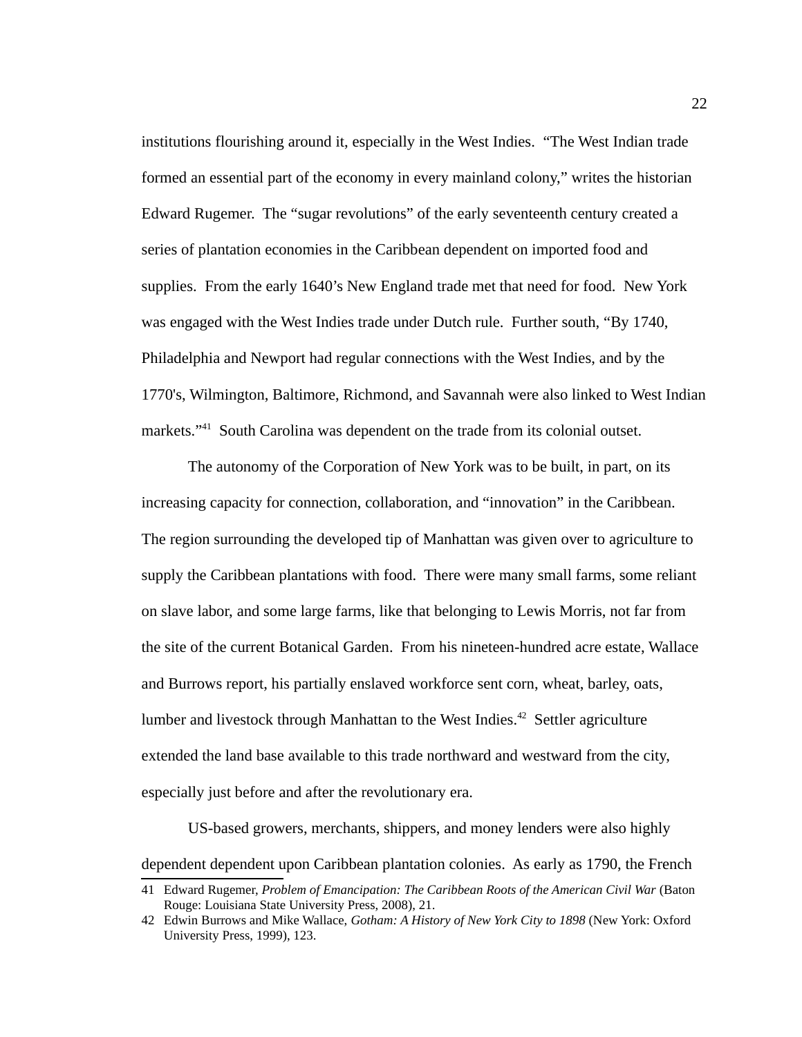institutions flourishing around it, especially in the West Indies. "The West Indian trade formed an essential part of the economy in every mainland colony," writes the historian Edward Rugemer. The "sugar revolutions" of the early seventeenth century created a series of plantation economies in the Caribbean dependent on imported food and supplies. From the early 1640's New England trade met that need for food. New York was engaged with the West Indies trade under Dutch rule. Further south, "By 1740, Philadelphia and Newport had regular connections with the West Indies, and by the 1770's, Wilmington, Baltimore, Richmond, and Savannah were also linked to West Indian markets."[41] South Carolina was dependent on the trade from its colonial outset.

The autonomy of the Corporation of New York was to be built, in part, on its increasing capacity for connection, collaboration, and "innovation" in the Caribbean. The region surrounding the developed tip of Manhattan was given over to agriculture to supply the Caribbean plantations with food. There were many small farms, some reliant on slave labor, and some large farms, like that belonging to Lewis Morris, not far from the site of the current Botanical Garden. From his nineteen-hundred acre estate, Wallace and Burrows report, his partially enslaved workforce sent corn, wheat, barley, oats, lumber and livestock through Manhattan to the West Indies.[42] Settler agriculture extended the land base available to this trade northward and westward from the city, especially just before and after the revolutionary era.

US-based growers, merchants, shippers, and money lenders were also highly dependent dependent upon Caribbean plantation colonies. As early as 1790, the French

---

41 Edward Rugemer, *Problem of Emancipation: The Caribbean Roots of the American Civil War* (Baton Rouge: Louisiana State University Press, 2008), 21.

42 Edwin Burrows and Mike Wallace, *Gotham: A History of New York City to 1898* (New York: Oxford University Press, 1999), 123.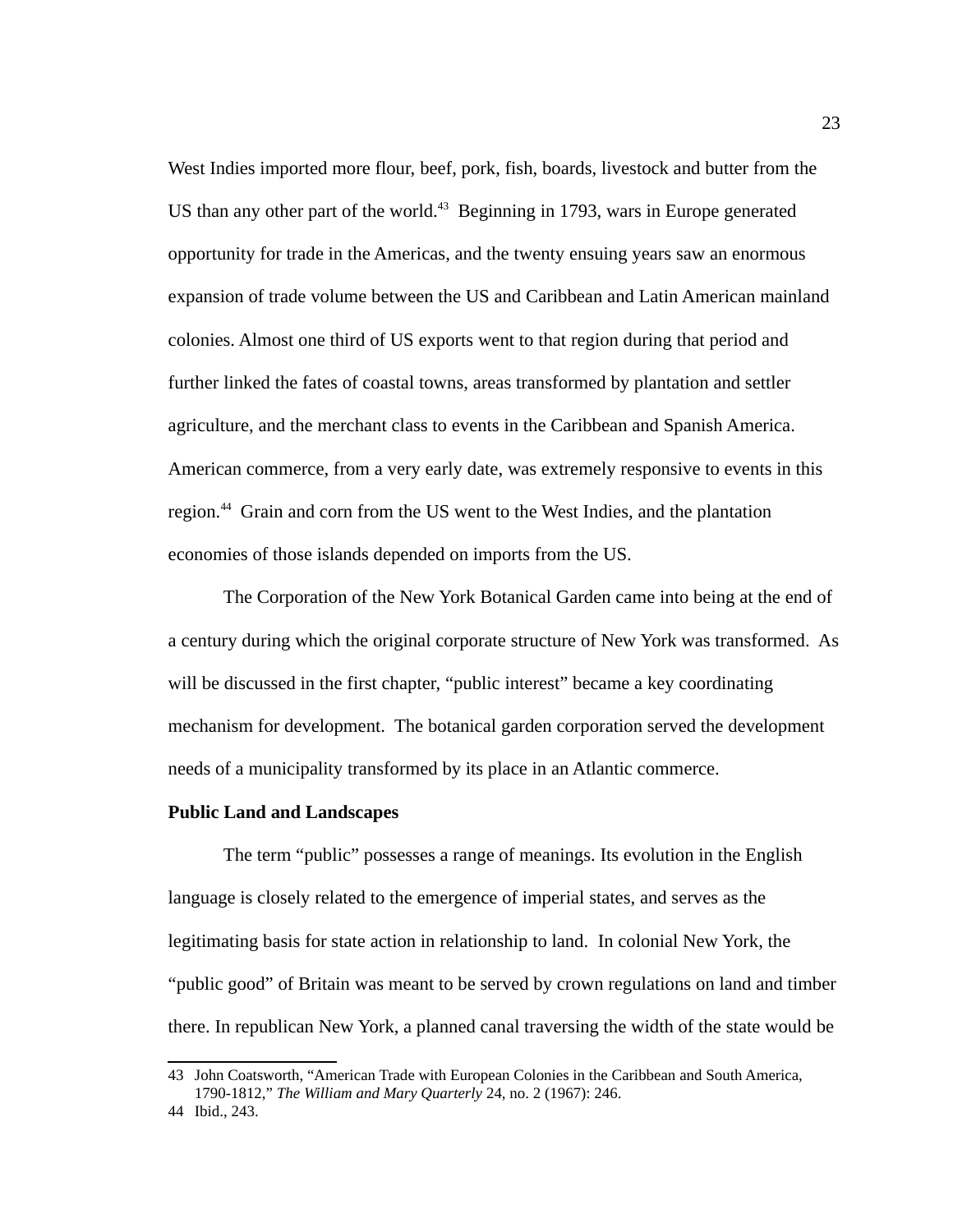West Indies imported more flour, beef, pork, fish, boards, livestock and butter from the US than any other part of the world.[43] Beginning in 1793, wars in Europe generated opportunity for trade in the Americas, and the twenty ensuing years saw an enormous expansion of trade volume between the US and Caribbean and Latin American mainland colonies. Almost one third of US exports went to that region during that period and further linked the fates of coastal towns, areas transformed by plantation and settler agriculture, and the merchant class to events in the Caribbean and Spanish America. American commerce, from a very early date, was extremely responsive to events in this region.[44] Grain and corn from the US went to the West Indies, and the plantation economies of those islands depended on imports from the US.

The Corporation of the New York Botanical Garden came into being at the end of a century during which the original corporate structure of New York was transformed. As will be discussed in the first chapter, "public interest" became a key coordinating mechanism for development. The botanical garden corporation served the development needs of a municipality transformed by its place in an Atlantic commerce.

**Public Land and Landscapes**

The term "public" possesses a range of meanings. Its evolution in the English language is closely related to the emergence of imperial states, and serves as the legitimating basis for state action in relationship to land. In colonial New York, the "public good" of Britain was meant to be served by crown regulations on land and timber there. In republican New York, a planned canal traversing the width of the state would be

---

43 John Coatsworth, "American Trade with European Colonies in the Caribbean and South America, 1790-1812," *The William and Mary Quarterly* 24, no. 2 (1967): 246.

44 Ibid., 243.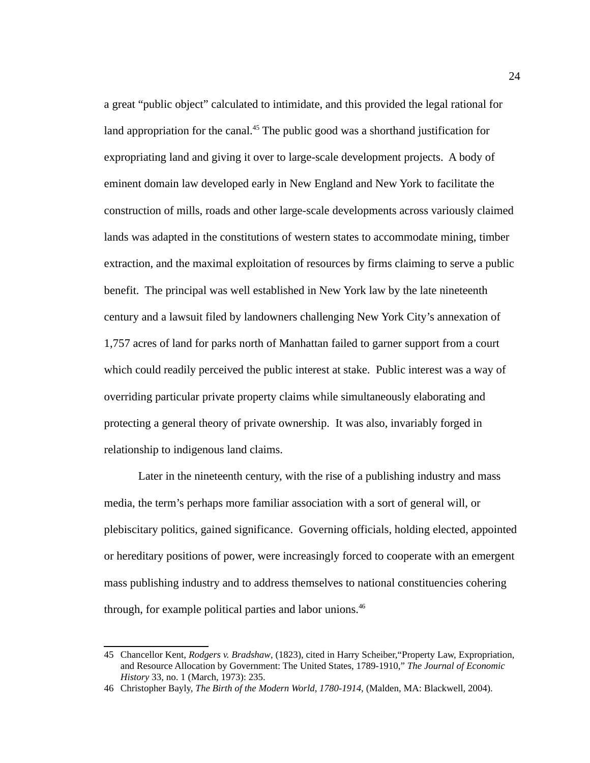a great “public object” calculated to intimidate, and this provided the legal rational for land appropriation for the canal.[45] The public good was a shorthand justification for expropriating land and giving it over to large-scale development projects. A body of eminent domain law developed early in New England and New York to facilitate the construction of mills, roads and other large-scale developments across variously claimed lands was adapted in the constitutions of western states to accommodate mining, timber extraction, and the maximal exploitation of resources by firms claiming to serve a public benefit. The principal was well established in New York law by the late nineteenth century and a lawsuit filed by landowners challenging New York City’s annexation of 1,757 acres of land for parks north of Manhattan failed to garner support from a court which could readily perceived the public interest at stake. Public interest was a way of overriding particular private property claims while simultaneously elaborating and protecting a general theory of private ownership. It was also, invariably forged in relationship to indigenous land claims.

Later in the nineteenth century, with the rise of a publishing industry and mass media, the term’s perhaps more familiar association with a sort of general will, or plebiscitary politics, gained significance. Governing officials, holding elected, appointed or hereditary positions of power, were increasingly forced to cooperate with an emergent mass publishing industry and to address themselves to national constituencies cohering through, for example political parties and labor unions.[46]

---

45 Chancellor Kent, *Rodgers v. Bradshaw*, (1823), cited in Harry Scheiber,“Property Law, Expropriation, and Resource Allocation by Government: The United States, 1789-1910,” *The Journal of Economic History* 33, no. 1 (March, 1973): 235.

46 Christopher Bayly, *The Birth of the Modern World, 1780-1914,* (Malden, MA: Blackwell, 2004).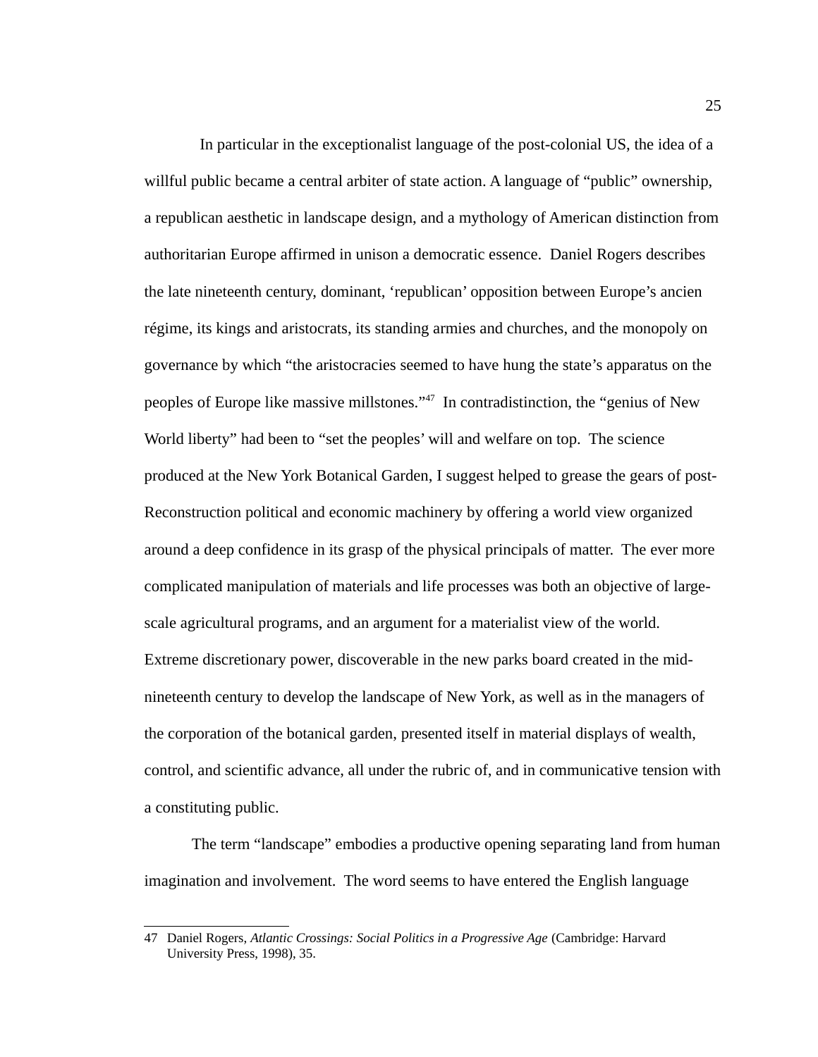In particular in the exceptionalist language of the post-colonial US, the idea of a willful public became a central arbiter of state action. A language of "public" ownership, a republican aesthetic in landscape design, and a mythology of American distinction from authoritarian Europe affirmed in unison a democratic essence. Daniel Rogers describes the late nineteenth century, dominant, 'republican' opposition between Europe's ancien régime, its kings and aristocrats, its standing armies and churches, and the monopoly on governance by which "the aristocracies seemed to have hung the state's apparatus on the peoples of Europe like massive millstones."[47] In contradistinction, the "genius of New World liberty" had been to "set the peoples' will and welfare on top. The science produced at the New York Botanical Garden, I suggest helped to grease the gears of post-Reconstruction political and economic machinery by offering a world view organized around a deep confidence in its grasp of the physical principals of matter. The ever more complicated manipulation of materials and life processes was both an objective of large-scale agricultural programs, and an argument for a materialist view of the world. Extreme discretionary power, discoverable in the new parks board created in the mid-nineteenth century to develop the landscape of New York, as well as in the managers of the corporation of the botanical garden, presented itself in material displays of wealth, control, and scientific advance, all under the rubric of, and in communicative tension with a constituting public.

The term "landscape" embodies a productive opening separating land from human imagination and involvement. The word seems to have entered the English language

---

47 Daniel Rogers, *Atlantic Crossings: Social Politics in a Progressive Age* (Cambridge: Harvard University Press, 1998), 35.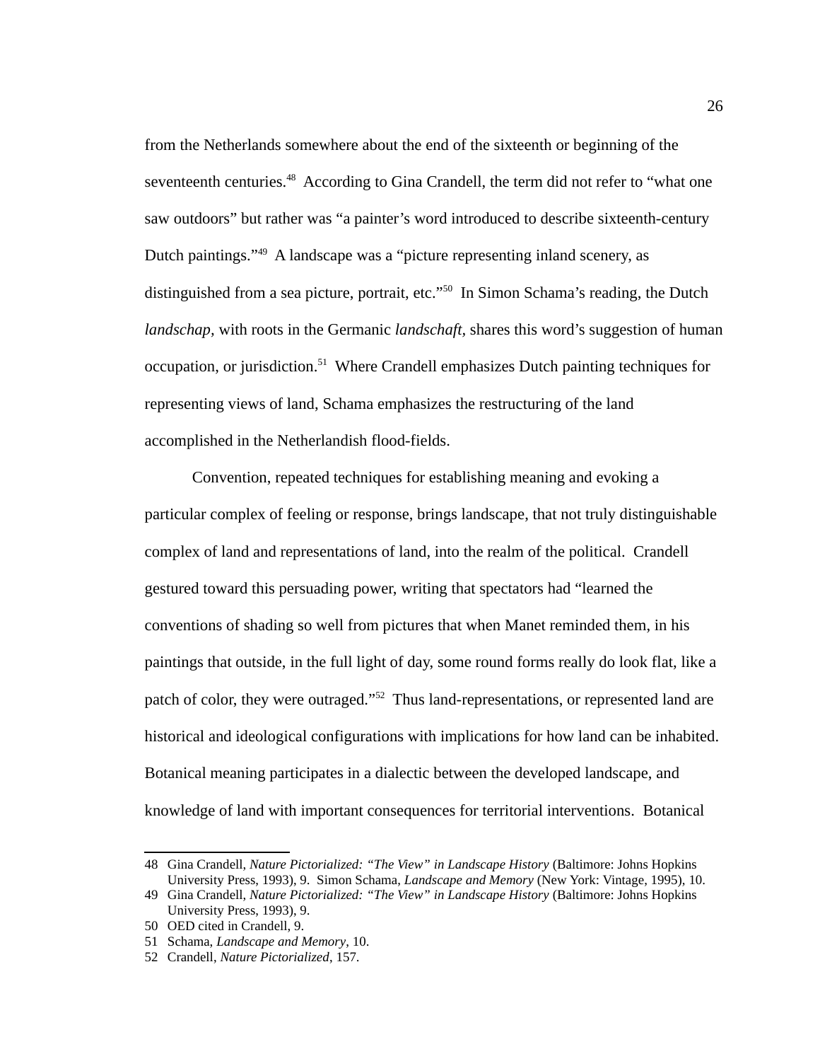from the Netherlands somewhere about the end of the sixteenth or beginning of the seventeenth centuries.[48] According to Gina Crandell, the term did not refer to "what one saw outdoors" but rather was "a painter's word introduced to describe sixteenth-century Dutch paintings."[49] A landscape was a "picture representing inland scenery, as distinguished from a sea picture, portrait, etc."[50] In Simon Schama's reading, the Dutch *landschap,* with roots in the Germanic *landschaft,* shares this word's suggestion of human occupation, or jurisdiction.[51] Where Crandell emphasizes Dutch painting techniques for representing views of land, Schama emphasizes the restructuring of the land accomplished in the Netherlandish flood-fields.

Convention, repeated techniques for establishing meaning and evoking a particular complex of feeling or response, brings landscape, that not truly distinguishable complex of land and representations of land, into the realm of the political. Crandell gestured toward this persuading power, writing that spectators had "learned the conventions of shading so well from pictures that when Manet reminded them, in his paintings that outside, in the full light of day, some round forms really do look flat, like a patch of color, they were outraged."[52] Thus land-representations, or represented land are historical and ideological configurations with implications for how land can be inhabited. Botanical meaning participates in a dialectic between the developed landscape, and knowledge of land with important consequences for territorial interventions. Botanical

---

48 Gina Crandell, *Nature Pictorialized: "The View" in Landscape History* (Baltimore: Johns Hopkins University Press, 1993), 9. Simon Schama, *Landscape and Memory* (New York: Vintage, 1995), 10.

49 Gina Crandell, *Nature Pictorialized: "The View" in Landscape History* (Baltimore: Johns Hopkins University Press, 1993), 9.

50 OED cited in Crandell, 9.

51 Schama, *Landscape and Memory*, 10.

52 Crandell, *Nature Pictorialized*, 157.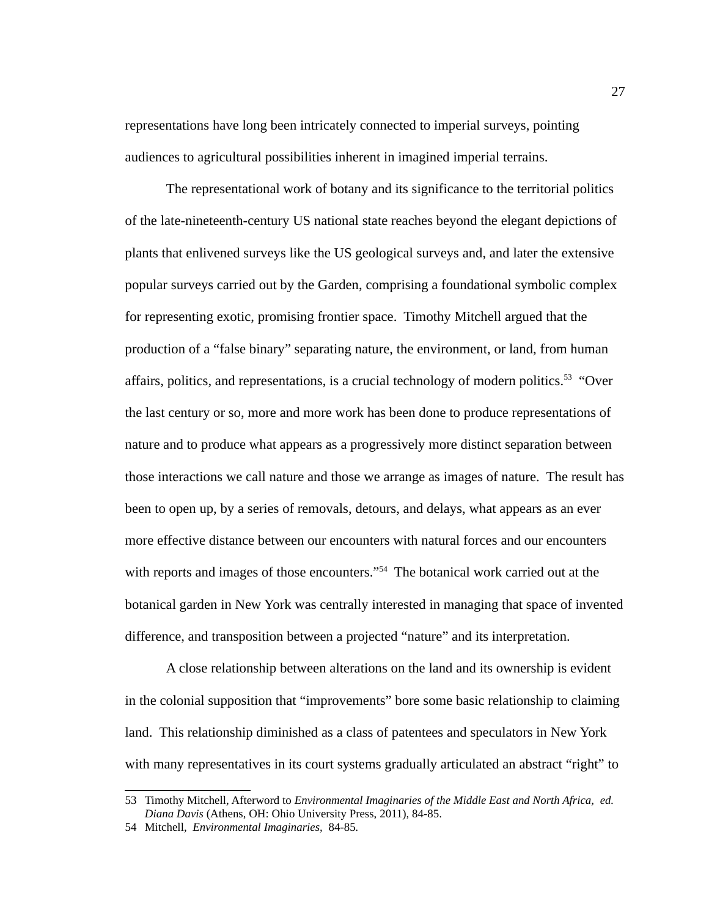representations have long been intricately connected to imperial surveys, pointing audiences to agricultural possibilities inherent in imagined imperial terrains.

The representational work of botany and its significance to the territorial politics of the late-nineteenth-century US national state reaches beyond the elegant depictions of plants that enlivened surveys like the US geological surveys and, and later the extensive popular surveys carried out by the Garden, comprising a foundational symbolic complex for representing exotic, promising frontier space. Timothy Mitchell argued that the production of a "false binary" separating nature, the environment, or land, from human affairs, politics, and representations, is a crucial technology of modern politics.[53] "Over the last century or so, more and more work has been done to produce representations of nature and to produce what appears as a progressively more distinct separation between those interactions we call nature and those we arrange as images of nature. The result has been to open up, by a series of removals, detours, and delays, what appears as an ever more effective distance between our encounters with natural forces and our encounters with reports and images of those encounters."[54] The botanical work carried out at the botanical garden in New York was centrally interested in managing that space of invented difference, and transposition between a projected "nature" and its interpretation.

A close relationship between alterations on the land and its ownership is evident in the colonial supposition that "improvements" bore some basic relationship to claiming land. This relationship diminished as a class of patentees and speculators in New York with many representatives in its court systems gradually articulated an abstract "right" to

53 Timothy Mitchell, Afterword to *Environmental Imaginaries of the Middle East and North Africa, ed. Diana Davis* (Athens, OH: Ohio University Press, 2011), 84-85.

54 Mitchell, *Environmental Imaginaries,* 84-85.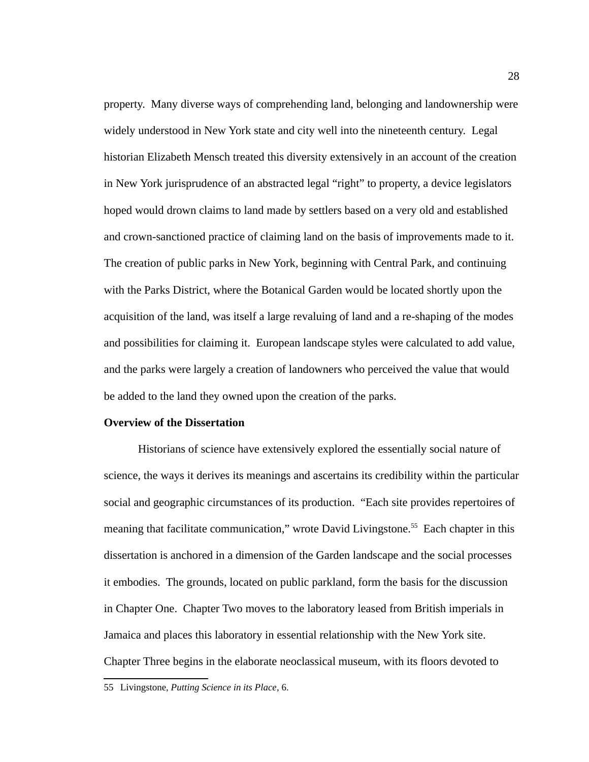property. Many diverse ways of comprehending land, belonging and landownership were widely understood in New York state and city well into the nineteenth century. Legal historian Elizabeth Mensch treated this diversity extensively in an account of the creation in New York jurisprudence of an abstracted legal "right" to property, a device legislators hoped would drown claims to land made by settlers based on a very old and established and crown-sanctioned practice of claiming land on the basis of improvements made to it. The creation of public parks in New York, beginning with Central Park, and continuing with the Parks District, where the Botanical Garden would be located shortly upon the acquisition of the land, was itself a large revaluing of land and a re-shaping of the modes and possibilities for claiming it. European landscape styles were calculated to add value, and the parks were largely a creation of landowners who perceived the value that would be added to the land they owned upon the creation of the parks.

**Overview of the Dissertation**

Historians of science have extensively explored the essentially social nature of science, the ways it derives its meanings and ascertains its credibility within the particular social and geographic circumstances of its production. "Each site provides repertoires of meaning that facilitate communication," wrote David Livingstone.[55] Each chapter in this dissertation is anchored in a dimension of the Garden landscape and the social processes it embodies. The grounds, located on public parkland, form the basis for the discussion in Chapter One. Chapter Two moves to the laboratory leased from British imperials in Jamaica and places this laboratory in essential relationship with the New York site. Chapter Three begins in the elaborate neoclassical museum, with its floors devoted to

55 Livingstone, *Putting Science in its Place*, 6.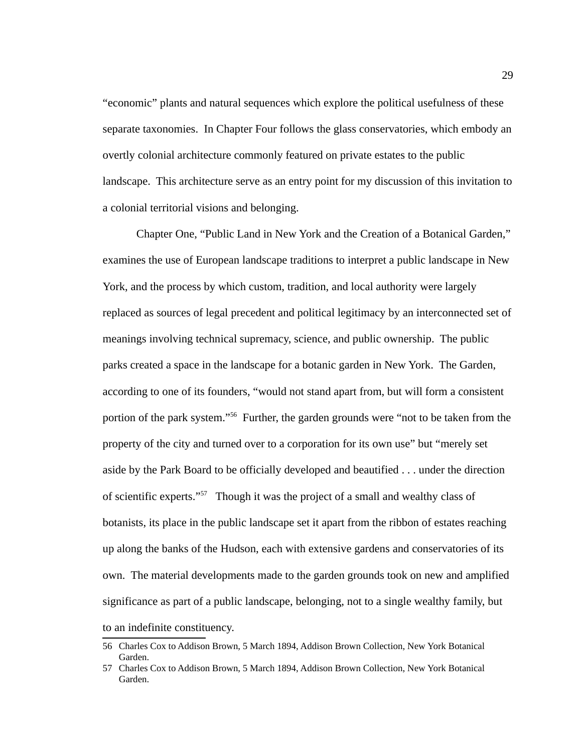“economic” plants and natural sequences which explore the political usefulness of these separate taxonomies. In Chapter Four follows the glass conservatories, which embody an overtly colonial architecture commonly featured on private estates to the public landscape. This architecture serve as an entry point for my discussion of this invitation to a colonial territorial visions and belonging.

Chapter One, “Public Land in New York and the Creation of a Botanical Garden,” examines the use of European landscape traditions to interpret a public landscape in New York, and the process by which custom, tradition, and local authority were largely replaced as sources of legal precedent and political legitimacy by an interconnected set of meanings involving technical supremacy, science, and public ownership. The public parks created a space in the landscape for a botanic garden in New York. The Garden, according to one of its founders, “would not stand apart from, but will form a consistent portion of the park system.”[56] Further, the garden grounds were “not to be taken from the property of the city and turned over to a corporation for its own use” but “merely set aside by the Park Board to be officially developed and beautified . . . under the direction of scientific experts.”[57] Though it was the project of a small and wealthy class of botanists, its place in the public landscape set it apart from the ribbon of estates reaching up along the banks of the Hudson, each with extensive gardens and conservatories of its own. The material developments made to the garden grounds took on new and amplified significance as part of a public landscape, belonging, not to a single wealthy family, but to an indefinite constituency.

---

56 Charles Cox to Addison Brown, 5 March 1894, Addison Brown Collection, New York Botanical Garden.

57 Charles Cox to Addison Brown, 5 March 1894, Addison Brown Collection, New York Botanical Garden.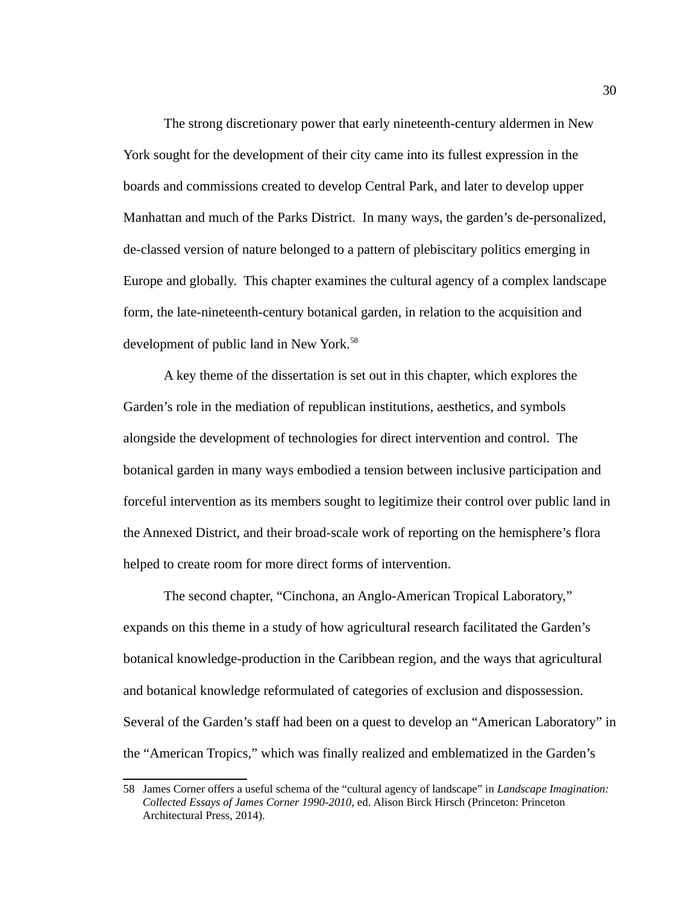The strong discretionary power that early nineteenth-century aldermen in New York sought for the development of their city came into its fullest expression in the boards and commissions created to develop Central Park, and later to develop upper Manhattan and much of the Parks District. In many ways, the garden's de-personalized, de-classed version of nature belonged to a pattern of plebiscitary politics emerging in Europe and globally. This chapter examines the cultural agency of a complex landscape form, the late-nineteenth-century botanical garden, in relation to the acquisition and development of public land in New York.[58]

A key theme of the dissertation is set out in this chapter, which explores the Garden's role in the mediation of republican institutions, aesthetics, and symbols alongside the development of technologies for direct intervention and control. The botanical garden in many ways embodied a tension between inclusive participation and forceful intervention as its members sought to legitimize their control over public land in the Annexed District, and their broad-scale work of reporting on the hemisphere's flora helped to create room for more direct forms of intervention.

The second chapter, "Cinchona, an Anglo-American Tropical Laboratory," expands on this theme in a study of how agricultural research facilitated the Garden's botanical knowledge-production in the Caribbean region, and the ways that agricultural and botanical knowledge reformulated of categories of exclusion and dispossession. Several of the Garden's staff had been on a quest to develop an "American Laboratory" in the "American Tropics," which was finally realized and emblematized in the Garden's

---

58 James Corner offers a useful schema of the "cultural agency of landscape" in *Landscape Imagination: Collected Essays of James Corner 1990-2010,* ed. Alison Birck Hirsch (Princeton: Princeton Architectural Press, 2014).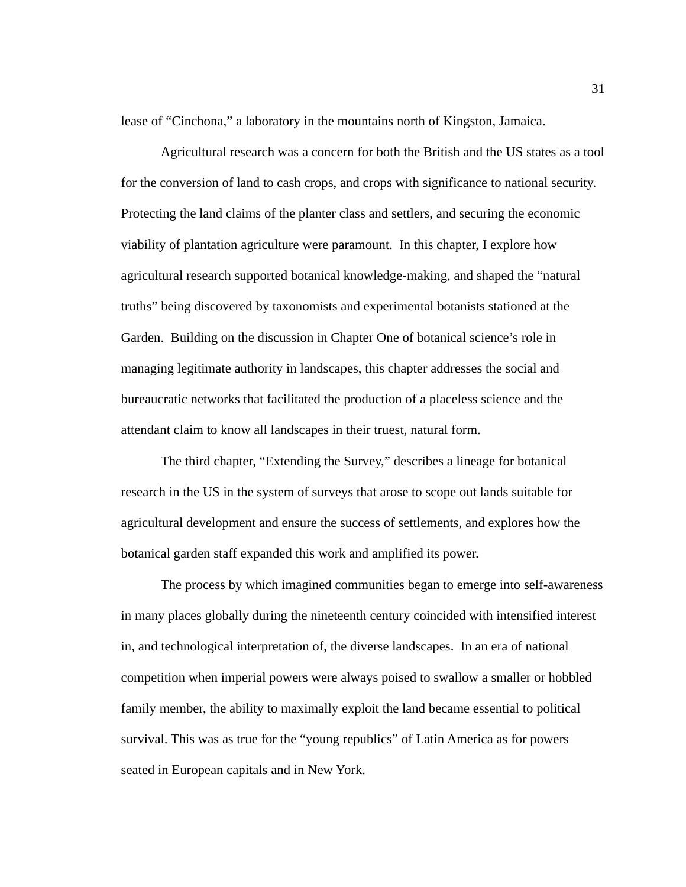lease of “Cinchona,” a laboratory in the mountains north of Kingston, Jamaica.

Agricultural research was a concern for both the British and the US states as a tool for the conversion of land to cash crops, and crops with significance to national security. Protecting the land claims of the planter class and settlers, and securing the economic viability of plantation agriculture were paramount. In this chapter, I explore how agricultural research supported botanical knowledge-making, and shaped the “natural truths” being discovered by taxonomists and experimental botanists stationed at the Garden. Building on the discussion in Chapter One of botanical science’s role in managing legitimate authority in landscapes, this chapter addresses the social and bureaucratic networks that facilitated the production of a placeless science and the attendant claim to know all landscapes in their truest, natural form.

The third chapter, “Extending the Survey,” describes a lineage for botanical research in the US in the system of surveys that arose to scope out lands suitable for agricultural development and ensure the success of settlements, and explores how the botanical garden staff expanded this work and amplified its power.

The process by which imagined communities began to emerge into self-awareness in many places globally during the nineteenth century coincided with intensified interest in, and technological interpretation of, the diverse landscapes. In an era of national competition when imperial powers were always poised to swallow a smaller or hobbled family member, the ability to maximally exploit the land became essential to political survival. This was as true for the “young republics” of Latin America as for powers seated in European capitals and in New York.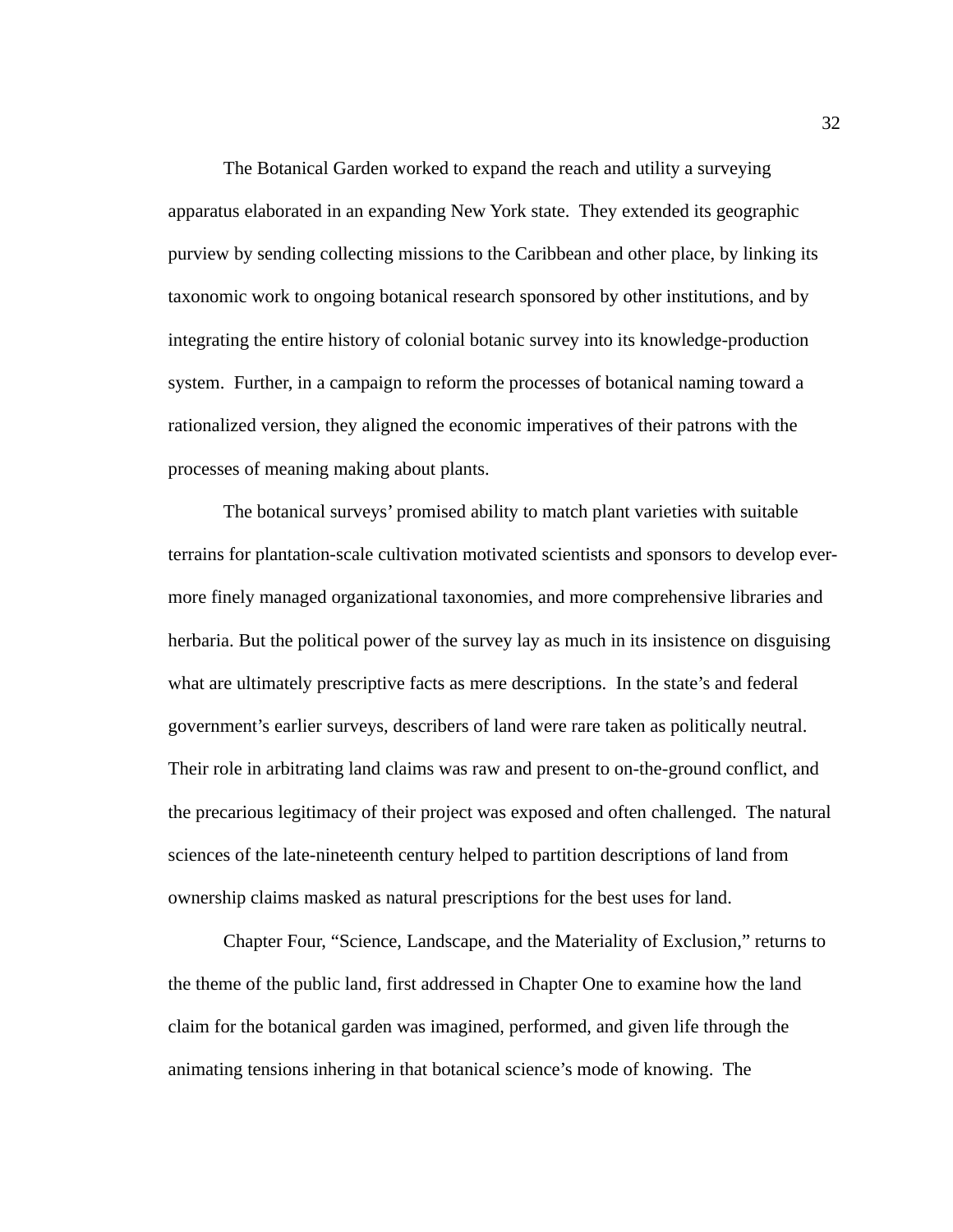The Botanical Garden worked to expand the reach and utility a surveying apparatus elaborated in an expanding New York state. They extended its geographic purview by sending collecting missions to the Caribbean and other place, by linking its taxonomic work to ongoing botanical research sponsored by other institutions, and by integrating the entire history of colonial botanic survey into its knowledge-production system. Further, in a campaign to reform the processes of botanical naming toward a rationalized version, they aligned the economic imperatives of their patrons with the processes of meaning making about plants.

The botanical surveys' promised ability to match plant varieties with suitable terrains for plantation-scale cultivation motivated scientists and sponsors to develop ever-more finely managed organizational taxonomies, and more comprehensive libraries and herbaria. But the political power of the survey lay as much in its insistence on disguising what are ultimately prescriptive facts as mere descriptions. In the state's and federal government's earlier surveys, describers of land were rare taken as politically neutral. Their role in arbitrating land claims was raw and present to on-the-ground conflict, and the precarious legitimacy of their project was exposed and often challenged. The natural sciences of the late-nineteenth century helped to partition descriptions of land from ownership claims masked as natural prescriptions for the best uses for land.

Chapter Four, "Science, Landscape, and the Materiality of Exclusion," returns to the theme of the public land, first addressed in Chapter One to examine how the land claim for the botanical garden was imagined, performed, and given life through the animating tensions inhering in that botanical science's mode of knowing. The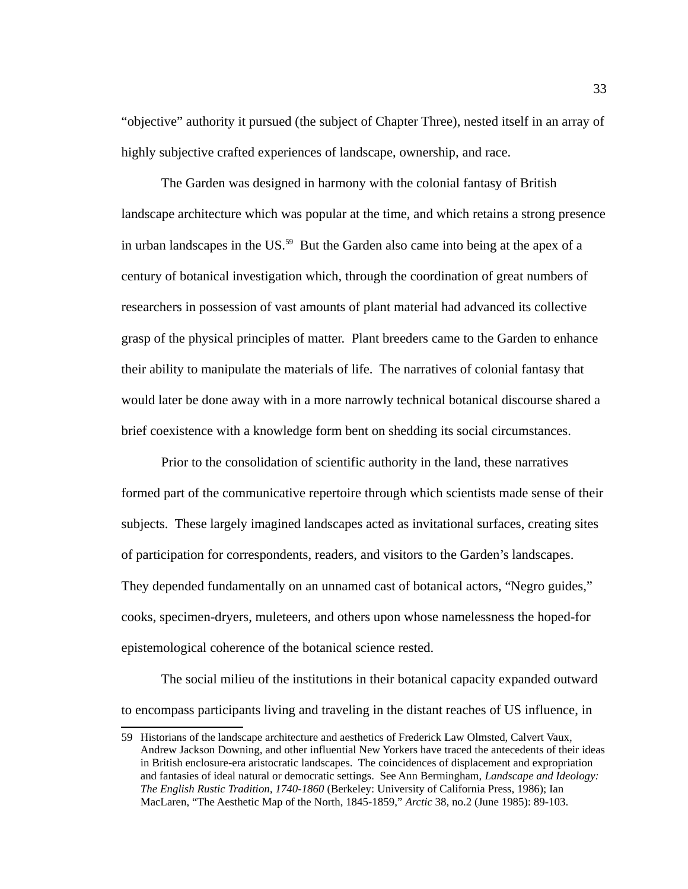"objective" authority it pursued (the subject of Chapter Three), nested itself in an array of highly subjective crafted experiences of landscape, ownership, and race.

The Garden was designed in harmony with the colonial fantasy of British landscape architecture which was popular at the time, and which retains a strong presence in urban landscapes in the US.[59] But the Garden also came into being at the apex of a century of botanical investigation which, through the coordination of great numbers of researchers in possession of vast amounts of plant material had advanced its collective grasp of the physical principles of matter. Plant breeders came to the Garden to enhance their ability to manipulate the materials of life. The narratives of colonial fantasy that would later be done away with in a more narrowly technical botanical discourse shared a brief coexistence with a knowledge form bent on shedding its social circumstances.

Prior to the consolidation of scientific authority in the land, these narratives formed part of the communicative repertoire through which scientists made sense of their subjects. These largely imagined landscapes acted as invitational surfaces, creating sites of participation for correspondents, readers, and visitors to the Garden's landscapes. They depended fundamentally on an unnamed cast of botanical actors, "Negro guides," cooks, specimen-dryers, muleteers, and others upon whose namelessness the hoped-for epistemological coherence of the botanical science rested.

The social milieu of the institutions in their botanical capacity expanded outward to encompass participants living and traveling in the distant reaches of US influence, in

---

59 Historians of the landscape architecture and aesthetics of Frederick Law Olmsted, Calvert Vaux, Andrew Jackson Downing, and other influential New Yorkers have traced the antecedents of their ideas in British enclosure-era aristocratic landscapes. The coincidences of displacement and expropriation and fantasies of ideal natural or democratic settings. See Ann Bermingham, *Landscape and Ideology: The English Rustic Tradition, 1740-1860* (Berkeley: University of California Press, 1986); Ian MacLaren, "The Aesthetic Map of the North, 1845-1859," *Arctic* 38, no.2 (June 1985): 89-103.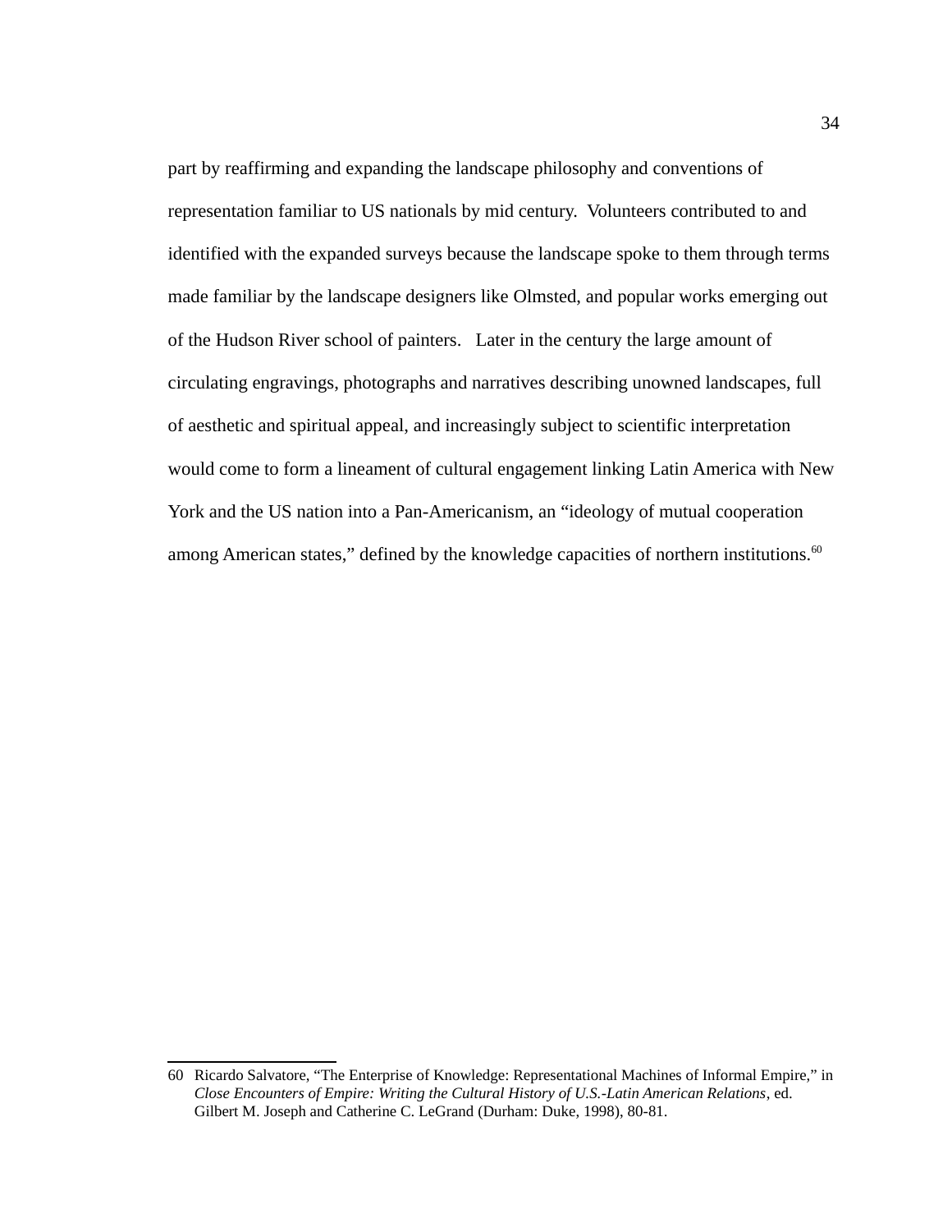part by reaffirming and expanding the landscape philosophy and conventions of representation familiar to US nationals by mid century. Volunteers contributed to and identified with the expanded surveys because the landscape spoke to them through terms made familiar by the landscape designers like Olmsted, and popular works emerging out of the Hudson River school of painters. Later in the century the large amount of circulating engravings, photographs and narratives describing unowned landscapes, full of aesthetic and spiritual appeal, and increasingly subject to scientific interpretation would come to form a lineament of cultural engagement linking Latin America with New York and the US nation into a Pan-Americanism, an "ideology of mutual cooperation among American states," defined by the knowledge capacities of northern institutions.[60]

---

60 Ricardo Salvatore, "The Enterprise of Knowledge: Representational Machines of Informal Empire," in *Close Encounters of Empire: Writing the Cultural History of U.S.-Latin American Relations*, ed. Gilbert M. Joseph and Catherine C. LeGrand (Durham: Duke, 1998), 80-81.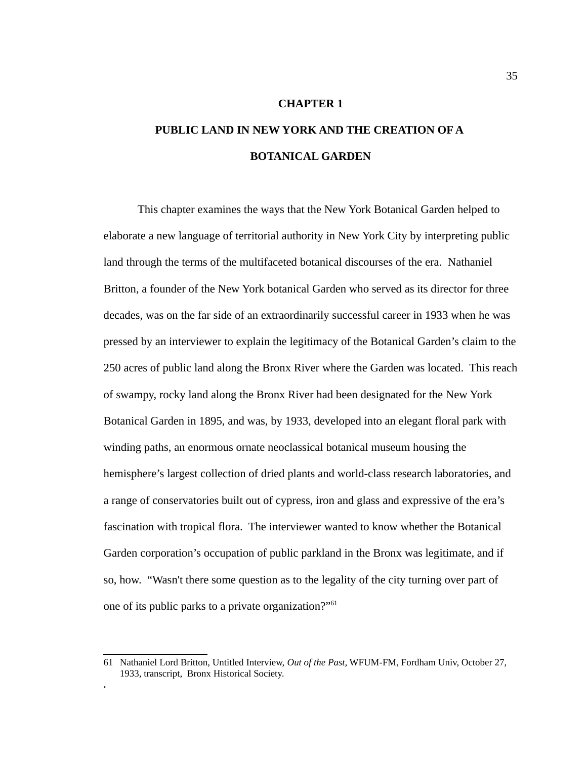# CHAPTER 1

# PUBLIC LAND IN NEW YORK AND THE CREATION OF A BOTANICAL GARDEN

This chapter examines the ways that the New York Botanical Garden helped to elaborate a new language of territorial authority in New York City by interpreting public land through the terms of the multifaceted botanical discourses of the era. Nathaniel Britton, a founder of the New York botanical Garden who served as its director for three decades, was on the far side of an extraordinarily successful career in 1933 when he was pressed by an interviewer to explain the legitimacy of the Botanical Garden's claim to the 250 acres of public land along the Bronx River where the Garden was located. This reach of swampy, rocky land along the Bronx River had been designated for the New York Botanical Garden in 1895, and was, by 1933, developed into an elegant floral park with winding paths, an enormous ornate neoclassical botanical museum housing the hemisphere's largest collection of dried plants and world-class research laboratories, and a range of conservatories built out of cypress, iron and glass and expressive of the era's fascination with tropical flora. The interviewer wanted to know whether the Botanical Garden corporation's occupation of public parkland in the Bronx was legitimate, and if so, how. "Wasn't there some question as to the legality of the city turning over part of one of its public parks to a private organization?"[61]

---

61 Nathaniel Lord Britton, Untitled Interview, *Out of the Past*, WFUM-FM, Fordham Univ, October 27, 1933, transcript, Bronx Historical Society.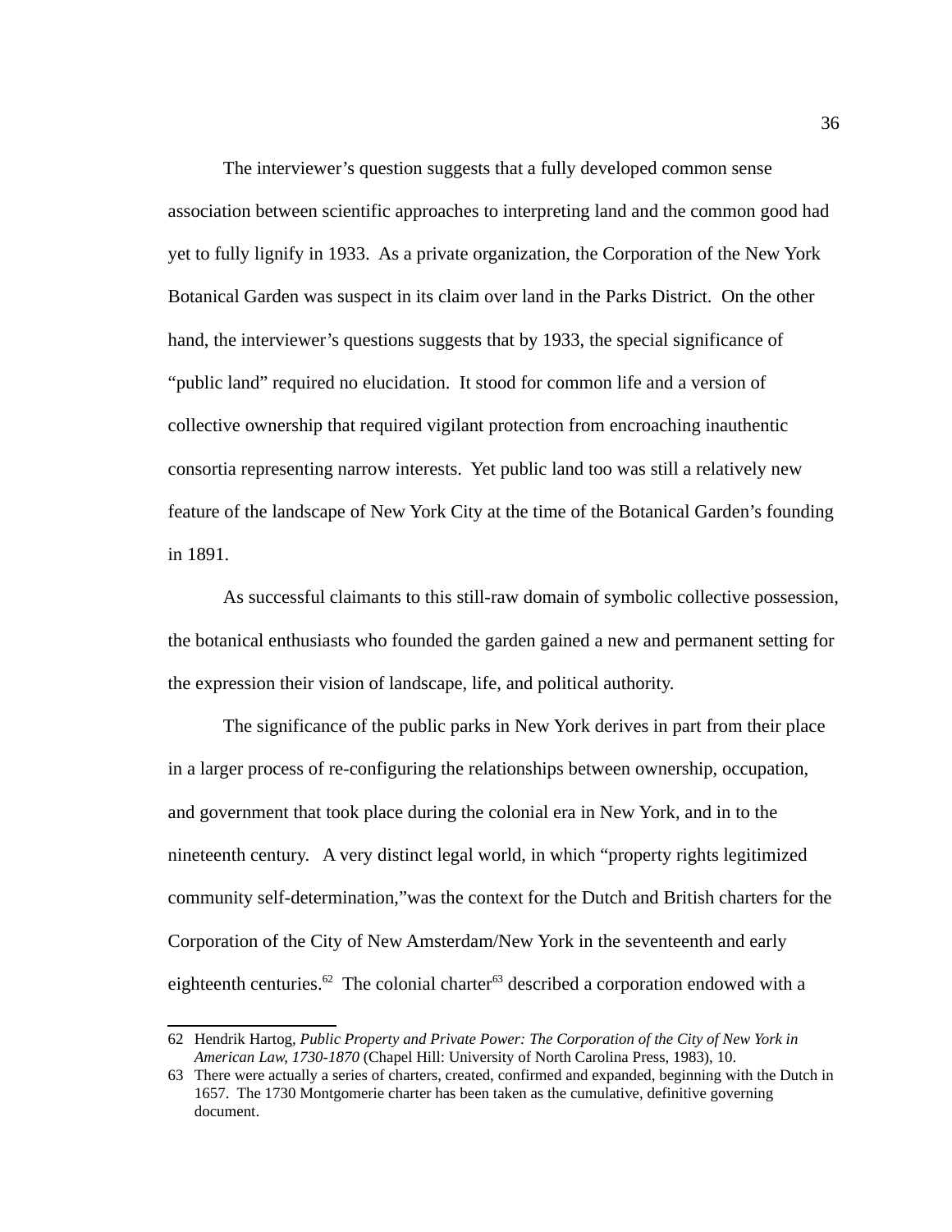The interviewer's question suggests that a fully developed common sense association between scientific approaches to interpreting land and the common good had yet to fully lignify in 1933. As a private organization, the Corporation of the New York Botanical Garden was suspect in its claim over land in the Parks District. On the other hand, the interviewer's questions suggests that by 1933, the special significance of "public land" required no elucidation. It stood for common life and a version of collective ownership that required vigilant protection from encroaching inauthentic consortia representing narrow interests. Yet public land too was still a relatively new feature of the landscape of New York City at the time of the Botanical Garden's founding in 1891.

As successful claimants to this still-raw domain of symbolic collective possession, the botanical enthusiasts who founded the garden gained a new and permanent setting for the expression their vision of landscape, life, and political authority.

The significance of the public parks in New York derives in part from their place in a larger process of re-configuring the relationships between ownership, occupation, and government that took place during the colonial era in New York, and in to the nineteenth century. A very distinct legal world, in which "property rights legitimized community self-determination,"was the context for the Dutch and British charters for the Corporation of the City of New Amsterdam/New York in the seventeenth and early eighteenth centuries.[62] The colonial charter[63] described a corporation endowed with a

---

62 Hendrik Hartog, *Public Property and Private Power: The Corporation of the City of New York in American Law, 1730-1870* (Chapel Hill: University of North Carolina Press, 1983), 10.

63 There were actually a series of charters, created, confirmed and expanded, beginning with the Dutch in 1657. The 1730 Montgomerie charter has been taken as the cumulative, definitive governing document.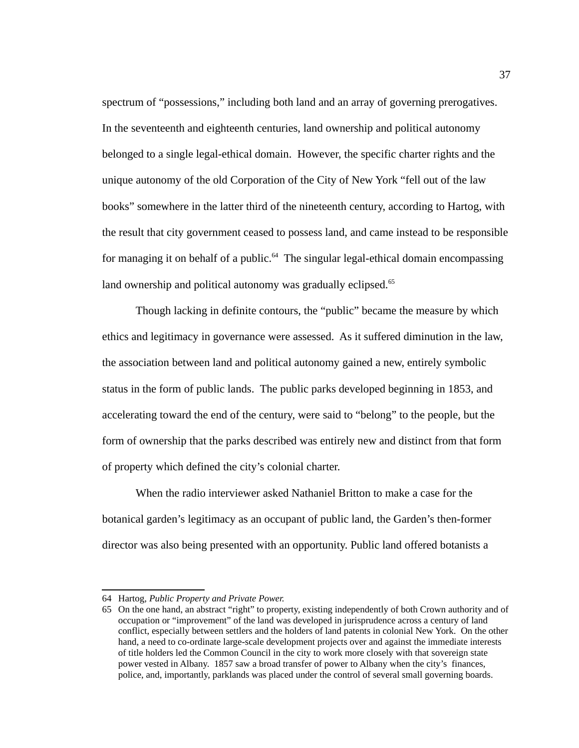spectrum of "possessions," including both land and an array of governing prerogatives. In the seventeenth and eighteenth centuries, land ownership and political autonomy belonged to a single legal-ethical domain. However, the specific charter rights and the unique autonomy of the old Corporation of the City of New York "fell out of the law books" somewhere in the latter third of the nineteenth century, according to Hartog, with the result that city government ceased to possess land, and came instead to be responsible for managing it on behalf of a public.[64] The singular legal-ethical domain encompassing land ownership and political autonomy was gradually eclipsed.[65]

Though lacking in definite contours, the "public" became the measure by which ethics and legitimacy in governance were assessed. As it suffered diminution in the law, the association between land and political autonomy gained a new, entirely symbolic status in the form of public lands. The public parks developed beginning in 1853, and accelerating toward the end of the century, were said to "belong" to the people, but the form of ownership that the parks described was entirely new and distinct from that form of property which defined the city's colonial charter.

When the radio interviewer asked Nathaniel Britton to make a case for the botanical garden's legitimacy as an occupant of public land, the Garden's then-former director was also being presented with an opportunity. Public land offered botanists a

---

64 Hartog, *Public Property and Private Power.*

65 On the one hand, an abstract "right" to property, existing independently of both Crown authority and of occupation or "improvement" of the land was developed in jurisprudence across a century of land conflict, especially between settlers and the holders of land patents in colonial New York. On the other hand, a need to co-ordinate large-scale development projects over and against the immediate interests of title holders led the Common Council in the city to work more closely with that sovereign state power vested in Albany. 1857 saw a broad transfer of power to Albany when the city's finances, police, and, importantly, parklands was placed under the control of several small governing boards.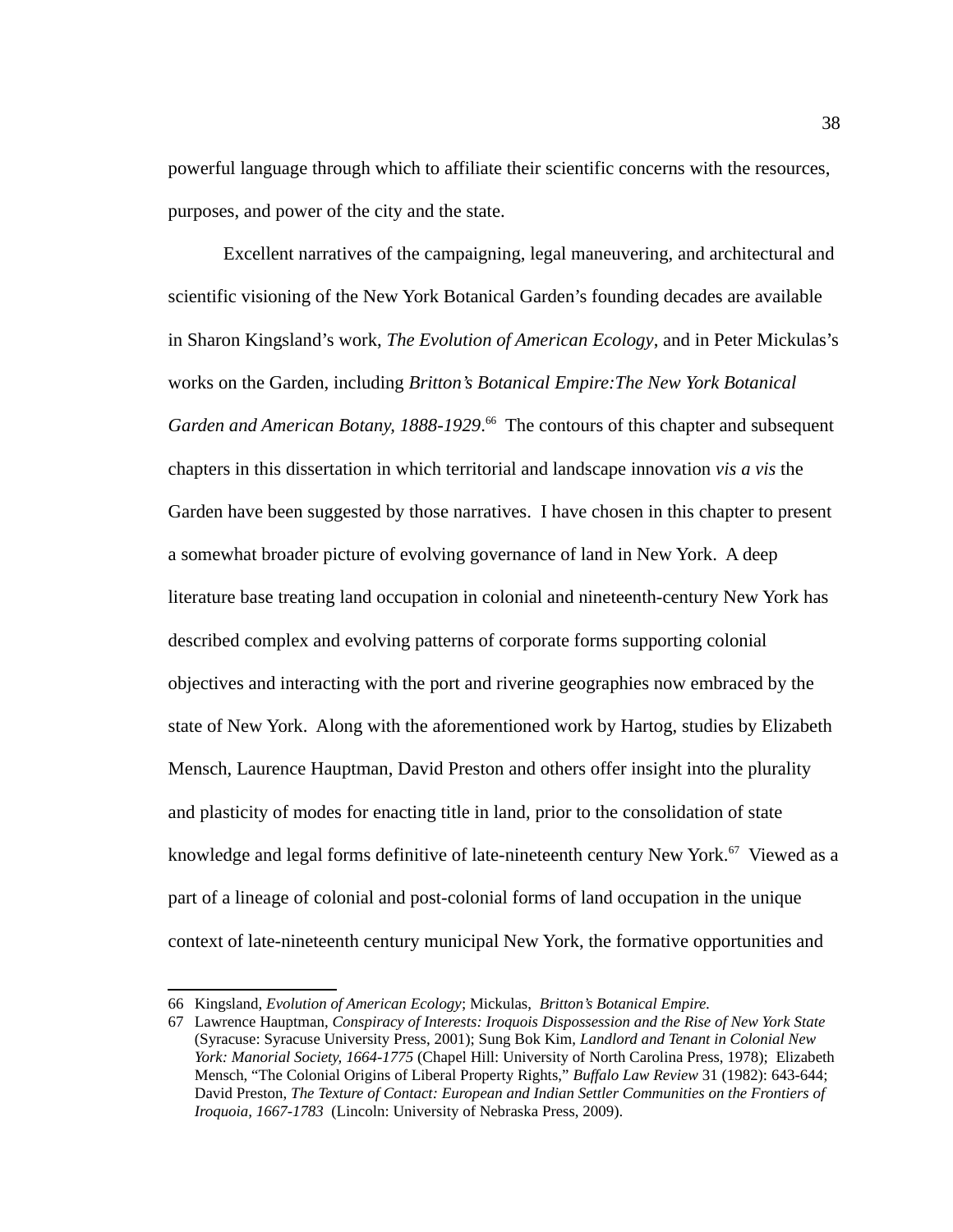powerful language through which to affiliate their scientific concerns with the resources, purposes, and power of the city and the state.

Excellent narratives of the campaigning, legal maneuvering, and architectural and scientific visioning of the New York Botanical Garden's founding decades are available in Sharon Kingsland's work, *The Evolution of American Ecology*, and in Peter Mickulas's works on the Garden, including *Britton's Botanical Empire:The New York Botanical Garden and American Botany, 1888-1929*.[66] The contours of this chapter and subsequent chapters in this dissertation in which territorial and landscape innovation *vis a vis* the Garden have been suggested by those narratives. I have chosen in this chapter to present a somewhat broader picture of evolving governance of land in New York. A deep literature base treating land occupation in colonial and nineteenth-century New York has described complex and evolving patterns of corporate forms supporting colonial objectives and interacting with the port and riverine geographies now embraced by the state of New York. Along with the aforementioned work by Hartog, studies by Elizabeth Mensch, Laurence Hauptman, David Preston and others offer insight into the plurality and plasticity of modes for enacting title in land, prior to the consolidation of state knowledge and legal forms definitive of late-nineteenth century New York.[67] Viewed as a part of a lineage of colonial and post-colonial forms of land occupation in the unique context of late-nineteenth century municipal New York, the formative opportunities and

---

66 Kingsland, *Evolution of American Ecology*; Mickulas, *Britton's Botanical Empire.*

67 Lawrence Hauptman, *Conspiracy of Interests: Iroquois Dispossession and the Rise of New York State* (Syracuse: Syracuse University Press, 2001); Sung Bok Kim, *Landlord and Tenant in Colonial New York: Manorial Society, 1664-1775* (Chapel Hill: University of North Carolina Press, 1978); Elizabeth Mensch, "The Colonial Origins of Liberal Property Rights," *Buffalo Law Review* 31 (1982): 643-644; David Preston, *The Texture of Contact: European and Indian Settler Communities on the Frontiers of Iroquoia, 1667-1783* (Lincoln: University of Nebraska Press, 2009).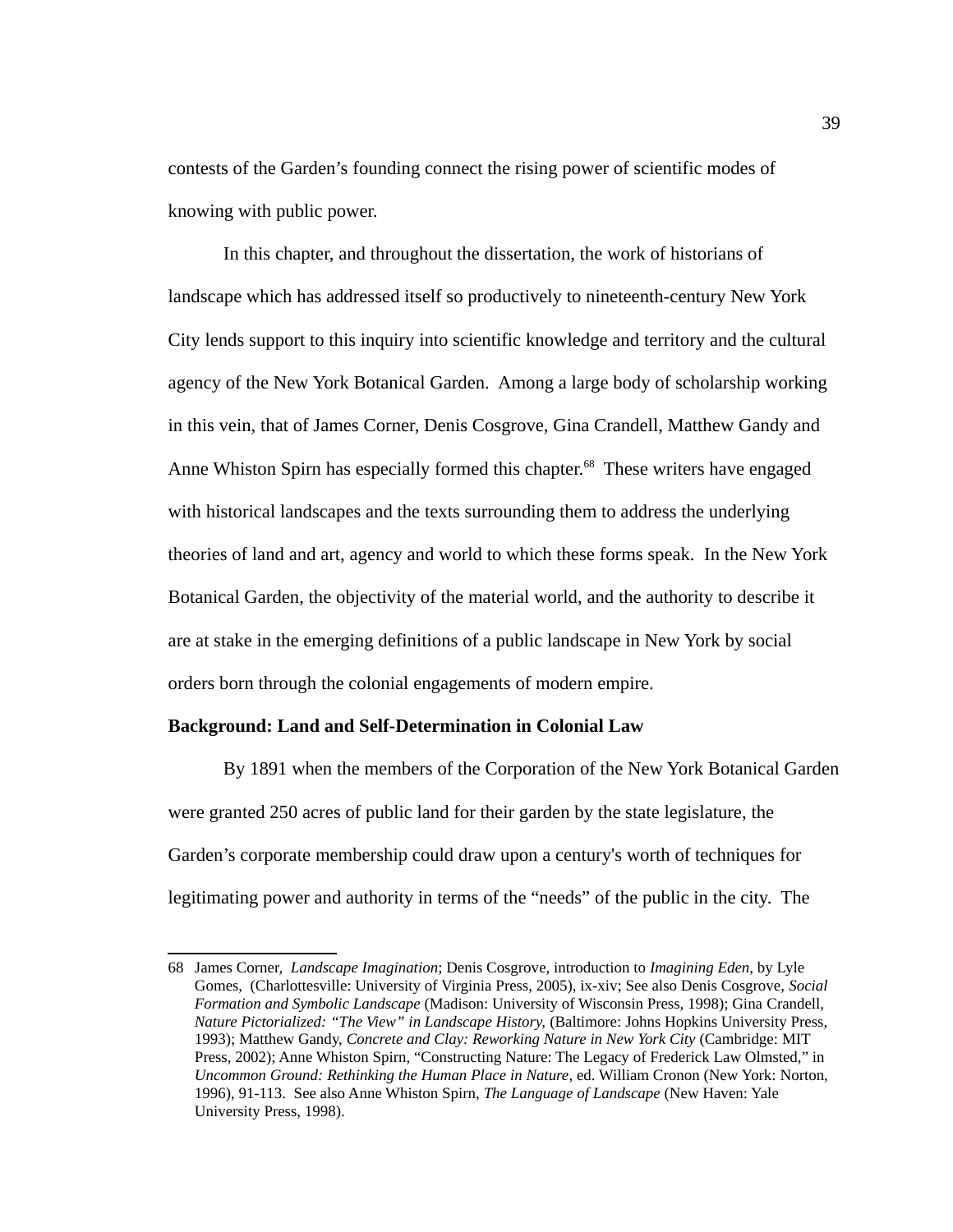contests of the Garden's founding connect the rising power of scientific modes of knowing with public power.

In this chapter, and throughout the dissertation, the work of historians of landscape which has addressed itself so productively to nineteenth-century New York City lends support to this inquiry into scientific knowledge and territory and the cultural agency of the New York Botanical Garden. Among a large body of scholarship working in this vein, that of James Corner, Denis Cosgrove, Gina Crandell, Matthew Gandy and Anne Whiston Spirn has especially formed this chapter.[68] These writers have engaged with historical landscapes and the texts surrounding them to address the underlying theories of land and art, agency and world to which these forms speak. In the New York Botanical Garden, the objectivity of the material world, and the authority to describe it are at stake in the emerging definitions of a public landscape in New York by social orders born through the colonial engagements of modern empire.

**Background: Land and Self-Determination in Colonial Law**

By 1891 when the members of the Corporation of the New York Botanical Garden were granted 250 acres of public land for their garden by the state legislature, the Garden's corporate membership could draw upon a century's worth of techniques for legitimating power and authority in terms of the "needs" of the public in the city. The

---

68 James Corner, *Landscape Imagination*; Denis Cosgrove, introduction to *Imagining Eden*, by Lyle Gomes, (Charlottesville: University of Virginia Press, 2005), ix-xiv; See also Denis Cosgrove, *Social Formation and Symbolic Landscape* (Madison: University of Wisconsin Press, 1998); Gina Crandell, *Nature Pictorialized: "The View" in Landscape History*, (Baltimore: Johns Hopkins University Press, 1993); Matthew Gandy, *Concrete and Clay: Reworking Nature in New York City* (Cambridge: MIT Press, 2002); Anne Whiston Spirn, "Constructing Nature: The Legacy of Frederick Law Olmsted," in *Uncommon Ground: Rethinking the Human Place in Nature*, ed. William Cronon (New York: Norton, 1996), 91-113. See also Anne Whiston Spirn, *The Language of Landscape* (New Haven: Yale University Press, 1998).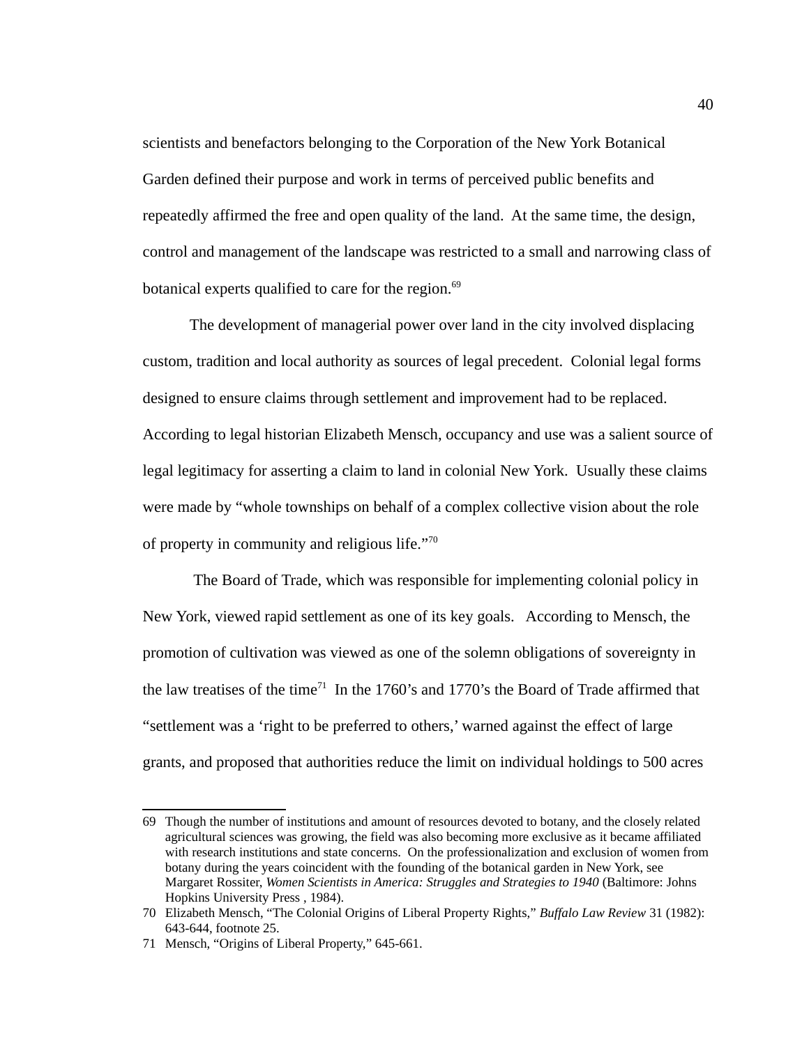scientists and benefactors belonging to the Corporation of the New York Botanical Garden defined their purpose and work in terms of perceived public benefits and repeatedly affirmed the free and open quality of the land. At the same time, the design, control and management of the landscape was restricted to a small and narrowing class of botanical experts qualified to care for the region.[69]

The development of managerial power over land in the city involved displacing custom, tradition and local authority as sources of legal precedent. Colonial legal forms designed to ensure claims through settlement and improvement had to be replaced. According to legal historian Elizabeth Mensch, occupancy and use was a salient source of legal legitimacy for asserting a claim to land in colonial New York. Usually these claims were made by "whole townships on behalf of a complex collective vision about the role of property in community and religious life."[70]

The Board of Trade, which was responsible for implementing colonial policy in New York, viewed rapid settlement as one of its key goals. According to Mensch, the promotion of cultivation was viewed as one of the solemn obligations of sovereignty in the law treatises of the time[71] In the 1760's and 1770's the Board of Trade affirmed that "settlement was a 'right to be preferred to others,' warned against the effect of large grants, and proposed that authorities reduce the limit on individual holdings to 500 acres

---

69 Though the number of institutions and amount of resources devoted to botany, and the closely related agricultural sciences was growing, the field was also becoming more exclusive as it became affiliated with research institutions and state concerns. On the professionalization and exclusion of women from botany during the years coincident with the founding of the botanical garden in New York, see Margaret Rossiter, *Women Scientists in America: Struggles and Strategies to 1940* (Baltimore: Johns Hopkins University Press , 1984).

70 Elizabeth Mensch, "The Colonial Origins of Liberal Property Rights," *Buffalo Law Review* 31 (1982): 643-644, footnote 25.

71 Mensch, "Origins of Liberal Property," 645-661.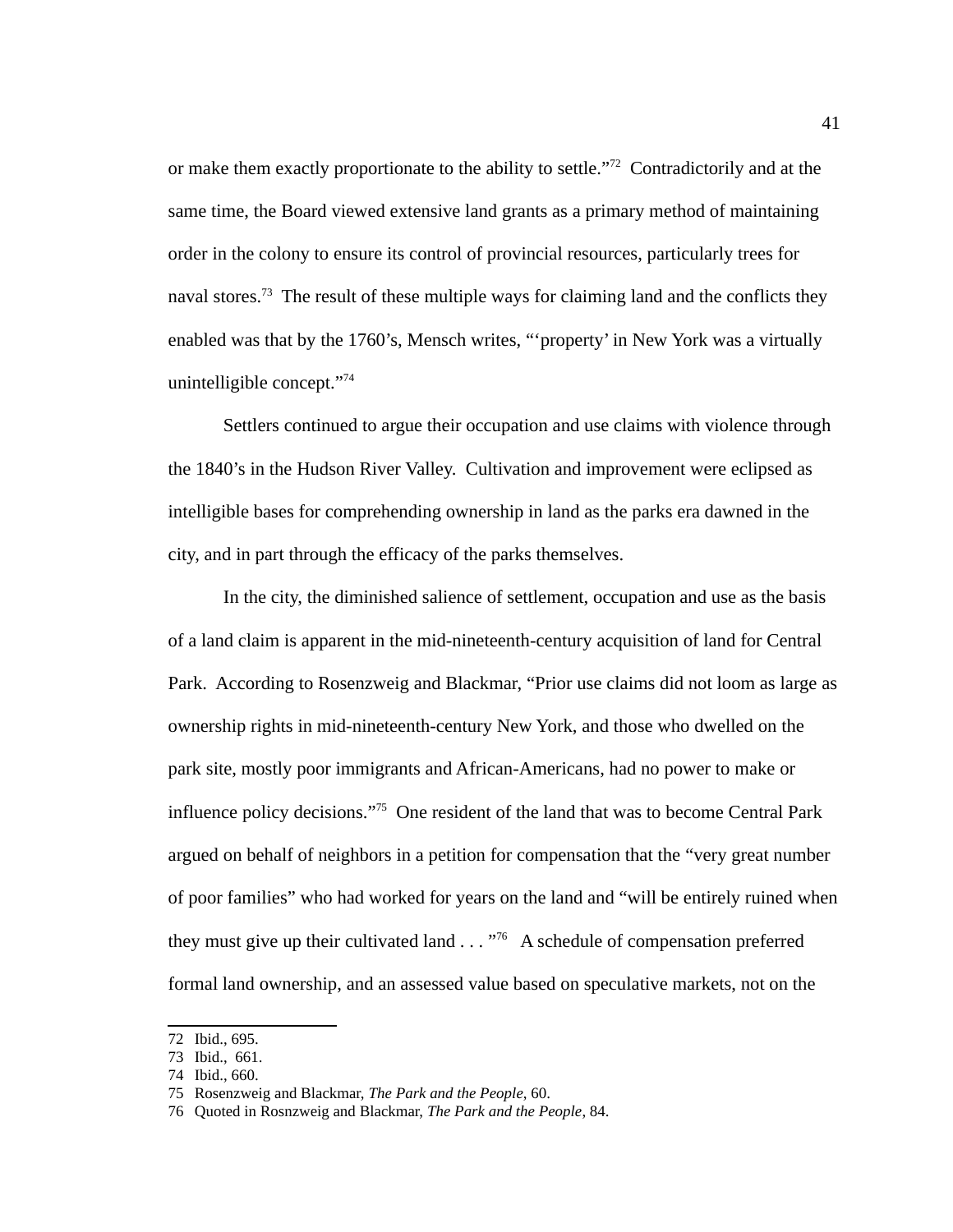or make them exactly proportionate to the ability to settle."[72] Contradictorily and at the same time, the Board viewed extensive land grants as a primary method of maintaining order in the colony to ensure its control of provincial resources, particularly trees for naval stores.[73] The result of these multiple ways for claiming land and the conflicts they enabled was that by the 1760's, Mensch writes, "'property' in New York was a virtually unintelligible concept."[74]

Settlers continued to argue their occupation and use claims with violence through the 1840's in the Hudson River Valley. Cultivation and improvement were eclipsed as intelligible bases for comprehending ownership in land as the parks era dawned in the city, and in part through the efficacy of the parks themselves.

In the city, the diminished salience of settlement, occupation and use as the basis of a land claim is apparent in the mid-nineteenth-century acquisition of land for Central Park. According to Rosenzweig and Blackmar, "Prior use claims did not loom as large as ownership rights in mid-nineteenth-century New York, and those who dwelled on the park site, mostly poor immigrants and African-Americans, had no power to make or influence policy decisions."[75] One resident of the land that was to become Central Park argued on behalf of neighbors in a petition for compensation that the "very great number of poor families" who had worked for years on the land and "will be entirely ruined when they must give up their cultivated land . . . "[76] A schedule of compensation preferred formal land ownership, and an assessed value based on speculative markets, not on the

72 Ibid., 695.

73 Ibid., 661.

74 Ibid., 660.

75 Rosenzweig and Blackmar, *The Park and the People*, 60.

76 Quoted in Rosnzweig and Blackmar, *The Park and the People*, 84.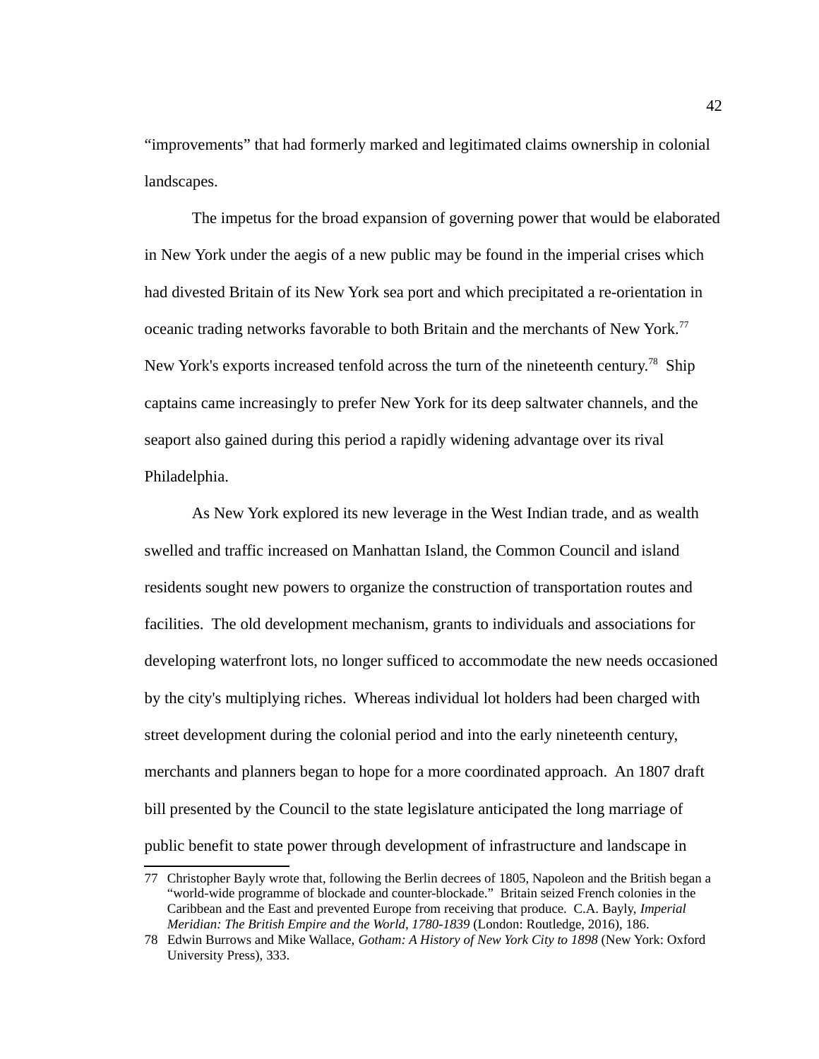"improvements" that had formerly marked and legitimated claims ownership in colonial landscapes.

The impetus for the broad expansion of governing power that would be elaborated in New York under the aegis of a new public may be found in the imperial crises which had divested Britain of its New York sea port and which precipitated a re-orientation in oceanic trading networks favorable to both Britain and the merchants of New York.[77] New York's exports increased tenfold across the turn of the nineteenth century.[78] Ship captains came increasingly to prefer New York for its deep saltwater channels, and the seaport also gained during this period a rapidly widening advantage over its rival Philadelphia.

As New York explored its new leverage in the West Indian trade, and as wealth swelled and traffic increased on Manhattan Island, the Common Council and island residents sought new powers to organize the construction of transportation routes and facilities. The old development mechanism, grants to individuals and associations for developing waterfront lots, no longer sufficed to accommodate the new needs occasioned by the city's multiplying riches. Whereas individual lot holders had been charged with street development during the colonial period and into the early nineteenth century, merchants and planners began to hope for a more coordinated approach. An 1807 draft bill presented by the Council to the state legislature anticipated the long marriage of public benefit to state power through development of infrastructure and landscape in

---

77 Christopher Bayly wrote that, following the Berlin decrees of 1805, Napoleon and the British began a "world-wide programme of blockade and counter-blockade." Britain seized French colonies in the Caribbean and the East and prevented Europe from receiving that produce. C.A. Bayly, *Imperial Meridian: The British Empire and the World, 1780-1839* (London: Routledge, 2016), 186.

78 Edwin Burrows and Mike Wallace, *Gotham: A History of New York City to 1898* (New York: Oxford University Press), 333.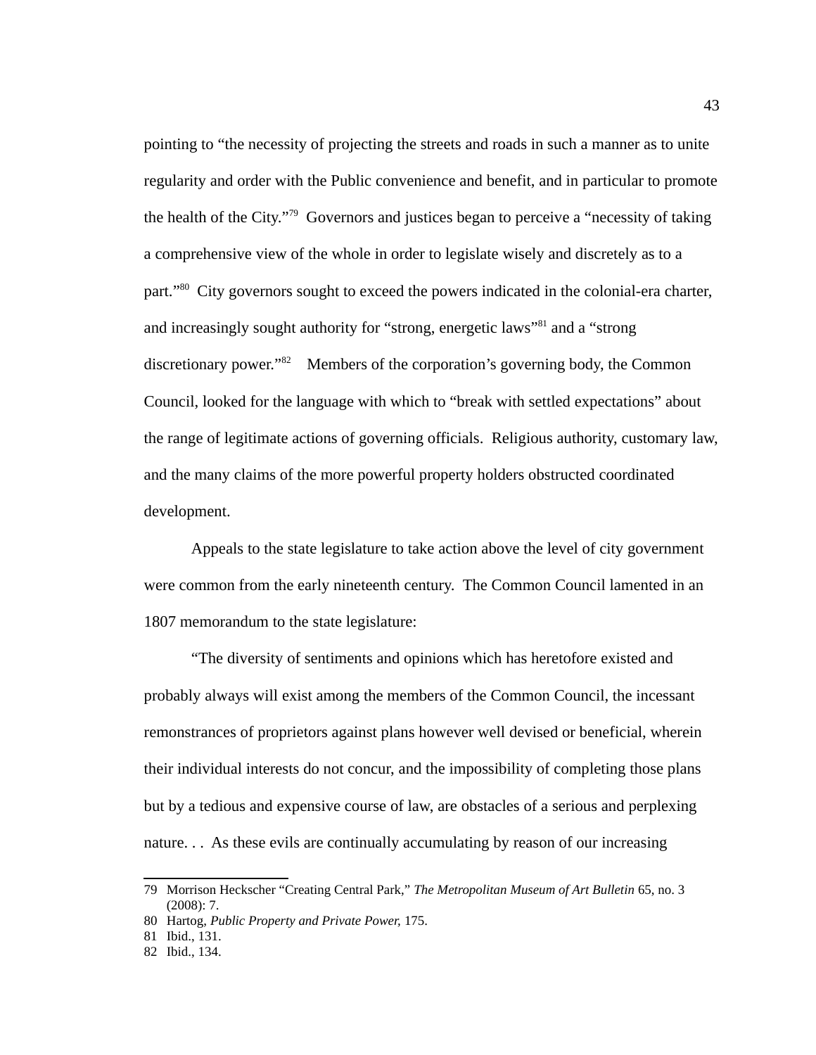pointing to "the necessity of projecting the streets and roads in such a manner as to unite regularity and order with the Public convenience and benefit, and in particular to promote the health of the City."[79] Governors and justices began to perceive a "necessity of taking a comprehensive view of the whole in order to legislate wisely and discretely as to a part."[80] City governors sought to exceed the powers indicated in the colonial-era charter, and increasingly sought authority for "strong, energetic laws"[81] and a "strong discretionary power."[82] Members of the corporation's governing body, the Common Council, looked for the language with which to "break with settled expectations" about the range of legitimate actions of governing officials. Religious authority, customary law, and the many claims of the more powerful property holders obstructed coordinated development.

Appeals to the state legislature to take action above the level of city government were common from the early nineteenth century. The Common Council lamented in an 1807 memorandum to the state legislature:

"The diversity of sentiments and opinions which has heretofore existed and probably always will exist among the members of the Common Council, the incessant remonstrances of proprietors against plans however well devised or beneficial, wherein their individual interests do not concur, and the impossibility of completing those plans but by a tedious and expensive course of law, are obstacles of a serious and perplexing nature. . . As these evils are continually accumulating by reason of our increasing

---

79 Morrison Heckscher "Creating Central Park," *The Metropolitan Museum of Art Bulletin* 65, no. 3 (2008): 7.

80 Hartog, *Public Property and Private Power,* 175.

81 Ibid., 131.

82 Ibid., 134.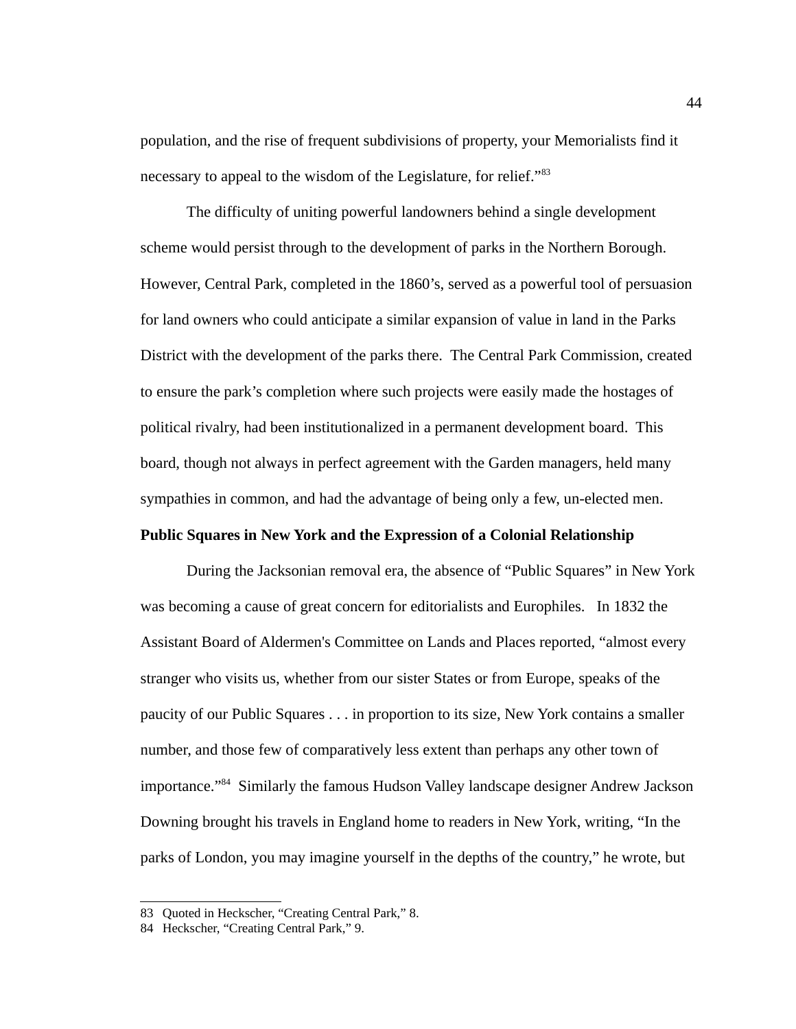population, and the rise of frequent subdivisions of property, your Memorialists find it necessary to appeal to the wisdom of the Legislature, for relief."[83]

The difficulty of uniting powerful landowners behind a single development scheme would persist through to the development of parks in the Northern Borough. However, Central Park, completed in the 1860's, served as a powerful tool of persuasion for land owners who could anticipate a similar expansion of value in land in the Parks District with the development of the parks there. The Central Park Commission, created to ensure the park's completion where such projects were easily made the hostages of political rivalry, had been institutionalized in a permanent development board. This board, though not always in perfect agreement with the Garden managers, held many sympathies in common, and had the advantage of being only a few, un-elected men.

**Public Squares in New York and the Expression of a Colonial Relationship**

During the Jacksonian removal era, the absence of "Public Squares" in New York was becoming a cause of great concern for editorialists and Europhiles. In 1832 the Assistant Board of Aldermen's Committee on Lands and Places reported, "almost every stranger who visits us, whether from our sister States or from Europe, speaks of the paucity of our Public Squares . . . in proportion to its size, New York contains a smaller number, and those few of comparatively less extent than perhaps any other town of importance."[84] Similarly the famous Hudson Valley landscape designer Andrew Jackson Downing brought his travels in England home to readers in New York, writing, "In the parks of London, you may imagine yourself in the depths of the country," he wrote, but

---

83 Quoted in Heckscher, "Creating Central Park," 8.

84 Heckscher, "Creating Central Park," 9.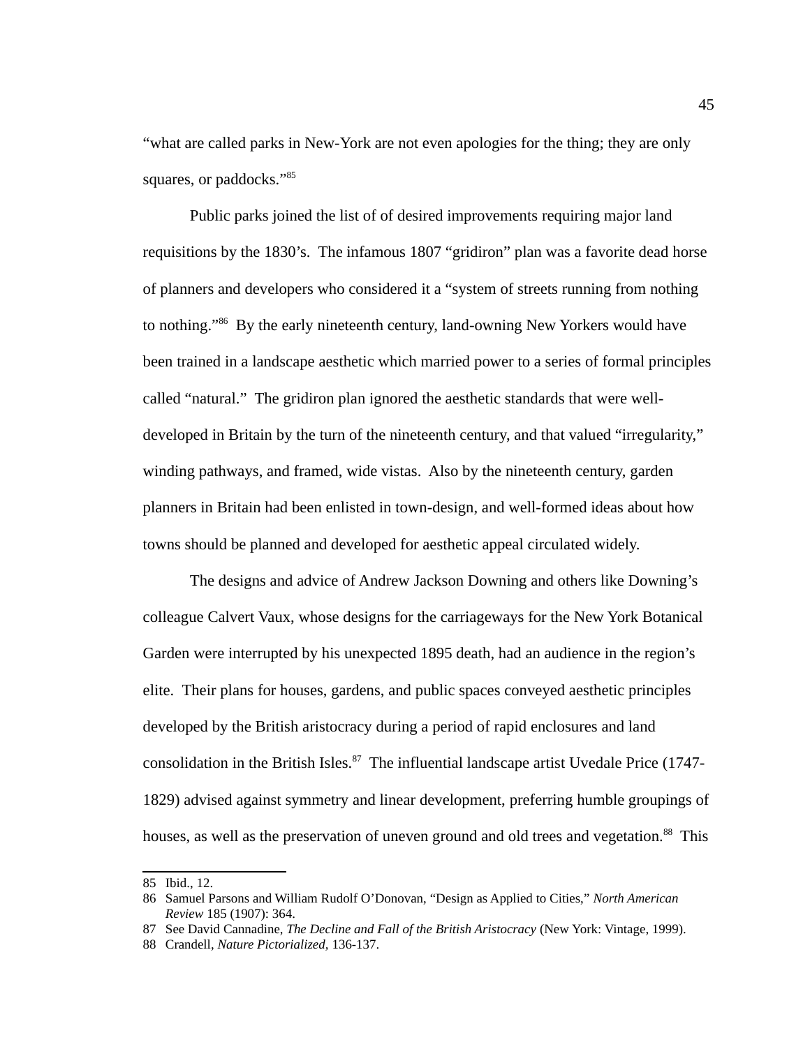"what are called parks in New-York are not even apologies for the thing; they are only squares, or paddocks."[85]

Public parks joined the list of of desired improvements requiring major land requisitions by the 1830's. The infamous 1807 "gridiron" plan was a favorite dead horse of planners and developers who considered it a "system of streets running from nothing to nothing."[86] By the early nineteenth century, land-owning New Yorkers would have been trained in a landscape aesthetic which married power to a series of formal principles called "natural." The gridiron plan ignored the aesthetic standards that were well-developed in Britain by the turn of the nineteenth century, and that valued "irregularity," winding pathways, and framed, wide vistas. Also by the nineteenth century, garden planners in Britain had been enlisted in town-design, and well-formed ideas about how towns should be planned and developed for aesthetic appeal circulated widely.

The designs and advice of Andrew Jackson Downing and others like Downing's colleague Calvert Vaux, whose designs for the carriageways for the New York Botanical Garden were interrupted by his unexpected 1895 death, had an audience in the region's elite. Their plans for houses, gardens, and public spaces conveyed aesthetic principles developed by the British aristocracy during a period of rapid enclosures and land consolidation in the British Isles.[87] The influential landscape artist Uvedale Price (1747-1829) advised against symmetry and linear development, preferring humble groupings of houses, as well as the preservation of uneven ground and old trees and vegetation.[88] This

85 Ibid., 12.

86 Samuel Parsons and William Rudolf O'Donovan, "Design as Applied to Cities," *North American Review* 185 (1907): 364.

87 See David Cannadine, *The Decline and Fall of the British Aristocracy* (New York: Vintage, 1999).

88 Crandell, *Nature Pictorialized,* 136-137.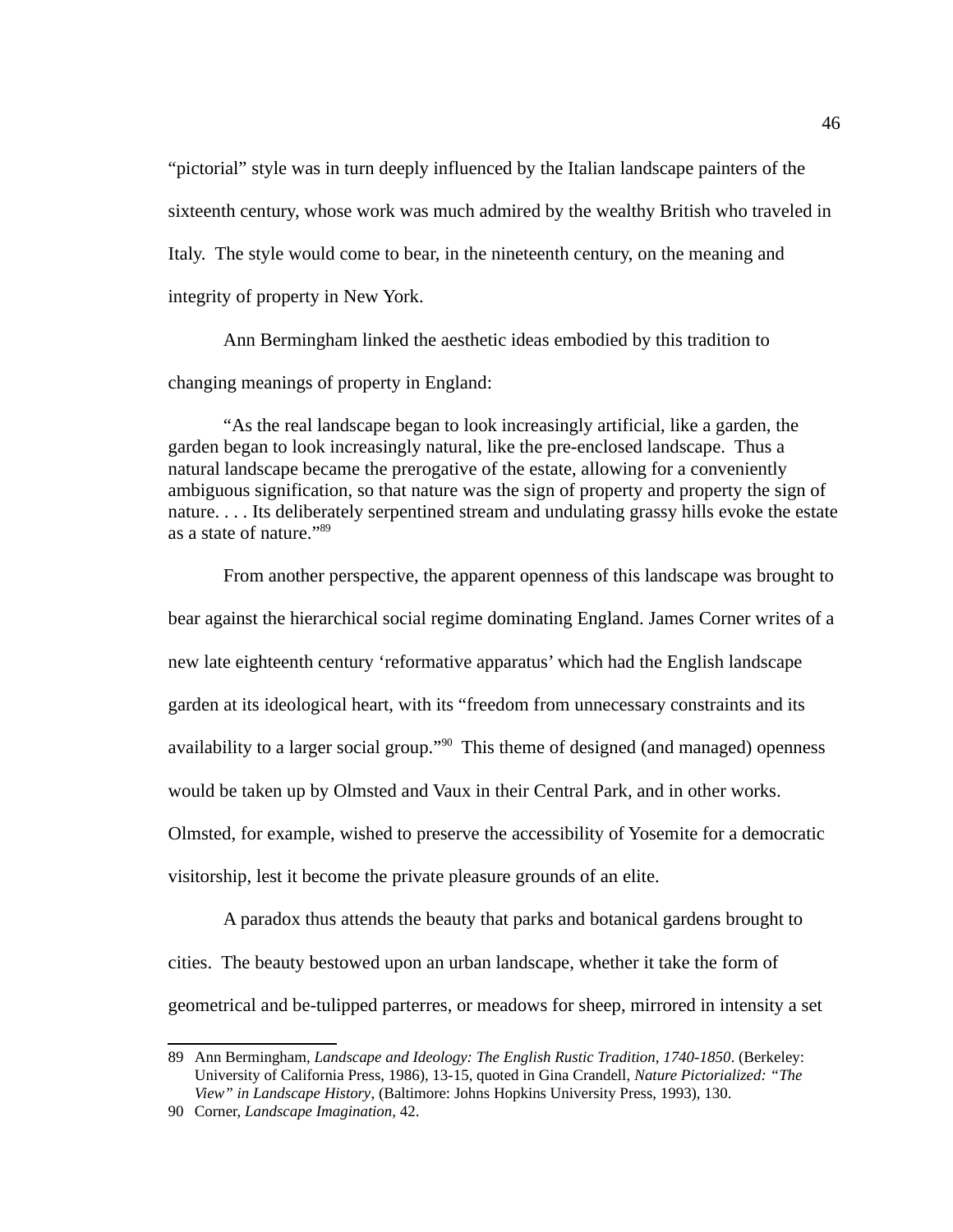"pictorial" style was in turn deeply influenced by the Italian landscape painters of the sixteenth century, whose work was much admired by the wealthy British who traveled in Italy. The style would come to bear, in the nineteenth century, on the meaning and integrity of property in New York.

Ann Bermingham linked the aesthetic ideas embodied by this tradition to changing meanings of property in England:

> "As the real landscape began to look increasingly artificial, like a garden, the garden began to look increasingly natural, like the pre-enclosed landscape. Thus a natural landscape became the prerogative of the estate, allowing for a conveniently ambiguous signification, so that nature was the sign of property and property the sign of nature. . . . Its deliberately serpentined stream and undulating grassy hills evoke the estate as a state of nature."[89]

From another perspective, the apparent openness of this landscape was brought to bear against the hierarchical social regime dominating England. James Corner writes of a new late eighteenth century 'reformative apparatus' which had the English landscape garden at its ideological heart, with its "freedom from unnecessary constraints and its availability to a larger social group."[90] This theme of designed (and managed) openness would be taken up by Olmsted and Vaux in their Central Park, and in other works. Olmsted, for example, wished to preserve the accessibility of Yosemite for a democratic visitorship, lest it become the private pleasure grounds of an elite.

A paradox thus attends the beauty that parks and botanical gardens brought to cities. The beauty bestowed upon an urban landscape, whether it take the form of geometrical and be-tulipped parterres, or meadows for sheep, mirrored in intensity a set

---

89 Ann Bermingham, *Landscape and Ideology: The English Rustic Tradition, 1740-1850*. (Berkeley: University of California Press, 1986), 13-15, quoted in Gina Crandell, *Nature Pictorialized: "The View" in Landscape History*, (Baltimore: Johns Hopkins University Press, 1993), 130.

90 Corner, *Landscape Imagination*, 42.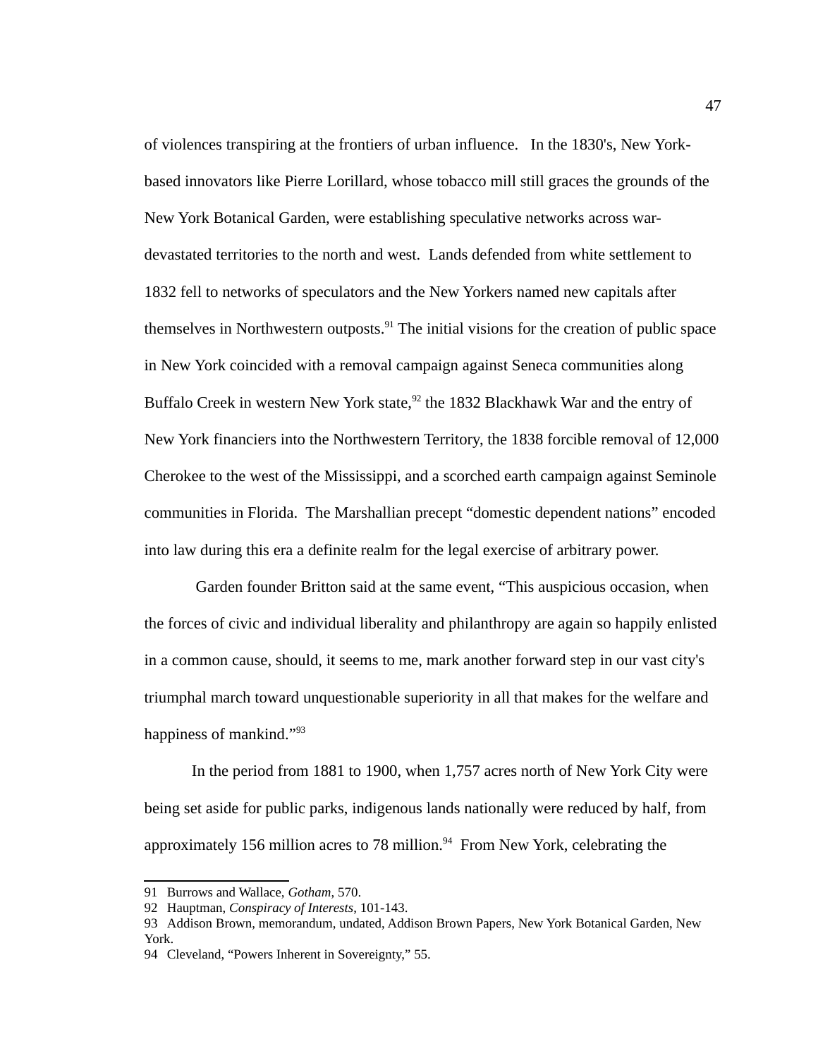of violences transpiring at the frontiers of urban influence. In the 1830's, New York-based innovators like Pierre Lorillard, whose tobacco mill still graces the grounds of the New York Botanical Garden, were establishing speculative networks across war-devastated territories to the north and west. Lands defended from white settlement to 1832 fell to networks of speculators and the New Yorkers named new capitals after themselves in Northwestern outposts.[91] The initial visions for the creation of public space in New York coincided with a removal campaign against Seneca communities along Buffalo Creek in western New York state,[92] the 1832 Blackhawk War and the entry of New York financiers into the Northwestern Territory, the 1838 forcible removal of 12,000 Cherokee to the west of the Mississippi, and a scorched earth campaign against Seminole communities in Florida. The Marshallian precept "domestic dependent nations" encoded into law during this era a definite realm for the legal exercise of arbitrary power.

Garden founder Britton said at the same event, "This auspicious occasion, when the forces of civic and individual liberality and philanthropy are again so happily enlisted in a common cause, should, it seems to me, mark another forward step in our vast city's triumphal march toward unquestionable superiority in all that makes for the welfare and happiness of mankind."[93]

In the period from 1881 to 1900, when 1,757 acres north of New York City were being set aside for public parks, indigenous lands nationally were reduced by half, from approximately 156 million acres to 78 million.[94] From New York, celebrating the

---

91 Burrows and Wallace, *Gotham*, 570.

92 Hauptman, *Conspiracy of Interests*, 101-143.

93 Addison Brown, memorandum, undated, Addison Brown Papers, New York Botanical Garden, New York.

94 Cleveland, "Powers Inherent in Sovereignty," 55.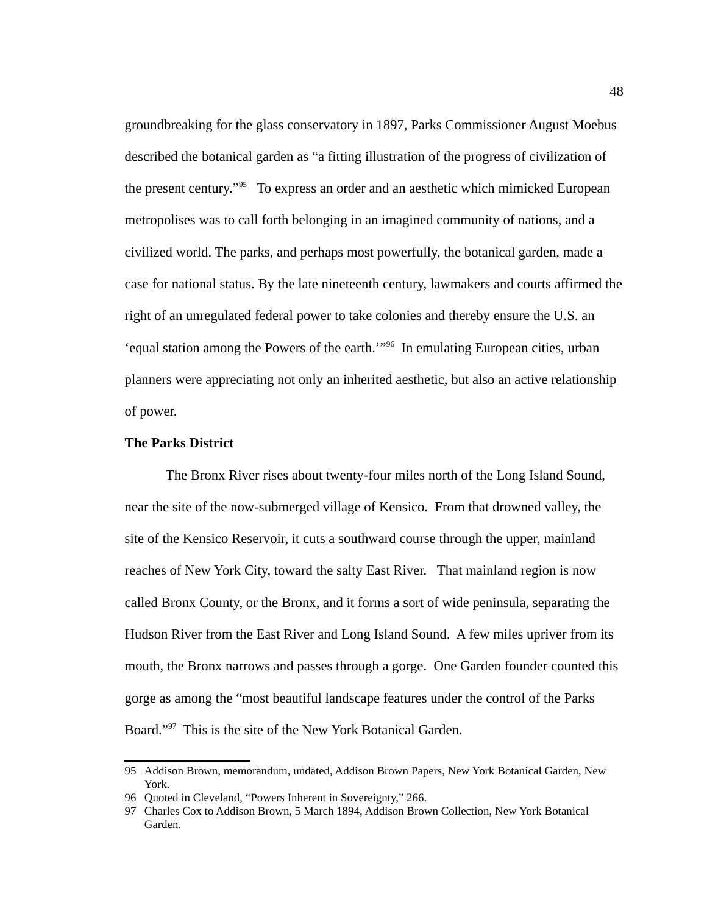groundbreaking for the glass conservatory in 1897, Parks Commissioner August Moebus described the botanical garden as "a fitting illustration of the progress of civilization of the present century."[95] To express an order and an aesthetic which mimicked European metropolises was to call forth belonging in an imagined community of nations, and a civilized world. The parks, and perhaps most powerfully, the botanical garden, made a case for national status. By the late nineteenth century, lawmakers and courts affirmed the right of an unregulated federal power to take colonies and thereby ensure the U.S. an 'equal station among the Powers of the earth.'"[96] In emulating European cities, urban planners were appreciating not only an inherited aesthetic, but also an active relationship of power.

**The Parks District**

The Bronx River rises about twenty-four miles north of the Long Island Sound, near the site of the now-submerged village of Kensico. From that drowned valley, the site of the Kensico Reservoir, it cuts a southward course through the upper, mainland reaches of New York City, toward the salty East River. That mainland region is now called Bronx County, or the Bronx, and it forms a sort of wide peninsula, separating the Hudson River from the East River and Long Island Sound. A few miles upriver from its mouth, the Bronx narrows and passes through a gorge. One Garden founder counted this gorge as among the "most beautiful landscape features under the control of the Parks Board."[97] This is the site of the New York Botanical Garden.

---

95 Addison Brown, memorandum, undated, Addison Brown Papers, New York Botanical Garden, New York.

96 Quoted in Cleveland, "Powers Inherent in Sovereignty," 266.

97 Charles Cox to Addison Brown, 5 March 1894, Addison Brown Collection, New York Botanical Garden.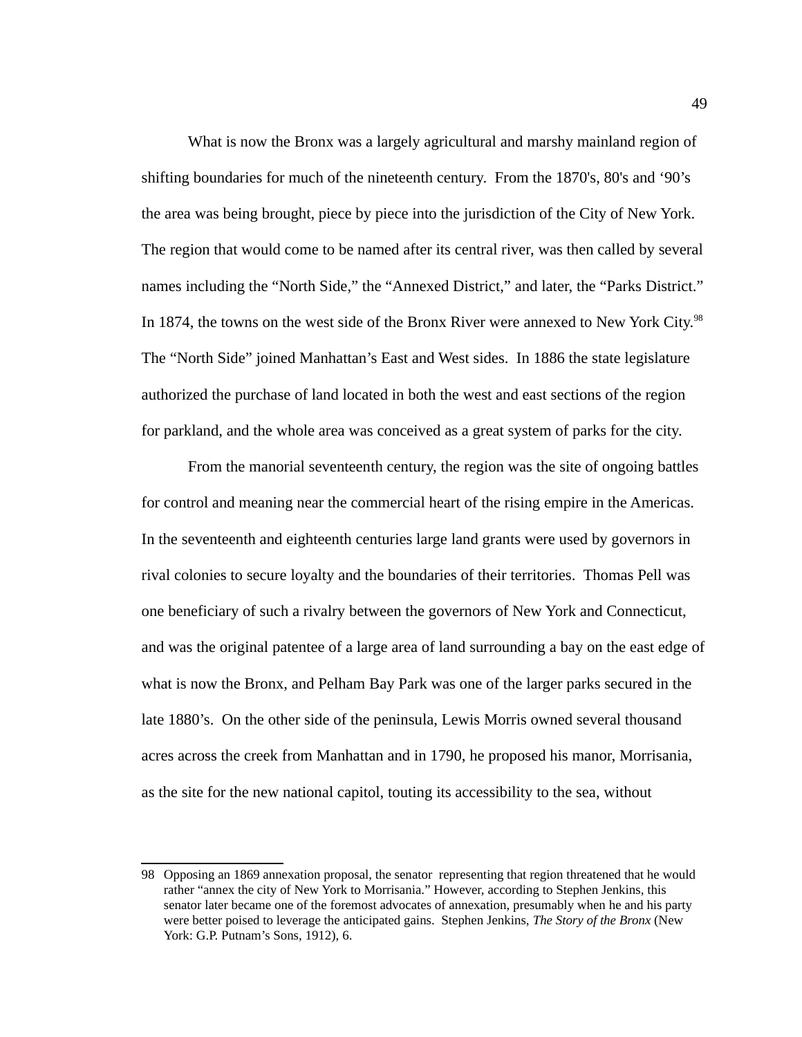What is now the Bronx was a largely agricultural and marshy mainland region of shifting boundaries for much of the nineteenth century. From the 1870's, 80's and '90's the area was being brought, piece by piece into the jurisdiction of the City of New York. The region that would come to be named after its central river, was then called by several names including the "North Side," the "Annexed District," and later, the "Parks District." In 1874, the towns on the west side of the Bronx River were annexed to New York City.[98] The "North Side" joined Manhattan's East and West sides. In 1886 the state legislature authorized the purchase of land located in both the west and east sections of the region for parkland, and the whole area was conceived as a great system of parks for the city.

From the manorial seventeenth century, the region was the site of ongoing battles for control and meaning near the commercial heart of the rising empire in the Americas. In the seventeenth and eighteenth centuries large land grants were used by governors in rival colonies to secure loyalty and the boundaries of their territories. Thomas Pell was one beneficiary of such a rivalry between the governors of New York and Connecticut, and was the original patentee of a large area of land surrounding a bay on the east edge of what is now the Bronx, and Pelham Bay Park was one of the larger parks secured in the late 1880's. On the other side of the peninsula, Lewis Morris owned several thousand acres across the creek from Manhattan and in 1790, he proposed his manor, Morrisania, as the site for the new national capitol, touting its accessibility to the sea, without

---

98 Opposing an 1869 annexation proposal, the senator representing that region threatened that he would rather "annex the city of New York to Morrisania." However, according to Stephen Jenkins, this senator later became one of the foremost advocates of annexation, presumably when he and his party were better poised to leverage the anticipated gains. Stephen Jenkins, *The Story of the Bronx* (New York: G.P. Putnam's Sons, 1912), 6.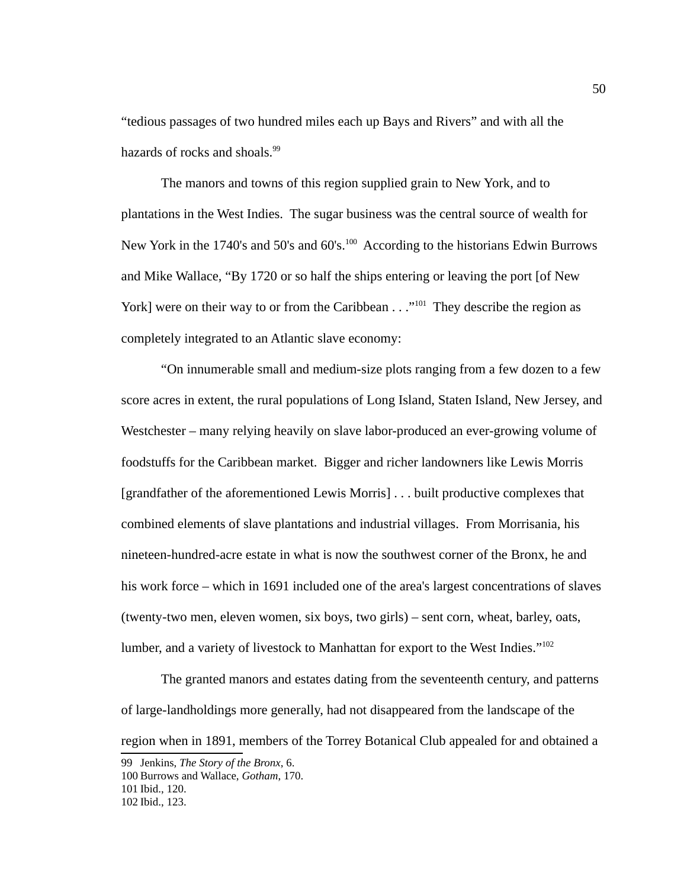"tedious passages of two hundred miles each up Bays and Rivers" and with all the hazards of rocks and shoals.[99]

The manors and towns of this region supplied grain to New York, and to plantations in the West Indies. The sugar business was the central source of wealth for New York in the 1740's and 50's and 60's.[100] According to the historians Edwin Burrows and Mike Wallace, "By 1720 or so half the ships entering or leaving the port [of New York] were on their way to or from the Caribbean . . ."[101] They describe the region as completely integrated to an Atlantic slave economy:

"On innumerable small and medium-size plots ranging from a few dozen to a few score acres in extent, the rural populations of Long Island, Staten Island, New Jersey, and Westchester – many relying heavily on slave labor-produced an ever-growing volume of foodstuffs for the Caribbean market. Bigger and richer landowners like Lewis Morris [grandfather of the aforementioned Lewis Morris] . . . built productive complexes that combined elements of slave plantations and industrial villages. From Morrisania, his nineteen-hundred-acre estate in what is now the southwest corner of the Bronx, he and his work force – which in 1691 included one of the area's largest concentrations of slaves (twenty-two men, eleven women, six boys, two girls) – sent corn, wheat, barley, oats, lumber, and a variety of livestock to Manhattan for export to the West Indies."[102]

The granted manors and estates dating from the seventeenth century, and patterns of large-landholdings more generally, had not disappeared from the landscape of the region when in 1891, members of the Torrey Botanical Club appealed for and obtained a

99 Jenkins, *The Story of the Bronx*, 6.
100 Burrows and Wallace, *Gotham*, 170.
101 Ibid., 120.
102 Ibid., 123.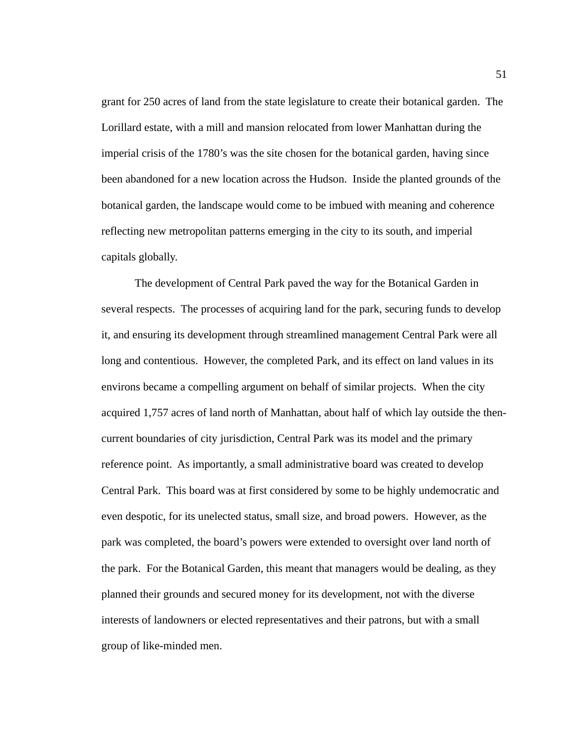grant for 250 acres of land from the state legislature to create their botanical garden. The Lorillard estate, with a mill and mansion relocated from lower Manhattan during the imperial crisis of the 1780's was the site chosen for the botanical garden, having since been abandoned for a new location across the Hudson. Inside the planted grounds of the botanical garden, the landscape would come to be imbued with meaning and coherence reflecting new metropolitan patterns emerging in the city to its south, and imperial capitals globally.

The development of Central Park paved the way for the Botanical Garden in several respects. The processes of acquiring land for the park, securing funds to develop it, and ensuring its development through streamlined management Central Park were all long and contentious. However, the completed Park, and its effect on land values in its environs became a compelling argument on behalf of similar projects. When the city acquired 1,757 acres of land north of Manhattan, about half of which lay outside the then-current boundaries of city jurisdiction, Central Park was its model and the primary reference point. As importantly, a small administrative board was created to develop Central Park. This board was at first considered by some to be highly undemocratic and even despotic, for its unelected status, small size, and broad powers. However, as the park was completed, the board's powers were extended to oversight over land north of the park. For the Botanical Garden, this meant that managers would be dealing, as they planned their grounds and secured money for its development, not with the diverse interests of landowners or elected representatives and their patrons, but with a small group of like-minded men.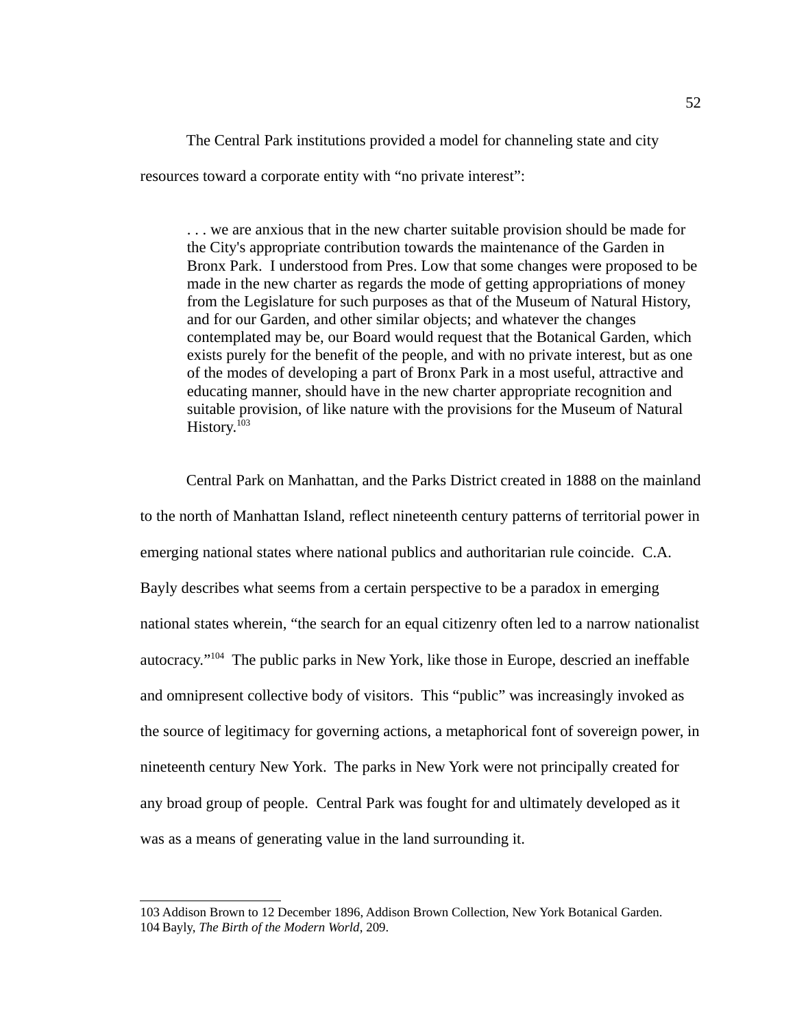The Central Park institutions provided a model for channeling state and city resources toward a corporate entity with "no private interest":

> . . . we are anxious that in the new charter suitable provision should be made for the City's appropriate contribution towards the maintenance of the Garden in Bronx Park. I understood from Pres. Low that some changes were proposed to be made in the new charter as regards the mode of getting appropriations of money from the Legislature for such purposes as that of the Museum of Natural History, and for our Garden, and other similar objects; and whatever the changes contemplated may be, our Board would request that the Botanical Garden, which exists purely for the benefit of the people, and with no private interest, but as one of the modes of developing a part of Bronx Park in a most useful, attractive and educating manner, should have in the new charter appropriate recognition and suitable provision, of like nature with the provisions for the Museum of Natural History.[103]

Central Park on Manhattan, and the Parks District created in 1888 on the mainland to the north of Manhattan Island, reflect nineteenth century patterns of territorial power in emerging national states where national publics and authoritarian rule coincide. C.A. Bayly describes what seems from a certain perspective to be a paradox in emerging national states wherein, "the search for an equal citizenry often led to a narrow nationalist autocracy."[104] The public parks in New York, like those in Europe, descried an ineffable and omnipresent collective body of visitors. This "public" was increasingly invoked as the source of legitimacy for governing actions, a metaphorical font of sovereign power, in nineteenth century New York. The parks in New York were not principally created for any broad group of people. Central Park was fought for and ultimately developed as it was as a means of generating value in the land surrounding it.

---

103 Addison Brown to 12 December 1896, Addison Brown Collection, New York Botanical Garden.

104 Bayly, *The Birth of the Modern World*, 209.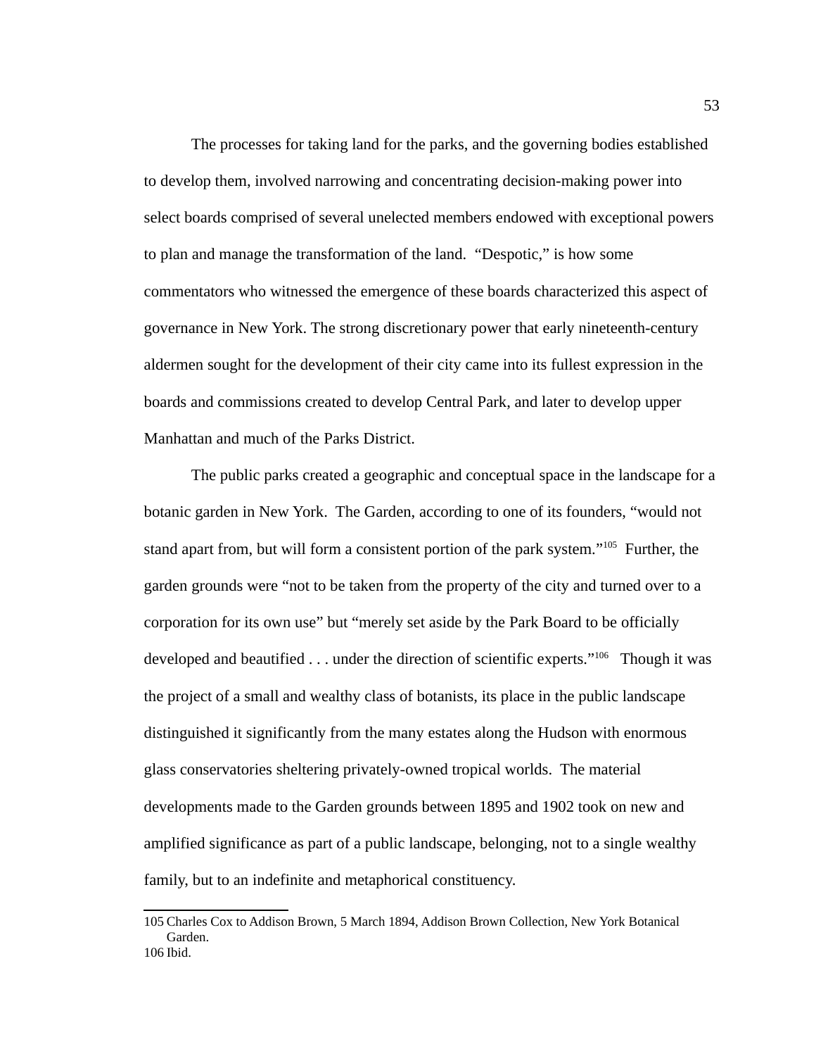The processes for taking land for the parks, and the governing bodies established to develop them, involved narrowing and concentrating decision-making power into select boards comprised of several unelected members endowed with exceptional powers to plan and manage the transformation of the land. "Despotic," is how some commentators who witnessed the emergence of these boards characterized this aspect of governance in New York. The strong discretionary power that early nineteenth-century aldermen sought for the development of their city came into its fullest expression in the boards and commissions created to develop Central Park, and later to develop upper Manhattan and much of the Parks District.

The public parks created a geographic and conceptual space in the landscape for a botanic garden in New York. The Garden, according to one of its founders, "would not stand apart from, but will form a consistent portion of the park system."[105] Further, the garden grounds were "not to be taken from the property of the city and turned over to a corporation for its own use" but "merely set aside by the Park Board to be officially developed and beautified . . . under the direction of scientific experts."[106] Though it was the project of a small and wealthy class of botanists, its place in the public landscape distinguished it significantly from the many estates along the Hudson with enormous glass conservatories sheltering privately-owned tropical worlds. The material developments made to the Garden grounds between 1895 and 1902 took on new and amplified significance as part of a public landscape, belonging, not to a single wealthy family, but to an indefinite and metaphorical constituency.

---

105 Charles Cox to Addison Brown, 5 March 1894, Addison Brown Collection, New York Botanical Garden.

106 Ibid.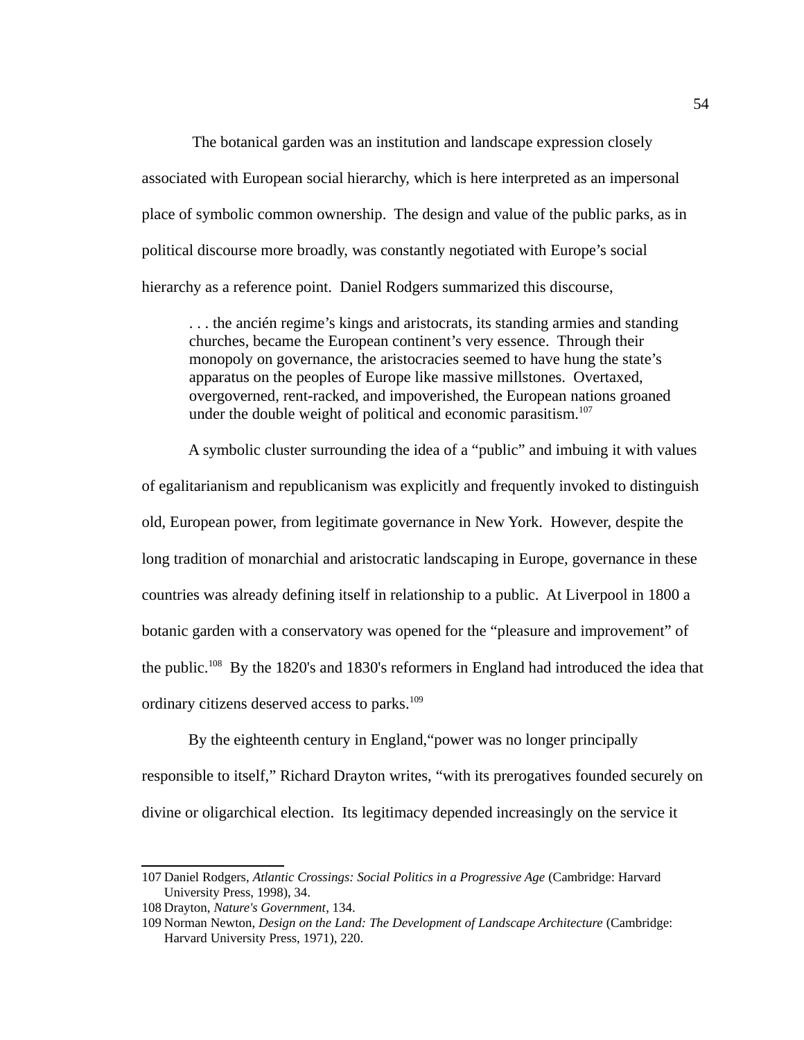The botanical garden was an institution and landscape expression closely associated with European social hierarchy, which is here interpreted as an impersonal place of symbolic common ownership. The design and value of the public parks, as in political discourse more broadly, was constantly negotiated with Europe's social hierarchy as a reference point. Daniel Rodgers summarized this discourse,

> . . . the ancién regime's kings and aristocrats, its standing armies and standing churches, became the European continent's very essence. Through their monopoly on governance, the aristocracies seemed to have hung the state's apparatus on the peoples of Europe like massive millstones. Overtaxed, overgoverned, rent-racked, and impoverished, the European nations groaned under the double weight of political and economic parasitism.[107]

A symbolic cluster surrounding the idea of a "public" and imbuing it with values of egalitarianism and republicanism was explicitly and frequently invoked to distinguish old, European power, from legitimate governance in New York. However, despite the long tradition of monarchial and aristocratic landscaping in Europe, governance in these countries was already defining itself in relationship to a public. At Liverpool in 1800 a botanic garden with a conservatory was opened for the "pleasure and improvement" of the public.[108] By the 1820's and 1830's reformers in England had introduced the idea that ordinary citizens deserved access to parks.[109]

By the eighteenth century in England,"power was no longer principally responsible to itself," Richard Drayton writes, "with its prerogatives founded securely on divine or oligarchical election. Its legitimacy depended increasingly on the service it

---

107 Daniel Rodgers, *Atlantic Crossings: Social Politics in a Progressive Age* (Cambridge: Harvard University Press, 1998), 34.

108 Drayton, *Nature's Government*, 134.

109 Norman Newton, *Design on the Land: The Development of Landscape Architecture* (Cambridge: Harvard University Press, 1971), 220.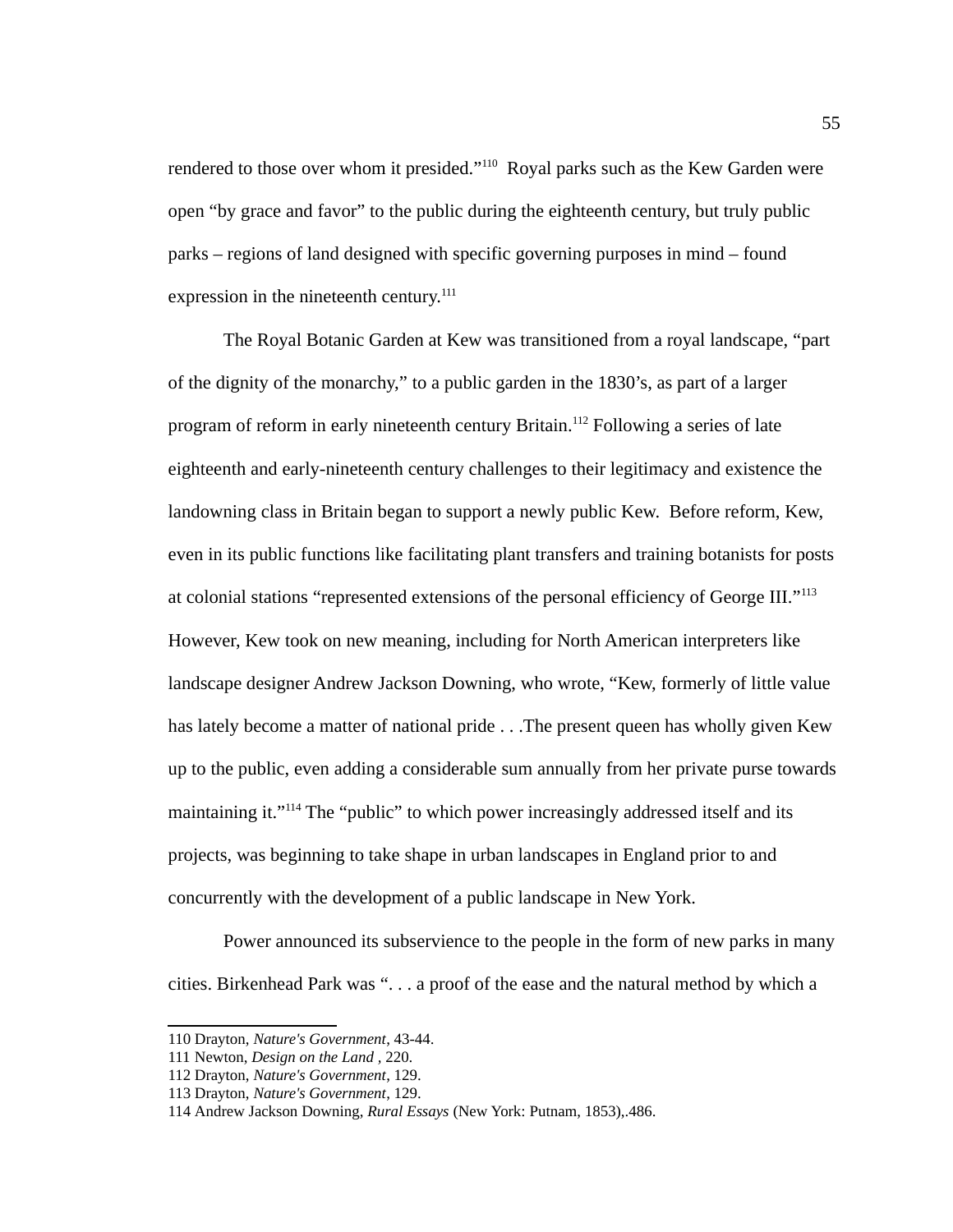rendered to those over whom it presided."[110] Royal parks such as the Kew Garden were open "by grace and favor" to the public during the eighteenth century, but truly public parks – regions of land designed with specific governing purposes in mind – found expression in the nineteenth century.[111]

The Royal Botanic Garden at Kew was transitioned from a royal landscape, "part of the dignity of the monarchy," to a public garden in the 1830's, as part of a larger program of reform in early nineteenth century Britain.[112] Following a series of late eighteenth and early-nineteenth century challenges to their legitimacy and existence the landowning class in Britain began to support a newly public Kew. Before reform, Kew, even in its public functions like facilitating plant transfers and training botanists for posts at colonial stations "represented extensions of the personal efficiency of George III."[113] However, Kew took on new meaning, including for North American interpreters like landscape designer Andrew Jackson Downing, who wrote, "Kew, formerly of little value has lately become a matter of national pride . . .The present queen has wholly given Kew up to the public, even adding a considerable sum annually from her private purse towards maintaining it."[114] The "public" to which power increasingly addressed itself and its projects, was beginning to take shape in urban landscapes in England prior to and concurrently with the development of a public landscape in New York.

Power announced its subservience to the people in the form of new parks in many cities. Birkenhead Park was ". . . a proof of the ease and the natural method by which a

110 Drayton, *Nature's Government*, 43-44.
111 Newton, *Design on the Land* , 220.
112 Drayton, *Nature's Government*, 129.
113 Drayton, *Nature's Government*, 129.
114 Andrew Jackson Downing, *Rural Essays* (New York: Putnam, 1853),.486.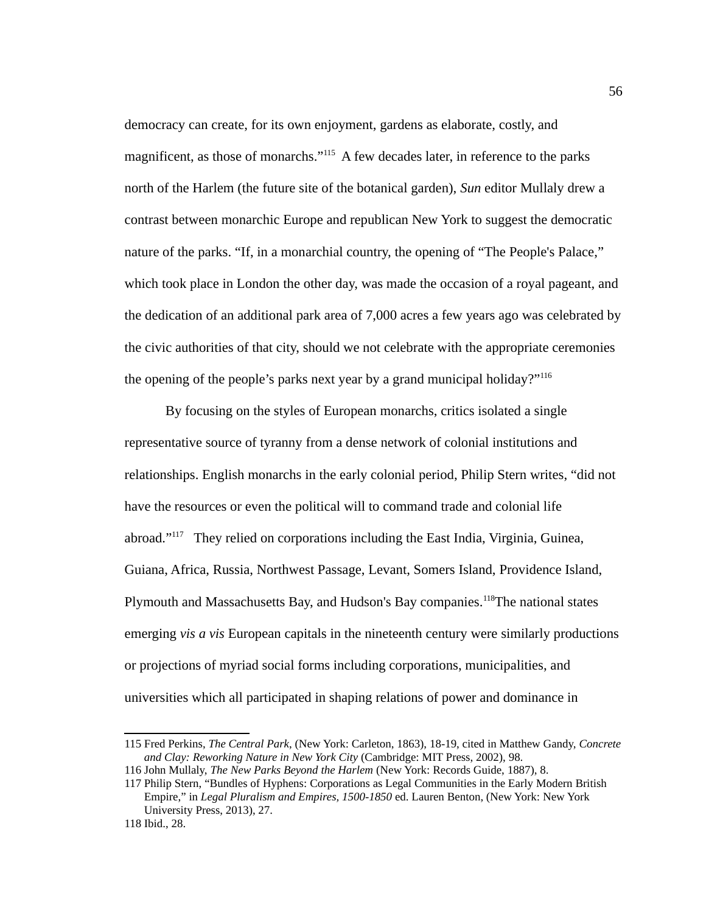democracy can create, for its own enjoyment, gardens as elaborate, costly, and magnificent, as those of monarchs."[115] A few decades later, in reference to the parks north of the Harlem (the future site of the botanical garden), *Sun* editor Mullaly drew a contrast between monarchic Europe and republican New York to suggest the democratic nature of the parks. "If, in a monarchial country, the opening of "The People's Palace," which took place in London the other day, was made the occasion of a royal pageant, and the dedication of an additional park area of 7,000 acres a few years ago was celebrated by the civic authorities of that city, should we not celebrate with the appropriate ceremonies the opening of the people's parks next year by a grand municipal holiday?"[116]

By focusing on the styles of European monarchs, critics isolated a single representative source of tyranny from a dense network of colonial institutions and relationships. English monarchs in the early colonial period, Philip Stern writes, "did not have the resources or even the political will to command trade and colonial life abroad."[117] They relied on corporations including the East India, Virginia, Guinea, Guiana, Africa, Russia, Northwest Passage, Levant, Somers Island, Providence Island, Plymouth and Massachusetts Bay, and Hudson's Bay companies.[118]The national states emerging *vis a vis* European capitals in the nineteenth century were similarly productions or projections of myriad social forms including corporations, municipalities, and universities which all participated in shaping relations of power and dominance in

---

115 Fred Perkins, *The Central Park*, (New York: Carleton, 1863), 18-19, cited in Matthew Gandy, *Concrete and Clay: Reworking Nature in New York City* (Cambridge: MIT Press, 2002), 98.

116 John Mullaly, *The New Parks Beyond the Harlem* (New York: Records Guide, 1887), 8.

117 Philip Stern, "Bundles of Hyphens: Corporations as Legal Communities in the Early Modern British Empire," in *Legal Pluralism and Empires, 1500-1850* ed. Lauren Benton, (New York: New York University Press, 2013), 27.

118 Ibid., 28.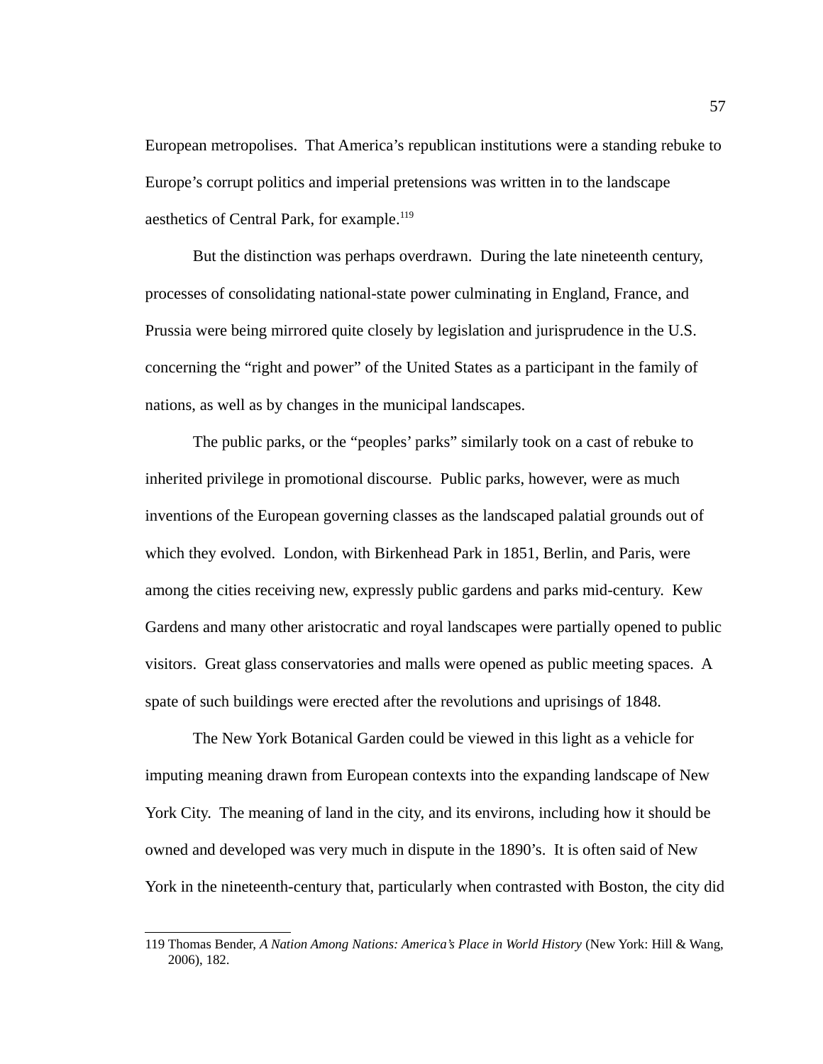European metropolises. That America's republican institutions were a standing rebuke to Europe's corrupt politics and imperial pretensions was written in to the landscape aesthetics of Central Park, for example.[119]

But the distinction was perhaps overdrawn. During the late nineteenth century, processes of consolidating national-state power culminating in England, France, and Prussia were being mirrored quite closely by legislation and jurisprudence in the U.S. concerning the "right and power" of the United States as a participant in the family of nations, as well as by changes in the municipal landscapes.

The public parks, or the "peoples' parks" similarly took on a cast of rebuke to inherited privilege in promotional discourse. Public parks, however, were as much inventions of the European governing classes as the landscaped palatial grounds out of which they evolved. London, with Birkenhead Park in 1851, Berlin, and Paris, were among the cities receiving new, expressly public gardens and parks mid-century. Kew Gardens and many other aristocratic and royal landscapes were partially opened to public visitors. Great glass conservatories and malls were opened as public meeting spaces. A spate of such buildings were erected after the revolutions and uprisings of 1848.

The New York Botanical Garden could be viewed in this light as a vehicle for imputing meaning drawn from European contexts into the expanding landscape of New York City. The meaning of land in the city, and its environs, including how it should be owned and developed was very much in dispute in the 1890's. It is often said of New York in the nineteenth-century that, particularly when contrasted with Boston, the city did

---

119 Thomas Bender, *A Nation Among Nations: America's Place in World History* (New York: Hill & Wang, 2006), 182.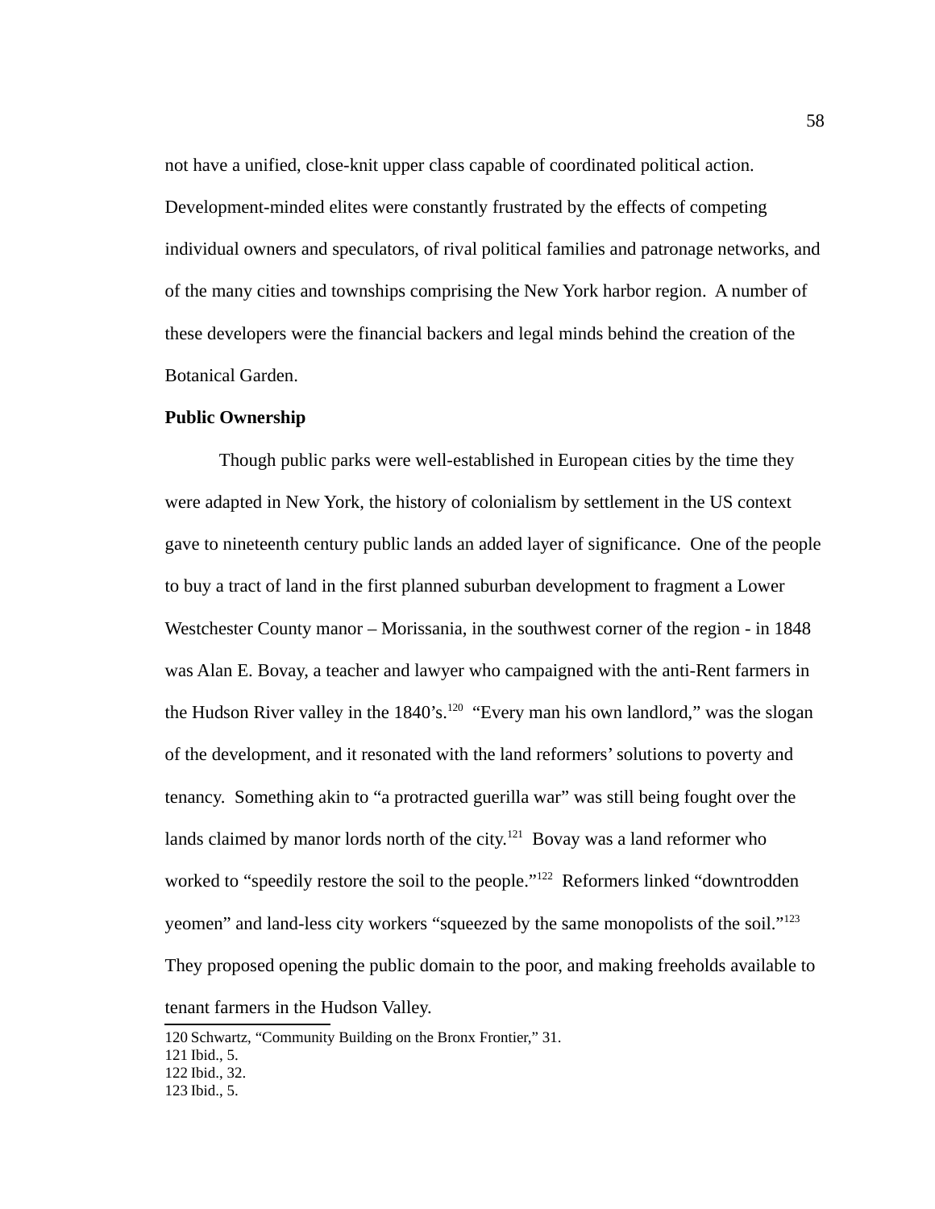not have a unified, close-knit upper class capable of coordinated political action. Development-minded elites were constantly frustrated by the effects of competing individual owners and speculators, of rival political families and patronage networks, and of the many cities and townships comprising the New York harbor region. A number of these developers were the financial backers and legal minds behind the creation of the Botanical Garden.

**Public Ownership**

Though public parks were well-established in European cities by the time they were adapted in New York, the history of colonialism by settlement in the US context gave to nineteenth century public lands an added layer of significance. One of the people to buy a tract of land in the first planned suburban development to fragment a Lower Westchester County manor – Morissania, in the southwest corner of the region - in 1848 was Alan E. Bovay, a teacher and lawyer who campaigned with the anti-Rent farmers in the Hudson River valley in the 1840's.[120] "Every man his own landlord," was the slogan of the development, and it resonated with the land reformers' solutions to poverty and tenancy. Something akin to "a protracted guerilla war" was still being fought over the lands claimed by manor lords north of the city.[121] Bovay was a land reformer who worked to "speedily restore the soil to the people."[122] Reformers linked "downtrodden yeomen" and land-less city workers "squeezed by the same monopolists of the soil."[123] They proposed opening the public domain to the poor, and making freeholds available to tenant farmers in the Hudson Valley.

120 Schwartz, "Community Building on the Bronx Frontier," 31.
121 Ibid., 5.
122 Ibid., 32.
123 Ibid., 5.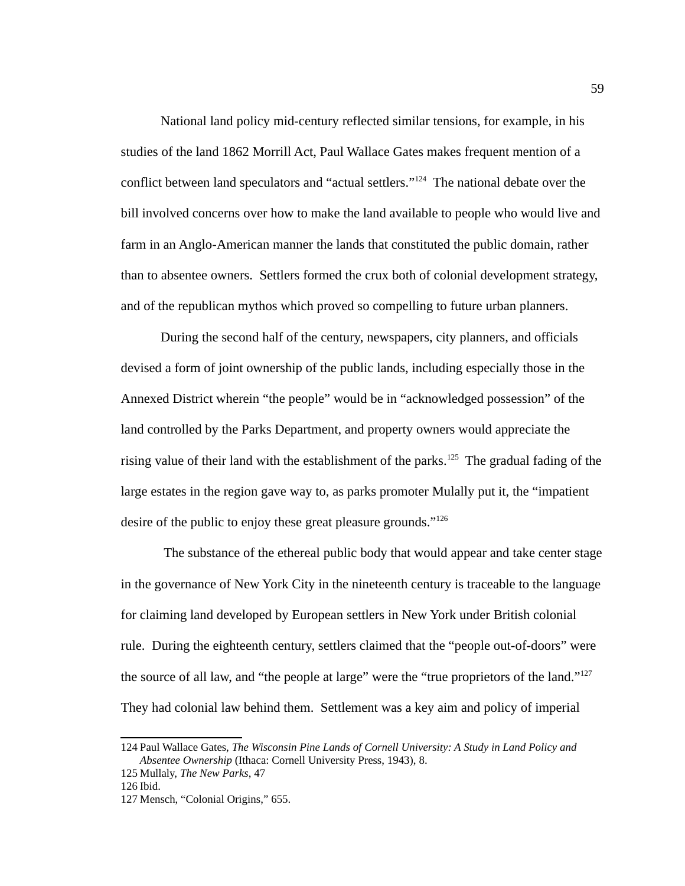National land policy mid-century reflected similar tensions, for example, in his studies of the land 1862 Morrill Act, Paul Wallace Gates makes frequent mention of a conflict between land speculators and "actual settlers."[124] The national debate over the bill involved concerns over how to make the land available to people who would live and farm in an Anglo-American manner the lands that constituted the public domain, rather than to absentee owners. Settlers formed the crux both of colonial development strategy, and of the republican mythos which proved so compelling to future urban planners.

During the second half of the century, newspapers, city planners, and officials devised a form of joint ownership of the public lands, including especially those in the Annexed District wherein "the people" would be in "acknowledged possession" of the land controlled by the Parks Department, and property owners would appreciate the rising value of their land with the establishment of the parks.[125] The gradual fading of the large estates in the region gave way to, as parks promoter Mulally put it, the "impatient desire of the public to enjoy these great pleasure grounds."[126]

The substance of the ethereal public body that would appear and take center stage in the governance of New York City in the nineteenth century is traceable to the language for claiming land developed by European settlers in New York under British colonial rule. During the eighteenth century, settlers claimed that the "people out-of-doors" were the source of all law, and "the people at large" were the "true proprietors of the land."[127] They had colonial law behind them. Settlement was a key aim and policy of imperial

---

124 Paul Wallace Gates, *The Wisconsin Pine Lands of Cornell University: A Study in Land Policy and Absentee Ownership* (Ithaca: Cornell University Press, 1943), 8.

125 Mullaly, *The New Parks*, 47

126 Ibid.

127 Mensch, "Colonial Origins," 655.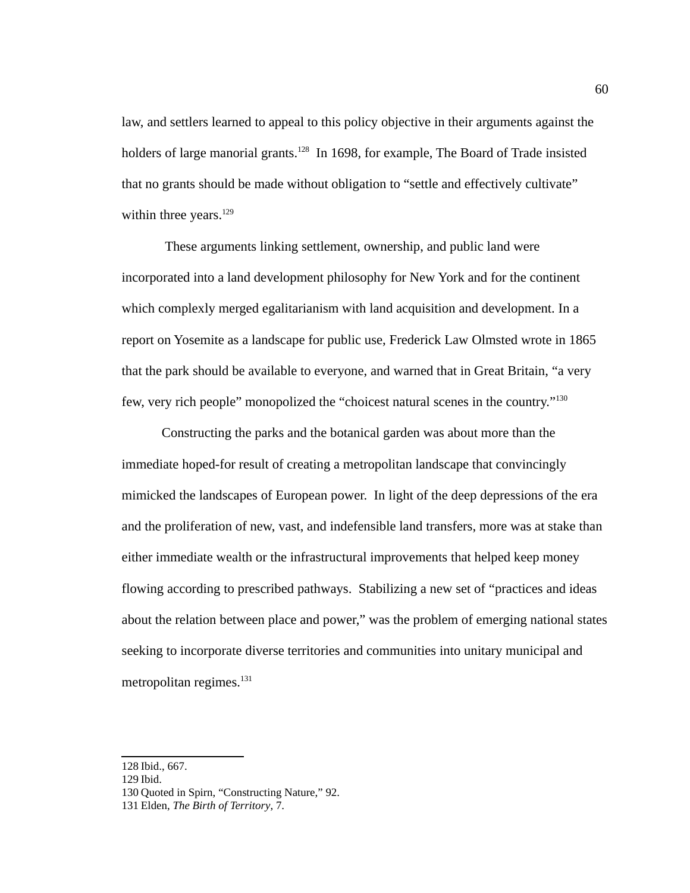law, and settlers learned to appeal to this policy objective in their arguments against the holders of large manorial grants.[128] In 1698, for example, The Board of Trade insisted that no grants should be made without obligation to "settle and effectively cultivate" within three years.[129]

These arguments linking settlement, ownership, and public land were incorporated into a land development philosophy for New York and for the continent which complexly merged egalitarianism with land acquisition and development. In a report on Yosemite as a landscape for public use, Frederick Law Olmsted wrote in 1865 that the park should be available to everyone, and warned that in Great Britain, "a very few, very rich people" monopolized the "choicest natural scenes in the country."[130]

Constructing the parks and the botanical garden was about more than the immediate hoped-for result of creating a metropolitan landscape that convincingly mimicked the landscapes of European power. In light of the deep depressions of the era and the proliferation of new, vast, and indefensible land transfers, more was at stake than either immediate wealth or the infrastructural improvements that helped keep money flowing according to prescribed pathways. Stabilizing a new set of "practices and ideas about the relation between place and power," was the problem of emerging national states seeking to incorporate diverse territories and communities into unitary municipal and metropolitan regimes.[131]

---

128 Ibid., 667.
129 Ibid.
130 Quoted in Spirn, "Constructing Nature," 92.
131 Elden, *The Birth of Territory*, 7.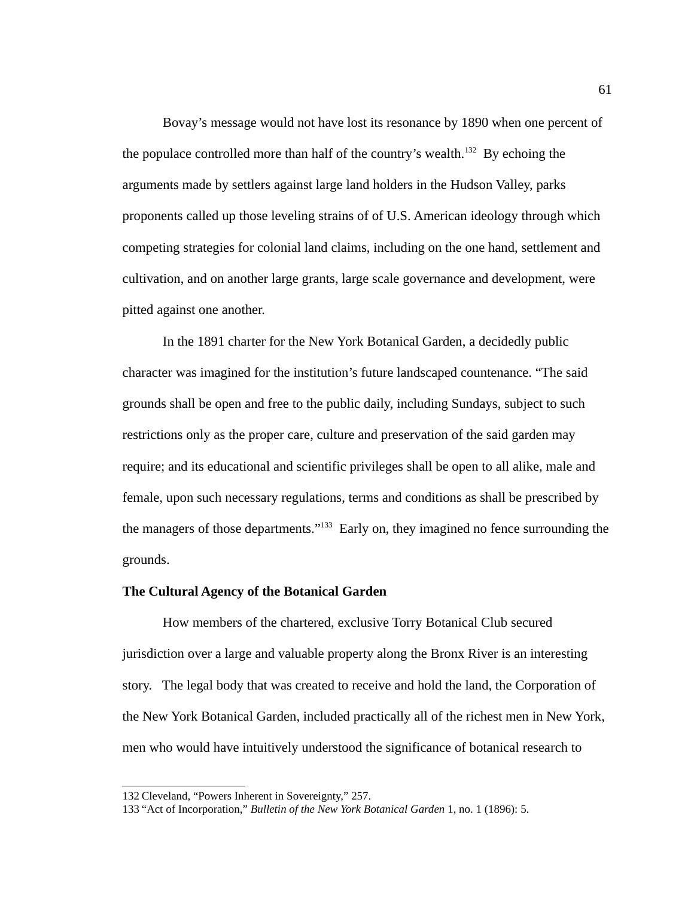Bovay's message would not have lost its resonance by 1890 when one percent of the populace controlled more than half of the country's wealth.[132] By echoing the arguments made by settlers against large land holders in the Hudson Valley, parks proponents called up those leveling strains of of U.S. American ideology through which competing strategies for colonial land claims, including on the one hand, settlement and cultivation, and on another large grants, large scale governance and development, were pitted against one another.

In the 1891 charter for the New York Botanical Garden, a decidedly public character was imagined for the institution's future landscaped countenance. "The said grounds shall be open and free to the public daily, including Sundays, subject to such restrictions only as the proper care, culture and preservation of the said garden may require; and its educational and scientific privileges shall be open to all alike, male and female, upon such necessary regulations, terms and conditions as shall be prescribed by the managers of those departments."[133] Early on, they imagined no fence surrounding the grounds.

**The Cultural Agency of the Botanical Garden**

How members of the chartered, exclusive Torry Botanical Club secured jurisdiction over a large and valuable property along the Bronx River is an interesting story. The legal body that was created to receive and hold the land, the Corporation of the New York Botanical Garden, included practically all of the richest men in New York, men who would have intuitively understood the significance of botanical research to

---

132 Cleveland, "Powers Inherent in Sovereignty," 257.

133 "Act of Incorporation," *Bulletin of the New York Botanical Garden* 1, no. 1 (1896): 5.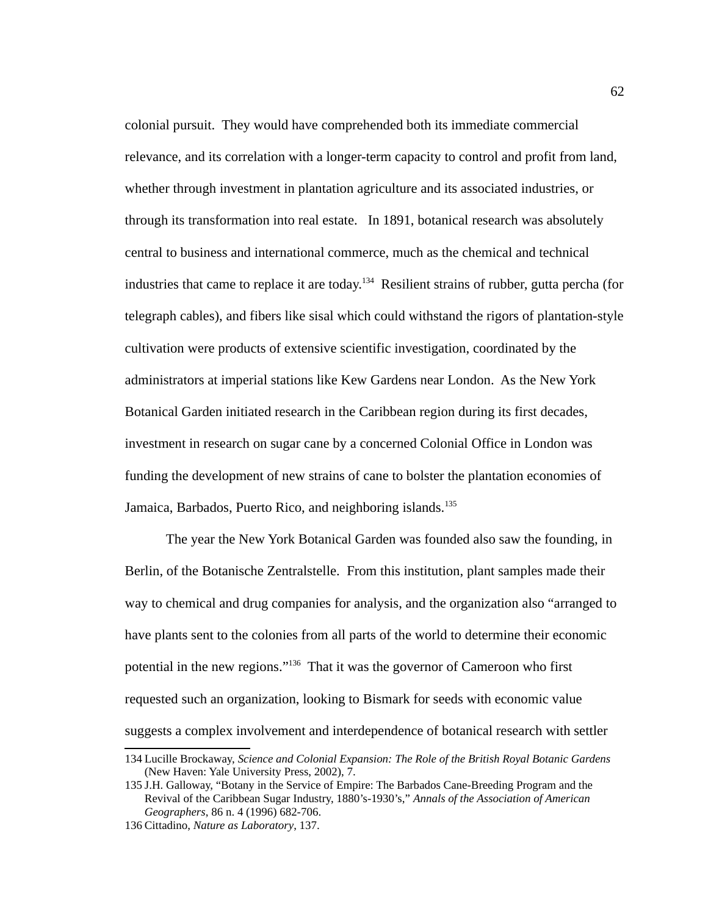colonial pursuit. They would have comprehended both its immediate commercial relevance, and its correlation with a longer-term capacity to control and profit from land, whether through investment in plantation agriculture and its associated industries, or through its transformation into real estate. In 1891, botanical research was absolutely central to business and international commerce, much as the chemical and technical industries that came to replace it are today.[134] Resilient strains of rubber, gutta percha (for telegraph cables), and fibers like sisal which could withstand the rigors of plantation-style cultivation were products of extensive scientific investigation, coordinated by the administrators at imperial stations like Kew Gardens near London. As the New York Botanical Garden initiated research in the Caribbean region during its first decades, investment in research on sugar cane by a concerned Colonial Office in London was funding the development of new strains of cane to bolster the plantation economies of Jamaica, Barbados, Puerto Rico, and neighboring islands.[135]

The year the New York Botanical Garden was founded also saw the founding, in Berlin, of the Botanische Zentralstelle. From this institution, plant samples made their way to chemical and drug companies for analysis, and the organization also "arranged to have plants sent to the colonies from all parts of the world to determine their economic potential in the new regions."[136] That it was the governor of Cameroon who first requested such an organization, looking to Bismark for seeds with economic value suggests a complex involvement and interdependence of botanical research with settler

---

134 Lucille Brockaway, *Science and Colonial Expansion: The Role of the British Royal Botanic Gardens* (New Haven: Yale University Press, 2002), 7.

135 J.H. Galloway, "Botany in the Service of Empire: The Barbados Cane-Breeding Program and the Revival of the Caribbean Sugar Industry, 1880's-1930's," *Annals of the Association of American Geographers*, 86 n. 4 (1996) 682-706.

136 Cittadino, *Nature as Laboratory*, 137.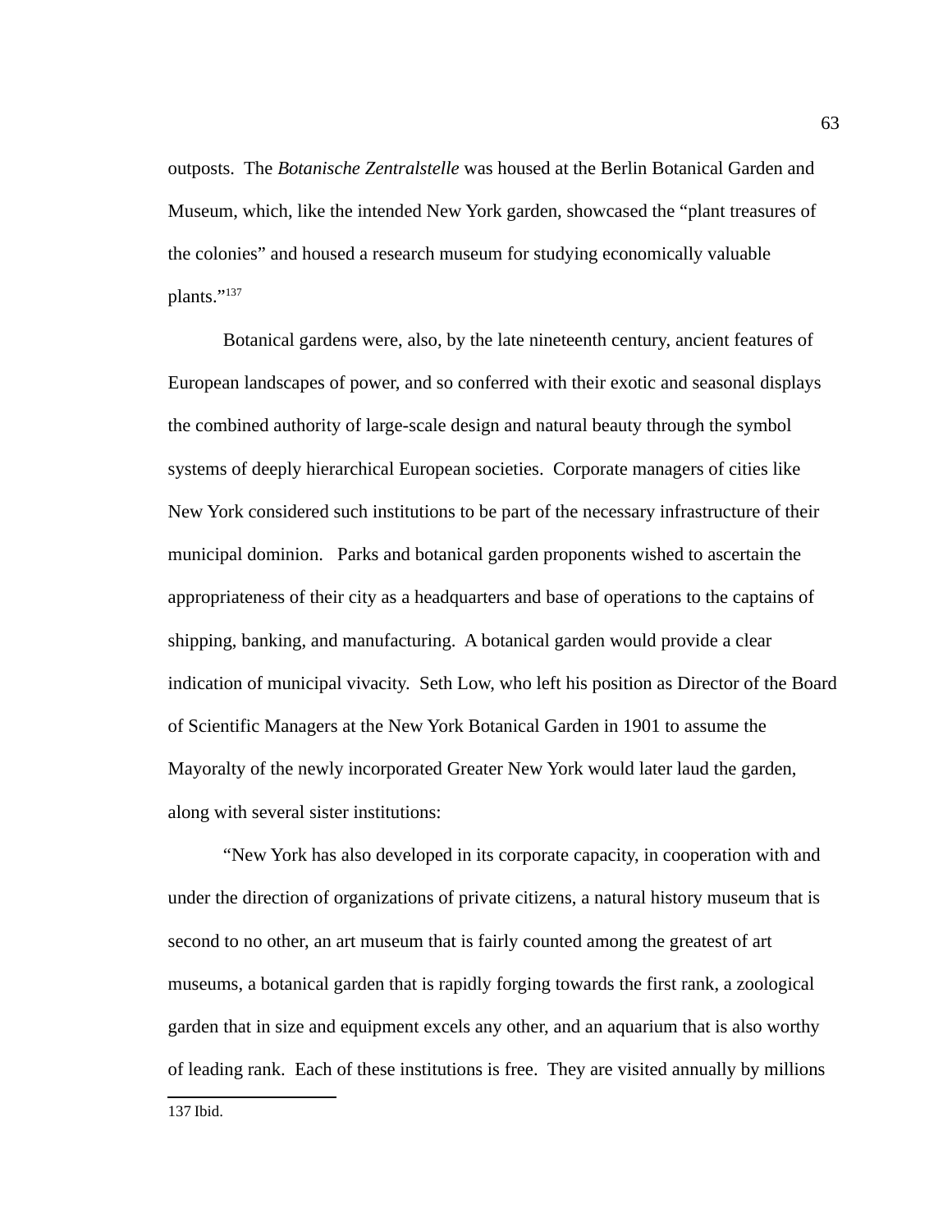outposts. The *Botanische Zentralstelle* was housed at the Berlin Botanical Garden and Museum, which, like the intended New York garden, showcased the "plant treasures of the colonies" and housed a research museum for studying economically valuable plants."[137]

Botanical gardens were, also, by the late nineteenth century, ancient features of European landscapes of power, and so conferred with their exotic and seasonal displays the combined authority of large-scale design and natural beauty through the symbol systems of deeply hierarchical European societies. Corporate managers of cities like New York considered such institutions to be part of the necessary infrastructure of their municipal dominion. Parks and botanical garden proponents wished to ascertain the appropriateness of their city as a headquarters and base of operations to the captains of shipping, banking, and manufacturing. A botanical garden would provide a clear indication of municipal vivacity. Seth Low, who left his position as Director of the Board of Scientific Managers at the New York Botanical Garden in 1901 to assume the Mayoralty of the newly incorporated Greater New York would later laud the garden, along with several sister institutions:

"New York has also developed in its corporate capacity, in cooperation with and under the direction of organizations of private citizens, a natural history museum that is second to no other, an art museum that is fairly counted among the greatest of art museums, a botanical garden that is rapidly forging towards the first rank, a zoological garden that in size and equipment excels any other, and an aquarium that is also worthy of leading rank. Each of these institutions is free. They are visited annually by millions

137 Ibid.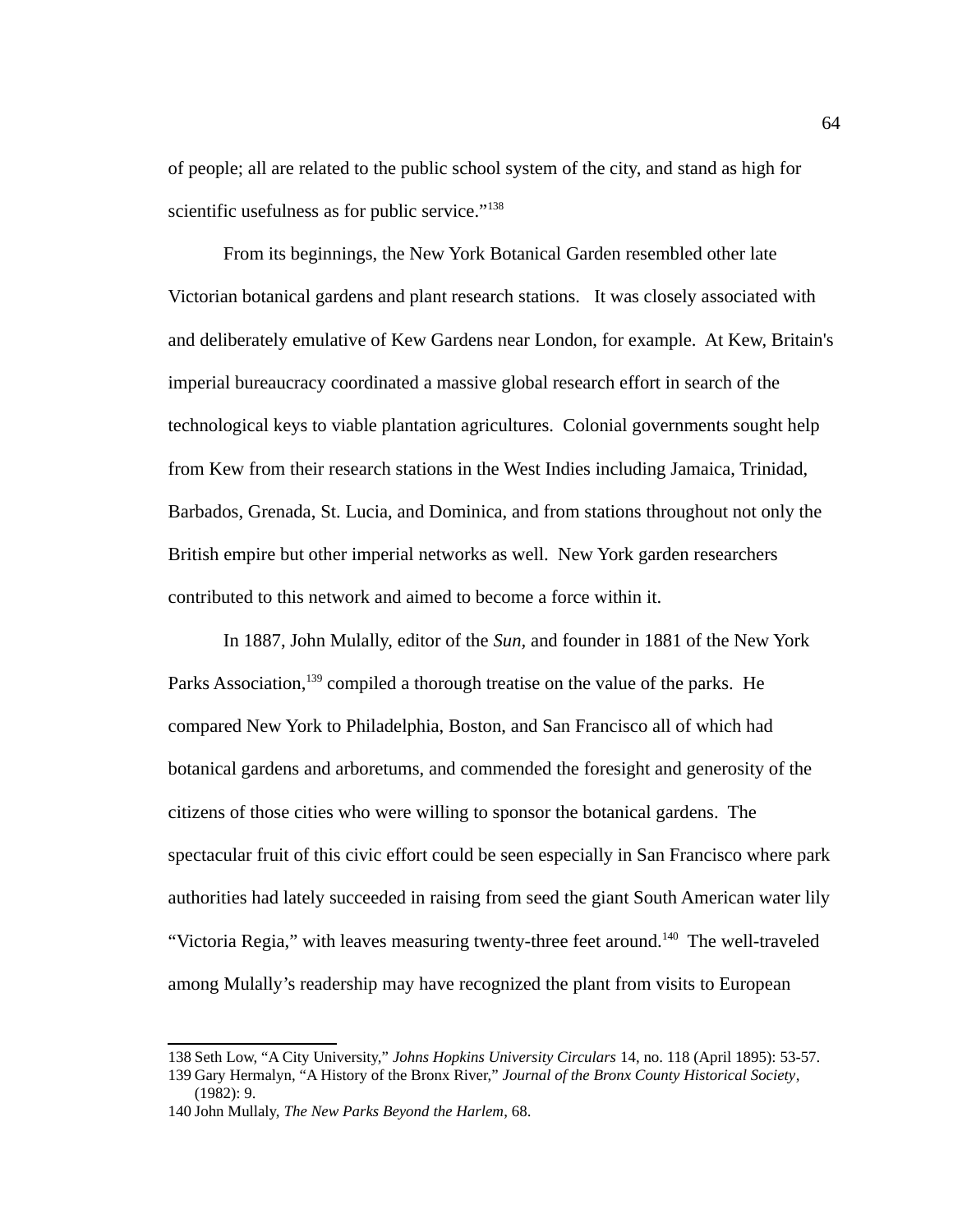of people; all are related to the public school system of the city, and stand as high for scientific usefulness as for public service."[138]

From its beginnings, the New York Botanical Garden resembled other late Victorian botanical gardens and plant research stations. It was closely associated with and deliberately emulative of Kew Gardens near London, for example. At Kew, Britain's imperial bureaucracy coordinated a massive global research effort in search of the technological keys to viable plantation agricultures. Colonial governments sought help from Kew from their research stations in the West Indies including Jamaica, Trinidad, Barbados, Grenada, St. Lucia, and Dominica, and from stations throughout not only the British empire but other imperial networks as well. New York garden researchers contributed to this network and aimed to become a force within it.

In 1887, John Mulally, editor of the *Sun,* and founder in 1881 of the New York Parks Association,[139] compiled a thorough treatise on the value of the parks. He compared New York to Philadelphia, Boston, and San Francisco all of which had botanical gardens and arboretums, and commended the foresight and generosity of the citizens of those cities who were willing to sponsor the botanical gardens. The spectacular fruit of this civic effort could be seen especially in San Francisco where park authorities had lately succeeded in raising from seed the giant South American water lily "Victoria Regia," with leaves measuring twenty-three feet around.[140] The well-traveled among Mulally's readership may have recognized the plant from visits to European

---

138 Seth Low, "A City University," *Johns Hopkins University Circulars* 14, no. 118 (April 1895): 53-57.

139 Gary Hermalyn, "A History of the Bronx River," *Journal of the Bronx County Historical Society*, (1982): 9.

140 John Mullaly, *The New Parks Beyond the Harlem*, 68.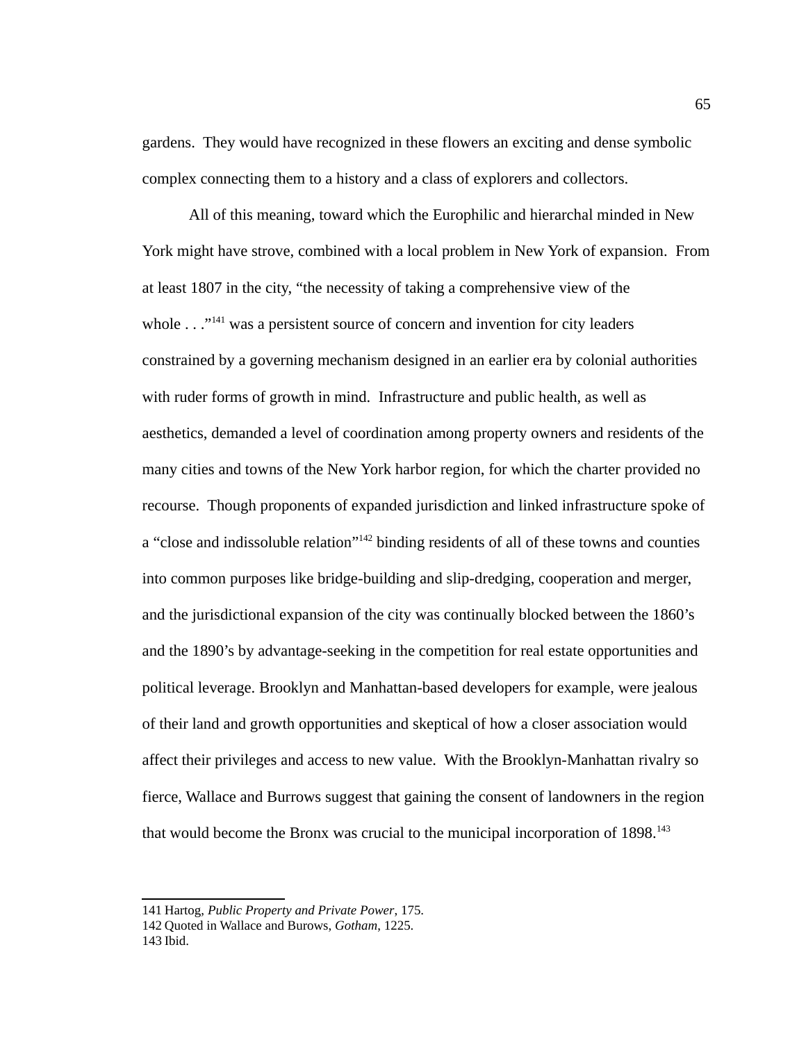gardens. They would have recognized in these flowers an exciting and dense symbolic complex connecting them to a history and a class of explorers and collectors.

All of this meaning, toward which the Europhilic and hierarchal minded in New York might have strove, combined with a local problem in New York of expansion. From at least 1807 in the city, "the necessity of taking a comprehensive view of the whole . . ."[141] was a persistent source of concern and invention for city leaders constrained by a governing mechanism designed in an earlier era by colonial authorities with ruder forms of growth in mind. Infrastructure and public health, as well as aesthetics, demanded a level of coordination among property owners and residents of the many cities and towns of the New York harbor region, for which the charter provided no recourse. Though proponents of expanded jurisdiction and linked infrastructure spoke of a "close and indissoluble relation"[142] binding residents of all of these towns and counties into common purposes like bridge-building and slip-dredging, cooperation and merger, and the jurisdictional expansion of the city was continually blocked between the 1860's and the 1890's by advantage-seeking in the competition for real estate opportunities and political leverage. Brooklyn and Manhattan-based developers for example, were jealous of their land and growth opportunities and skeptical of how a closer association would affect their privileges and access to new value. With the Brooklyn-Manhattan rivalry so fierce, Wallace and Burrows suggest that gaining the consent of landowners in the region that would become the Bronx was crucial to the municipal incorporation of 1898.[143]

---

141 Hartog, *Public Property and Private Power*, 175.
142 Quoted in Wallace and Burows, *Gotham*, 1225.
143 Ibid.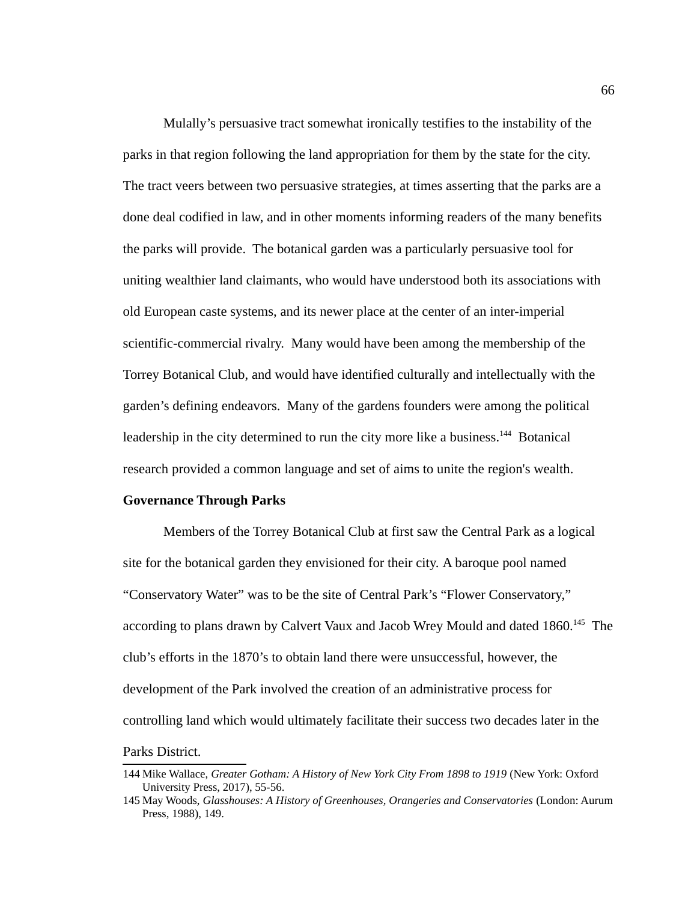Mulally's persuasive tract somewhat ironically testifies to the instability of the parks in that region following the land appropriation for them by the state for the city. The tract veers between two persuasive strategies, at times asserting that the parks are a done deal codified in law, and in other moments informing readers of the many benefits the parks will provide. The botanical garden was a particularly persuasive tool for uniting wealthier land claimants, who would have understood both its associations with old European caste systems, and its newer place at the center of an inter-imperial scientific-commercial rivalry. Many would have been among the membership of the Torrey Botanical Club, and would have identified culturally and intellectually with the garden's defining endeavors. Many of the gardens founders were among the political leadership in the city determined to run the city more like a business.[144] Botanical research provided a common language and set of aims to unite the region's wealth.

**Governance Through Parks**

Members of the Torrey Botanical Club at first saw the Central Park as a logical site for the botanical garden they envisioned for their city. A baroque pool named "Conservatory Water" was to be the site of Central Park's "Flower Conservatory," according to plans drawn by Calvert Vaux and Jacob Wrey Mould and dated 1860.[145] The club's efforts in the 1870's to obtain land there were unsuccessful, however, the development of the Park involved the creation of an administrative process for controlling land which would ultimately facilitate their success two decades later in the Parks District.

144 Mike Wallace, *Greater Gotham: A History of New York City From 1898 to 1919* (New York: Oxford University Press, 2017), 55-56.

145 May Woods, *Glasshouses: A History of Greenhouses, Orangeries and Conservatories* (London: Aurum Press, 1988), 149.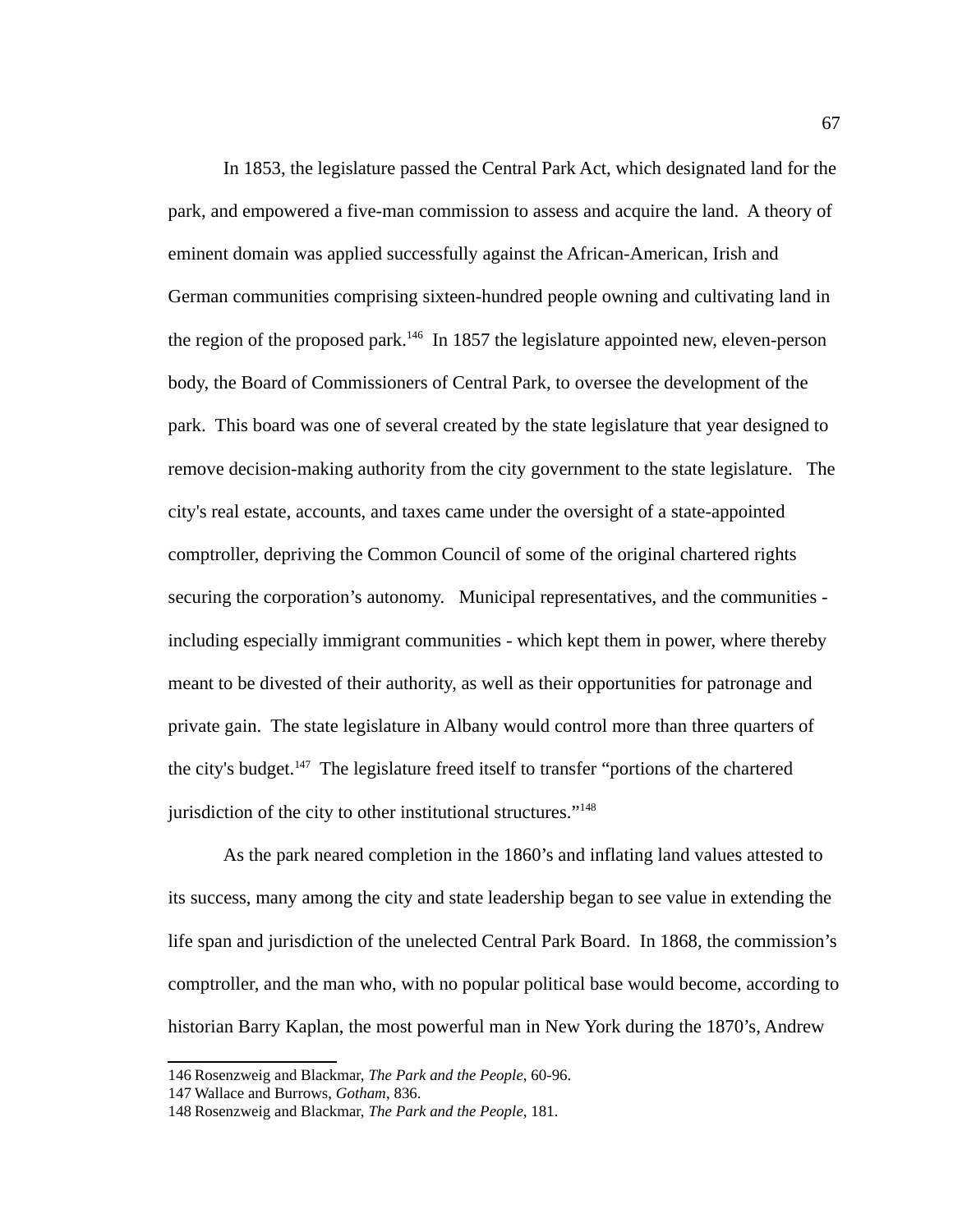In 1853, the legislature passed the Central Park Act, which designated land for the park, and empowered a five-man commission to assess and acquire the land. A theory of eminent domain was applied successfully against the African-American, Irish and German communities comprising sixteen-hundred people owning and cultivating land in the region of the proposed park.[146] In 1857 the legislature appointed new, eleven-person body, the Board of Commissioners of Central Park, to oversee the development of the park. This board was one of several created by the state legislature that year designed to remove decision-making authority from the city government to the state legislature. The city's real estate, accounts, and taxes came under the oversight of a state-appointed comptroller, depriving the Common Council of some of the original chartered rights securing the corporation's autonomy. Municipal representatives, and the communities - including especially immigrant communities - which kept them in power, where thereby meant to be divested of their authority, as well as their opportunities for patronage and private gain. The state legislature in Albany would control more than three quarters of the city's budget.[147] The legislature freed itself to transfer "portions of the chartered jurisdiction of the city to other institutional structures."[148]

As the park neared completion in the 1860's and inflating land values attested to its success, many among the city and state leadership began to see value in extending the life span and jurisdiction of the unelected Central Park Board. In 1868, the commission's comptroller, and the man who, with no popular political base would become, according to historian Barry Kaplan, the most powerful man in New York during the 1870's, Andrew

---

146 Rosenzweig and Blackmar, *The Park and the People,* 60-96.

147 Wallace and Burrows, *Gotham*, 836.

148 Rosenzweig and Blackmar, *The Park and the People,* 181.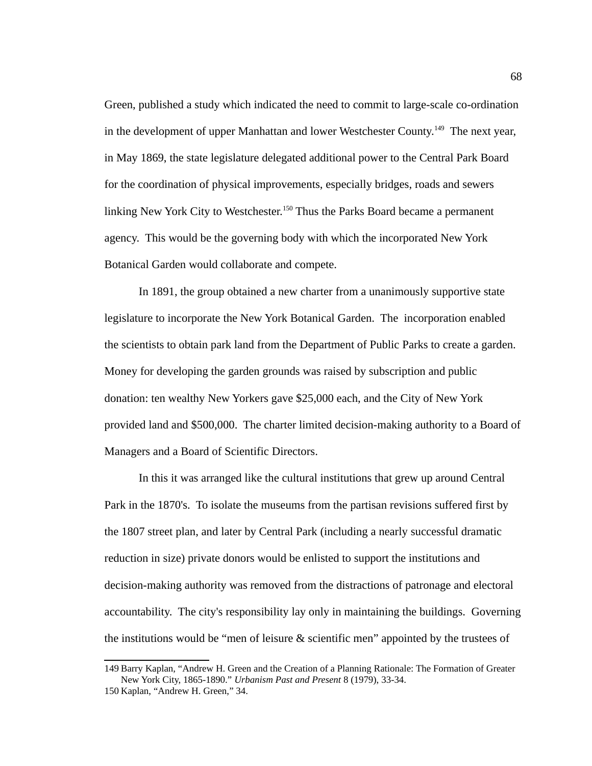Green, published a study which indicated the need to commit to large-scale co-ordination in the development of upper Manhattan and lower Westchester County.[149] The next year, in May 1869, the state legislature delegated additional power to the Central Park Board for the coordination of physical improvements, especially bridges, roads and sewers linking New York City to Westchester.[150] Thus the Parks Board became a permanent agency. This would be the governing body with which the incorporated New York Botanical Garden would collaborate and compete.

In 1891, the group obtained a new charter from a unanimously supportive state legislature to incorporate the New York Botanical Garden. The incorporation enabled the scientists to obtain park land from the Department of Public Parks to create a garden. Money for developing the garden grounds was raised by subscription and public donation: ten wealthy New Yorkers gave $25,000 each, and the City of New York provided land and $500,000. The charter limited decision-making authority to a Board of Managers and a Board of Scientific Directors.

In this it was arranged like the cultural institutions that grew up around Central Park in the 1870's. To isolate the museums from the partisan revisions suffered first by the 1807 street plan, and later by Central Park (including a nearly successful dramatic reduction in size) private donors would be enlisted to support the institutions and decision-making authority was removed from the distractions of patronage and electoral accountability. The city's responsibility lay only in maintaining the buildings. Governing the institutions would be “men of leisure & scientific men” appointed by the trustees of

---

149 Barry Kaplan, “Andrew H. Green and the Creation of a Planning Rationale: The Formation of Greater New York City, 1865-1890.” *Urbanism Past and Present* 8 (1979), 33-34.

150 Kaplan, “Andrew H. Green,” 34.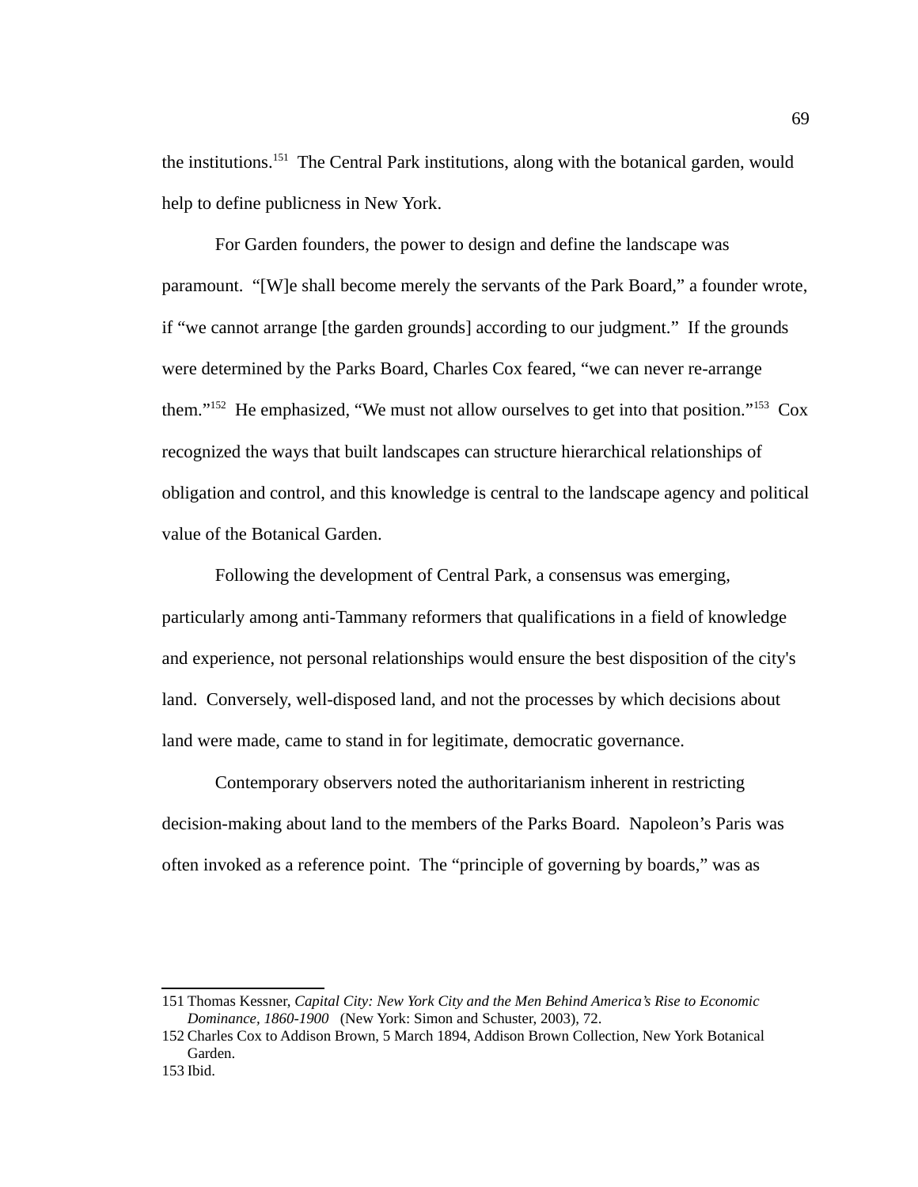the institutions.[151] The Central Park institutions, along with the botanical garden, would help to define publicness in New York.

For Garden founders, the power to design and define the landscape was paramount. "[W]e shall become merely the servants of the Park Board," a founder wrote, if "we cannot arrange [the garden grounds] according to our judgment." If the grounds were determined by the Parks Board, Charles Cox feared, "we can never re-arrange them."[152] He emphasized, "We must not allow ourselves to get into that position."[153] Cox recognized the ways that built landscapes can structure hierarchical relationships of obligation and control, and this knowledge is central to the landscape agency and political value of the Botanical Garden.

Following the development of Central Park, a consensus was emerging, particularly among anti-Tammany reformers that qualifications in a field of knowledge and experience, not personal relationships would ensure the best disposition of the city's land. Conversely, well-disposed land, and not the processes by which decisions about land were made, came to stand in for legitimate, democratic governance.

Contemporary observers noted the authoritarianism inherent in restricting decision-making about land to the members of the Parks Board. Napoleon's Paris was often invoked as a reference point. The "principle of governing by boards," was as

---

151 Thomas Kessner, *Capital City: New York City and the Men Behind America's Rise to Economic Dominance, 1860-1900* (New York: Simon and Schuster, 2003), 72.

152 Charles Cox to Addison Brown, 5 March 1894, Addison Brown Collection, New York Botanical Garden.

153 Ibid.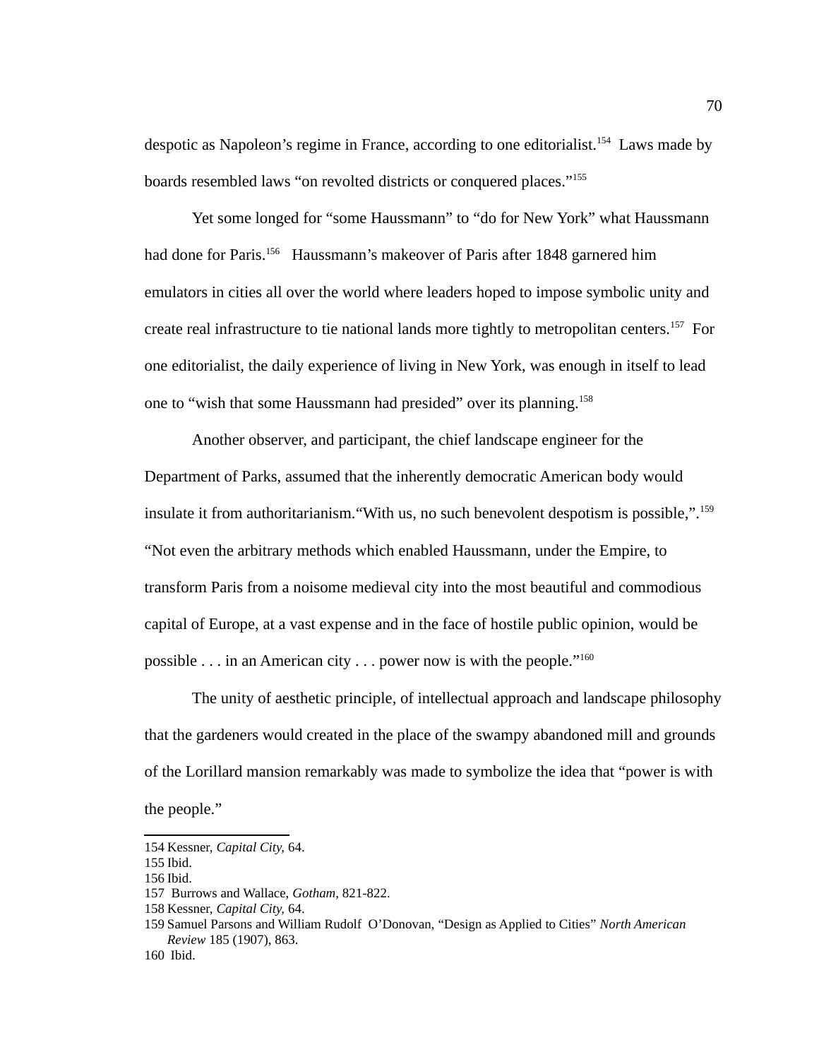despotic as Napoleon's regime in France, according to one editorialist.[154] Laws made by boards resembled laws "on revolted districts or conquered places."[155]

Yet some longed for "some Haussmann" to "do for New York" what Haussmann had done for Paris.[156] Haussmann's makeover of Paris after 1848 garnered him emulators in cities all over the world where leaders hoped to impose symbolic unity and create real infrastructure to tie national lands more tightly to metropolitan centers.[157] For one editorialist, the daily experience of living in New York, was enough in itself to lead one to "wish that some Haussmann had presided" over its planning.[158]

Another observer, and participant, the chief landscape engineer for the Department of Parks, assumed that the inherently democratic American body would insulate it from authoritarianism."With us, no such benevolent despotism is possible,".[159] "Not even the arbitrary methods which enabled Haussmann, under the Empire, to transform Paris from a noisome medieval city into the most beautiful and commodious capital of Europe, at a vast expense and in the face of hostile public opinion, would be possible . . . in an American city . . . power now is with the people."[160]

The unity of aesthetic principle, of intellectual approach and landscape philosophy that the gardeners would created in the place of the swampy abandoned mill and grounds of the Lorillard mansion remarkably was made to symbolize the idea that "power is with the people."

---

154 Kessner, *Capital City,* 64.

155 Ibid.

156 Ibid.

157 Burrows and Wallace, *Gotham,* 821-822.

158 Kessner, *Capital City,* 64.

159 Samuel Parsons and William Rudolf O'Donovan, "Design as Applied to Cities" *North American Review* 185 (1907), 863.

160 Ibid.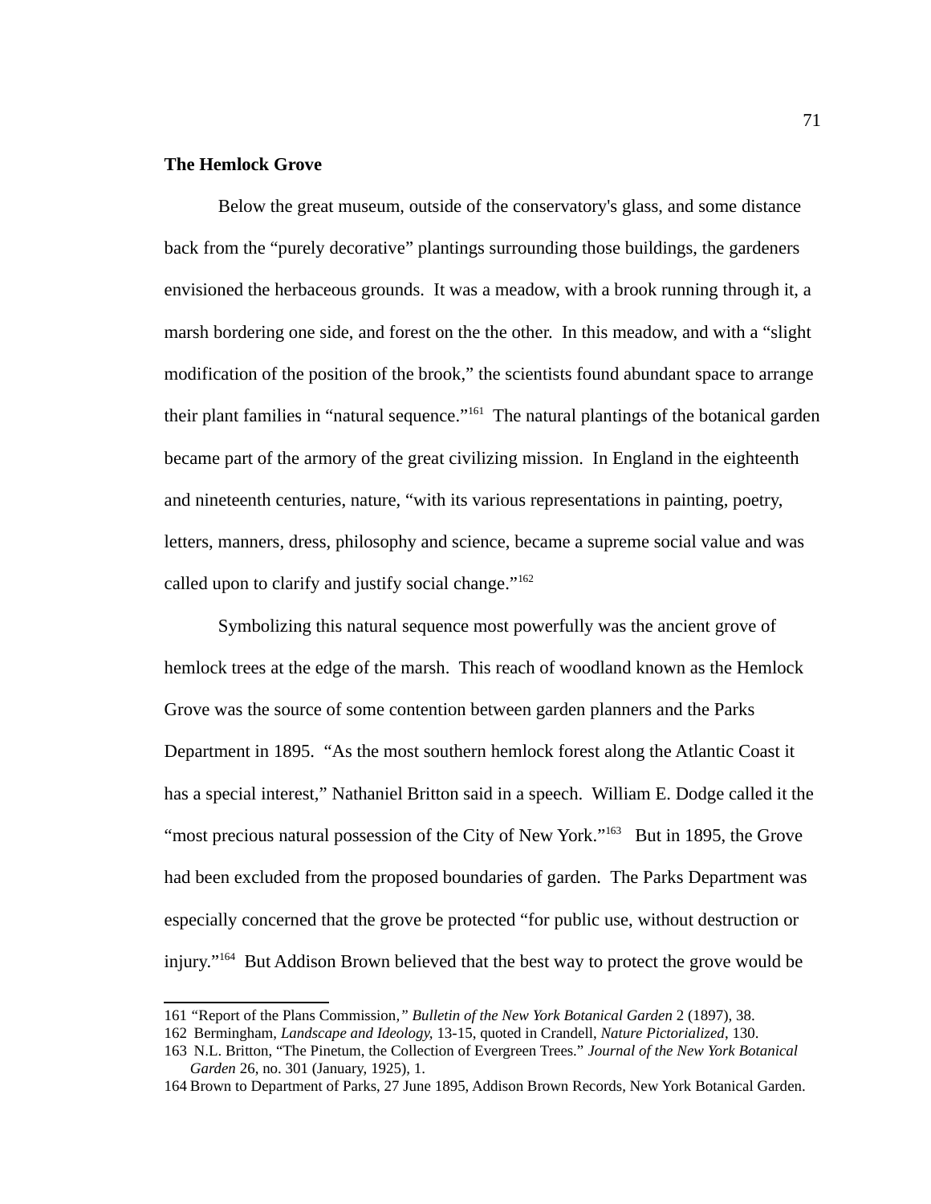**The Hemlock Grove**

Below the great museum, outside of the conservatory's glass, and some distance back from the "purely decorative" plantings surrounding those buildings, the gardeners envisioned the herbaceous grounds. It was a meadow, with a brook running through it, a marsh bordering one side, and forest on the the other. In this meadow, and with a "slight modification of the position of the brook," the scientists found abundant space to arrange their plant families in "natural sequence."[161] The natural plantings of the botanical garden became part of the armory of the great civilizing mission. In England in the eighteenth and nineteenth centuries, nature, "with its various representations in painting, poetry, letters, manners, dress, philosophy and science, became a supreme social value and was called upon to clarify and justify social change."[162]

Symbolizing this natural sequence most powerfully was the ancient grove of hemlock trees at the edge of the marsh. This reach of woodland known as the Hemlock Grove was the source of some contention between garden planners and the Parks Department in 1895. "As the most southern hemlock forest along the Atlantic Coast it has a special interest," Nathaniel Britton said in a speech. William E. Dodge called it the "most precious natural possession of the City of New York."[163] But in 1895, the Grove had been excluded from the proposed boundaries of garden. The Parks Department was especially concerned that the grove be protected "for public use, without destruction or injury."[164] But Addison Brown believed that the best way to protect the grove would be

---

161 "Report of the Plans Commission," *Bulletin of the New York Botanical Garden* 2 (1897), 38.

162 Bermingham, *Landscape and Ideology,* 13-15, quoted in Crandell, *Nature Pictorialized*, 130.

163 N.L. Britton, "The Pinetum, the Collection of Evergreen Trees." *Journal of the New York Botanical Garden* 26, no. 301 (January, 1925), 1.

164 Brown to Department of Parks, 27 June 1895, Addison Brown Records, New York Botanical Garden.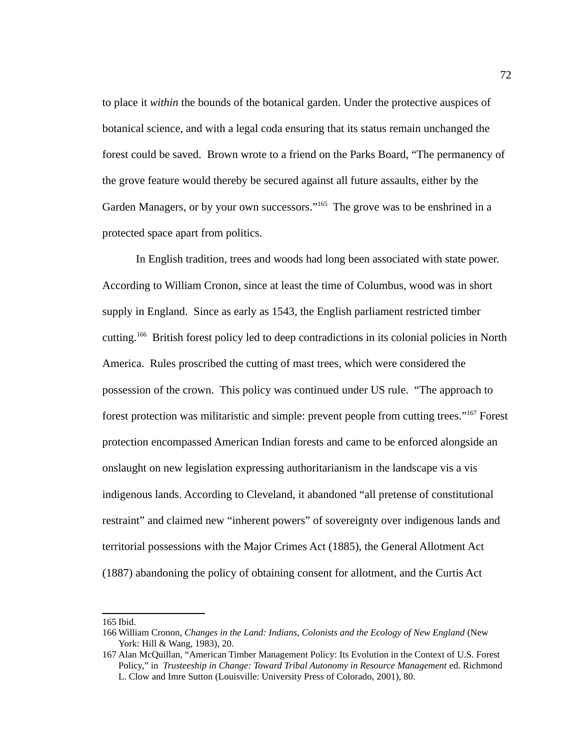to place it *within* the bounds of the botanical garden. Under the protective auspices of botanical science, and with a legal coda ensuring that its status remain unchanged the forest could be saved. Brown wrote to a friend on the Parks Board, "The permanency of the grove feature would thereby be secured against all future assaults, either by the Garden Managers, or by your own successors."[165] The grove was to be enshrined in a protected space apart from politics.

In English tradition, trees and woods had long been associated with state power. According to William Cronon, since at least the time of Columbus, wood was in short supply in England. Since as early as 1543, the English parliament restricted timber cutting.[166] British forest policy led to deep contradictions in its colonial policies in North America. Rules proscribed the cutting of mast trees, which were considered the possession of the crown. This policy was continued under US rule. "The approach to forest protection was militaristic and simple: prevent people from cutting trees."[167] Forest protection encompassed American Indian forests and came to be enforced alongside an onslaught on new legislation expressing authoritarianism in the landscape vis a vis indigenous lands. According to Cleveland, it abandoned "all pretense of constitutional restraint" and claimed new "inherent powers" of sovereignty over indigenous lands and territorial possessions with the Major Crimes Act (1885), the General Allotment Act (1887) abandoning the policy of obtaining consent for allotment, and the Curtis Act

---

165 Ibid.

166 William Cronon, *Changes in the Land: Indians, Colonists and the Ecology of New England* (New York: Hill & Wang, 1983), 20.

167 Alan McQuillan, "American Timber Management Policy: Its Evolution in the Context of U.S. Forest Policy," in *Trusteeship in Change: Toward Tribal Autonomy in Resource Management* ed. Richmond L. Clow and Imre Sutton (Louisville: University Press of Colorado, 2001), 80.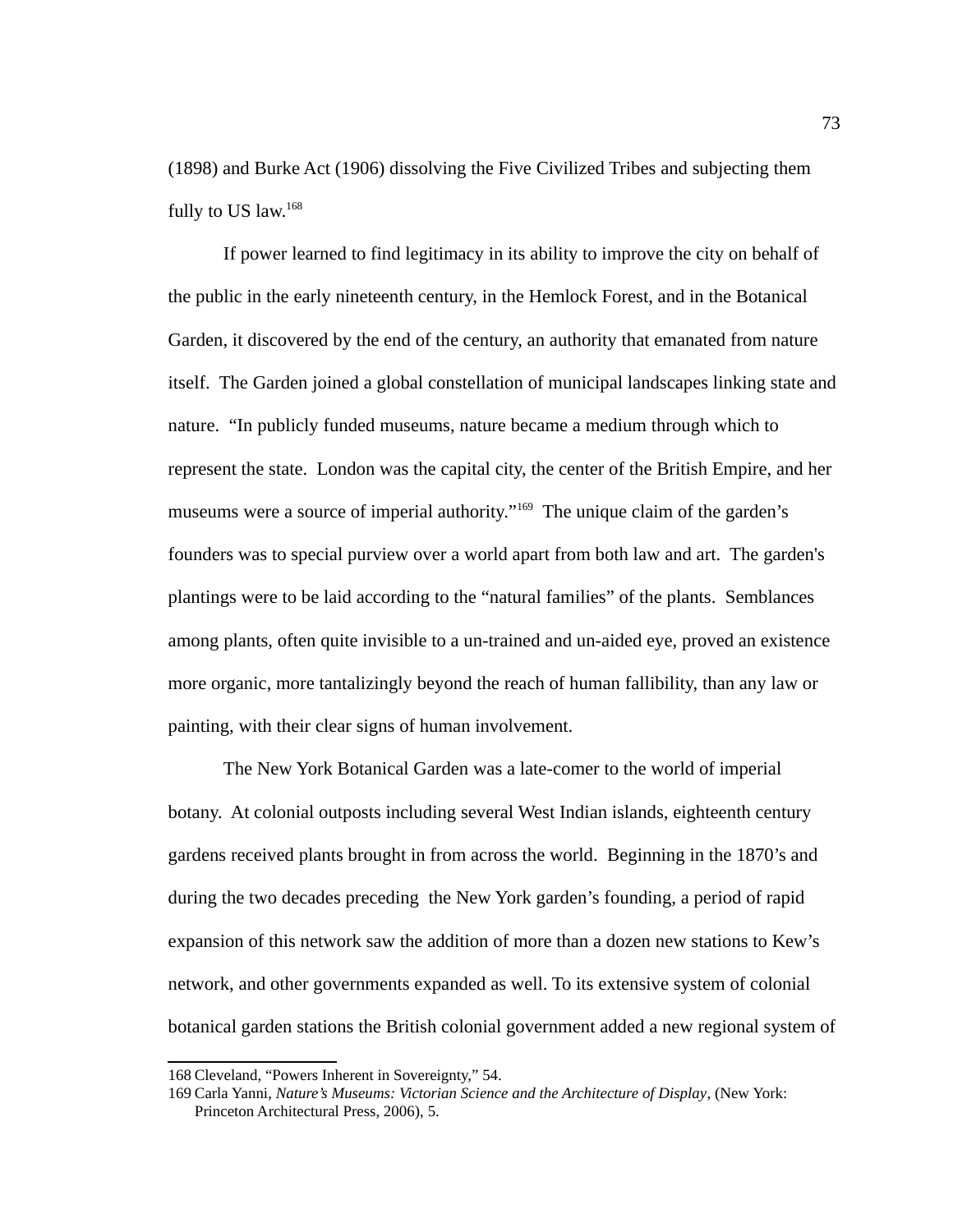(1898) and Burke Act (1906) dissolving the Five Civilized Tribes and subjecting them fully to US law.[168]

If power learned to find legitimacy in its ability to improve the city on behalf of the public in the early nineteenth century, in the Hemlock Forest, and in the Botanical Garden, it discovered by the end of the century, an authority that emanated from nature itself. The Garden joined a global constellation of municipal landscapes linking state and nature. "In publicly funded museums, nature became a medium through which to represent the state. London was the capital city, the center of the British Empire, and her museums were a source of imperial authority."[169] The unique claim of the garden's founders was to special purview over a world apart from both law and art. The garden's plantings were to be laid according to the "natural families" of the plants. Semblances among plants, often quite invisible to a un-trained and un-aided eye, proved an existence more organic, more tantalizingly beyond the reach of human fallibility, than any law or painting, with their clear signs of human involvement.

The New York Botanical Garden was a late-comer to the world of imperial botany. At colonial outposts including several West Indian islands, eighteenth century gardens received plants brought in from across the world. Beginning in the 1870's and during the two decades preceding the New York garden's founding, a period of rapid expansion of this network saw the addition of more than a dozen new stations to Kew's network, and other governments expanded as well. To its extensive system of colonial botanical garden stations the British colonial government added a new regional system of

---

168 Cleveland, "Powers Inherent in Sovereignty," 54.

169 Carla Yanni, *Nature's Museums: Victorian Science and the Architecture of Display,* (New York: Princeton Architectural Press, 2006), 5.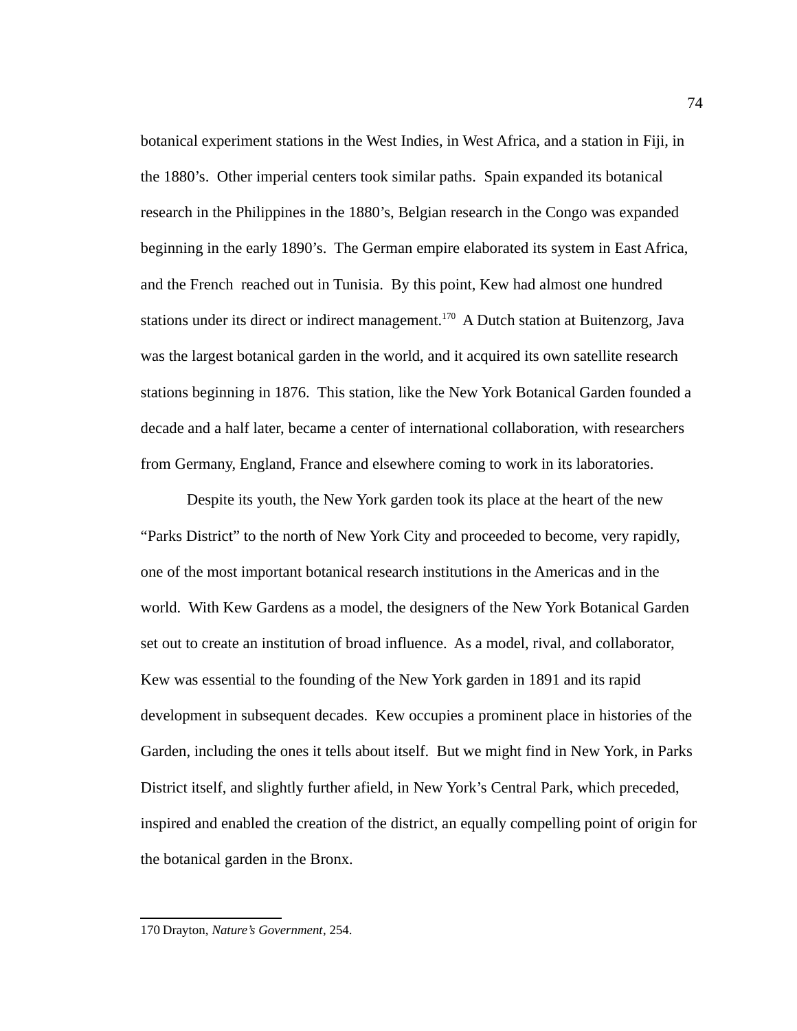botanical experiment stations in the West Indies, in West Africa, and a station in Fiji, in the 1880's. Other imperial centers took similar paths. Spain expanded its botanical research in the Philippines in the 1880's, Belgian research in the Congo was expanded beginning in the early 1890's. The German empire elaborated its system in East Africa, and the French reached out in Tunisia. By this point, Kew had almost one hundred stations under its direct or indirect management.[170] A Dutch station at Buitenzorg, Java was the largest botanical garden in the world, and it acquired its own satellite research stations beginning in 1876. This station, like the New York Botanical Garden founded a decade and a half later, became a center of international collaboration, with researchers from Germany, England, France and elsewhere coming to work in its laboratories.

Despite its youth, the New York garden took its place at the heart of the new "Parks District" to the north of New York City and proceeded to become, very rapidly, one of the most important botanical research institutions in the Americas and in the world. With Kew Gardens as a model, the designers of the New York Botanical Garden set out to create an institution of broad influence. As a model, rival, and collaborator, Kew was essential to the founding of the New York garden in 1891 and its rapid development in subsequent decades. Kew occupies a prominent place in histories of the Garden, including the ones it tells about itself. But we might find in New York, in Parks District itself, and slightly further afield, in New York's Central Park, which preceded, inspired and enabled the creation of the district, an equally compelling point of origin for the botanical garden in the Bronx.

---

170 Drayton, *Nature's Government*, 254.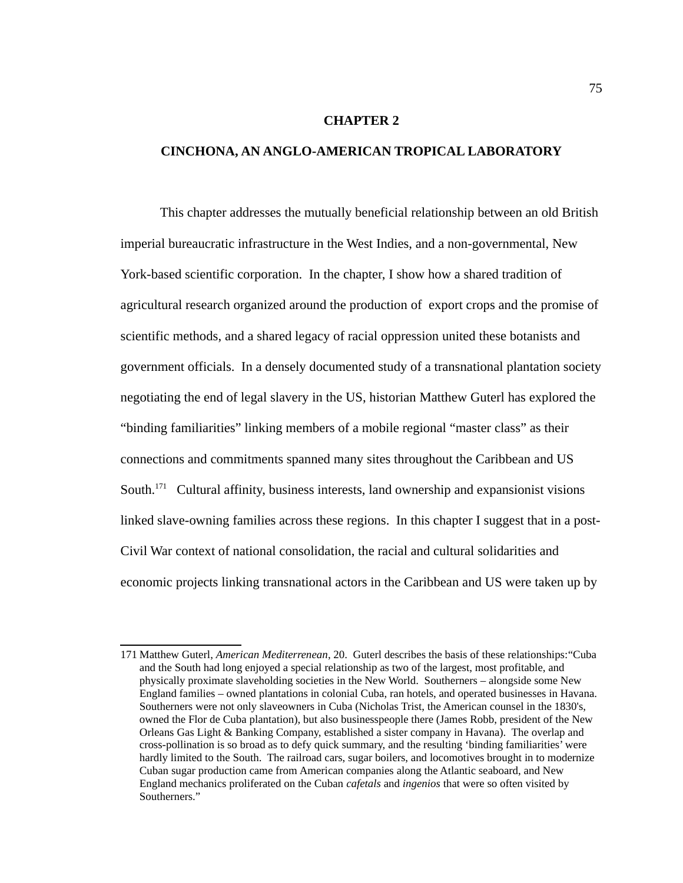# CHAPTER 2

## CINCHONA, AN ANGLO-AMERICAN TROPICAL LABORATORY

This chapter addresses the mutually beneficial relationship between an old British imperial bureaucratic infrastructure in the West Indies, and a non-governmental, New York-based scientific corporation. In the chapter, I show how a shared tradition of agricultural research organized around the production of export crops and the promise of scientific methods, and a shared legacy of racial oppression united these botanists and government officials. In a densely documented study of a transnational plantation society negotiating the end of legal slavery in the US, historian Matthew Guterl has explored the "binding familiarities" linking members of a mobile regional "master class" as their connections and commitments spanned many sites throughout the Caribbean and US South.[171] Cultural affinity, business interests, land ownership and expansionist visions linked slave-owning families across these regions. In this chapter I suggest that in a post-Civil War context of national consolidation, the racial and cultural solidarities and economic projects linking transnational actors in the Caribbean and US were taken up by

---

171 Matthew Guterl, *American Mediterrenean*, 20. Guterl describes the basis of these relationships:"Cuba and the South had long enjoyed a special relationship as two of the largest, most profitable, and physically proximate slaveholding societies in the New World. Southerners – alongside some New England families – owned plantations in colonial Cuba, ran hotels, and operated businesses in Havana. Southerners were not only slaveowners in Cuba (Nicholas Trist, the American counsel in the 1830's, owned the Flor de Cuba plantation), but also businesspeople there (James Robb, president of the New Orleans Gas Light & Banking Company, established a sister company in Havana). The overlap and cross-pollination is so broad as to defy quick summary, and the resulting 'binding familiarities' were hardly limited to the South. The railroad cars, sugar boilers, and locomotives brought in to modernize Cuban sugar production came from American companies along the Atlantic seaboard, and New England mechanics proliferated on the Cuban *cafetals* and *ingenios* that were so often visited by Southerners."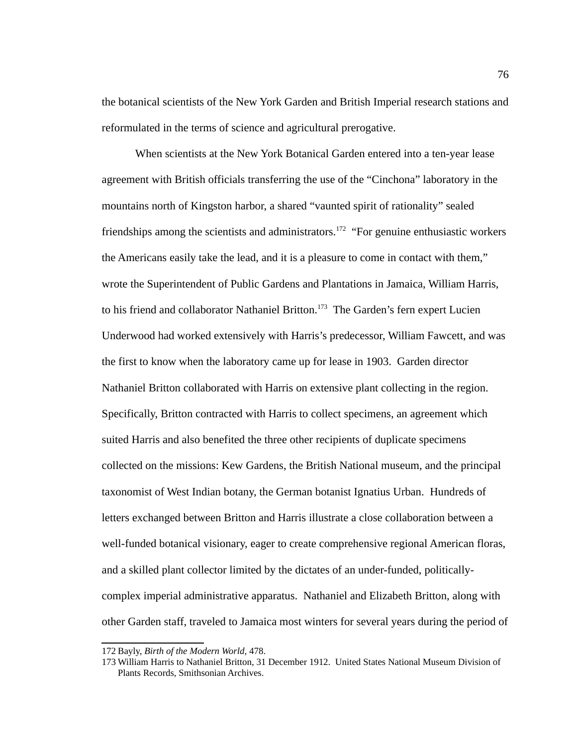the botanical scientists of the New York Garden and British Imperial research stations and reformulated in the terms of science and agricultural prerogative.

When scientists at the New York Botanical Garden entered into a ten-year lease agreement with British officials transferring the use of the "Cinchona" laboratory in the mountains north of Kingston harbor, a shared "vaunted spirit of rationality" sealed friendships among the scientists and administrators.[172] "For genuine enthusiastic workers the Americans easily take the lead, and it is a pleasure to come in contact with them," wrote the Superintendent of Public Gardens and Plantations in Jamaica, William Harris, to his friend and collaborator Nathaniel Britton.[173] The Garden's fern expert Lucien Underwood had worked extensively with Harris's predecessor, William Fawcett, and was the first to know when the laboratory came up for lease in 1903. Garden director Nathaniel Britton collaborated with Harris on extensive plant collecting in the region. Specifically, Britton contracted with Harris to collect specimens, an agreement which suited Harris and also benefited the three other recipients of duplicate specimens collected on the missions: Kew Gardens, the British National museum, and the principal taxonomist of West Indian botany, the German botanist Ignatius Urban. Hundreds of letters exchanged between Britton and Harris illustrate a close collaboration between a well-funded botanical visionary, eager to create comprehensive regional American floras, and a skilled plant collector limited by the dictates of an under-funded, politically-complex imperial administrative apparatus. Nathaniel and Elizabeth Britton, along with other Garden staff, traveled to Jamaica most winters for several years during the period of

172 Bayly, *Birth of the Modern World*, 478.

173 William Harris to Nathaniel Britton, 31 December 1912. United States National Museum Division of Plants Records, Smithsonian Archives.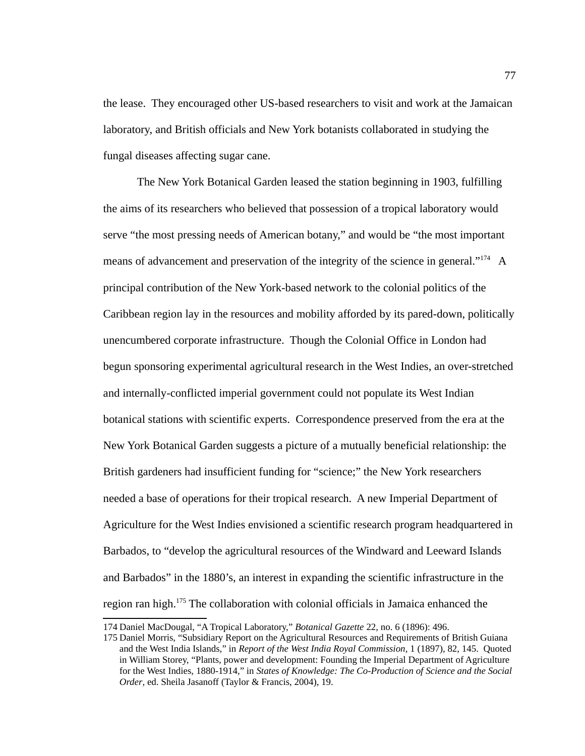the lease. They encouraged other US-based researchers to visit and work at the Jamaican laboratory, and British officials and New York botanists collaborated in studying the fungal diseases affecting sugar cane.

The New York Botanical Garden leased the station beginning in 1903, fulfilling the aims of its researchers who believed that possession of a tropical laboratory would serve "the most pressing needs of American botany," and would be "the most important means of advancement and preservation of the integrity of the science in general."[174] A principal contribution of the New York-based network to the colonial politics of the Caribbean region lay in the resources and mobility afforded by its pared-down, politically unencumbered corporate infrastructure. Though the Colonial Office in London had begun sponsoring experimental agricultural research in the West Indies, an over-stretched and internally-conflicted imperial government could not populate its West Indian botanical stations with scientific experts. Correspondence preserved from the era at the New York Botanical Garden suggests a picture of a mutually beneficial relationship: the British gardeners had insufficient funding for "science;" the New York researchers needed a base of operations for their tropical research. A new Imperial Department of Agriculture for the West Indies envisioned a scientific research program headquartered in Barbados, to "develop the agricultural resources of the Windward and Leeward Islands and Barbados" in the 1880's, an interest in expanding the scientific infrastructure in the region ran high.[175] The collaboration with colonial officials in Jamaica enhanced the

---

174 Daniel MacDougal, "A Tropical Laboratory," *Botanical Gazette* 22, no. 6 (1896): 496.

175 Daniel Morris, "Subsidiary Report on the Agricultural Resources and Requirements of British Guiana and the West India Islands," in *Report of the West India Royal Commission*, 1 (1897), 82, 145. Quoted in William Storey, "Plants, power and development: Founding the Imperial Department of Agriculture for the West Indies, 1880-1914," in *States of Knowledge: The Co-Production of Science and the Social Order*, ed. Sheila Jasanoff (Taylor & Francis, 2004), 19.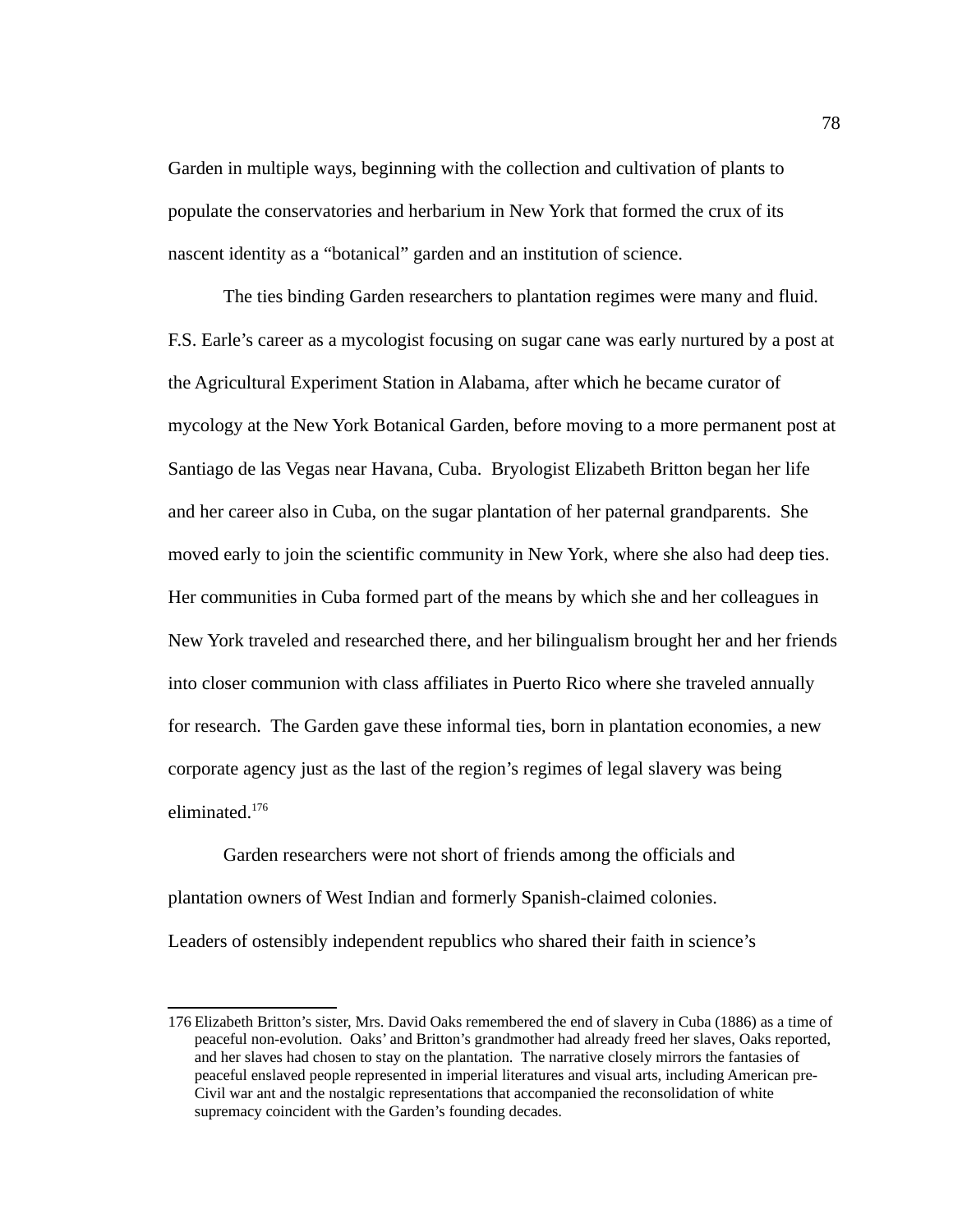Garden in multiple ways, beginning with the collection and cultivation of plants to populate the conservatories and herbarium in New York that formed the crux of its nascent identity as a "botanical" garden and an institution of science.

The ties binding Garden researchers to plantation regimes were many and fluid. F.S. Earle's career as a mycologist focusing on sugar cane was early nurtured by a post at the Agricultural Experiment Station in Alabama, after which he became curator of mycology at the New York Botanical Garden, before moving to a more permanent post at Santiago de las Vegas near Havana, Cuba. Bryologist Elizabeth Britton began her life and her career also in Cuba, on the sugar plantation of her paternal grandparents. She moved early to join the scientific community in New York, where she also had deep ties. Her communities in Cuba formed part of the means by which she and her colleagues in New York traveled and researched there, and her bilingualism brought her and her friends into closer communion with class affiliates in Puerto Rico where she traveled annually for research. The Garden gave these informal ties, born in plantation economies, a new corporate agency just as the last of the region's regimes of legal slavery was being eliminated.[176]

Garden researchers were not short of friends among the officials and plantation owners of West Indian and formerly Spanish-claimed colonies. Leaders of ostensibly independent republics who shared their faith in science's

---

176 Elizabeth Britton's sister, Mrs. David Oaks remembered the end of slavery in Cuba (1886) as a time of peaceful non-evolution. Oaks' and Britton's grandmother had already freed her slaves, Oaks reported, and her slaves had chosen to stay on the plantation. The narrative closely mirrors the fantasies of peaceful enslaved people represented in imperial literatures and visual arts, including American pre-Civil war ant and the nostalgic representations that accompanied the reconsolidation of white supremacy coincident with the Garden's founding decades.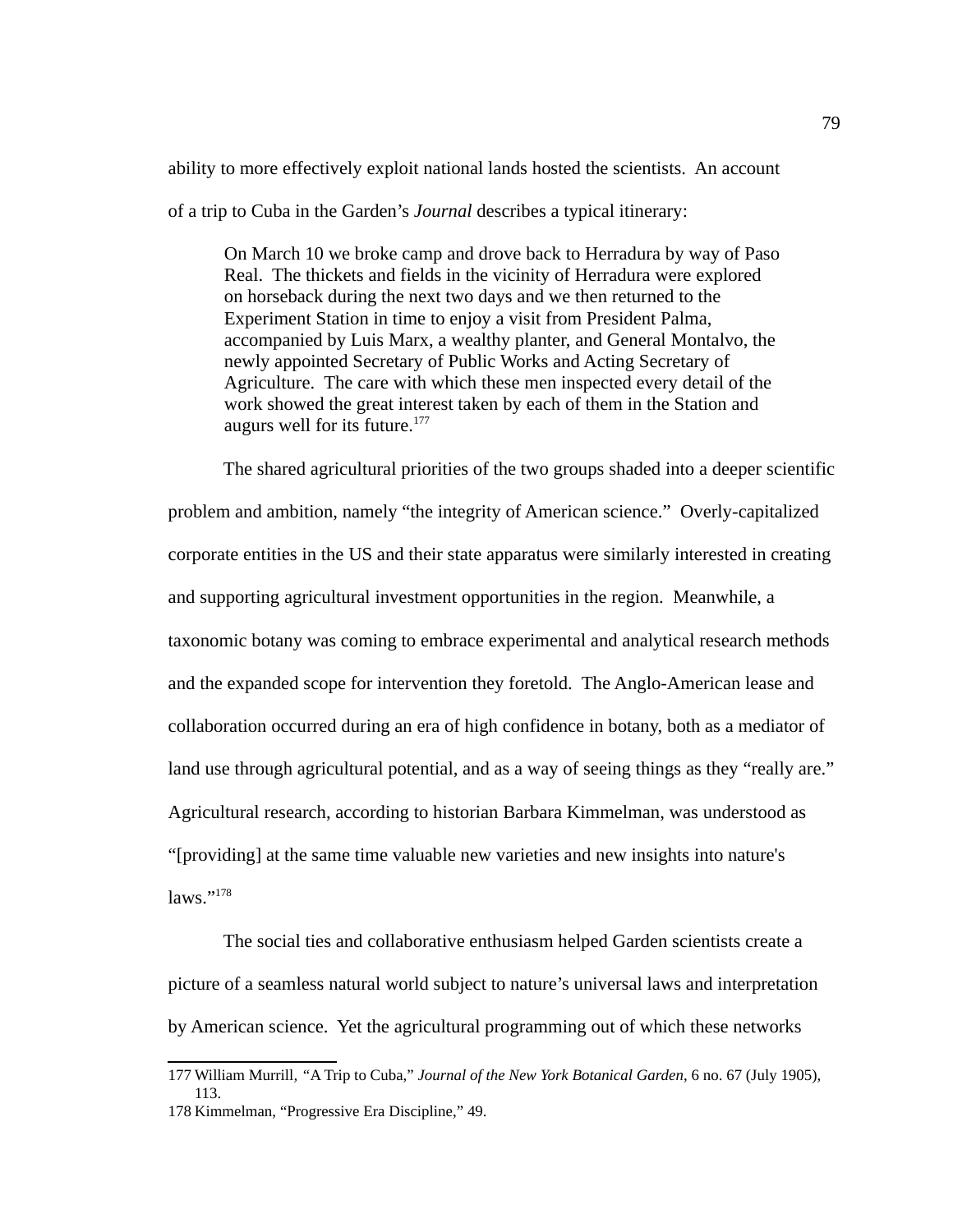ability to more effectively exploit national lands hosted the scientists. An account of a trip to Cuba in the Garden's *Journal* describes a typical itinerary:

> On March 10 we broke camp and drove back to Herradura by way of Paso Real. The thickets and fields in the vicinity of Herradura were explored on horseback during the next two days and we then returned to the Experiment Station in time to enjoy a visit from President Palma, accompanied by Luis Marx, a wealthy planter, and General Montalvo, the newly appointed Secretary of Public Works and Acting Secretary of Agriculture. The care with which these men inspected every detail of the work showed the great interest taken by each of them in the Station and augurs well for its future.[177]

The shared agricultural priorities of the two groups shaded into a deeper scientific problem and ambition, namely "the integrity of American science." Overly-capitalized corporate entities in the US and their state apparatus were similarly interested in creating and supporting agricultural investment opportunities in the region. Meanwhile, a taxonomic botany was coming to embrace experimental and analytical research methods and the expanded scope for intervention they foretold. The Anglo-American lease and collaboration occurred during an era of high confidence in botany, both as a mediator of land use through agricultural potential, and as a way of seeing things as they "really are." Agricultural research, according to historian Barbara Kimmelman, was understood as "[providing] at the same time valuable new varieties and new insights into nature's laws."[178]

The social ties and collaborative enthusiasm helped Garden scientists create a picture of a seamless natural world subject to nature's universal laws and interpretation by American science. Yet the agricultural programming out of which these networks

---

177 William Murrill, "A Trip to Cuba," *Journal of the New York Botanical Garden*, 6 no. 67 (July 1905), 113.

178 Kimmelman, "Progressive Era Discipline," 49.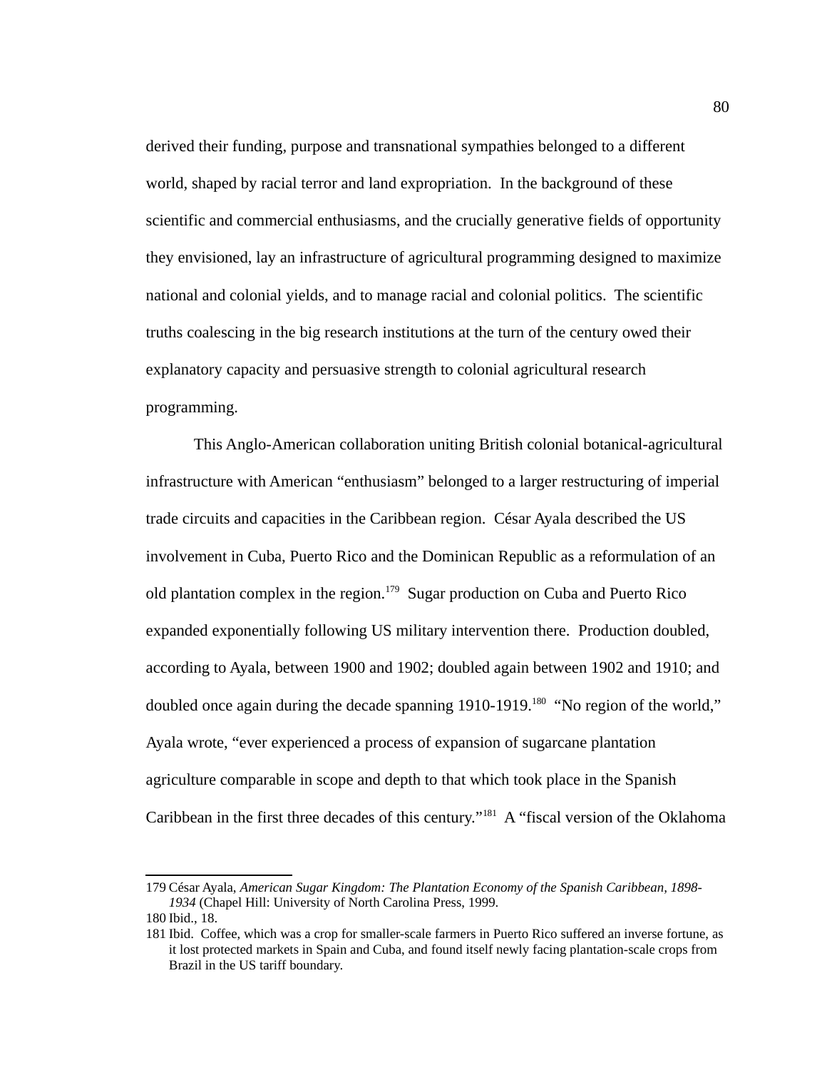derived their funding, purpose and transnational sympathies belonged to a different world, shaped by racial terror and land expropriation. In the background of these scientific and commercial enthusiasms, and the crucially generative fields of opportunity they envisioned, lay an infrastructure of agricultural programming designed to maximize national and colonial yields, and to manage racial and colonial politics. The scientific truths coalescing in the big research institutions at the turn of the century owed their explanatory capacity and persuasive strength to colonial agricultural research programming.

This Anglo-American collaboration uniting British colonial botanical-agricultural infrastructure with American "enthusiasm" belonged to a larger restructuring of imperial trade circuits and capacities in the Caribbean region. César Ayala described the US involvement in Cuba, Puerto Rico and the Dominican Republic as a reformulation of an old plantation complex in the region.[179] Sugar production on Cuba and Puerto Rico expanded exponentially following US military intervention there. Production doubled, according to Ayala, between 1900 and 1902; doubled again between 1902 and 1910; and doubled once again during the decade spanning 1910-1919.[180] "No region of the world," Ayala wrote, "ever experienced a process of expansion of sugarcane plantation agriculture comparable in scope and depth to that which took place in the Spanish Caribbean in the first three decades of this century."[181] A "fiscal version of the Oklahoma

---

179 César Ayala, *American Sugar Kingdom: The Plantation Economy of the Spanish Caribbean, 1898-1934* (Chapel Hill: University of North Carolina Press, 1999.

180 Ibid., 18.

181 Ibid. Coffee, which was a crop for smaller-scale farmers in Puerto Rico suffered an inverse fortune, as it lost protected markets in Spain and Cuba, and found itself newly facing plantation-scale crops from Brazil in the US tariff boundary.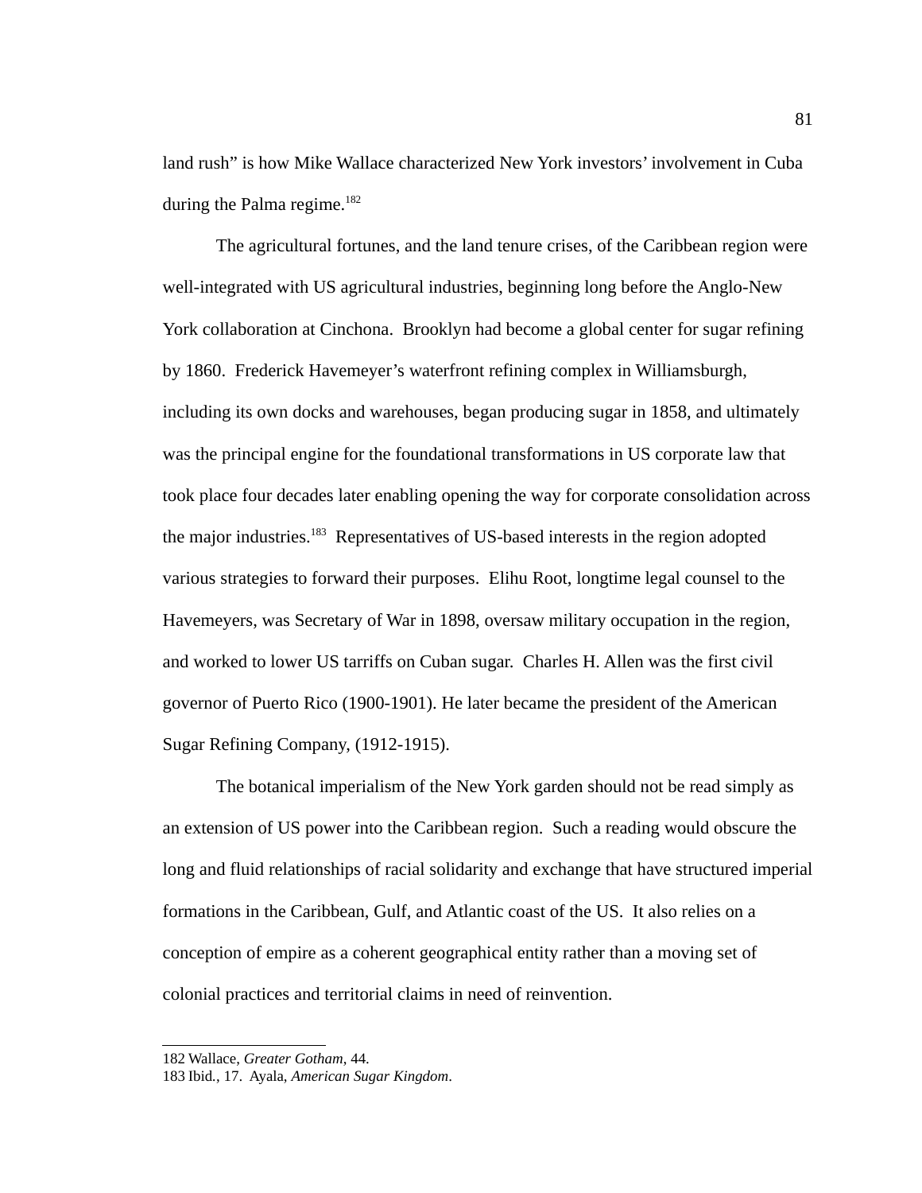land rush" is how Mike Wallace characterized New York investors' involvement in Cuba during the Palma regime.[182]

The agricultural fortunes, and the land tenure crises, of the Caribbean region were well-integrated with US agricultural industries, beginning long before the Anglo-New York collaboration at Cinchona. Brooklyn had become a global center for sugar refining by 1860. Frederick Havemeyer's waterfront refining complex in Williamsburgh, including its own docks and warehouses, began producing sugar in 1858, and ultimately was the principal engine for the foundational transformations in US corporate law that took place four decades later enabling opening the way for corporate consolidation across the major industries.[183] Representatives of US-based interests in the region adopted various strategies to forward their purposes. Elihu Root, longtime legal counsel to the Havemeyers, was Secretary of War in 1898, oversaw military occupation in the region, and worked to lower US tarriffs on Cuban sugar. Charles H. Allen was the first civil governor of Puerto Rico (1900-1901). He later became the president of the American Sugar Refining Company, (1912-1915).

The botanical imperialism of the New York garden should not be read simply as an extension of US power into the Caribbean region. Such a reading would obscure the long and fluid relationships of racial solidarity and exchange that have structured imperial formations in the Caribbean, Gulf, and Atlantic coast of the US. It also relies on a conception of empire as a coherent geographical entity rather than a moving set of colonial practices and territorial claims in need of reinvention.

---

182 Wallace, *Greater Gotham*, 44.

183 Ibid., 17. Ayala, *American Sugar Kingdom*.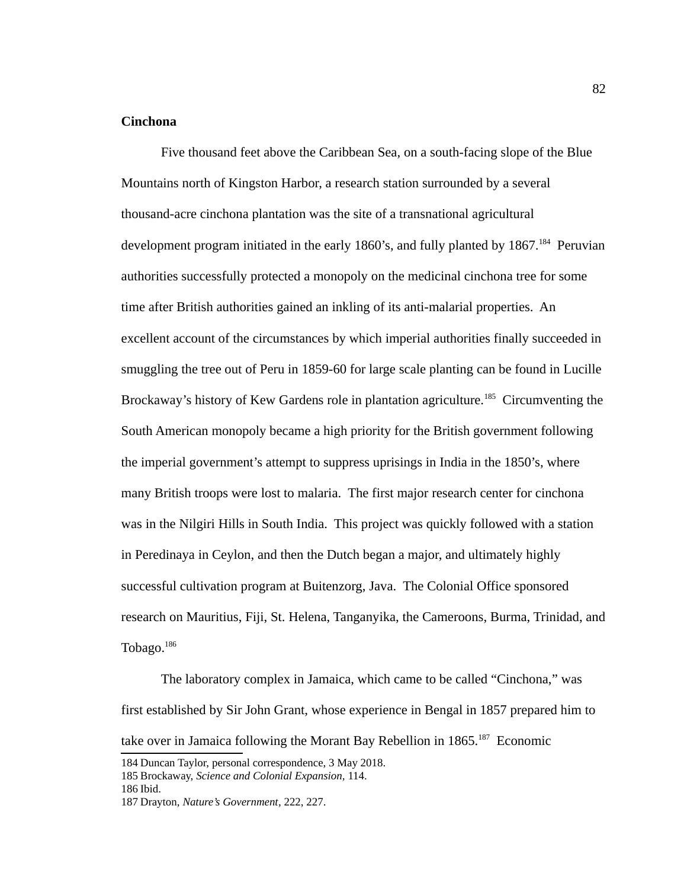**Cinchona**

Five thousand feet above the Caribbean Sea, on a south-facing slope of the Blue Mountains north of Kingston Harbor, a research station surrounded by a several thousand-acre cinchona plantation was the site of a transnational agricultural development program initiated in the early 1860's, and fully planted by 1867.[184] Peruvian authorities successfully protected a monopoly on the medicinal cinchona tree for some time after British authorities gained an inkling of its anti-malarial properties. An excellent account of the circumstances by which imperial authorities finally succeeded in smuggling the tree out of Peru in 1859-60 for large scale planting can be found in Lucille Brockaway's history of Kew Gardens role in plantation agriculture.[185] Circumventing the South American monopoly became a high priority for the British government following the imperial government's attempt to suppress uprisings in India in the 1850's, where many British troops were lost to malaria. The first major research center for cinchona was in the Nilgiri Hills in South India. This project was quickly followed with a station in Peredinaya in Ceylon, and then the Dutch began a major, and ultimately highly successful cultivation program at Buitenzorg, Java. The Colonial Office sponsored research on Mauritius, Fiji, St. Helena, Tanganyika, the Cameroons, Burma, Trinidad, and Tobago.[186]

The laboratory complex in Jamaica, which came to be called "Cinchona," was first established by Sir John Grant, whose experience in Bengal in 1857 prepared him to take over in Jamaica following the Morant Bay Rebellion in 1865.[187] Economic

---

184 Duncan Taylor, personal correspondence, 3 May 2018.

185 Brockaway, *Science and Colonial Expansion,* 114.

186 Ibid.

187 Drayton, *Nature's Government*, 222, 227.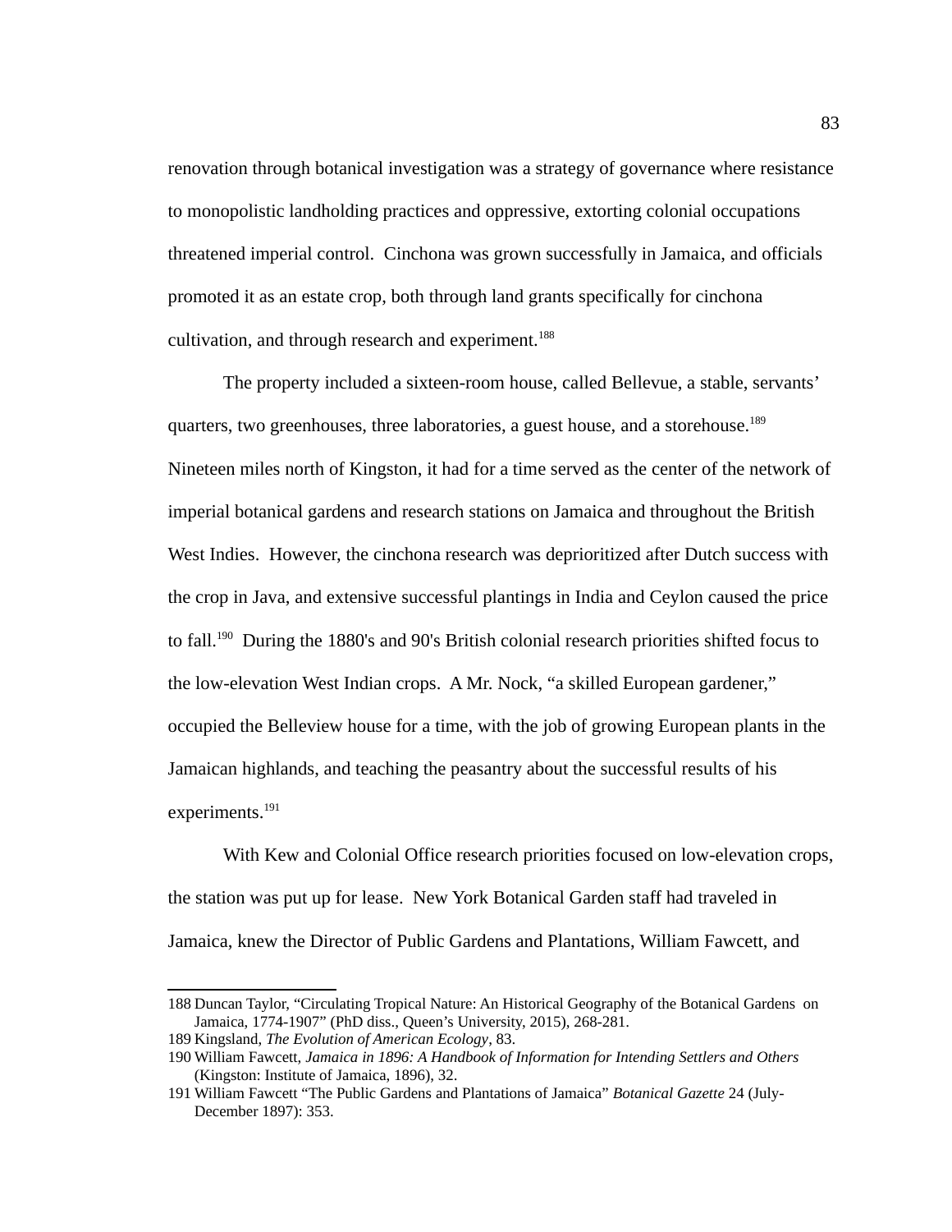renovation through botanical investigation was a strategy of governance where resistance to monopolistic landholding practices and oppressive, extorting colonial occupations threatened imperial control. Cinchona was grown successfully in Jamaica, and officials promoted it as an estate crop, both through land grants specifically for cinchona cultivation, and through research and experiment.[188]

The property included a sixteen-room house, called Bellevue, a stable, servants' quarters, two greenhouses, three laboratories, a guest house, and a storehouse.[189] Nineteen miles north of Kingston, it had for a time served as the center of the network of imperial botanical gardens and research stations on Jamaica and throughout the British West Indies. However, the cinchona research was deprioritized after Dutch success with the crop in Java, and extensive successful plantings in India and Ceylon caused the price to fall.[190] During the 1880's and 90's British colonial research priorities shifted focus to the low-elevation West Indian crops. A Mr. Nock, "a skilled European gardener," occupied the Belleview house for a time, with the job of growing European plants in the Jamaican highlands, and teaching the peasantry about the successful results of his experiments.[191]

With Kew and Colonial Office research priorities focused on low-elevation crops, the station was put up for lease. New York Botanical Garden staff had traveled in Jamaica, knew the Director of Public Gardens and Plantations, William Fawcett, and

---

188 Duncan Taylor, "Circulating Tropical Nature: An Historical Geography of the Botanical Gardens on Jamaica, 1774-1907" (PhD diss., Queen's University, 2015), 268-281.

189 Kingsland, *The Evolution of American Ecology*, 83.

190 William Fawcett, *Jamaica in 1896: A Handbook of Information for Intending Settlers and Others* (Kingston: Institute of Jamaica, 1896), 32.

191 William Fawcett "The Public Gardens and Plantations of Jamaica" *Botanical Gazette* 24 (July-December 1897): 353.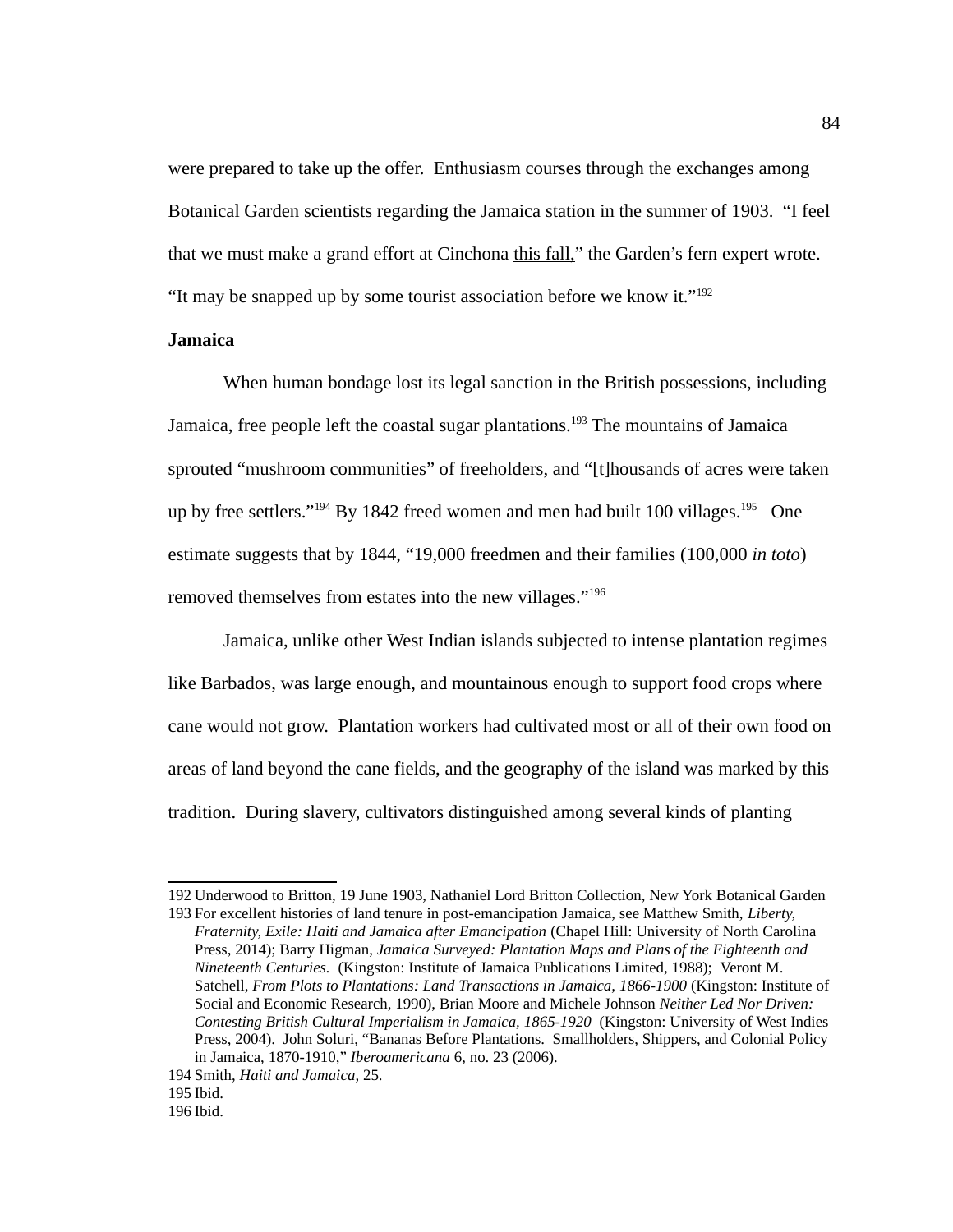were prepared to take up the offer. Enthusiasm courses through the exchanges among Botanical Garden scientists regarding the Jamaica station in the summer of 1903. "I feel that we must make a grand effort at Cinchona <u>this fall,</u>" the Garden's fern expert wrote. "It may be snapped up by some tourist association before we know it."[192]

**Jamaica**

When human bondage lost its legal sanction in the British possessions, including Jamaica, free people left the coastal sugar plantations.[193] The mountains of Jamaica sprouted "mushroom communities" of freeholders, and "[t]housands of acres were taken up by free settlers."[194] By 1842 freed women and men had built 100 villages.[195] One estimate suggests that by 1844, "19,000 freedmen and their families (100,000 *in toto*) removed themselves from estates into the new villages."[196]

Jamaica, unlike other West Indian islands subjected to intense plantation regimes like Barbados, was large enough, and mountainous enough to support food crops where cane would not grow. Plantation workers had cultivated most or all of their own food on areas of land beyond the cane fields, and the geography of the island was marked by this tradition. During slavery, cultivators distinguished among several kinds of planting

---

192 Underwood to Britton, 19 June 1903, Nathaniel Lord Britton Collection, New York Botanical Garden

193 For excellent histories of land tenure in post-emancipation Jamaica, see Matthew Smith, *Liberty, Fraternity, Exile: Haiti and Jamaica after Emancipation* (Chapel Hill: University of North Carolina Press, 2014); Barry Higman, *Jamaica Surveyed: Plantation Maps and Plans of the Eighteenth and Nineteenth Centuries.* (Kingston: Institute of Jamaica Publications Limited, 1988); Veront M. Satchell, *From Plots to Plantations: Land Transactions in Jamaica, 1866-1900* (Kingston: Institute of Social and Economic Research, 1990), Brian Moore and Michele Johnson *Neither Led Nor Driven: Contesting British Cultural Imperialism in Jamaica, 1865-1920* (Kingston: University of West Indies Press, 2004). John Soluri, "Bananas Before Plantations. Smallholders, Shippers, and Colonial Policy in Jamaica, 1870-1910," *Iberoamericana* 6, no. 23 (2006).

194 Smith, *Haiti and Jamaica*, 25.

195 Ibid.

196 Ibid.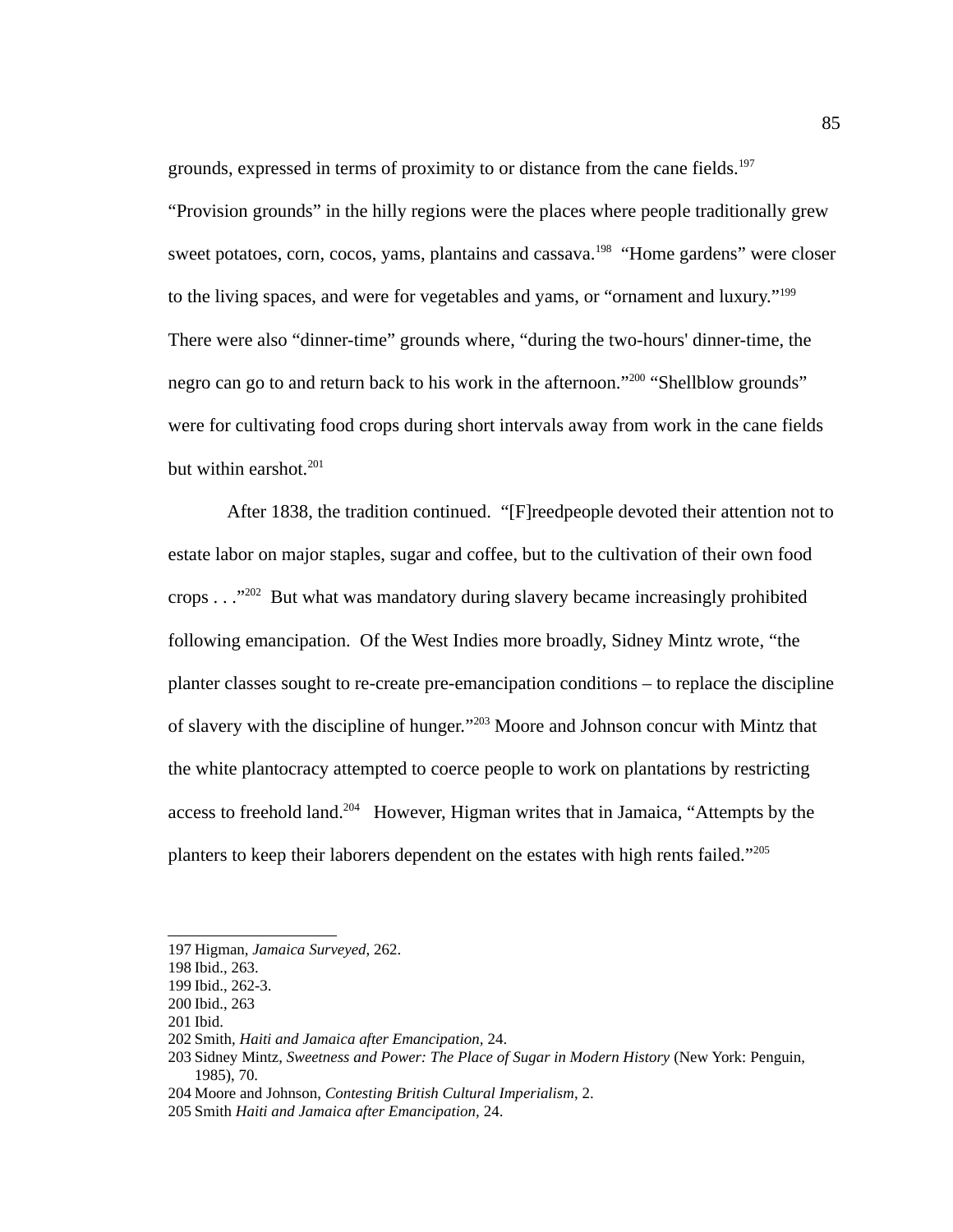grounds, expressed in terms of proximity to or distance from the cane fields.[197] "Provision grounds" in the hilly regions were the places where people traditionally grew sweet potatoes, corn, cocos, yams, plantains and cassava.[198] "Home gardens" were closer to the living spaces, and were for vegetables and yams, or "ornament and luxury."[199] There were also "dinner-time" grounds where, "during the two-hours' dinner-time, the negro can go to and return back to his work in the afternoon."[200] "Shellblow grounds" were for cultivating food crops during short intervals away from work in the cane fields but within earshot.[201]

After 1838, the tradition continued. "[F]reedpeople devoted their attention not to estate labor on major staples, sugar and coffee, but to the cultivation of their own food crops . . ."[202] But what was mandatory during slavery became increasingly prohibited following emancipation. Of the West Indies more broadly, Sidney Mintz wrote, "the planter classes sought to re-create pre-emancipation conditions – to replace the discipline of slavery with the discipline of hunger."[203] Moore and Johnson concur with Mintz that the white plantocracy attempted to coerce people to work on plantations by restricting access to freehold land.[204] However, Higman writes that in Jamaica, "Attempts by the planters to keep their laborers dependent on the estates with high rents failed."[205]

---

197 Higman, *Jamaica Surveyed,* 262.
198 Ibid., 263.
199 Ibid., 262-3.
200 Ibid., 263
201 Ibid.
202 Smith, *Haiti and Jamaica after Emancipation,* 24.
203 Sidney Mintz, *Sweetness and Power: The Place of Sugar in Modern History* (New York: Penguin, 1985), 70.
204 Moore and Johnson, *Contesting British Cultural Imperialism,* 2.
205 Smith *Haiti and Jamaica after Emancipation,* 24.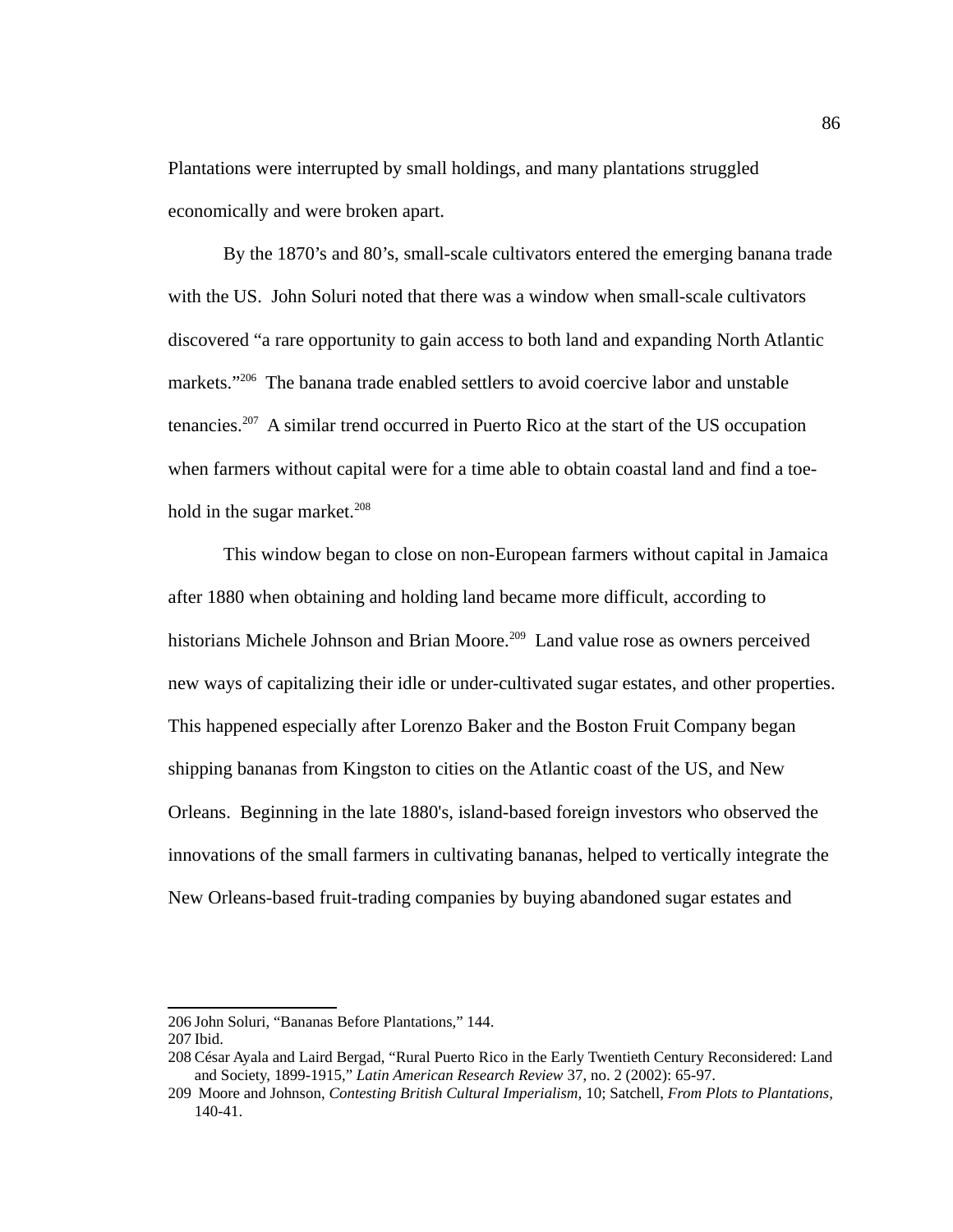Plantations were interrupted by small holdings, and many plantations struggled economically and were broken apart.

By the 1870's and 80's, small-scale cultivators entered the emerging banana trade with the US. John Soluri noted that there was a window when small-scale cultivators discovered "a rare opportunity to gain access to both land and expanding North Atlantic markets."[206] The banana trade enabled settlers to avoid coercive labor and unstable tenancies.[207] A similar trend occurred in Puerto Rico at the start of the US occupation when farmers without capital were for a time able to obtain coastal land and find a toe-hold in the sugar market.[208]

This window began to close on non-European farmers without capital in Jamaica after 1880 when obtaining and holding land became more difficult, according to historians Michele Johnson and Brian Moore.[209] Land value rose as owners perceived new ways of capitalizing their idle or under-cultivated sugar estates, and other properties. This happened especially after Lorenzo Baker and the Boston Fruit Company began shipping bananas from Kingston to cities on the Atlantic coast of the US, and New Orleans. Beginning in the late 1880's, island-based foreign investors who observed the innovations of the small farmers in cultivating bananas, helped to vertically integrate the New Orleans-based fruit-trading companies by buying abandoned sugar estates and

---

206 John Soluri, "Bananas Before Plantations," 144.

207 Ibid.

208 César Ayala and Laird Bergad, "Rural Puerto Rico in the Early Twentieth Century Reconsidered: Land and Society, 1899-1915," *Latin American Research Review* 37, no. 2 (2002): 65-97.

209 Moore and Johnson, *Contesting British Cultural Imperialism*, 10; Satchell, *From Plots to Plantations*, 140-41.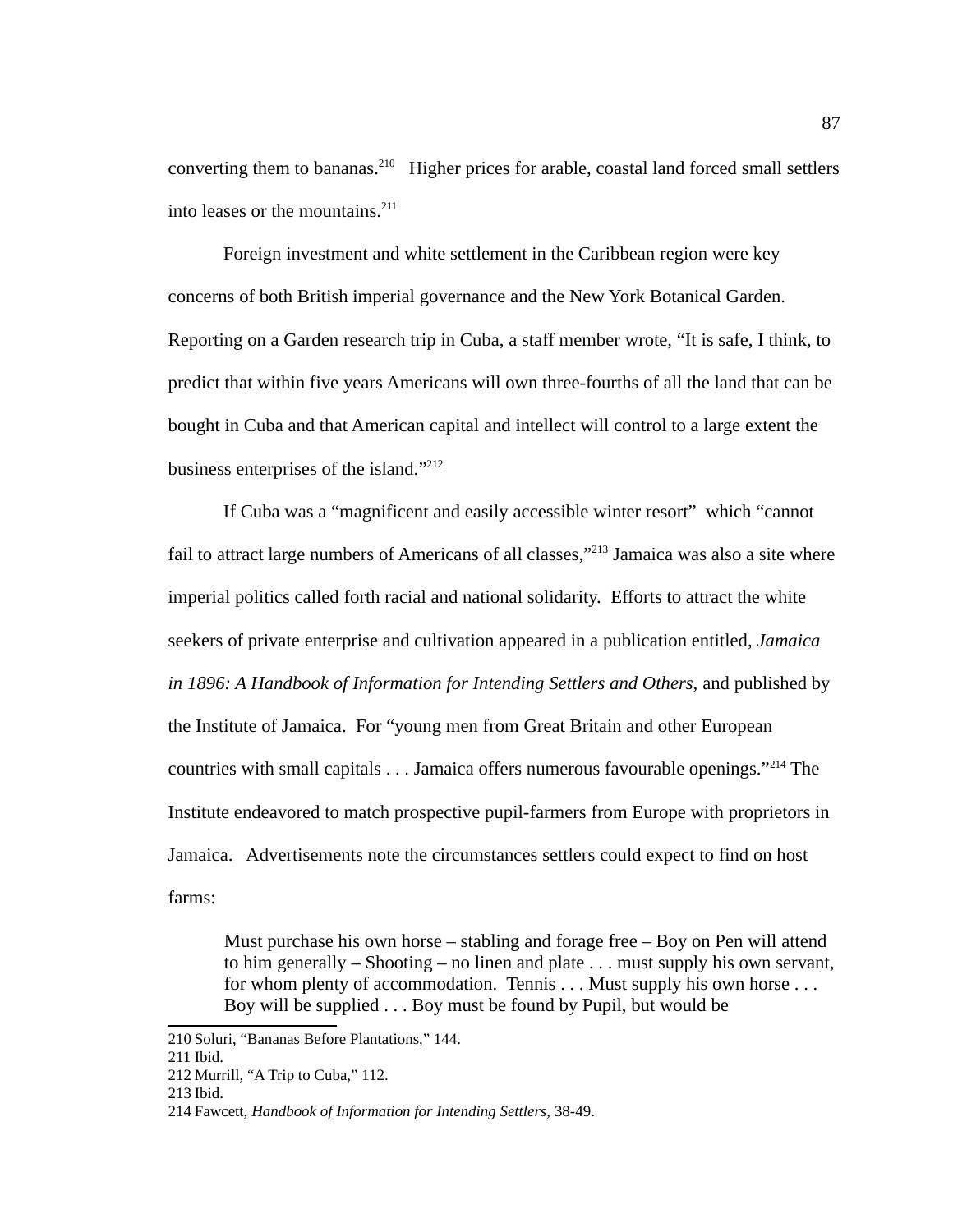converting them to bananas.[210] Higher prices for arable, coastal land forced small settlers into leases or the mountains.[211]

Foreign investment and white settlement in the Caribbean region were key concerns of both British imperial governance and the New York Botanical Garden. Reporting on a Garden research trip in Cuba, a staff member wrote, "It is safe, I think, to predict that within five years Americans will own three-fourths of all the land that can be bought in Cuba and that American capital and intellect will control to a large extent the business enterprises of the island."[212]

If Cuba was a "magnificent and easily accessible winter resort" which "cannot fail to attract large numbers of Americans of all classes,"[213] Jamaica was also a site where imperial politics called forth racial and national solidarity. Efforts to attract the white seekers of private enterprise and cultivation appeared in a publication entitled, *Jamaica in 1896: A Handbook of Information for Intending Settlers and Others,* and published by the Institute of Jamaica. For "young men from Great Britain and other European countries with small capitals . . . Jamaica offers numerous favourable openings."[214] The Institute endeavored to match prospective pupil-farmers from Europe with proprietors in Jamaica. Advertisements note the circumstances settlers could expect to find on host farms:

> Must purchase his own horse – stabling and forage free – Boy on Pen will attend to him generally – Shooting – no linen and plate . . . must supply his own servant, for whom plenty of accommodation. Tennis . . . Must supply his own horse . . . Boy will be supplied . . . Boy must be found by Pupil, but would be

210 Soluri, "Bananas Before Plantations," 144.

211 Ibid.

212 Murrill, "A Trip to Cuba," 112.

213 Ibid.

214 Fawcett, *Handbook of Information for Intending Settlers,* 38-49.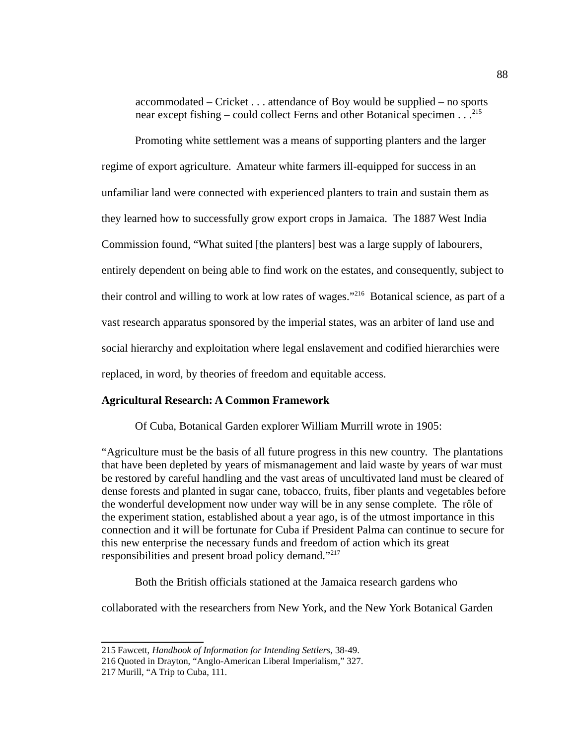> accommodated – Cricket . . . attendance of Boy would be supplied – no sports near except fishing – could collect Ferns and other Botanical specimen . . .[215]

Promoting white settlement was a means of supporting planters and the larger regime of export agriculture. Amateur white farmers ill-equipped for success in an unfamiliar land were connected with experienced planters to train and sustain them as they learned how to successfully grow export crops in Jamaica. The 1887 West India Commission found, "What suited [the planters] best was a large supply of labourers, entirely dependent on being able to find work on the estates, and consequently, subject to their control and willing to work at low rates of wages."[216] Botanical science, as part of a vast research apparatus sponsored by the imperial states, was an arbiter of land use and social hierarchy and exploitation where legal enslavement and codified hierarchies were replaced, in word, by theories of freedom and equitable access.

**Agricultural Research: A Common Framework**

Of Cuba, Botanical Garden explorer William Murrill wrote in 1905:

"Agriculture must be the basis of all future progress in this new country. The plantations that have been depleted by years of mismanagement and laid waste by years of war must be restored by careful handling and the vast areas of uncultivated land must be cleared of dense forests and planted in sugar cane, tobacco, fruits, fiber plants and vegetables before the wonderful development now under way will be in any sense complete. The rôle of the experiment station, established about a year ago, is of the utmost importance in this connection and it will be fortunate for Cuba if President Palma can continue to secure for this new enterprise the necessary funds and freedom of action which its great responsibilities and present broad policy demand."[217]

Both the British officials stationed at the Jamaica research gardens who collaborated with the researchers from New York, and the New York Botanical Garden

---

215 Fawcett, *Handbook of Information for Intending Settlers,* 38-49.

216 Quoted in Drayton, "Anglo-American Liberal Imperialism," 327.

217 Murill, "A Trip to Cuba, 111.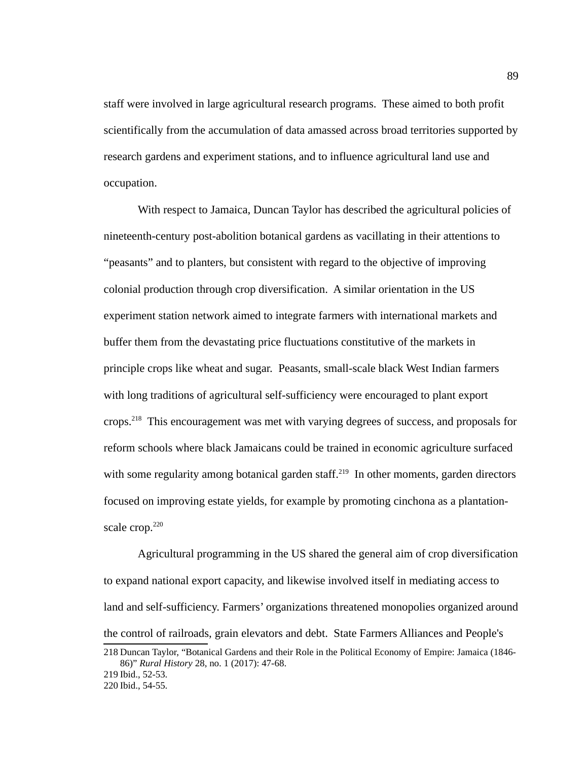staff were involved in large agricultural research programs. These aimed to both profit scientifically from the accumulation of data amassed across broad territories supported by research gardens and experiment stations, and to influence agricultural land use and occupation.

With respect to Jamaica, Duncan Taylor has described the agricultural policies of nineteenth-century post-abolition botanical gardens as vacillating in their attentions to "peasants" and to planters, but consistent with regard to the objective of improving colonial production through crop diversification. A similar orientation in the US experiment station network aimed to integrate farmers with international markets and buffer them from the devastating price fluctuations constitutive of the markets in principle crops like wheat and sugar. Peasants, small-scale black West Indian farmers with long traditions of agricultural self-sufficiency were encouraged to plant export crops.[218] This encouragement was met with varying degrees of success, and proposals for reform schools where black Jamaicans could be trained in economic agriculture surfaced with some regularity among botanical garden staff.[219] In other moments, garden directors focused on improving estate yields, for example by promoting cinchona as a plantation-scale crop.[220]

Agricultural programming in the US shared the general aim of crop diversification to expand national export capacity, and likewise involved itself in mediating access to land and self-sufficiency. Farmers' organizations threatened monopolies organized around the control of railroads, grain elevators and debt. State Farmers Alliances and People's

218 Duncan Taylor, "Botanical Gardens and their Role in the Political Economy of Empire: Jamaica (1846-86)" *Rural History* 28, no. 1 (2017): 47-68.

219 Ibid., 52-53.

220 Ibid., 54-55.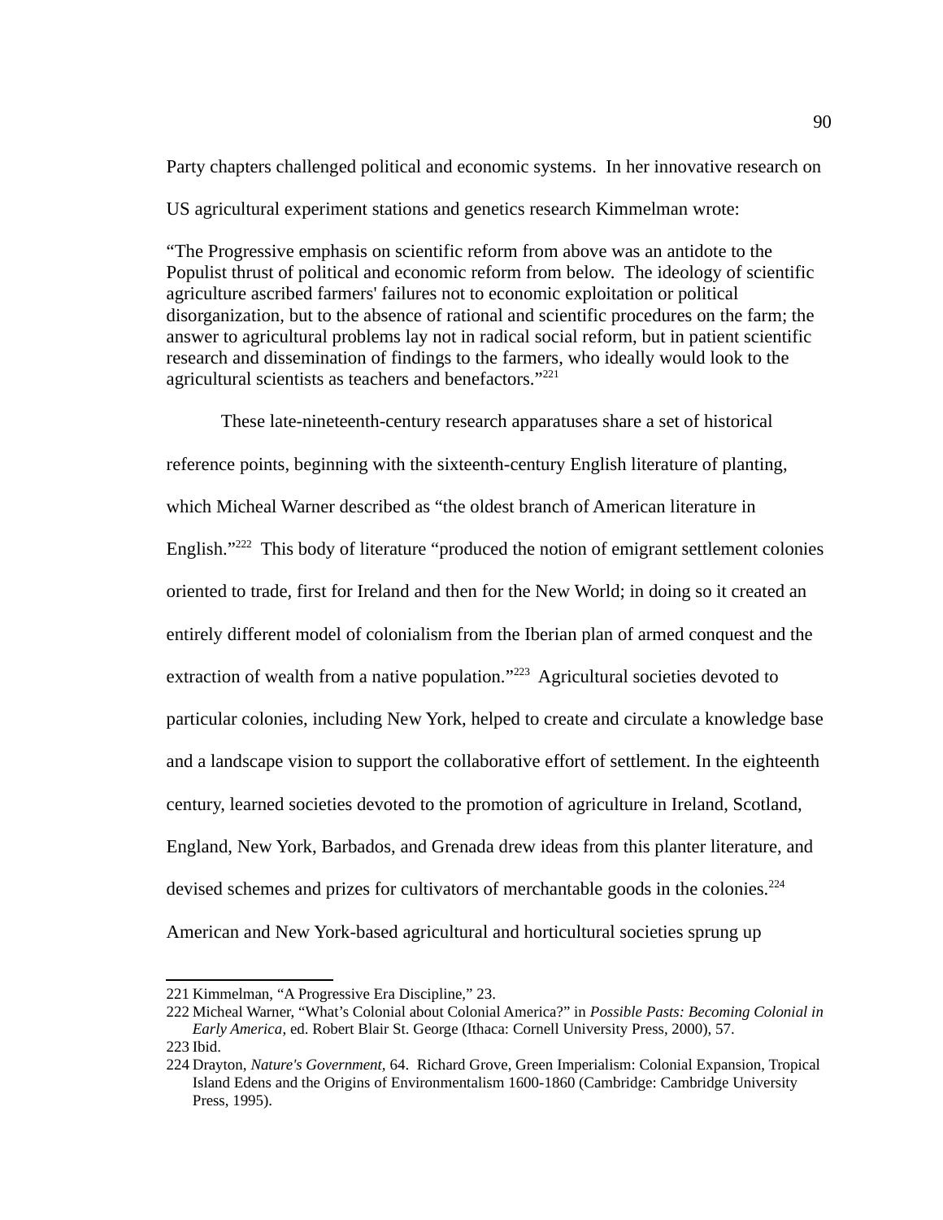Party chapters challenged political and economic systems.  In her innovative research on US agricultural experiment stations and genetics research Kimmelman wrote:

> "The Progressive emphasis on scientific reform from above was an antidote to the Populist thrust of political and economic reform from below.  The ideology of scientific agriculture ascribed farmers' failures not to economic exploitation or political disorganization, but to the absence of rational and scientific procedures on the farm; the answer to agricultural problems lay not in radical social reform, but in patient scientific research and dissemination of findings to the farmers, who ideally would look to the agricultural scientists as teachers and benefactors."[221]

These late-nineteenth-century research apparatuses share a set of historical reference points, beginning with the sixteenth-century English literature of planting, which Micheal Warner described as "the oldest branch of American literature in English."[222]  This body of literature "produced the notion of emigrant settlement colonies oriented to trade, first for Ireland and then for the New World; in doing so it created an entirely different model of colonialism from the Iberian plan of armed conquest and the extraction of wealth from a native population."[223]  Agricultural societies devoted to particular colonies, including New York, helped to create and circulate a knowledge base and a landscape vision to support the collaborative effort of settlement. In the eighteenth century, learned societies devoted to the promotion of agriculture in Ireland, Scotland, England, New York, Barbados, and Grenada drew ideas from this planter literature, and devised schemes and prizes for cultivators of merchantable goods in the colonies.[224] American and New York-based agricultural and horticultural societies sprung up

---

221 Kimmelman, "A Progressive Era Discipline," 23.

222 Micheal Warner, "What's Colonial about Colonial America?" in *Possible Pasts: Becoming Colonial in Early America*, ed. Robert Blair St. George (Ithaca: Cornell University Press, 2000), 57.

223 Ibid.

224 Drayton, *Nature's Government,* 64.  Richard Grove, Green Imperialism: Colonial Expansion, Tropical Island Edens and the Origins of Environmentalism 1600-1860 (Cambridge: Cambridge University Press, 1995).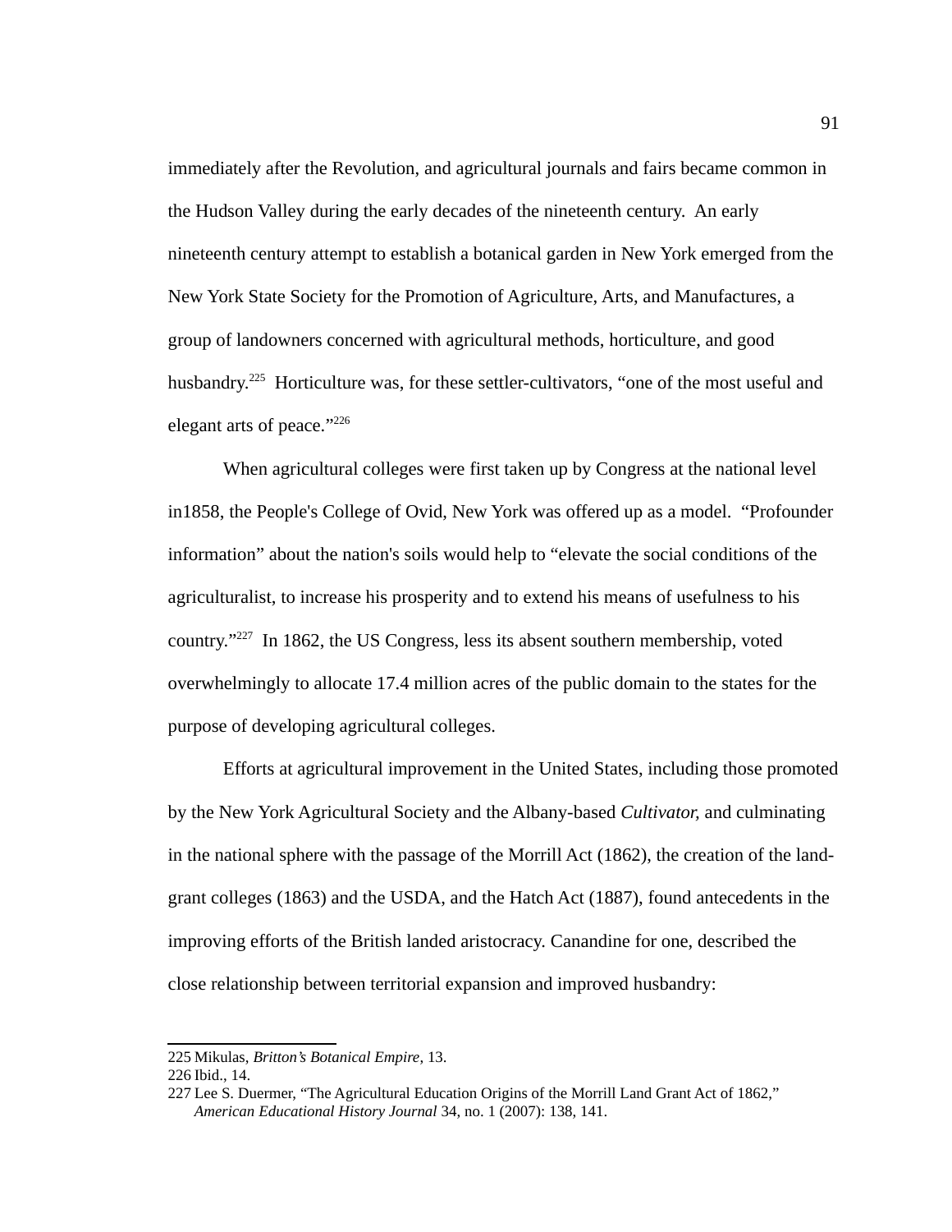immediately after the Revolution, and agricultural journals and fairs became common in the Hudson Valley during the early decades of the nineteenth century. An early nineteenth century attempt to establish a botanical garden in New York emerged from the New York State Society for the Promotion of Agriculture, Arts, and Manufactures, a group of landowners concerned with agricultural methods, horticulture, and good husbandry.[225] Horticulture was, for these settler-cultivators, "one of the most useful and elegant arts of peace."[226]

When agricultural colleges were first taken up by Congress at the national level in1858, the People's College of Ovid, New York was offered up as a model. "Profounder information" about the nation's soils would help to "elevate the social conditions of the agriculturalist, to increase his prosperity and to extend his means of usefulness to his country."[227] In 1862, the US Congress, less its absent southern membership, voted overwhelmingly to allocate 17.4 million acres of the public domain to the states for the purpose of developing agricultural colleges.

Efforts at agricultural improvement in the United States, including those promoted by the New York Agricultural Society and the Albany-based *Cultivator*, and culminating in the national sphere with the passage of the Morrill Act (1862), the creation of the land-grant colleges (1863) and the USDA, and the Hatch Act (1887), found antecedents in the improving efforts of the British landed aristocracy. Canandine for one, described the close relationship between territorial expansion and improved husbandry:

---

225 Mikulas, *Britton's Botanical Empire*, 13.

226 Ibid., 14.

227 Lee S. Duermer, "The Agricultural Education Origins of the Morrill Land Grant Act of 1862," *American Educational History Journal* 34, no. 1 (2007): 138, 141.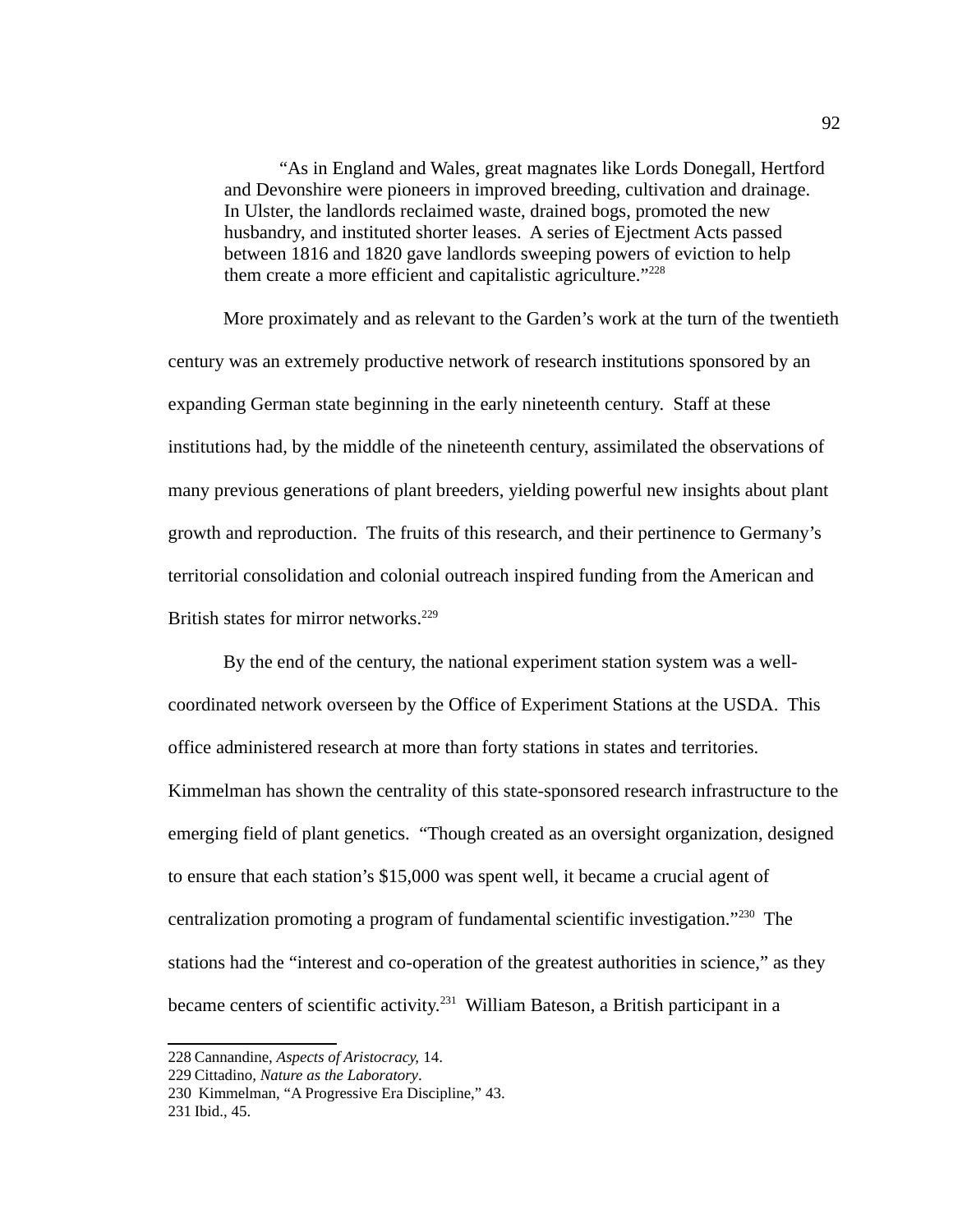> "As in England and Wales, great magnates like Lords Donegall, Hertford and Devonshire were pioneers in improved breeding, cultivation and drainage. In Ulster, the landlords reclaimed waste, drained bogs, promoted the new husbandry, and instituted shorter leases. A series of Ejectment Acts passed between 1816 and 1820 gave landlords sweeping powers of eviction to help them create a more efficient and capitalistic agriculture."[228]

More proximately and as relevant to the Garden's work at the turn of the twentieth century was an extremely productive network of research institutions sponsored by an expanding German state beginning in the early nineteenth century. Staff at these institutions had, by the middle of the nineteenth century, assimilated the observations of many previous generations of plant breeders, yielding powerful new insights about plant growth and reproduction. The fruits of this research, and their pertinence to Germany's territorial consolidation and colonial outreach inspired funding from the American and British states for mirror networks.[229]

By the end of the century, the national experiment station system was a well-coordinated network overseen by the Office of Experiment Stations at the USDA. This office administered research at more than forty stations in states and territories. Kimmelman has shown the centrality of this state-sponsored research infrastructure to the emerging field of plant genetics. "Though created as an oversight organization, designed to ensure that each station's $15,000 was spent well, it became a crucial agent of centralization promoting a program of fundamental scientific investigation."[230] The stations had the "interest and co-operation of the greatest authorities in science," as they became centers of scientific activity.[231] William Bateson, a British participant in a

---

228 Cannandine, *Aspects of Aristocracy,* 14.
229 Cittadino, *Nature as the Laboratory*.
230 Kimmelman, "A Progressive Era Discipline," 43.
231 Ibid., 45.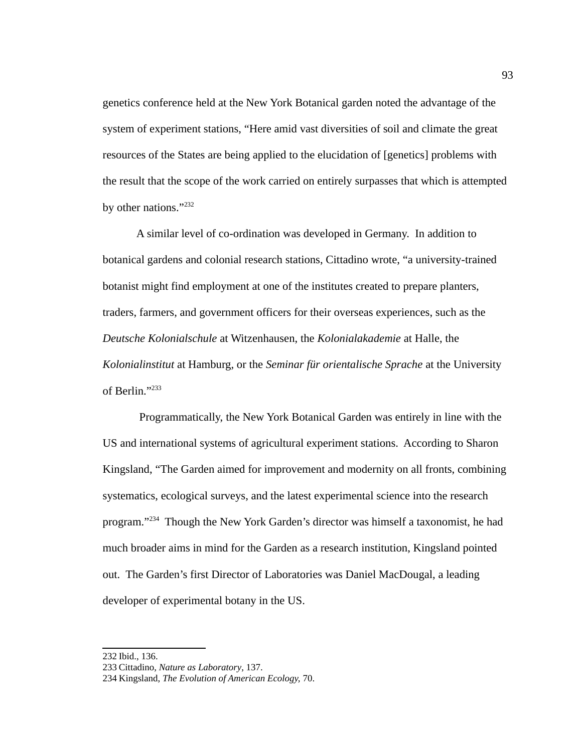genetics conference held at the New York Botanical garden noted the advantage of the system of experiment stations, "Here amid vast diversities of soil and climate the great resources of the States are being applied to the elucidation of [genetics] problems with the result that the scope of the work carried on entirely surpasses that which is attempted by other nations."[232]

A similar level of co-ordination was developed in Germany. In addition to botanical gardens and colonial research stations, Cittadino wrote, "a university-trained botanist might find employment at one of the institutes created to prepare planters, traders, farmers, and government officers for their overseas experiences, such as the *Deutsche Kolonialschule* at Witzenhausen, the *Kolonialakademie* at Halle, the *Kolonialinstitut* at Hamburg, or the *Seminar für orientalische Sprache* at the University of Berlin."[233]

Programmatically, the New York Botanical Garden was entirely in line with the US and international systems of agricultural experiment stations. According to Sharon Kingsland, "The Garden aimed for improvement and modernity on all fronts, combining systematics, ecological surveys, and the latest experimental science into the research program."[234] Though the New York Garden's director was himself a taxonomist, he had much broader aims in mind for the Garden as a research institution, Kingsland pointed out. The Garden's first Director of Laboratories was Daniel MacDougal, a leading developer of experimental botany in the US.

---

232 Ibid., 136.

233 Cittadino, *Nature as Laboratory*, 137.

234 Kingsland, *The Evolution of American Ecology,* 70.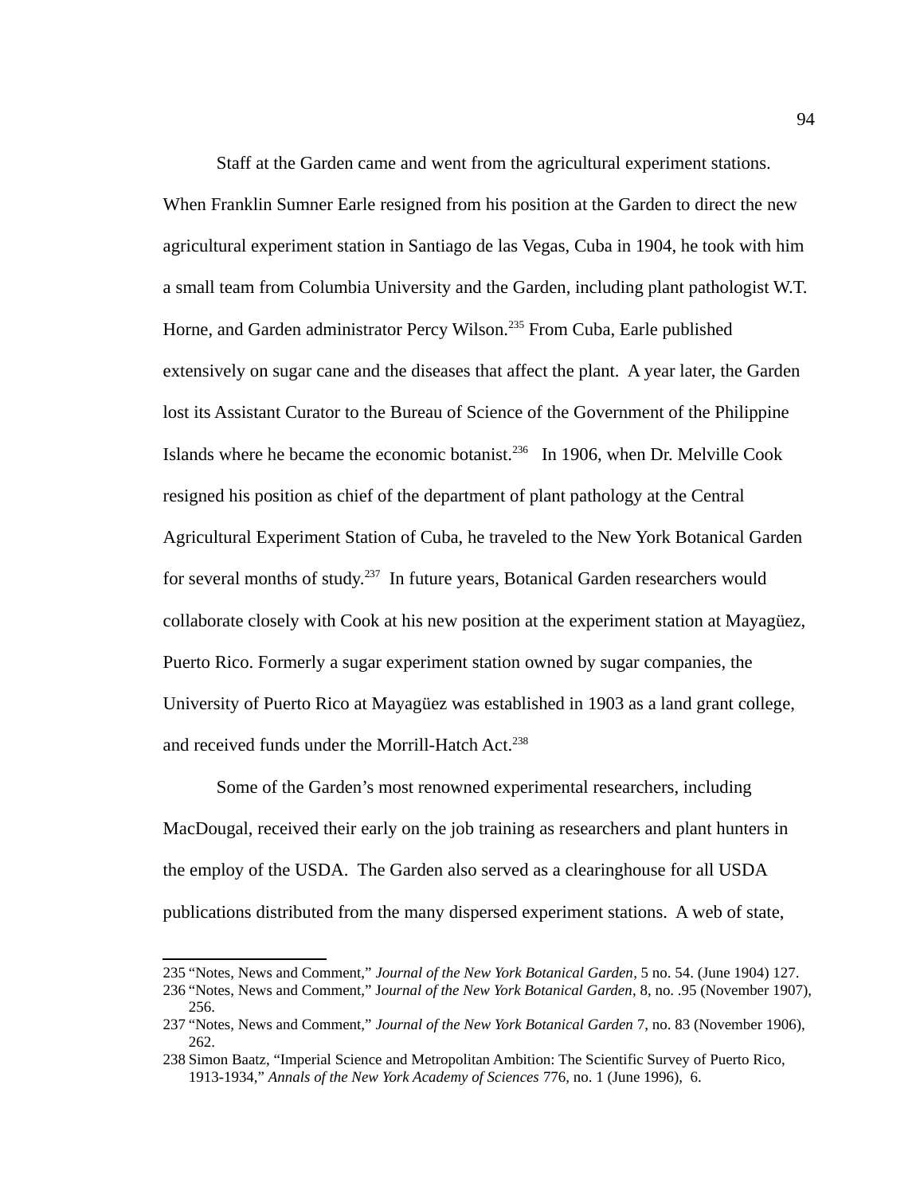Staff at the Garden came and went from the agricultural experiment stations. When Franklin Sumner Earle resigned from his position at the Garden to direct the new agricultural experiment station in Santiago de las Vegas, Cuba in 1904, he took with him a small team from Columbia University and the Garden, including plant pathologist W.T. Horne, and Garden administrator Percy Wilson.[235] From Cuba, Earle published extensively on sugar cane and the diseases that affect the plant. A year later, the Garden lost its Assistant Curator to the Bureau of Science of the Government of the Philippine Islands where he became the economic botanist.[236] In 1906, when Dr. Melville Cook resigned his position as chief of the department of plant pathology at the Central Agricultural Experiment Station of Cuba, he traveled to the New York Botanical Garden for several months of study.[237] In future years, Botanical Garden researchers would collaborate closely with Cook at his new position at the experiment station at Mayagüez, Puerto Rico. Formerly a sugar experiment station owned by sugar companies, the University of Puerto Rico at Mayagüez was established in 1903 as a land grant college, and received funds under the Morrill-Hatch Act.[238]

Some of the Garden's most renowned experimental researchers, including MacDougal, received their early on the job training as researchers and plant hunters in the employ of the USDA. The Garden also served as a clearinghouse for all USDA publications distributed from the many dispersed experiment stations. A web of state,

---

235 "Notes, News and Comment," *Journal of the New York Botanical Garden*, 5 no. 54. (June 1904) 127.

236 "Notes, News and Comment," *Journal of the New York Botanical Garden*, 8, no. .95 (November 1907), 256.

237 "Notes, News and Comment," *Journal of the New York Botanical Garden* 7, no. 83 (November 1906), 262.

238 Simon Baatz, "Imperial Science and Metropolitan Ambition: The Scientific Survey of Puerto Rico, 1913-1934," *Annals of the New York Academy of Sciences* 776, no. 1 (June 1996), 6.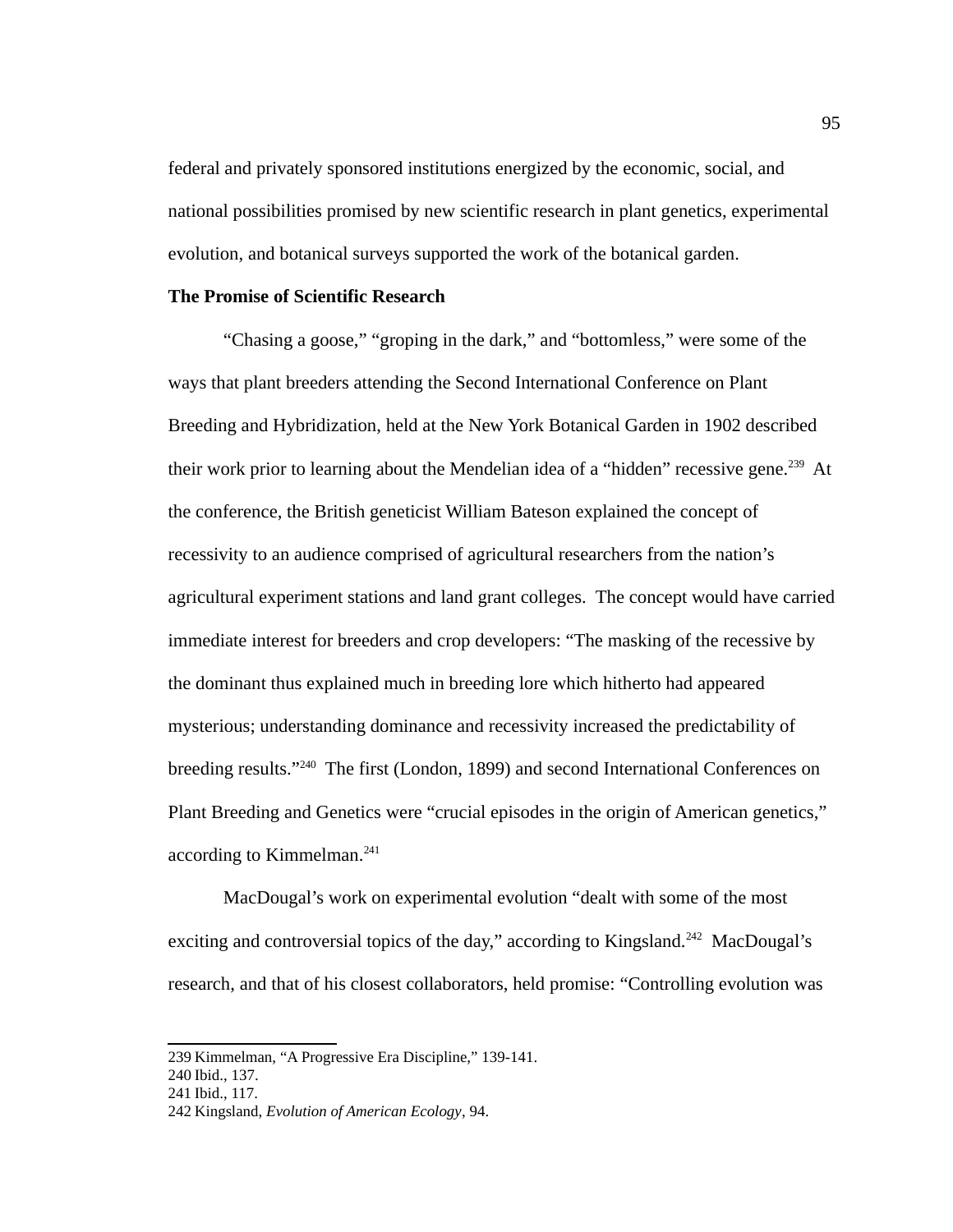federal and privately sponsored institutions energized by the economic, social, and national possibilities promised by new scientific research in plant genetics, experimental evolution, and botanical surveys supported the work of the botanical garden.

**The Promise of Scientific Research**

"Chasing a goose," "groping in the dark," and "bottomless," were some of the ways that plant breeders attending the Second International Conference on Plant Breeding and Hybridization, held at the New York Botanical Garden in 1902 described their work prior to learning about the Mendelian idea of a "hidden" recessive gene.[239] At the conference, the British geneticist William Bateson explained the concept of recessivity to an audience comprised of agricultural researchers from the nation's agricultural experiment stations and land grant colleges. The concept would have carried immediate interest for breeders and crop developers: "The masking of the recessive by the dominant thus explained much in breeding lore which hitherto had appeared mysterious; understanding dominance and recessivity increased the predictability of breeding results."[240] The first (London, 1899) and second International Conferences on Plant Breeding and Genetics were "crucial episodes in the origin of American genetics," according to Kimmelman.[241]

MacDougal's work on experimental evolution "dealt with some of the most exciting and controversial topics of the day," according to Kingsland.[242] MacDougal's research, and that of his closest collaborators, held promise: "Controlling evolution was

---

239 Kimmelman, "A Progressive Era Discipline," 139-141.

240 Ibid., 137.

241 Ibid., 117.

242 Kingsland, *Evolution of American Ecology*, 94.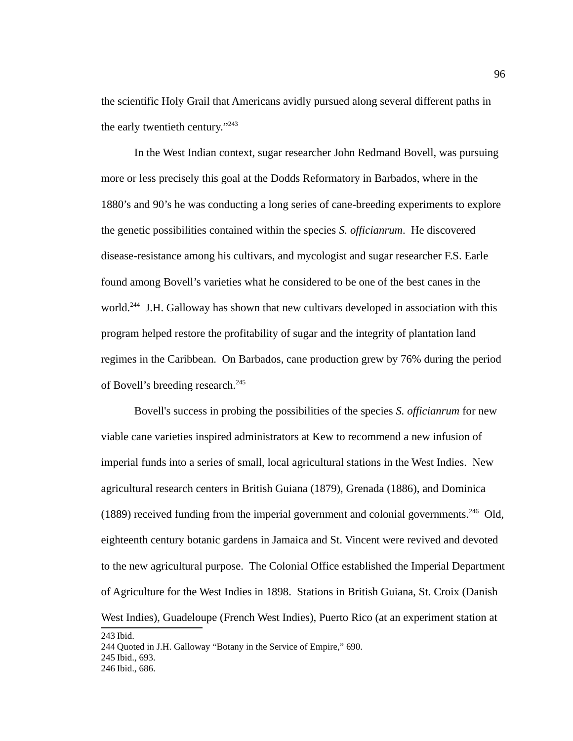the scientific Holy Grail that Americans avidly pursued along several different paths in the early twentieth century."[243]

In the West Indian context, sugar researcher John Redmand Bovell, was pursuing more or less precisely this goal at the Dodds Reformatory in Barbados, where in the 1880's and 90's he was conducting a long series of cane-breeding experiments to explore the genetic possibilities contained within the species *S. officianrum*. He discovered disease-resistance among his cultivars, and mycologist and sugar researcher F.S. Earle found among Bovell's varieties what he considered to be one of the best canes in the world.[244] J.H. Galloway has shown that new cultivars developed in association with this program helped restore the profitability of sugar and the integrity of plantation land regimes in the Caribbean. On Barbados, cane production grew by 76% during the period of Bovell's breeding research.[245]

Bovell's success in probing the possibilities of the species *S. officianrum* for new viable cane varieties inspired administrators at Kew to recommend a new infusion of imperial funds into a series of small, local agricultural stations in the West Indies. New agricultural research centers in British Guiana (1879), Grenada (1886), and Dominica (1889) received funding from the imperial government and colonial governments.[246] Old, eighteenth century botanic gardens in Jamaica and St. Vincent were revived and devoted to the new agricultural purpose. The Colonial Office established the Imperial Department of Agriculture for the West Indies in 1898. Stations in British Guiana, St. Croix (Danish West Indies), Guadeloupe (French West Indies), Puerto Rico (at an experiment station at

---

243 Ibid.

244 Quoted in J.H. Galloway "Botany in the Service of Empire," 690.

245 Ibid., 693.

246 Ibid., 686.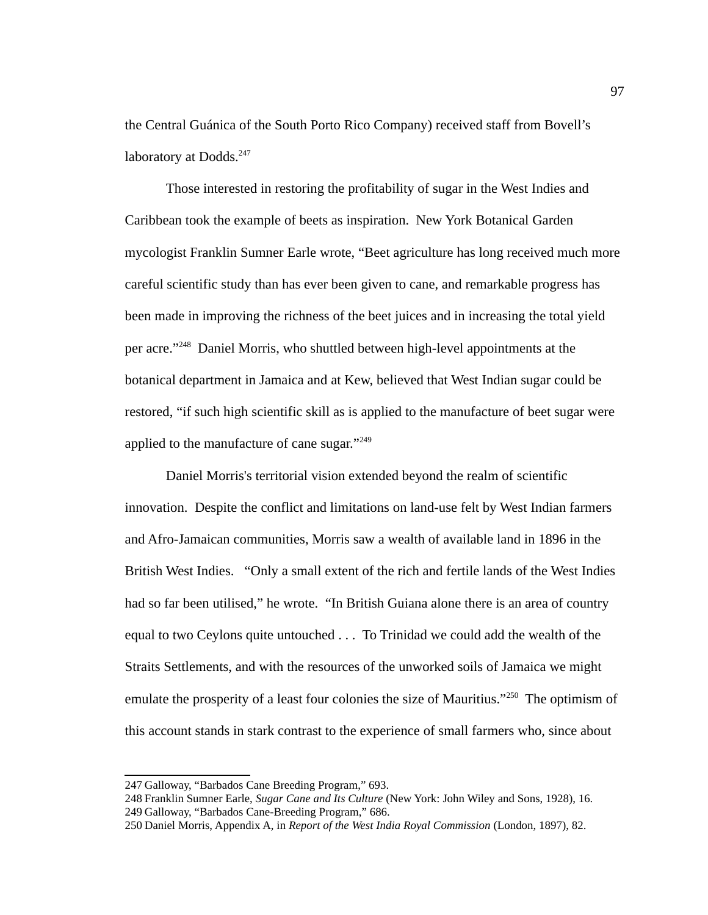the Central Guánica of the South Porto Rico Company) received staff from Bovell's laboratory at Dodds.[247]

Those interested in restoring the profitability of sugar in the West Indies and Caribbean took the example of beets as inspiration. New York Botanical Garden mycologist Franklin Sumner Earle wrote, "Beet agriculture has long received much more careful scientific study than has ever been given to cane, and remarkable progress has been made in improving the richness of the beet juices and in increasing the total yield per acre."[248] Daniel Morris, who shuttled between high-level appointments at the botanical department in Jamaica and at Kew, believed that West Indian sugar could be restored, "if such high scientific skill as is applied to the manufacture of beet sugar were applied to the manufacture of cane sugar."[249]

Daniel Morris's territorial vision extended beyond the realm of scientific innovation. Despite the conflict and limitations on land-use felt by West Indian farmers and Afro-Jamaican communities, Morris saw a wealth of available land in 1896 in the British West Indies. "Only a small extent of the rich and fertile lands of the West Indies had so far been utilised," he wrote. "In British Guiana alone there is an area of country equal to two Ceylons quite untouched . . . To Trinidad we could add the wealth of the Straits Settlements, and with the resources of the unworked soils of Jamaica we might emulate the prosperity of a least four colonies the size of Mauritius."[250] The optimism of this account stands in stark contrast to the experience of small farmers who, since about

---

247 Galloway, "Barbados Cane Breeding Program," 693.

248 Franklin Sumner Earle, *Sugar Cane and Its Culture* (New York: John Wiley and Sons, 1928), 16.

249 Galloway, "Barbados Cane-Breeding Program," 686.

250 Daniel Morris, Appendix A, in *Report of the West India Royal Commission* (London, 1897), 82.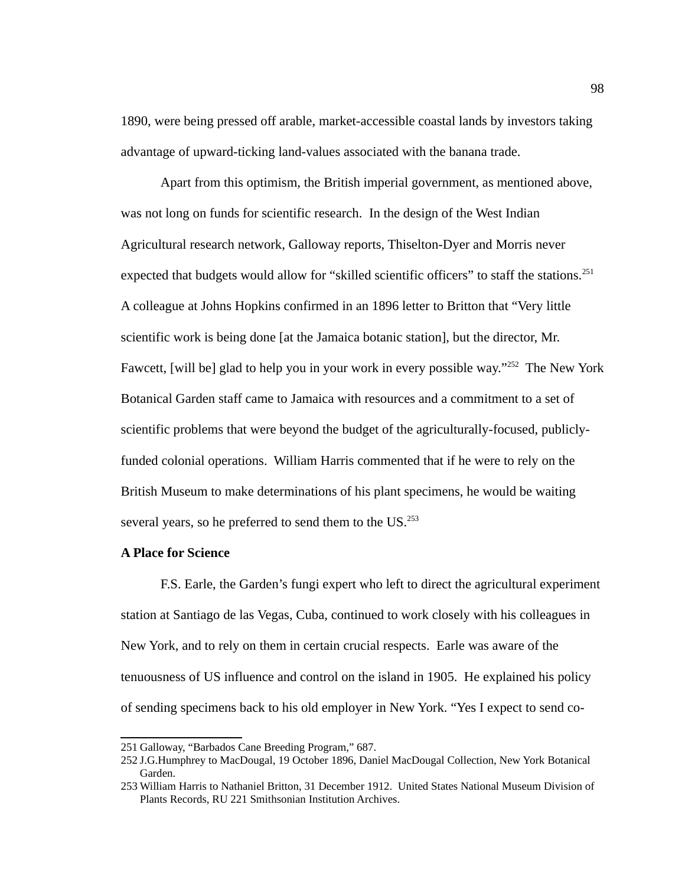1890, were being pressed off arable, market-accessible coastal lands by investors taking advantage of upward-ticking land-values associated with the banana trade.

Apart from this optimism, the British imperial government, as mentioned above, was not long on funds for scientific research. In the design of the West Indian Agricultural research network, Galloway reports, Thiselton-Dyer and Morris never expected that budgets would allow for "skilled scientific officers" to staff the stations.[251] A colleague at Johns Hopkins confirmed in an 1896 letter to Britton that "Very little scientific work is being done [at the Jamaica botanic station], but the director, Mr. Fawcett, [will be] glad to help you in your work in every possible way."[252] The New York Botanical Garden staff came to Jamaica with resources and a commitment to a set of scientific problems that were beyond the budget of the agriculturally-focused, publicly-funded colonial operations. William Harris commented that if he were to rely on the British Museum to make determinations of his plant specimens, he would be waiting several years, so he preferred to send them to the US.[253]

**A Place for Science**

F.S. Earle, the Garden's fungi expert who left to direct the agricultural experiment station at Santiago de las Vegas, Cuba, continued to work closely with his colleagues in New York, and to rely on them in certain crucial respects. Earle was aware of the tenuousness of US influence and control on the island in 1905. He explained his policy of sending specimens back to his old employer in New York. "Yes I expect to send co-

---

251 Galloway, "Barbados Cane Breeding Program," 687.

252 J.G.Humphrey to MacDougal, 19 October 1896, Daniel MacDougal Collection, New York Botanical Garden.

253 William Harris to Nathaniel Britton, 31 December 1912. United States National Museum Division of Plants Records, RU 221 Smithsonian Institution Archives.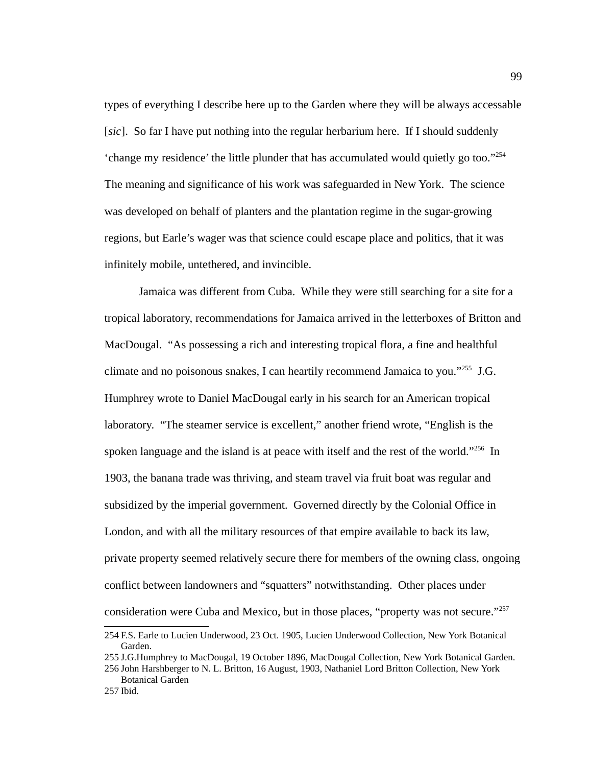types of everything I describe here up to the Garden where they will be always accessable [*sic*]. So far I have put nothing into the regular herbarium here. If I should suddenly 'change my residence' the little plunder that has accumulated would quietly go too."[254] The meaning and significance of his work was safeguarded in New York. The science was developed on behalf of planters and the plantation regime in the sugar-growing regions, but Earle's wager was that science could escape place and politics, that it was infinitely mobile, untethered, and invincible.

Jamaica was different from Cuba. While they were still searching for a site for a tropical laboratory, recommendations for Jamaica arrived in the letterboxes of Britton and MacDougal. "As possessing a rich and interesting tropical flora, a fine and healthful climate and no poisonous snakes, I can heartily recommend Jamaica to you."[255] J.G. Humphrey wrote to Daniel MacDougal early in his search for an American tropical laboratory. "The steamer service is excellent," another friend wrote, "English is the spoken language and the island is at peace with itself and the rest of the world."[256] In 1903, the banana trade was thriving, and steam travel via fruit boat was regular and subsidized by the imperial government. Governed directly by the Colonial Office in London, and with all the military resources of that empire available to back its law, private property seemed relatively secure there for members of the owning class, ongoing conflict between landowners and "squatters" notwithstanding. Other places under consideration were Cuba and Mexico, but in those places, "property was not secure."[257]

---

254 F.S. Earle to Lucien Underwood, 23 Oct. 1905, Lucien Underwood Collection, New York Botanical Garden.

255 J.G.Humphrey to MacDougal, 19 October 1896, MacDougal Collection, New York Botanical Garden.

256 John Harshberger to N. L. Britton, 16 August, 1903, Nathaniel Lord Britton Collection, New York Botanical Garden

257 Ibid.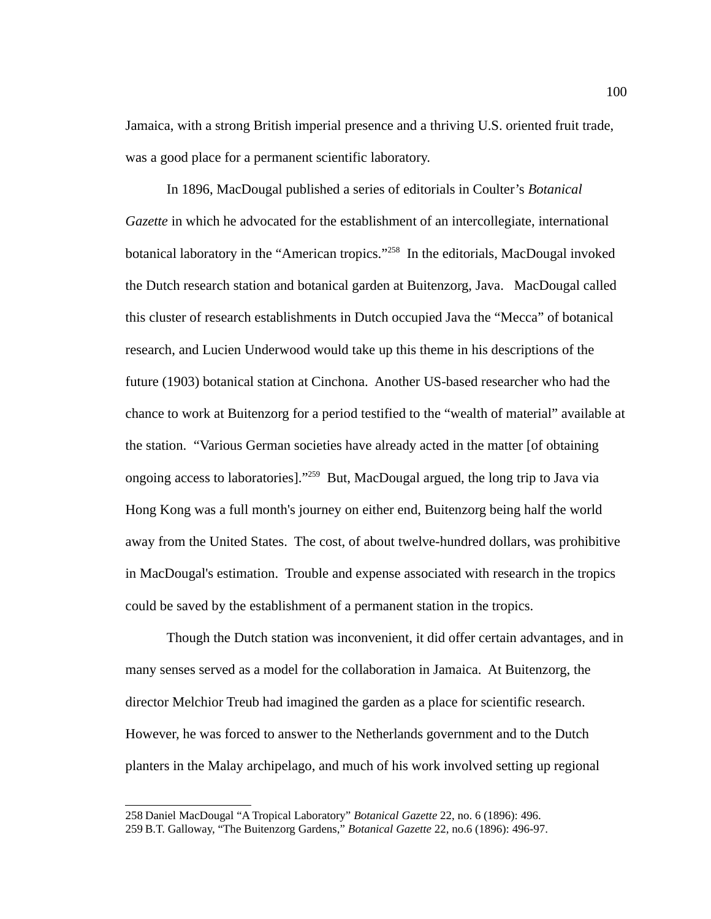Jamaica, with a strong British imperial presence and a thriving U.S. oriented fruit trade, was a good place for a permanent scientific laboratory.

In 1896, MacDougal published a series of editorials in Coulter's *Botanical Gazette* in which he advocated for the establishment of an intercollegiate, international botanical laboratory in the "American tropics."[258] In the editorials, MacDougal invoked the Dutch research station and botanical garden at Buitenzorg, Java. MacDougal called this cluster of research establishments in Dutch occupied Java the "Mecca" of botanical research, and Lucien Underwood would take up this theme in his descriptions of the future (1903) botanical station at Cinchona. Another US-based researcher who had the chance to work at Buitenzorg for a period testified to the "wealth of material" available at the station. "Various German societies have already acted in the matter [of obtaining ongoing access to laboratories]."[259] But, MacDougal argued, the long trip to Java via Hong Kong was a full month's journey on either end, Buitenzorg being half the world away from the United States. The cost, of about twelve-hundred dollars, was prohibitive in MacDougal's estimation. Trouble and expense associated with research in the tropics could be saved by the establishment of a permanent station in the tropics.

Though the Dutch station was inconvenient, it did offer certain advantages, and in many senses served as a model for the collaboration in Jamaica. At Buitenzorg, the director Melchior Treub had imagined the garden as a place for scientific research. However, he was forced to answer to the Netherlands government and to the Dutch planters in the Malay archipelago, and much of his work involved setting up regional

258 Daniel MacDougal "A Tropical Laboratory" *Botanical Gazette* 22, no. 6 (1896): 496.
259 B.T. Galloway, "The Buitenzorg Gardens," *Botanical Gazette* 22, no.6 (1896): 496-97.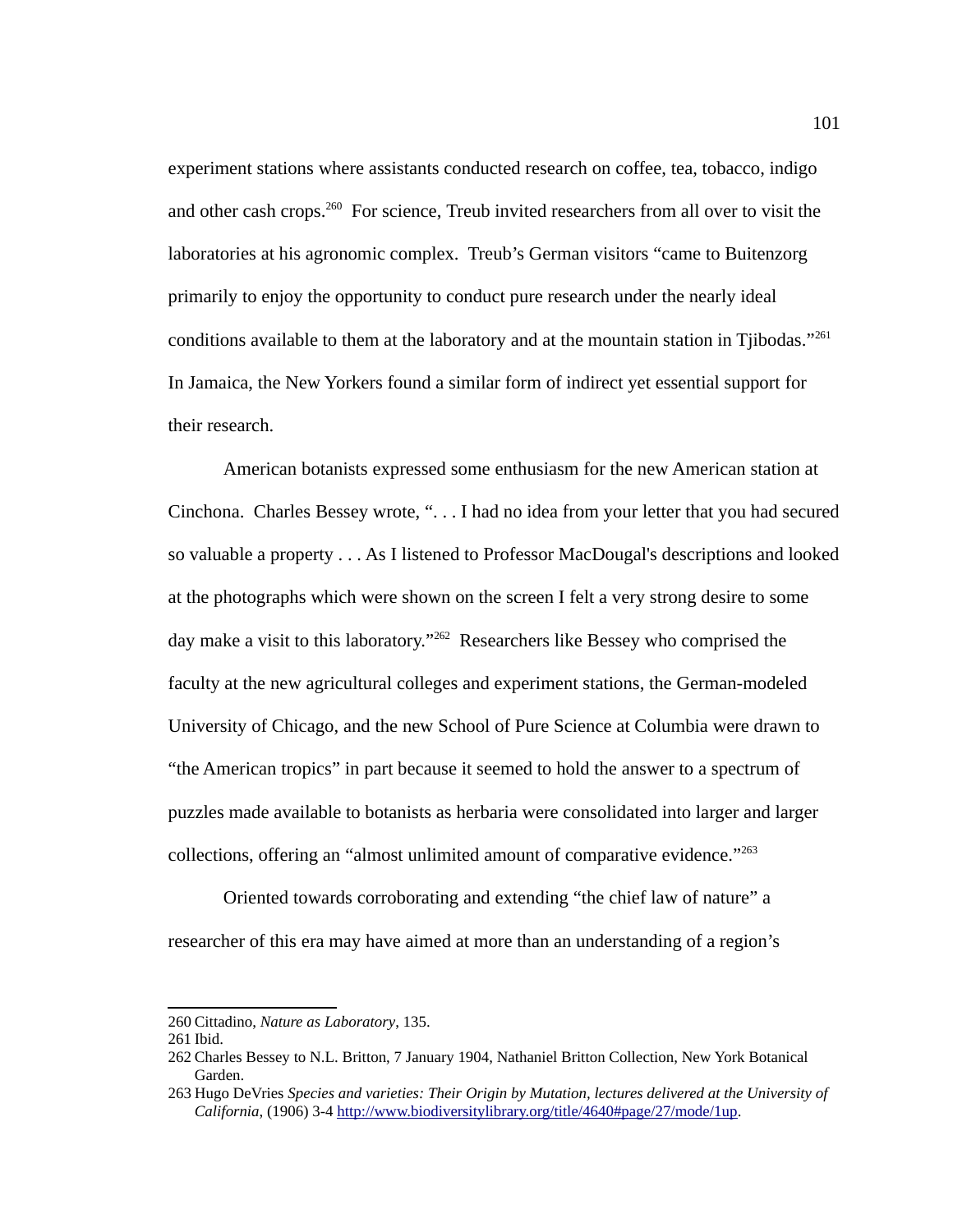experiment stations where assistants conducted research on coffee, tea, tobacco, indigo and other cash crops.[260] For science, Treub invited researchers from all over to visit the laboratories at his agronomic complex. Treub's German visitors "came to Buitenzorg primarily to enjoy the opportunity to conduct pure research under the nearly ideal conditions available to them at the laboratory and at the mountain station in Tjibodas."[261] In Jamaica, the New Yorkers found a similar form of indirect yet essential support for their research.

American botanists expressed some enthusiasm for the new American station at Cinchona. Charles Bessey wrote, ". . . I had no idea from your letter that you had secured so valuable a property . . . As I listened to Professor MacDougal's descriptions and looked at the photographs which were shown on the screen I felt a very strong desire to some day make a visit to this laboratory."[262] Researchers like Bessey who comprised the faculty at the new agricultural colleges and experiment stations, the German-modeled University of Chicago, and the new School of Pure Science at Columbia were drawn to "the American tropics" in part because it seemed to hold the answer to a spectrum of puzzles made available to botanists as herbaria were consolidated into larger and larger collections, offering an "almost unlimited amount of comparative evidence."[263]

Oriented towards corroborating and extending "the chief law of nature" a researcher of this era may have aimed at more than an understanding of a region's

---

260 Cittadino, *Nature as Laboratory*, 135.

261 Ibid.

262 Charles Bessey to N.L. Britton, 7 January 1904, Nathaniel Britton Collection, New York Botanical Garden.

263 Hugo DeVries *Species and varieties: Their Origin by Mutation, lectures delivered at the University of California*, (1906) 3-4 http://www.biodiversitylibrary.org/title/4640#page/27/mode/1up.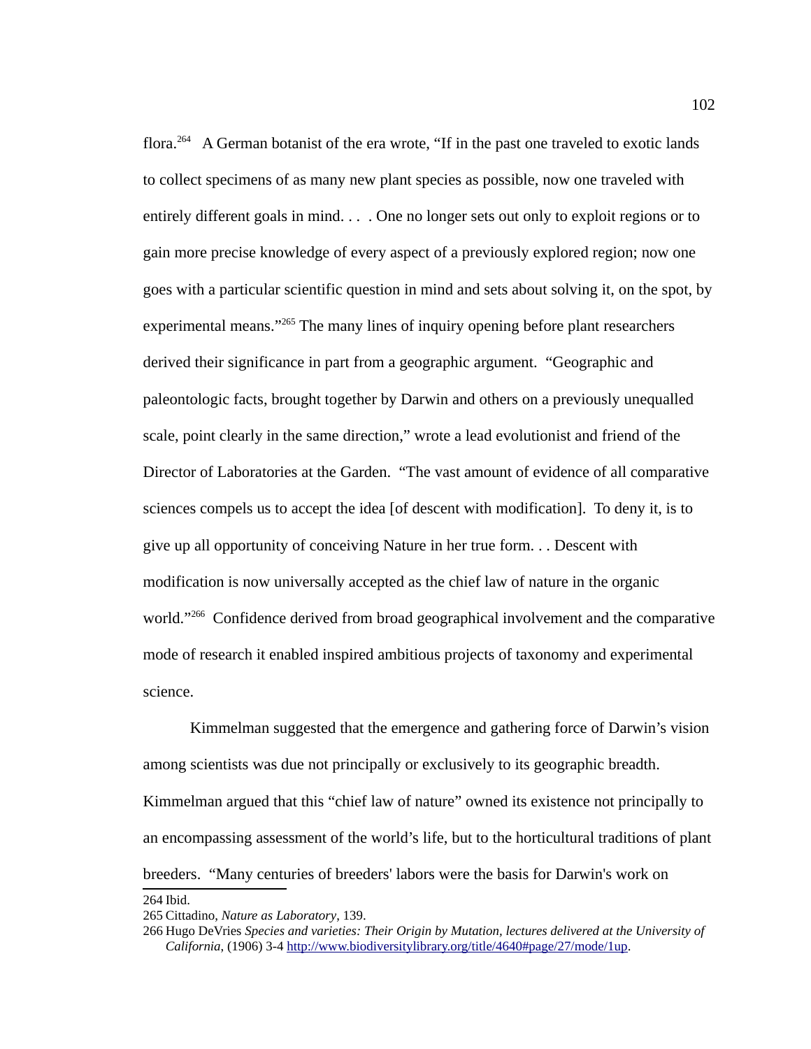flora.[264] A German botanist of the era wrote, "If in the past one traveled to exotic lands to collect specimens of as many new plant species as possible, now one traveled with entirely different goals in mind. . . . One no longer sets out only to exploit regions or to gain more precise knowledge of every aspect of a previously explored region; now one goes with a particular scientific question in mind and sets about solving it, on the spot, by experimental means."[265] The many lines of inquiry opening before plant researchers derived their significance in part from a geographic argument. "Geographic and paleontologic facts, brought together by Darwin and others on a previously unequalled scale, point clearly in the same direction," wrote a lead evolutionist and friend of the Director of Laboratories at the Garden. "The vast amount of evidence of all comparative sciences compels us to accept the idea [of descent with modification]. To deny it, is to give up all opportunity of conceiving Nature in her true form. . . Descent with modification is now universally accepted as the chief law of nature in the organic world."[266] Confidence derived from broad geographical involvement and the comparative mode of research it enabled inspired ambitious projects of taxonomy and experimental science.

Kimmelman suggested that the emergence and gathering force of Darwin's vision among scientists was due not principally or exclusively to its geographic breadth. Kimmelman argued that this "chief law of nature" owned its existence not principally to an encompassing assessment of the world's life, but to the horticultural traditions of plant breeders. "Many centuries of breeders' labors were the basis for Darwin's work on

---

264 Ibid.

265 Cittadino, *Nature as Laboratory*, 139.

266 Hugo DeVries *Species and varieties: Their Origin by Mutation, lectures delivered at the University of California*, (1906) 3-4 http://www.biodiversitylibrary.org/title/4640#page/27/mode/1up.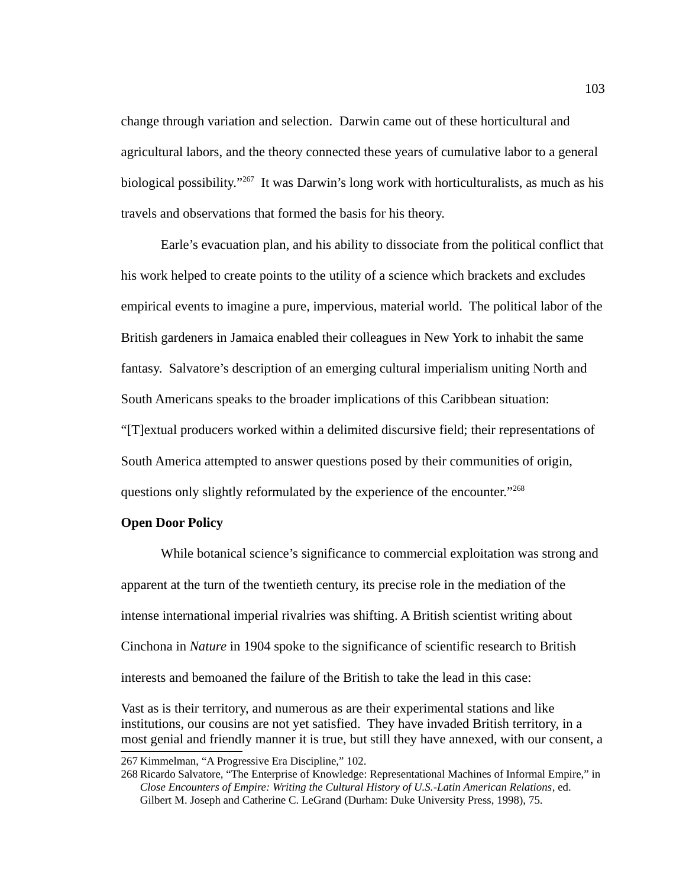change through variation and selection. Darwin came out of these horticultural and agricultural labors, and the theory connected these years of cumulative labor to a general biological possibility."[267] It was Darwin's long work with horticulturalists, as much as his travels and observations that formed the basis for his theory.

Earle's evacuation plan, and his ability to dissociate from the political conflict that his work helped to create points to the utility of a science which brackets and excludes empirical events to imagine a pure, impervious, material world. The political labor of the British gardeners in Jamaica enabled their colleagues in New York to inhabit the same fantasy. Salvatore's description of an emerging cultural imperialism uniting North and South Americans speaks to the broader implications of this Caribbean situation: "[T]extual producers worked within a delimited discursive field; their representations of South America attempted to answer questions posed by their communities of origin, questions only slightly reformulated by the experience of the encounter."[268]

**Open Door Policy**

While botanical science's significance to commercial exploitation was strong and apparent at the turn of the twentieth century, its precise role in the mediation of the intense international imperial rivalries was shifting. A British scientist writing about Cinchona in *Nature* in 1904 spoke to the significance of scientific research to British interests and bemoaned the failure of the British to take the lead in this case:

Vast as is their territory, and numerous as are their experimental stations and like institutions, our cousins are not yet satisfied. They have invaded British territory, in a most genial and friendly manner it is true, but still they have annexed, with our consent, a

---

267 Kimmelman, "A Progressive Era Discipline," 102.

268 Ricardo Salvatore, "The Enterprise of Knowledge: Representational Machines of Informal Empire," in *Close Encounters of Empire: Writing the Cultural History of U.S.-Latin American Relations*, ed. Gilbert M. Joseph and Catherine C. LeGrand (Durham: Duke University Press, 1998), 75.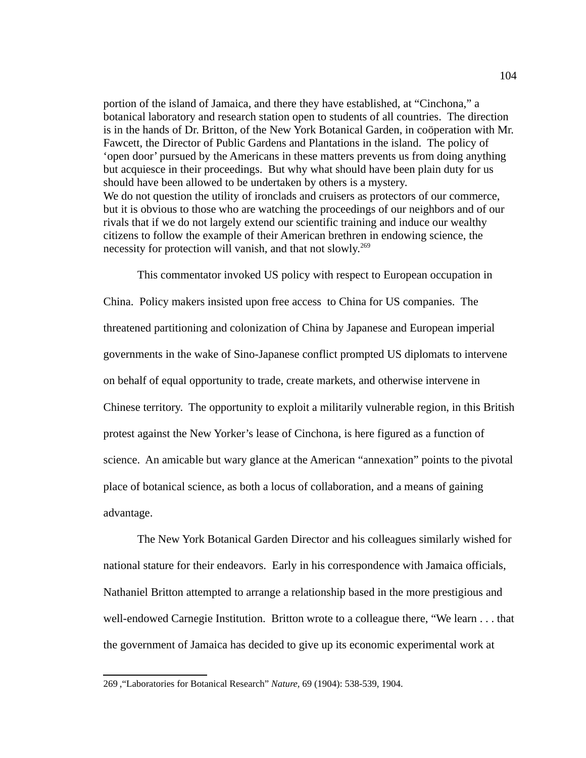portion of the island of Jamaica, and there they have established, at "Cinchona," a botanical laboratory and research station open to students of all countries. The direction is in the hands of Dr. Britton, of the New York Botanical Garden, in coöperation with Mr. Fawcett, the Director of Public Gardens and Plantations in the island. The policy of 'open door' pursued by the Americans in these matters prevents us from doing anything but acquiesce in their proceedings. But why what should have been plain duty for us should have been allowed to be undertaken by others is a mystery.
We do not question the utility of ironclads and cruisers as protectors of our commerce, but it is obvious to those who are watching the proceedings of our neighbors and of our rivals that if we do not largely extend our scientific training and induce our wealthy citizens to follow the example of their American brethren in endowing science, the necessity for protection will vanish, and that not slowly.[269]

This commentator invoked US policy with respect to European occupation in China. Policy makers insisted upon free access to China for US companies. The threatened partitioning and colonization of China by Japanese and European imperial governments in the wake of Sino-Japanese conflict prompted US diplomats to intervene on behalf of equal opportunity to trade, create markets, and otherwise intervene in Chinese territory. The opportunity to exploit a militarily vulnerable region, in this British protest against the New Yorker's lease of Cinchona, is here figured as a function of science. An amicable but wary glance at the American "annexation" points to the pivotal place of botanical science, as both a locus of collaboration, and a means of gaining advantage.

The New York Botanical Garden Director and his colleagues similarly wished for national stature for their endeavors. Early in his correspondence with Jamaica officials, Nathaniel Britton attempted to arrange a relationship based in the more prestigious and well-endowed Carnegie Institution. Britton wrote to a colleague there, "We learn . . . that the government of Jamaica has decided to give up its economic experimental work at

---

269 ,"Laboratories for Botanical Research" *Nature*, 69 (1904): 538-539, 1904.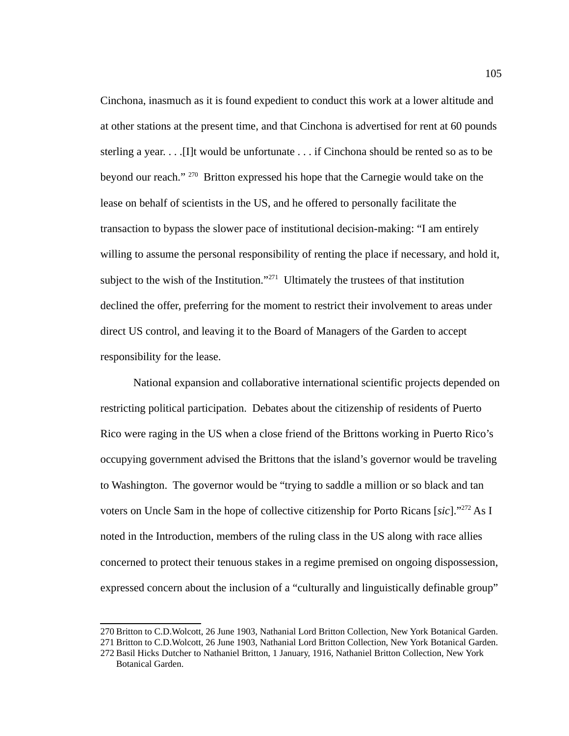Cinchona, inasmuch as it is found expedient to conduct this work at a lower altitude and at other stations at the present time, and that Cinchona is advertised for rent at 60 pounds sterling a year. . . .[I]t would be unfortunate . . . if Cinchona should be rented so as to be beyond our reach." [270] Britton expressed his hope that the Carnegie would take on the lease on behalf of scientists in the US, and he offered to personally facilitate the transaction to bypass the slower pace of institutional decision-making: "I am entirely willing to assume the personal responsibility of renting the place if necessary, and hold it, subject to the wish of the Institution."[271] Ultimately the trustees of that institution declined the offer, preferring for the moment to restrict their involvement to areas under direct US control, and leaving it to the Board of Managers of the Garden to accept responsibility for the lease.

National expansion and collaborative international scientific projects depended on restricting political participation. Debates about the citizenship of residents of Puerto Rico were raging in the US when a close friend of the Brittons working in Puerto Rico's occupying government advised the Brittons that the island's governor would be traveling to Washington. The governor would be "trying to saddle a million or so black and tan voters on Uncle Sam in the hope of collective citizenship for Porto Ricans [*sic*]."[272] As I noted in the Introduction, members of the ruling class in the US along with race allies concerned to protect their tenuous stakes in a regime premised on ongoing dispossession, expressed concern about the inclusion of a "culturally and linguistically definable group"

---

270 Britton to C.D.Wolcott, 26 June 1903, Nathanial Lord Britton Collection, New York Botanical Garden.

271 Britton to C.D.Wolcott, 26 June 1903, Nathanial Lord Britton Collection, New York Botanical Garden.

272 Basil Hicks Dutcher to Nathaniel Britton, 1 January, 1916, Nathaniel Britton Collection, New York Botanical Garden.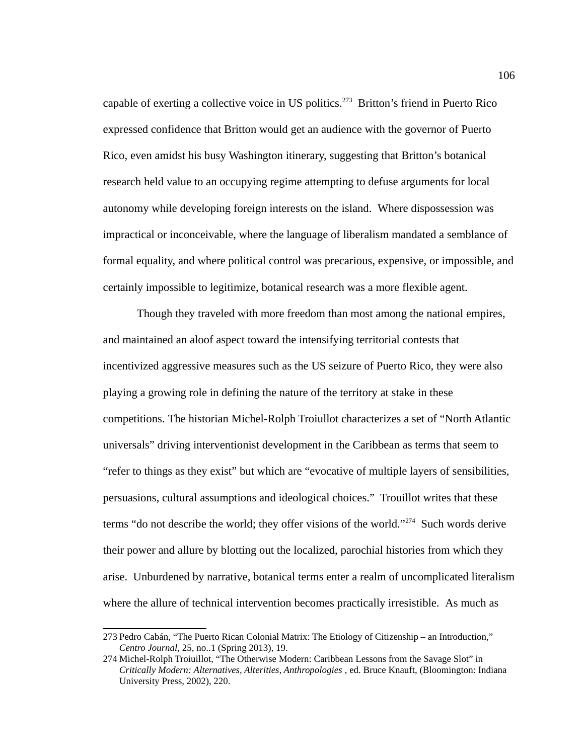capable of exerting a collective voice in US politics.[273] Britton's friend in Puerto Rico expressed confidence that Britton would get an audience with the governor of Puerto Rico, even amidst his busy Washington itinerary, suggesting that Britton's botanical research held value to an occupying regime attempting to defuse arguments for local autonomy while developing foreign interests on the island. Where dispossession was impractical or inconceivable, where the language of liberalism mandated a semblance of formal equality, and where political control was precarious, expensive, or impossible, and certainly impossible to legitimize, botanical research was a more flexible agent.

Though they traveled with more freedom than most among the national empires, and maintained an aloof aspect toward the intensifying territorial contests that incentivized aggressive measures such as the US seizure of Puerto Rico, they were also playing a growing role in defining the nature of the territory at stake in these competitions. The historian Michel-Rolph Troiullot characterizes a set of "North Atlantic universals" driving interventionist development in the Caribbean as terms that seem to "refer to things as they exist" but which are "evocative of multiple layers of sensibilities, persuasions, cultural assumptions and ideological choices." Trouillot writes that these terms "do not describe the world; they offer visions of the world."[274] Such words derive their power and allure by blotting out the localized, parochial histories from which they arise. Unburdened by narrative, botanical terms enter a realm of uncomplicated literalism where the allure of technical intervention becomes practically irresistible. As much as

273 Pedro Cabán, "The Puerto Rican Colonial Matrix: The Etiology of Citizenship – an Introduction," *Centro Journal*, 25, no..1 (Spring 2013), 19.

274 Michel-Rolph Troiuillot, "The Otherwise Modern: Caribbean Lessons from the Savage Slot" in *Critically Modern: Alternatives, Alterities, Anthropologies* , ed. Bruce Knauft, (Bloomington: Indiana University Press, 2002), 220.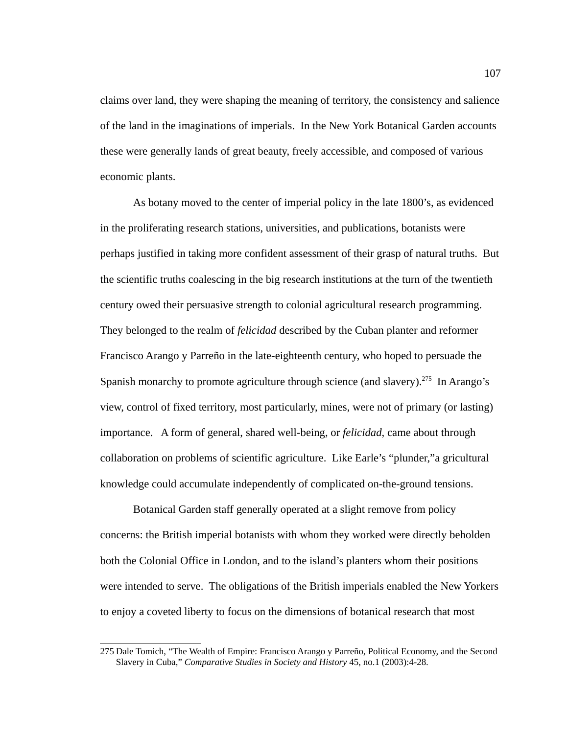claims over land, they were shaping the meaning of territory, the consistency and salience of the land in the imaginations of imperials. In the New York Botanical Garden accounts these were generally lands of great beauty, freely accessible, and composed of various economic plants.

As botany moved to the center of imperial policy in the late 1800's, as evidenced in the proliferating research stations, universities, and publications, botanists were perhaps justified in taking more confident assessment of their grasp of natural truths. But the scientific truths coalescing in the big research institutions at the turn of the twentieth century owed their persuasive strength to colonial agricultural research programming. They belonged to the realm of *felicidad* described by the Cuban planter and reformer Francisco Arango y Parreño in the late-eighteenth century, who hoped to persuade the Spanish monarchy to promote agriculture through science (and slavery).[275] In Arango's view, control of fixed territory, most particularly, mines, were not of primary (or lasting) importance. A form of general, shared well-being, or *felicidad*, came about through collaboration on problems of scientific agriculture. Like Earle's "plunder,"a gricultural knowledge could accumulate independently of complicated on-the-ground tensions.

Botanical Garden staff generally operated at a slight remove from policy concerns: the British imperial botanists with whom they worked were directly beholden both the Colonial Office in London, and to the island's planters whom their positions were intended to serve. The obligations of the British imperials enabled the New Yorkers to enjoy a coveted liberty to focus on the dimensions of botanical research that most

---

275 Dale Tomich, "The Wealth of Empire: Francisco Arango y Parreño, Political Economy, and the Second Slavery in Cuba," *Comparative Studies in Society and History* 45, no.1 (2003):4-28.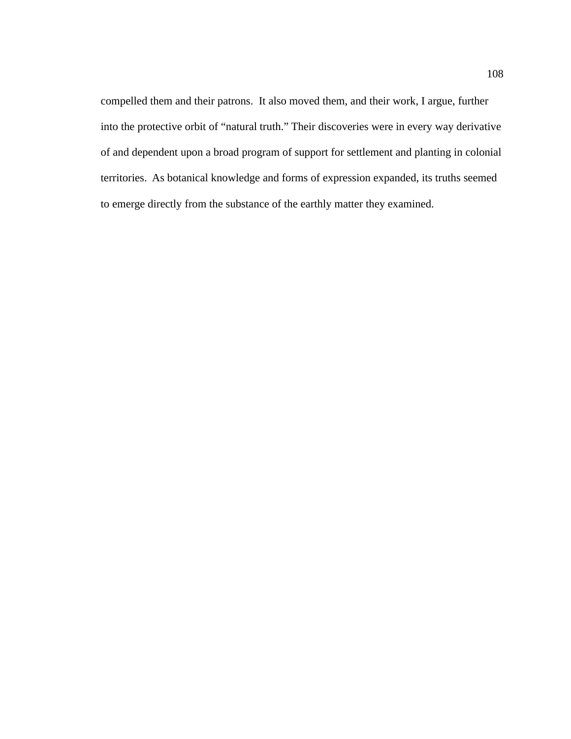compelled them and their patrons.  It also moved them, and their work, I argue, further into the protective orbit of "natural truth." Their discoveries were in every way derivative of and dependent upon a broad program of support for settlement and planting in colonial territories.  As botanical knowledge and forms of expression expanded, its truths seemed to emerge directly from the substance of the earthly matter they examined.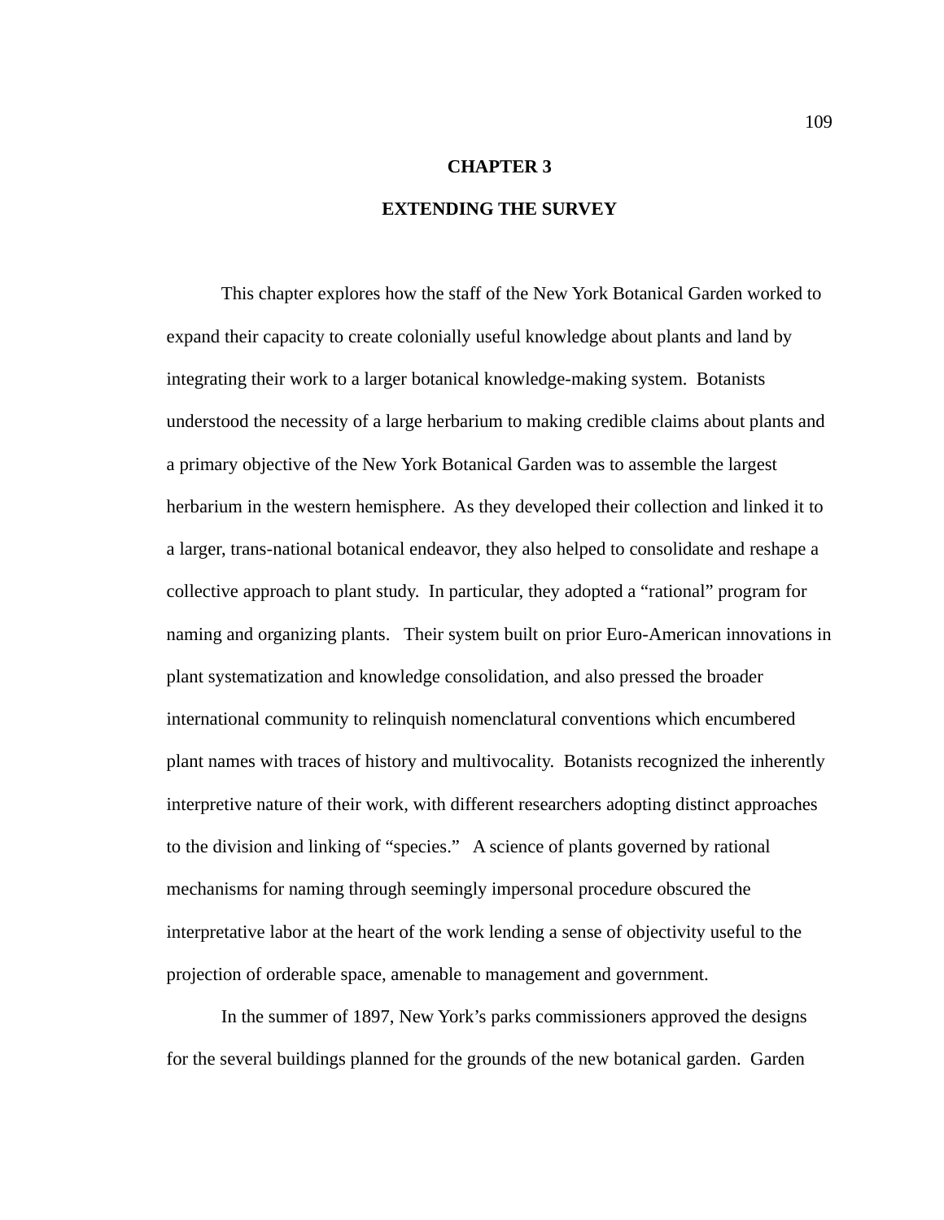# CHAPTER 3

# EXTENDING THE SURVEY

This chapter explores how the staff of the New York Botanical Garden worked to expand their capacity to create colonially useful knowledge about plants and land by integrating their work to a larger botanical knowledge-making system. Botanists understood the necessity of a large herbarium to making credible claims about plants and a primary objective of the New York Botanical Garden was to assemble the largest herbarium in the western hemisphere. As they developed their collection and linked it to a larger, trans-national botanical endeavor, they also helped to consolidate and reshape a collective approach to plant study. In particular, they adopted a "rational" program for naming and organizing plants. Their system built on prior Euro-American innovations in plant systematization and knowledge consolidation, and also pressed the broader international community to relinquish nomenclatural conventions which encumbered plant names with traces of history and multivocality. Botanists recognized the inherently interpretive nature of their work, with different researchers adopting distinct approaches to the division and linking of "species." A science of plants governed by rational mechanisms for naming through seemingly impersonal procedure obscured the interpretative labor at the heart of the work lending a sense of objectivity useful to the projection of orderable space, amenable to management and government.

In the summer of 1897, New York's parks commissioners approved the designs for the several buildings planned for the grounds of the new botanical garden. Garden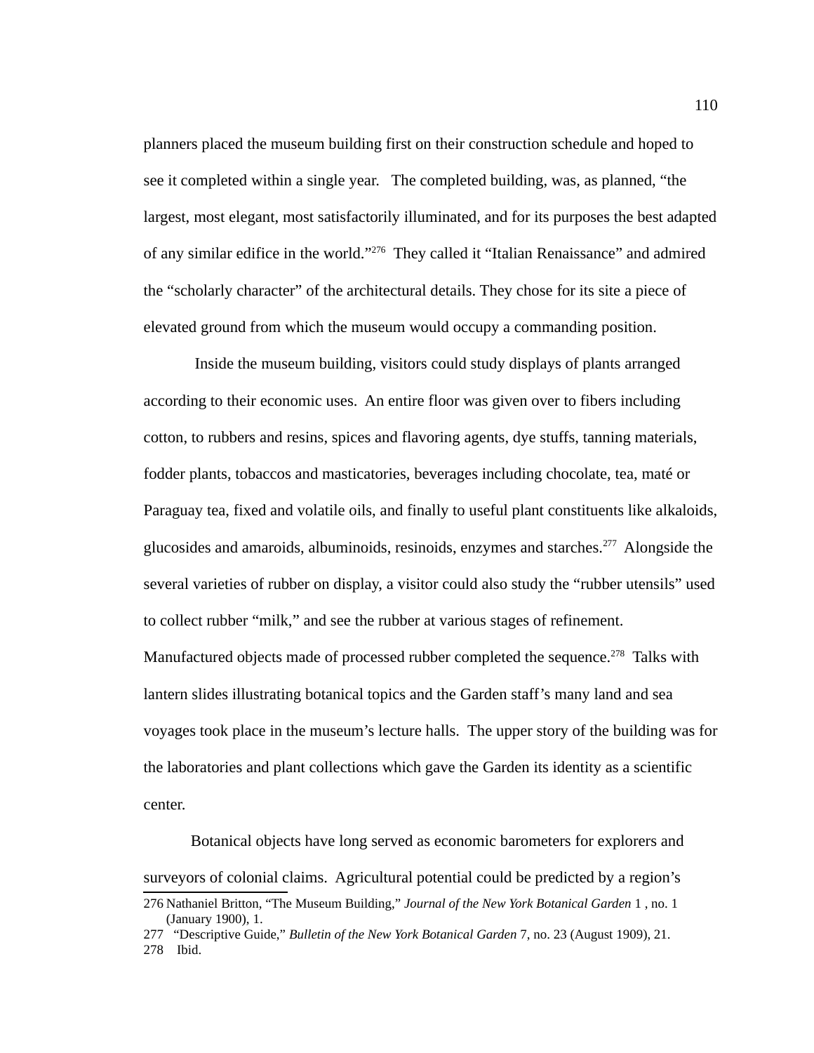planners placed the museum building first on their construction schedule and hoped to see it completed within a single year. The completed building, was, as planned, "the largest, most elegant, most satisfactorily illuminated, and for its purposes the best adapted of any similar edifice in the world."[276] They called it "Italian Renaissance" and admired the "scholarly character" of the architectural details. They chose for its site a piece of elevated ground from which the museum would occupy a commanding position.

Inside the museum building, visitors could study displays of plants arranged according to their economic uses. An entire floor was given over to fibers including cotton, to rubbers and resins, spices and flavoring agents, dye stuffs, tanning materials, fodder plants, tobaccos and masticatories, beverages including chocolate, tea, maté or Paraguay tea, fixed and volatile oils, and finally to useful plant constituents like alkaloids, glucosides and amaroids, albuminoids, resinoids, enzymes and starches.[277] Alongside the several varieties of rubber on display, a visitor could also study the "rubber utensils" used to collect rubber "milk," and see the rubber at various stages of refinement. Manufactured objects made of processed rubber completed the sequence.[278] Talks with lantern slides illustrating botanical topics and the Garden staff's many land and sea voyages took place in the museum's lecture halls. The upper story of the building was for the laboratories and plant collections which gave the Garden its identity as a scientific center.

Botanical objects have long served as economic barometers for explorers and surveyors of colonial claims. Agricultural potential could be predicted by a region's

---

276 Nathaniel Britton, "The Museum Building," *Journal of the New York Botanical Garden* 1 , no. 1 (January 1900), 1.

277 "Descriptive Guide," *Bulletin of the New York Botanical Garden* 7, no. 23 (August 1909), 21.

278 Ibid.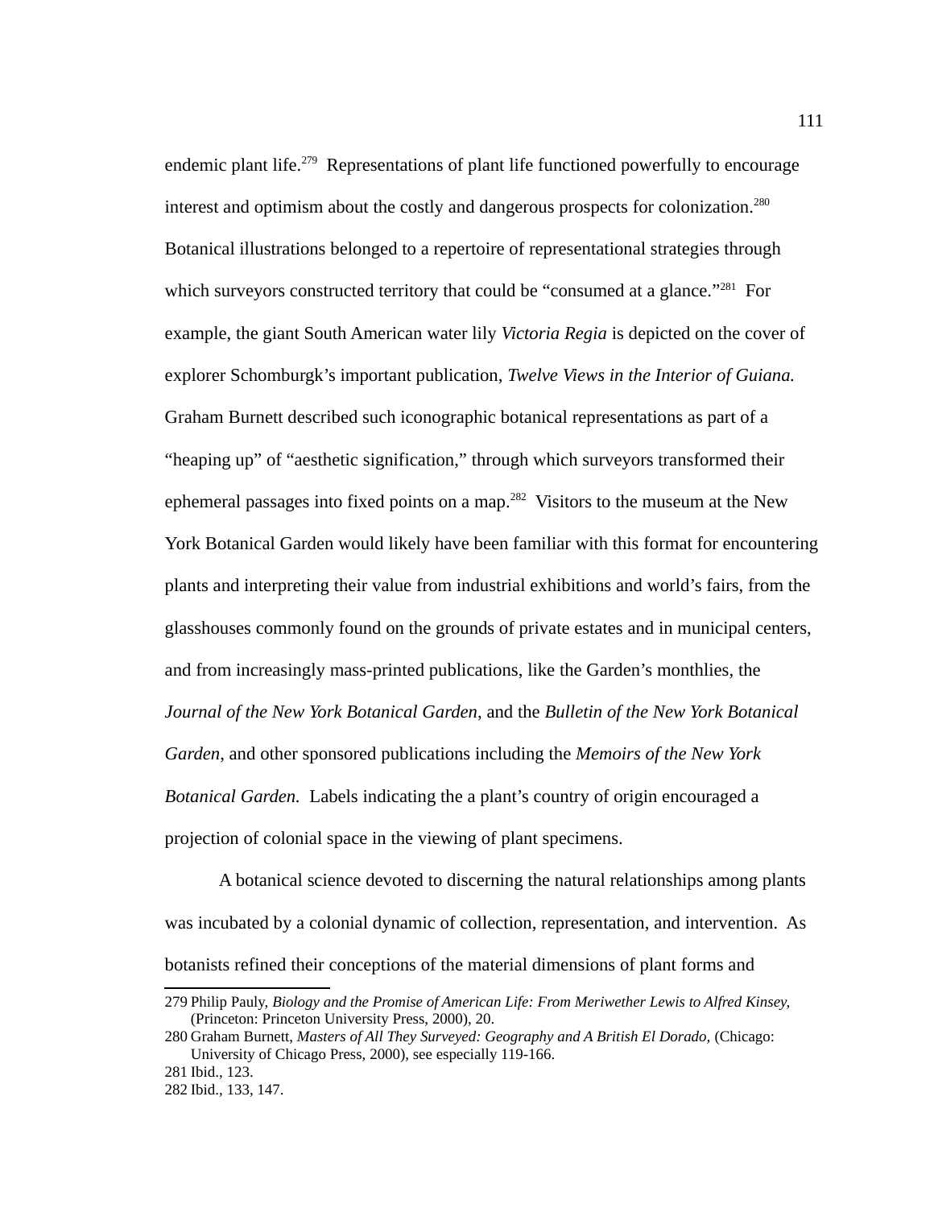endemic plant life.[279] Representations of plant life functioned powerfully to encourage interest and optimism about the costly and dangerous prospects for colonization.[280] Botanical illustrations belonged to a repertoire of representational strategies through which surveyors constructed territory that could be "consumed at a glance."[281] For example, the giant South American water lily *Victoria Regia* is depicted on the cover of explorer Schomburgk's important publication, *Twelve Views in the Interior of Guiana.* Graham Burnett described such iconographic botanical representations as part of a "heaping up" of "aesthetic signification," through which surveyors transformed their ephemeral passages into fixed points on a map.[282] Visitors to the museum at the New York Botanical Garden would likely have been familiar with this format for encountering plants and interpreting their value from industrial exhibitions and world's fairs, from the glasshouses commonly found on the grounds of private estates and in municipal centers, and from increasingly mass-printed publications, like the Garden's monthlies, the *Journal of the New York Botanical Garden*, and the *Bulletin of the New York Botanical Garden*, and other sponsored publications including the *Memoirs of the New York Botanical Garden.* Labels indicating the a plant's country of origin encouraged a projection of colonial space in the viewing of plant specimens.

A botanical science devoted to discerning the natural relationships among plants was incubated by a colonial dynamic of collection, representation, and intervention. As botanists refined their conceptions of the material dimensions of plant forms and

---

279 Philip Pauly, *Biology and the Promise of American Life: From Meriwether Lewis to Alfred Kinsey,* (Princeton: Princeton University Press, 2000), 20.

280 Graham Burnett, *Masters of All They Surveyed: Geography and A British El Dorado,* (Chicago: University of Chicago Press, 2000), see especially 119-166.

281 Ibid., 123.

282 Ibid., 133, 147.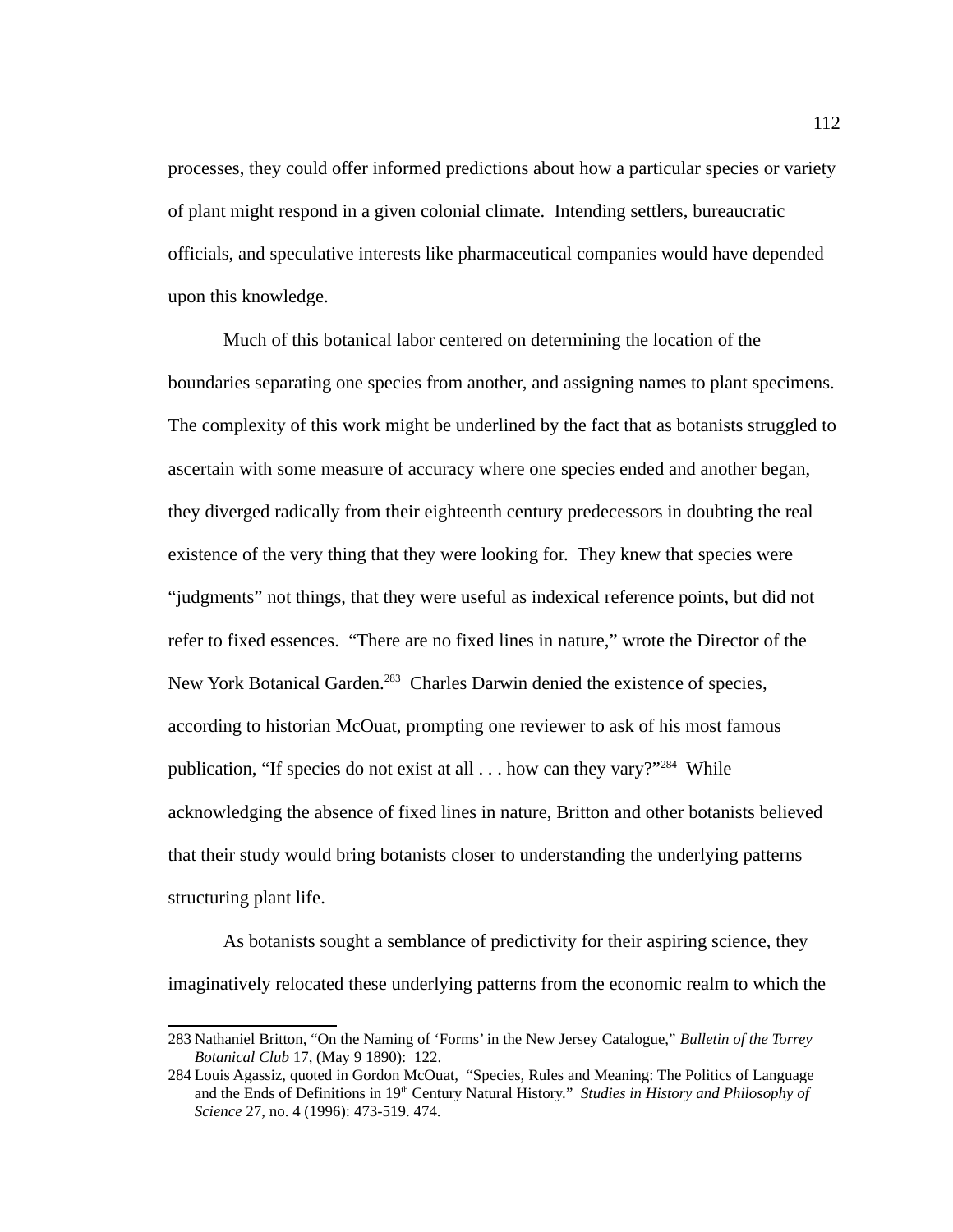processes, they could offer informed predictions about how a particular species or variety of plant might respond in a given colonial climate. Intending settlers, bureaucratic officials, and speculative interests like pharmaceutical companies would have depended upon this knowledge.

Much of this botanical labor centered on determining the location of the boundaries separating one species from another, and assigning names to plant specimens. The complexity of this work might be underlined by the fact that as botanists struggled to ascertain with some measure of accuracy where one species ended and another began, they diverged radically from their eighteenth century predecessors in doubting the real existence of the very thing that they were looking for. They knew that species were "judgments" not things, that they were useful as indexical reference points, but did not refer to fixed essences. "There are no fixed lines in nature," wrote the Director of the New York Botanical Garden.[283] Charles Darwin denied the existence of species, according to historian McOuat, prompting one reviewer to ask of his most famous publication, "If species do not exist at all . . . how can they vary?"[284] While acknowledging the absence of fixed lines in nature, Britton and other botanists believed that their study would bring botanists closer to understanding the underlying patterns structuring plant life.

As botanists sought a semblance of predictivity for their aspiring science, they imaginatively relocated these underlying patterns from the economic realm to which the

---

283 Nathaniel Britton, "On the Naming of 'Forms' in the New Jersey Catalogue," *Bulletin of the Torrey Botanical Club* 17, (May 9 1890): 122.

284 Louis Agassiz, quoted in Gordon McOuat, "Species, Rules and Meaning: The Politics of Language and the Ends of Definitions in 19th Century Natural History." *Studies in History and Philosophy of Science* 27, no. 4 (1996): 473-519. 474.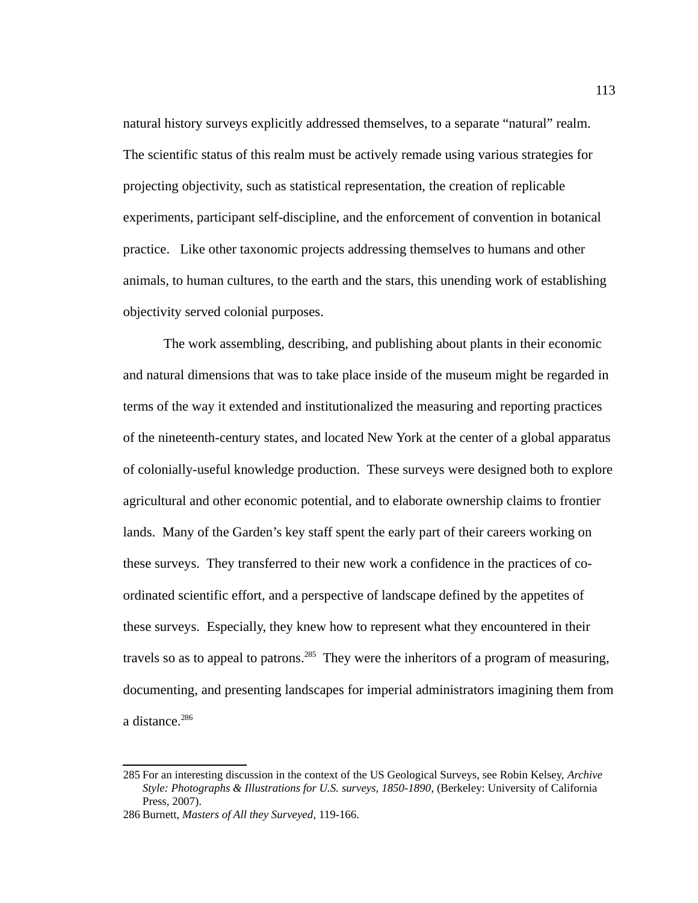natural history surveys explicitly addressed themselves, to a separate "natural" realm. The scientific status of this realm must be actively remade using various strategies for projecting objectivity, such as statistical representation, the creation of replicable experiments, participant self-discipline, and the enforcement of convention in botanical practice. Like other taxonomic projects addressing themselves to humans and other animals, to human cultures, to the earth and the stars, this unending work of establishing objectivity served colonial purposes.

The work assembling, describing, and publishing about plants in their economic and natural dimensions that was to take place inside of the museum might be regarded in terms of the way it extended and institutionalized the measuring and reporting practices of the nineteenth-century states, and located New York at the center of a global apparatus of colonially-useful knowledge production. These surveys were designed both to explore agricultural and other economic potential, and to elaborate ownership claims to frontier lands. Many of the Garden's key staff spent the early part of their careers working on these surveys. They transferred to their new work a confidence in the practices of co-ordinated scientific effort, and a perspective of landscape defined by the appetites of these surveys. Especially, they knew how to represent what they encountered in their travels so as to appeal to patrons.[285] They were the inheritors of a program of measuring, documenting, and presenting landscapes for imperial administrators imagining them from a distance.[286]

---

285 For an interesting discussion in the context of the US Geological Surveys, see Robin Kelsey, *Archive Style: Photographs & Illustrations for U.S. surveys, 1850-1890*, (Berkeley: University of California Press, 2007).

286 Burnett, *Masters of All they Surveyed*, 119-166.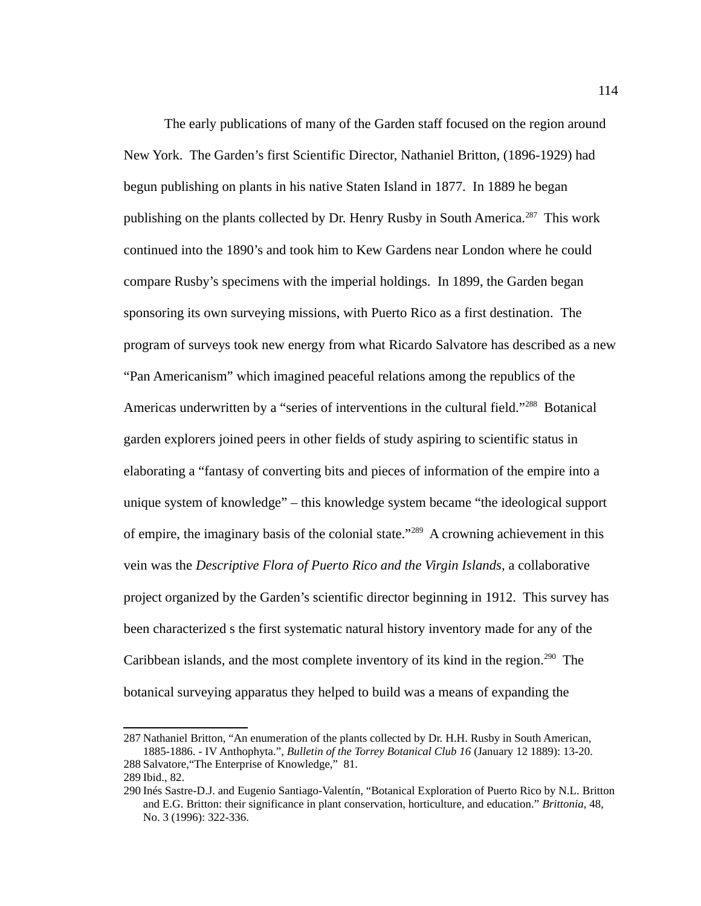The early publications of many of the Garden staff focused on the region around New York. The Garden's first Scientific Director, Nathaniel Britton, (1896-1929) had begun publishing on plants in his native Staten Island in 1877. In 1889 he began publishing on the plants collected by Dr. Henry Rusby in South America.[287] This work continued into the 1890's and took him to Kew Gardens near London where he could compare Rusby's specimens with the imperial holdings. In 1899, the Garden began sponsoring its own surveying missions, with Puerto Rico as a first destination. The program of surveys took new energy from what Ricardo Salvatore has described as a new "Pan Americanism" which imagined peaceful relations among the republics of the Americas underwritten by a "series of interventions in the cultural field."[288] Botanical garden explorers joined peers in other fields of study aspiring to scientific status in elaborating a "fantasy of converting bits and pieces of information of the empire into a unique system of knowledge" – this knowledge system became "the ideological support of empire, the imaginary basis of the colonial state."[289] A crowning achievement in this vein was the *Descriptive Flora of Puerto Rico and the Virgin Islands,* a collaborative project organized by the Garden's scientific director beginning in 1912. This survey has been characterized s the first systematic natural history inventory made for any of the Caribbean islands, and the most complete inventory of its kind in the region.[290] The botanical surveying apparatus they helped to build was a means of expanding the

---

287 Nathaniel Britton, "An enumeration of the plants collected by Dr. H.H. Rusby in South American, 1885-1886. - IV Anthophyta.", *Bulletin of the Torrey Botanical Club 16* (January 12 1889): 13-20.

288 Salvatore,"The Enterprise of Knowledge," 81.

289 Ibid., 82.

290 Inés Sastre-D.J. and Eugenio Santiago-Valentín, "Botanical Exploration of Puerto Rico by N.L. Britton and E.G. Britton: their significance in plant conservation, horticulture, and education." *Brittonia*, 48, No. 3 (1996): 322-336.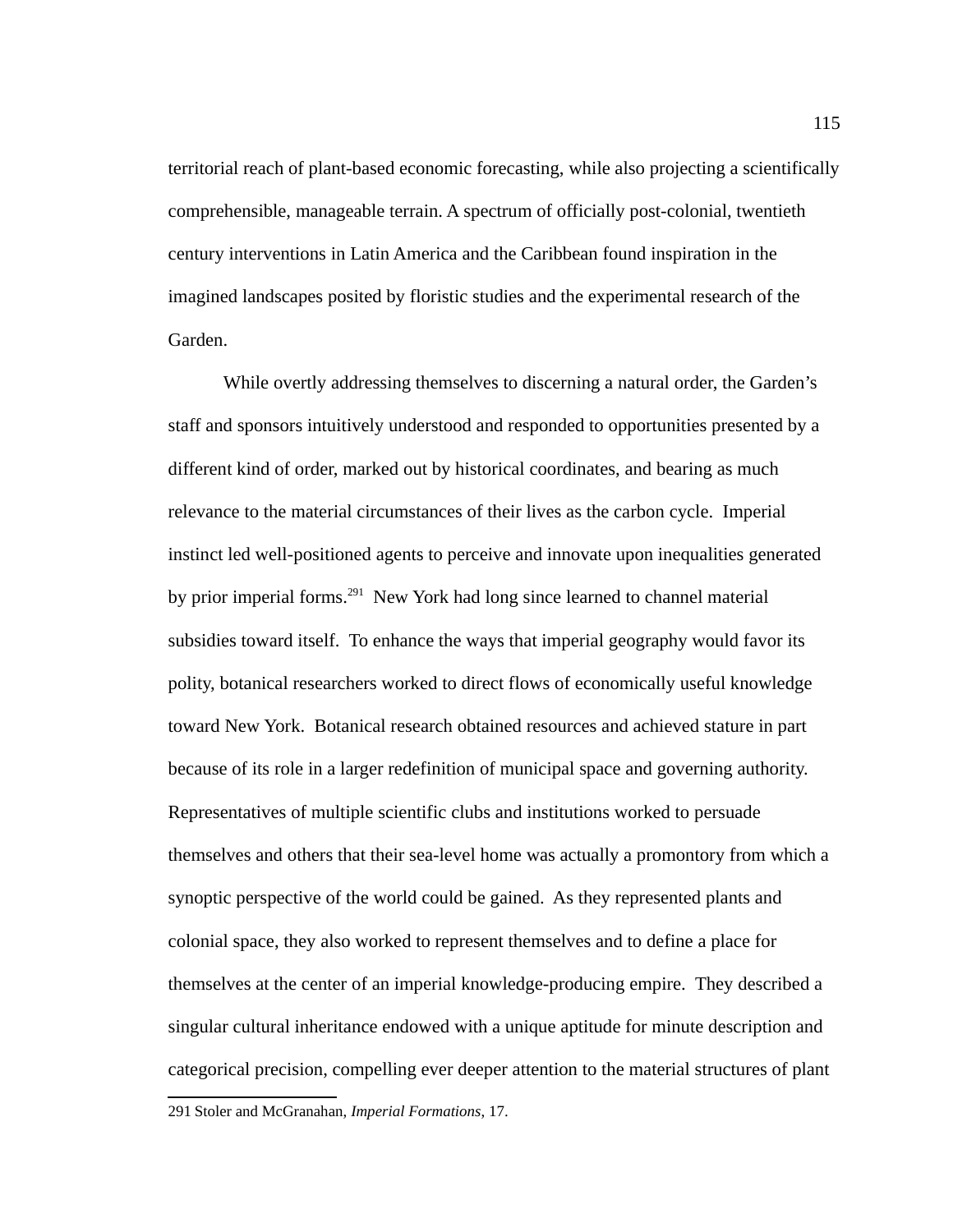territorial reach of plant-based economic forecasting, while also projecting a scientifically comprehensible, manageable terrain. A spectrum of officially post-colonial, twentieth century interventions in Latin America and the Caribbean found inspiration in the imagined landscapes posited by floristic studies and the experimental research of the Garden.

While overtly addressing themselves to discerning a natural order, the Garden's staff and sponsors intuitively understood and responded to opportunities presented by a different kind of order, marked out by historical coordinates, and bearing as much relevance to the material circumstances of their lives as the carbon cycle. Imperial instinct led well-positioned agents to perceive and innovate upon inequalities generated by prior imperial forms.[291] New York had long since learned to channel material subsidies toward itself. To enhance the ways that imperial geography would favor its polity, botanical researchers worked to direct flows of economically useful knowledge toward New York. Botanical research obtained resources and achieved stature in part because of its role in a larger redefinition of municipal space and governing authority. Representatives of multiple scientific clubs and institutions worked to persuade themselves and others that their sea-level home was actually a promontory from which a synoptic perspective of the world could be gained. As they represented plants and colonial space, they also worked to represent themselves and to define a place for themselves at the center of an imperial knowledge-producing empire. They described a singular cultural inheritance endowed with a unique aptitude for minute description and categorical precision, compelling ever deeper attention to the material structures of plant

291 Stoler and McGranahan, *Imperial Formations*, 17.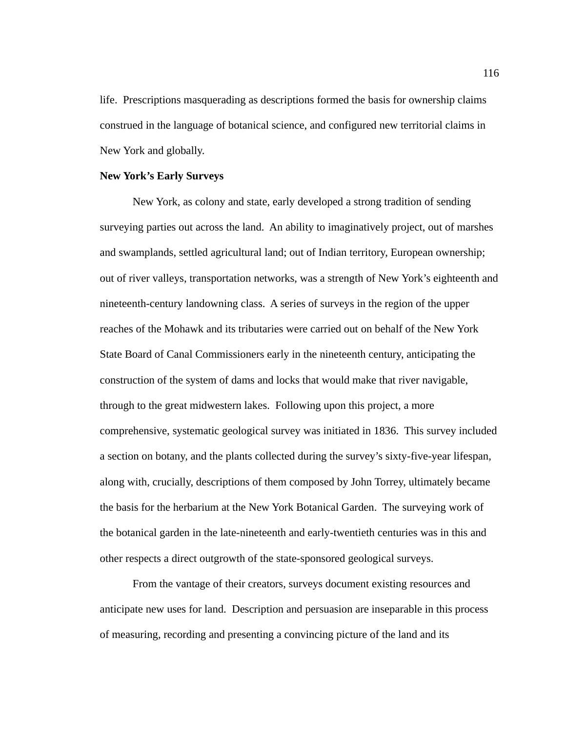life. Prescriptions masquerading as descriptions formed the basis for ownership claims construed in the language of botanical science, and configured new territorial claims in New York and globally.

**New York's Early Surveys**

New York, as colony and state, early developed a strong tradition of sending surveying parties out across the land. An ability to imaginatively project, out of marshes and swamplands, settled agricultural land; out of Indian territory, European ownership; out of river valleys, transportation networks, was a strength of New York's eighteenth and nineteenth-century landowning class. A series of surveys in the region of the upper reaches of the Mohawk and its tributaries were carried out on behalf of the New York State Board of Canal Commissioners early in the nineteenth century, anticipating the construction of the system of dams and locks that would make that river navigable, through to the great midwestern lakes. Following upon this project, a more comprehensive, systematic geological survey was initiated in 1836. This survey included a section on botany, and the plants collected during the survey's sixty-five-year lifespan, along with, crucially, descriptions of them composed by John Torrey, ultimately became the basis for the herbarium at the New York Botanical Garden. The surveying work of the botanical garden in the late-nineteenth and early-twentieth centuries was in this and other respects a direct outgrowth of the state-sponsored geological surveys.

From the vantage of their creators, surveys document existing resources and anticipate new uses for land. Description and persuasion are inseparable in this process of measuring, recording and presenting a convincing picture of the land and its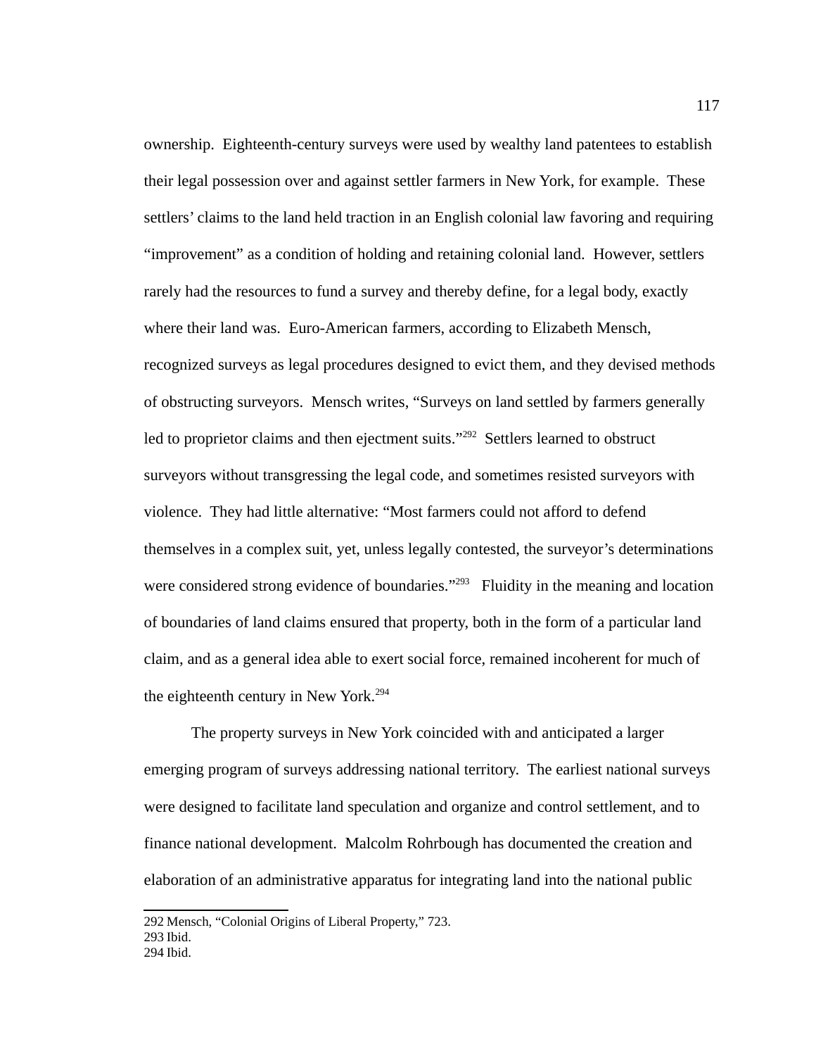ownership. Eighteenth-century surveys were used by wealthy land patentees to establish their legal possession over and against settler farmers in New York, for example. These settlers' claims to the land held traction in an English colonial law favoring and requiring "improvement" as a condition of holding and retaining colonial land. However, settlers rarely had the resources to fund a survey and thereby define, for a legal body, exactly where their land was. Euro-American farmers, according to Elizabeth Mensch, recognized surveys as legal procedures designed to evict them, and they devised methods of obstructing surveyors. Mensch writes, "Surveys on land settled by farmers generally led to proprietor claims and then ejectment suits."[292] Settlers learned to obstruct surveyors without transgressing the legal code, and sometimes resisted surveyors with violence. They had little alternative: "Most farmers could not afford to defend themselves in a complex suit, yet, unless legally contested, the surveyor's determinations were considered strong evidence of boundaries."[293] Fluidity in the meaning and location of boundaries of land claims ensured that property, both in the form of a particular land claim, and as a general idea able to exert social force, remained incoherent for much of the eighteenth century in New York.[294]

The property surveys in New York coincided with and anticipated a larger emerging program of surveys addressing national territory. The earliest national surveys were designed to facilitate land speculation and organize and control settlement, and to finance national development. Malcolm Rohrbough has documented the creation and elaboration of an administrative apparatus for integrating land into the national public

---

292 Mensch, "Colonial Origins of Liberal Property," 723.
293 Ibid.
294 Ibid.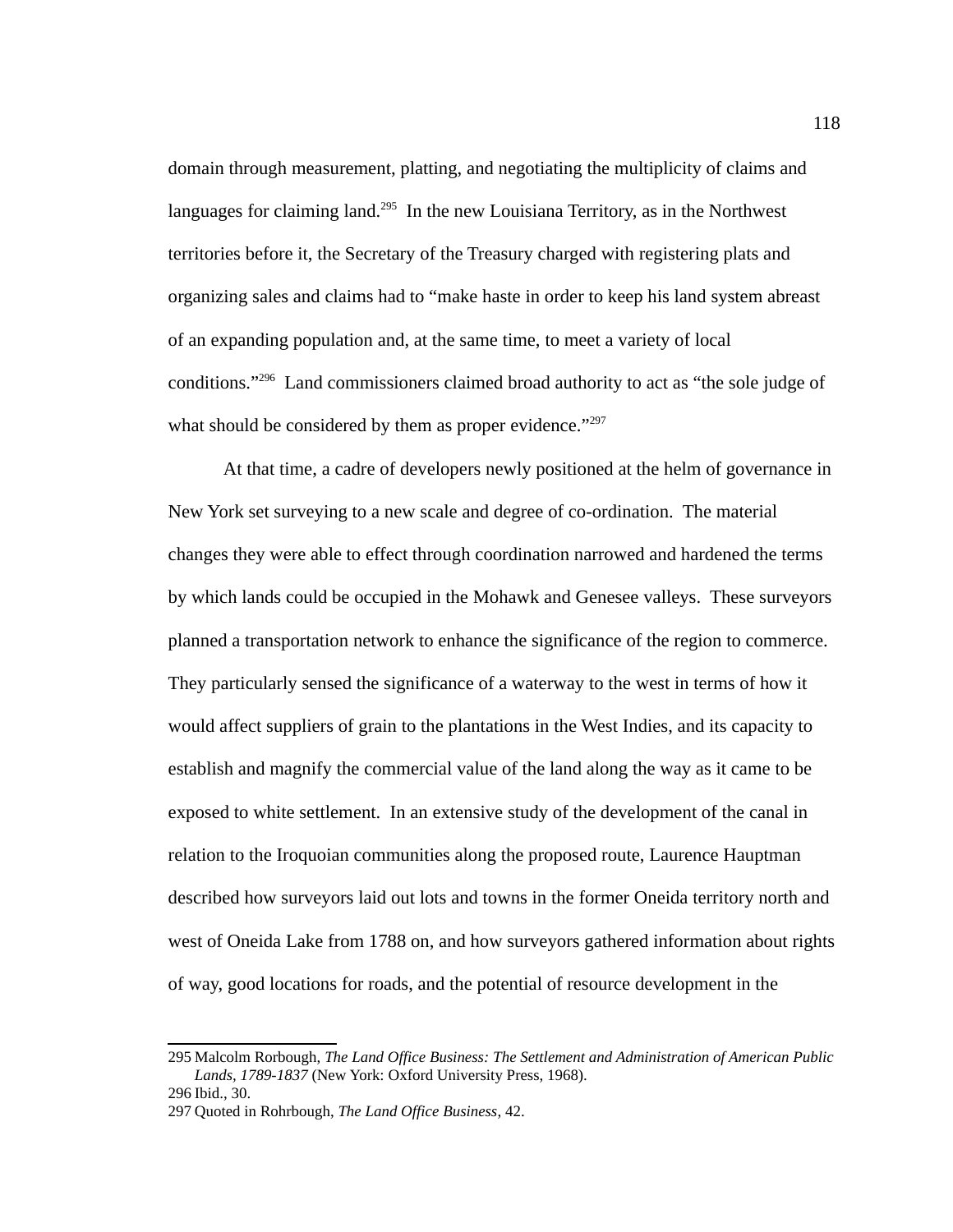domain through measurement, platting, and negotiating the multiplicity of claims and languages for claiming land.[295] In the new Louisiana Territory, as in the Northwest territories before it, the Secretary of the Treasury charged with registering plats and organizing sales and claims had to “make haste in order to keep his land system abreast of an expanding population and, at the same time, to meet a variety of local conditions.”[296] Land commissioners claimed broad authority to act as “the sole judge of what should be considered by them as proper evidence.”[297]

At that time, a cadre of developers newly positioned at the helm of governance in New York set surveying to a new scale and degree of co-ordination. The material changes they were able to effect through coordination narrowed and hardened the terms by which lands could be occupied in the Mohawk and Genesee valleys. These surveyors planned a transportation network to enhance the significance of the region to commerce. They particularly sensed the significance of a waterway to the west in terms of how it would affect suppliers of grain to the plantations in the West Indies, and its capacity to establish and magnify the commercial value of the land along the way as it came to be exposed to white settlement. In an extensive study of the development of the canal in relation to the Iroquoian communities along the proposed route, Laurence Hauptman described how surveyors laid out lots and towns in the former Oneida territory north and west of Oneida Lake from 1788 on, and how surveyors gathered information about rights of way, good locations for roads, and the potential of resource development in the

---

295 Malcolm Rorbough, *The Land Office Business: The Settlement and Administration of American Public Lands, 1789-1837* (New York: Oxford University Press, 1968).

296 Ibid., 30.

297 Quoted in Rohrbough, *The Land Office Business*, 42.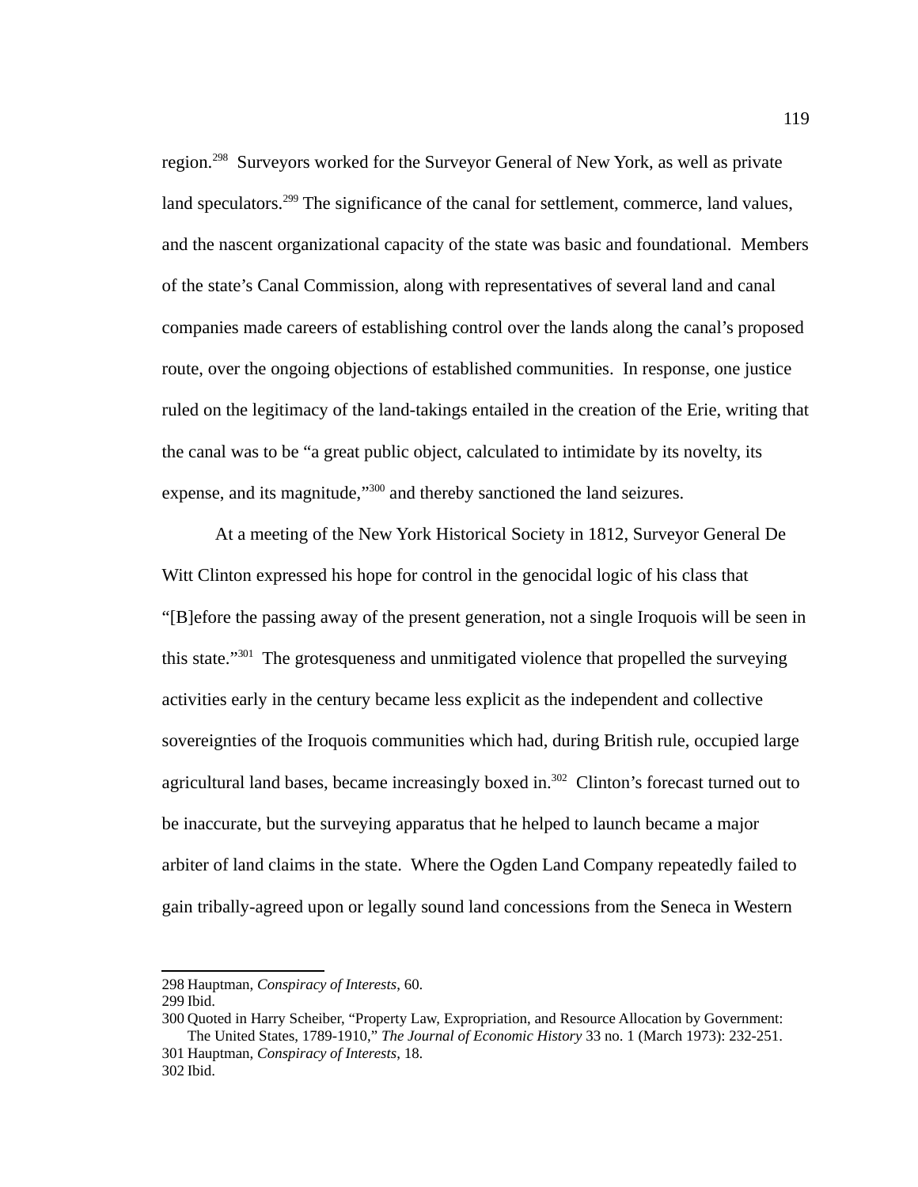region.[298] Surveyors worked for the Surveyor General of New York, as well as private land speculators.[299] The significance of the canal for settlement, commerce, land values, and the nascent organizational capacity of the state was basic and foundational. Members of the state's Canal Commission, along with representatives of several land and canal companies made careers of establishing control over the lands along the canal's proposed route, over the ongoing objections of established communities. In response, one justice ruled on the legitimacy of the land-takings entailed in the creation of the Erie, writing that the canal was to be "a great public object, calculated to intimidate by its novelty, its expense, and its magnitude,"[300] and thereby sanctioned the land seizures.

At a meeting of the New York Historical Society in 1812, Surveyor General De Witt Clinton expressed his hope for control in the genocidal logic of his class that "[B]efore the passing away of the present generation, not a single Iroquois will be seen in this state."[301] The grotesqueness and unmitigated violence that propelled the surveying activities early in the century became less explicit as the independent and collective sovereignties of the Iroquois communities which had, during British rule, occupied large agricultural land bases, became increasingly boxed in.[302] Clinton's forecast turned out to be inaccurate, but the surveying apparatus that he helped to launch became a major arbiter of land claims in the state. Where the Ogden Land Company repeatedly failed to gain tribally-agreed upon or legally sound land concessions from the Seneca in Western

298 Hauptman, *Conspiracy of Interests*, 60.
299 Ibid.
300 Quoted in Harry Scheiber, "Property Law, Expropriation, and Resource Allocation by Government: The United States, 1789-1910," *The Journal of Economic History* 33 no. 1 (March 1973): 232-251.
301 Hauptman, *Conspiracy of Interests*, 18.
302 Ibid.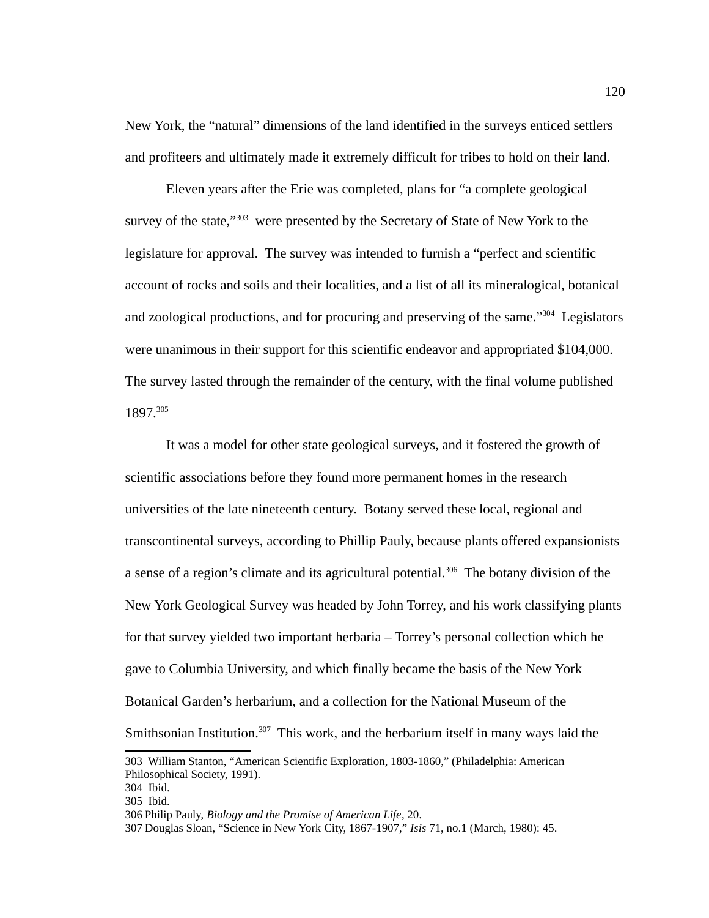New York, the "natural" dimensions of the land identified in the surveys enticed settlers and profiteers and ultimately made it extremely difficult for tribes to hold on their land.

Eleven years after the Erie was completed, plans for "a complete geological survey of the state,"[303] were presented by the Secretary of State of New York to the legislature for approval. The survey was intended to furnish a "perfect and scientific account of rocks and soils and their localities, and a list of all its mineralogical, botanical and zoological productions, and for procuring and preserving of the same."[304] Legislators were unanimous in their support for this scientific endeavor and appropriated $104,000. The survey lasted through the remainder of the century, with the final volume published 1897.[305]

It was a model for other state geological surveys, and it fostered the growth of scientific associations before they found more permanent homes in the research universities of the late nineteenth century. Botany served these local, regional and transcontinental surveys, according to Phillip Pauly, because plants offered expansionists a sense of a region's climate and its agricultural potential.[306] The botany division of the New York Geological Survey was headed by John Torrey, and his work classifying plants for that survey yielded two important herbaria – Torrey's personal collection which he gave to Columbia University, and which finally became the basis of the New York Botanical Garden's herbarium, and a collection for the National Museum of the Smithsonian Institution.[307] This work, and the herbarium itself in many ways laid the

---

303 William Stanton, "American Scientific Exploration, 1803-1860," (Philadelphia: American Philosophical Society, 1991).

304 Ibid.

305 Ibid.

306 Philip Pauly, *Biology and the Promise of American Life*, 20.

307 Douglas Sloan, "Science in New York City, 1867-1907," *Isis* 71, no.1 (March, 1980): 45.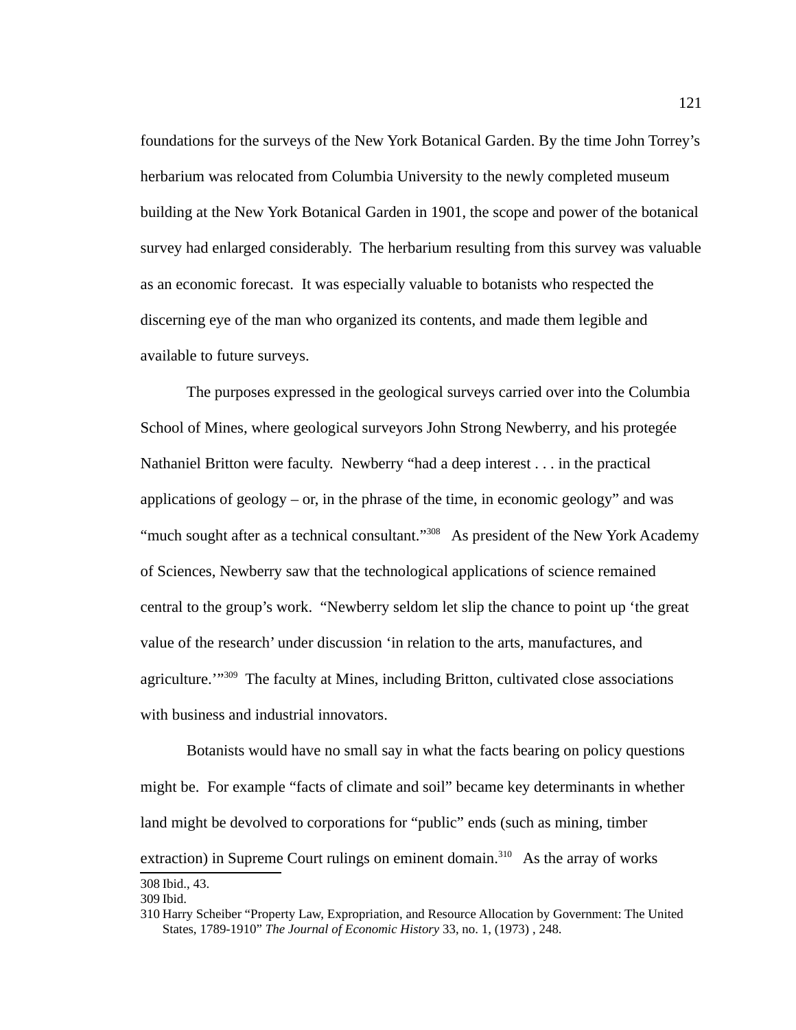foundations for the surveys of the New York Botanical Garden. By the time John Torrey's herbarium was relocated from Columbia University to the newly completed museum building at the New York Botanical Garden in 1901, the scope and power of the botanical survey had enlarged considerably. The herbarium resulting from this survey was valuable as an economic forecast. It was especially valuable to botanists who respected the discerning eye of the man who organized its contents, and made them legible and available to future surveys.

The purposes expressed in the geological surveys carried over into the Columbia School of Mines, where geological surveyors John Strong Newberry, and his protegée Nathaniel Britton were faculty. Newberry "had a deep interest . . . in the practical applications of geology – or, in the phrase of the time, in economic geology" and was "much sought after as a technical consultant."[308] As president of the New York Academy of Sciences, Newberry saw that the technological applications of science remained central to the group's work. "Newberry seldom let slip the chance to point up 'the great value of the research' under discussion 'in relation to the arts, manufactures, and agriculture.'"[309] The faculty at Mines, including Britton, cultivated close associations with business and industrial innovators.

Botanists would have no small say in what the facts bearing on policy questions might be. For example "facts of climate and soil" became key determinants in whether land might be devolved to corporations for "public" ends (such as mining, timber extraction) in Supreme Court rulings on eminent domain.[310] As the array of works

---

308 Ibid., 43.

309 Ibid.

310 Harry Scheiber "Property Law, Expropriation, and Resource Allocation by Government: The United States, 1789-1910" *The Journal of Economic History* 33, no. 1, (1973) , 248.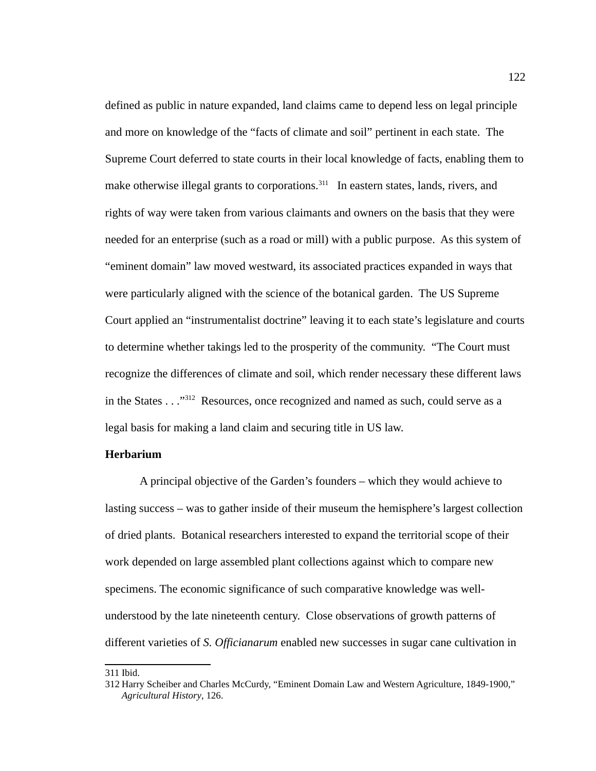defined as public in nature expanded, land claims came to depend less on legal principle and more on knowledge of the "facts of climate and soil" pertinent in each state. The Supreme Court deferred to state courts in their local knowledge of facts, enabling them to make otherwise illegal grants to corporations.[311] In eastern states, lands, rivers, and rights of way were taken from various claimants and owners on the basis that they were needed for an enterprise (such as a road or mill) with a public purpose. As this system of "eminent domain" law moved westward, its associated practices expanded in ways that were particularly aligned with the science of the botanical garden. The US Supreme Court applied an "instrumentalist doctrine" leaving it to each state's legislature and courts to determine whether takings led to the prosperity of the community. "The Court must recognize the differences of climate and soil, which render necessary these different laws in the States . . ."[312] Resources, once recognized and named as such, could serve as a legal basis for making a land claim and securing title in US law.

**Herbarium**

A principal objective of the Garden's founders – which they would achieve to lasting success – was to gather inside of their museum the hemisphere's largest collection of dried plants. Botanical researchers interested to expand the territorial scope of their work depended on large assembled plant collections against which to compare new specimens. The economic significance of such comparative knowledge was well-understood by the late nineteenth century. Close observations of growth patterns of different varieties of *S. Officianarum* enabled new successes in sugar cane cultivation in

---

311 Ibid.

312 Harry Scheiber and Charles McCurdy, "Eminent Domain Law and Western Agriculture, 1849-1900," *Agricultural History*, 126.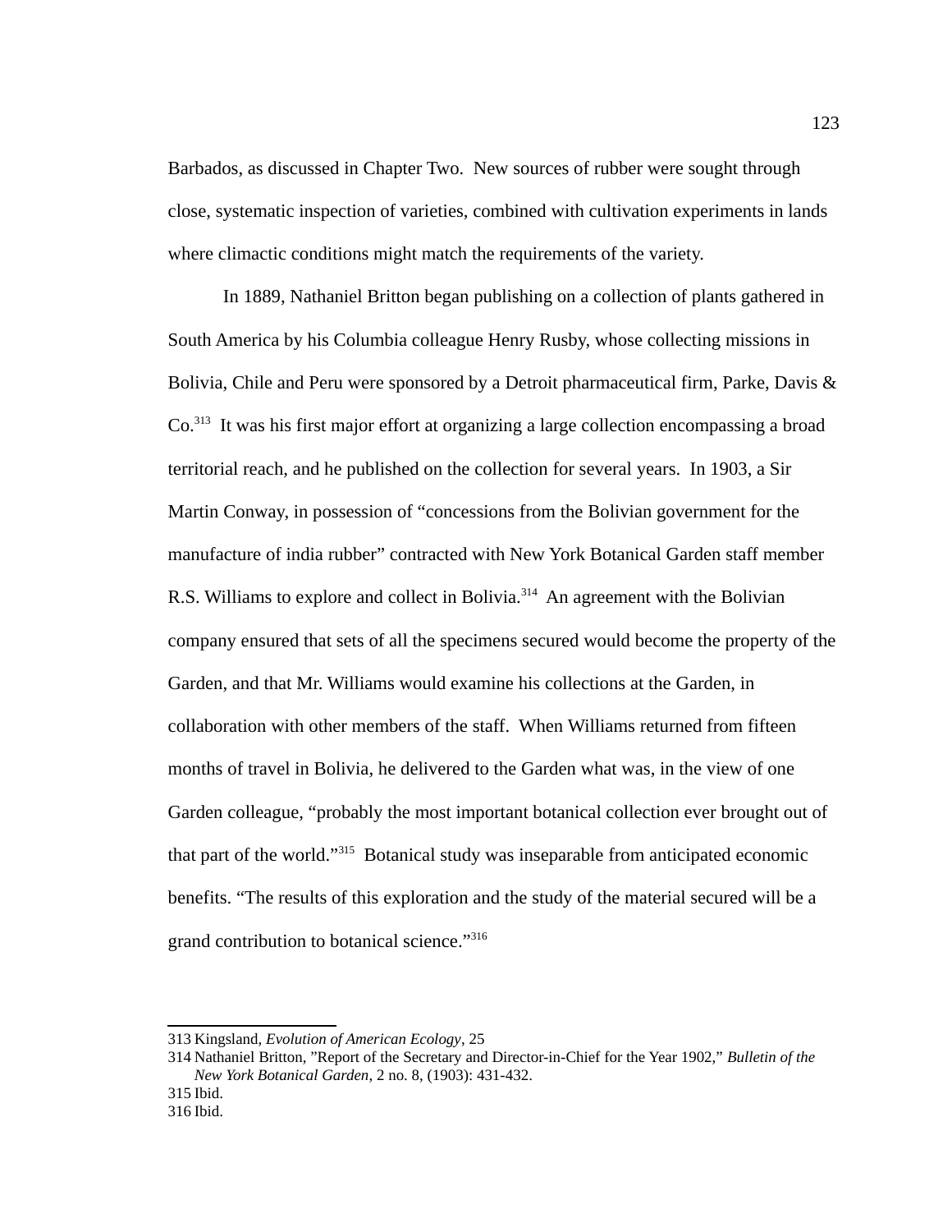Barbados, as discussed in Chapter Two. New sources of rubber were sought through close, systematic inspection of varieties, combined with cultivation experiments in lands where climactic conditions might match the requirements of the variety.

In 1889, Nathaniel Britton began publishing on a collection of plants gathered in South America by his Columbia colleague Henry Rusby, whose collecting missions in Bolivia, Chile and Peru were sponsored by a Detroit pharmaceutical firm, Parke, Davis & Co.[313] It was his first major effort at organizing a large collection encompassing a broad territorial reach, and he published on the collection for several years. In 1903, a Sir Martin Conway, in possession of "concessions from the Bolivian government for the manufacture of india rubber" contracted with New York Botanical Garden staff member R.S. Williams to explore and collect in Bolivia.[314] An agreement with the Bolivian company ensured that sets of all the specimens secured would become the property of the Garden, and that Mr. Williams would examine his collections at the Garden, in collaboration with other members of the staff. When Williams returned from fifteen months of travel in Bolivia, he delivered to the Garden what was, in the view of one Garden colleague, "probably the most important botanical collection ever brought out of that part of the world."[315] Botanical study was inseparable from anticipated economic benefits. "The results of this exploration and the study of the material secured will be a grand contribution to botanical science."[316]

---

313 Kingsland, *Evolution of American Ecology*, 25

314 Nathaniel Britton, "Report of the Secretary and Director-in-Chief for the Year 1902," *Bulletin of the New York Botanical Garden*, 2 no. 8, (1903): 431-432.

315 Ibid.

316 Ibid.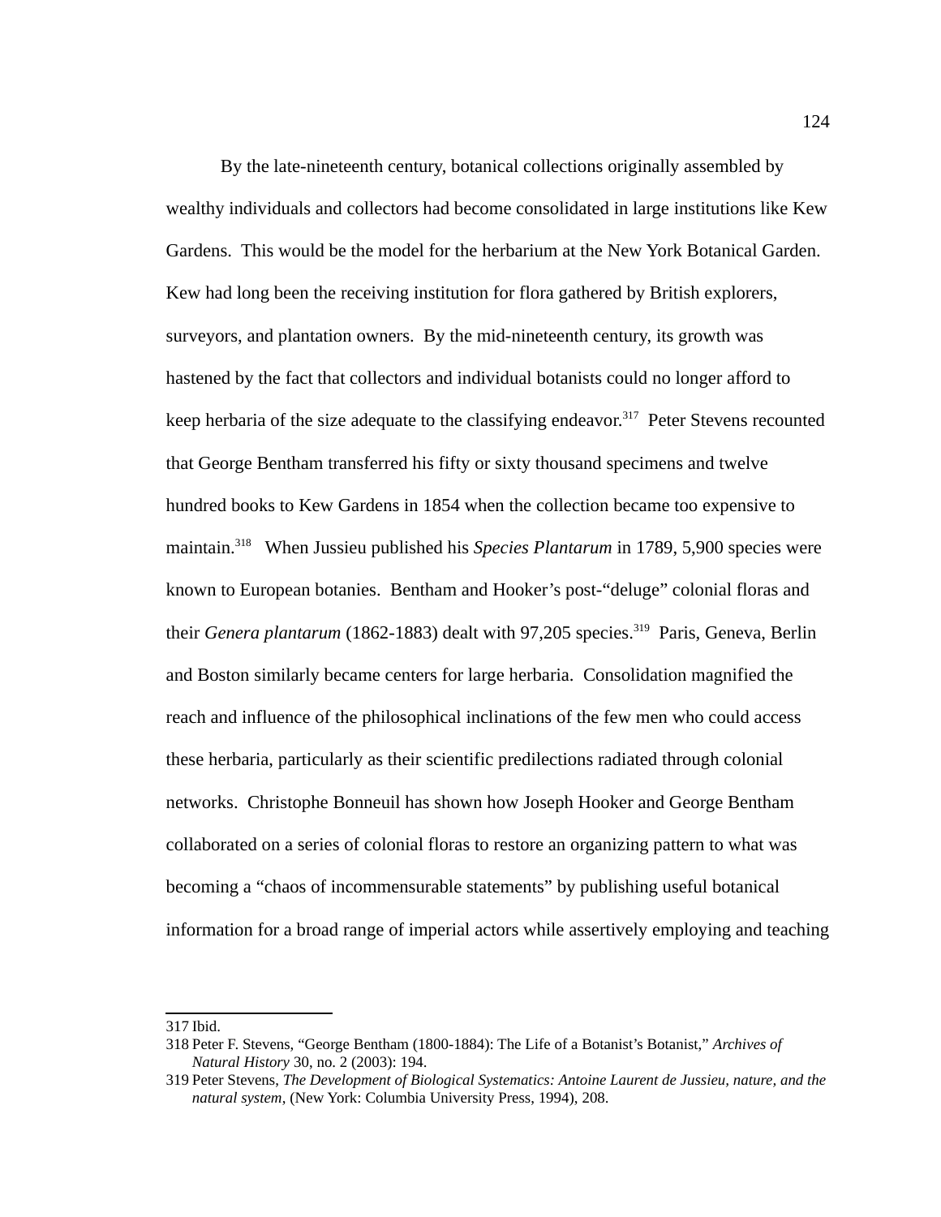By the late-nineteenth century, botanical collections originally assembled by wealthy individuals and collectors had become consolidated in large institutions like Kew Gardens. This would be the model for the herbarium at the New York Botanical Garden. Kew had long been the receiving institution for flora gathered by British explorers, surveyors, and plantation owners. By the mid-nineteenth century, its growth was hastened by the fact that collectors and individual botanists could no longer afford to keep herbaria of the size adequate to the classifying endeavor.[317] Peter Stevens recounted that George Bentham transferred his fifty or sixty thousand specimens and twelve hundred books to Kew Gardens in 1854 when the collection became too expensive to maintain.[318] When Jussieu published his *Species Plantarum* in 1789, 5,900 species were known to European botanies. Bentham and Hooker's post-"deluge" colonial floras and their *Genera plantarum* (1862-1883) dealt with 97,205 species.[319] Paris, Geneva, Berlin and Boston similarly became centers for large herbaria. Consolidation magnified the reach and influence of the philosophical inclinations of the few men who could access these herbaria, particularly as their scientific predilections radiated through colonial networks. Christophe Bonneuil has shown how Joseph Hooker and George Bentham collaborated on a series of colonial floras to restore an organizing pattern to what was becoming a "chaos of incommensurable statements" by publishing useful botanical information for a broad range of imperial actors while assertively employing and teaching

---

317 Ibid.

318 Peter F. Stevens, "George Bentham (1800-1884): The Life of a Botanist's Botanist," *Archives of Natural History* 30, no. 2 (2003): 194.

319 Peter Stevens, *The Development of Biological Systematics: Antoine Laurent de Jussieu, nature, and the natural system*, (New York: Columbia University Press, 1994), 208.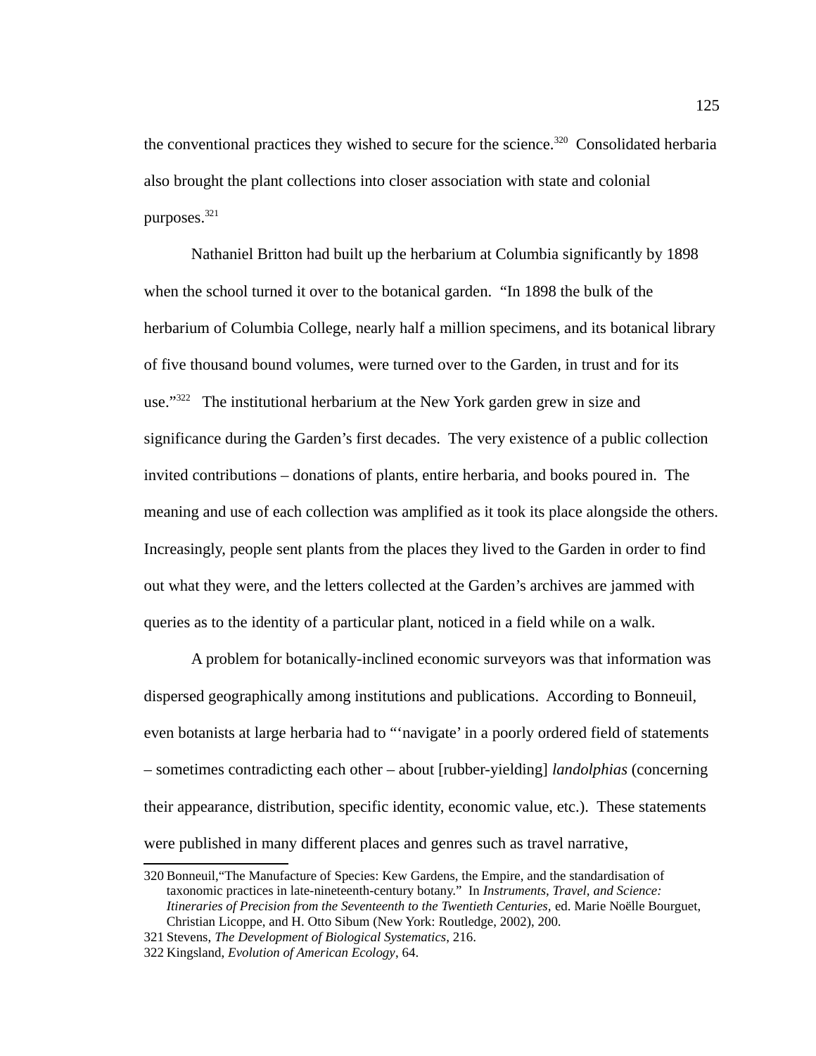the conventional practices they wished to secure for the science.[320] Consolidated herbaria also brought the plant collections into closer association with state and colonial purposes.[321]

Nathaniel Britton had built up the herbarium at Columbia significantly by 1898 when the school turned it over to the botanical garden. "In 1898 the bulk of the herbarium of Columbia College, nearly half a million specimens, and its botanical library of five thousand bound volumes, were turned over to the Garden, in trust and for its use."[322] The institutional herbarium at the New York garden grew in size and significance during the Garden's first decades. The very existence of a public collection invited contributions – donations of plants, entire herbaria, and books poured in. The meaning and use of each collection was amplified as it took its place alongside the others. Increasingly, people sent plants from the places they lived to the Garden in order to find out what they were, and the letters collected at the Garden's archives are jammed with queries as to the identity of a particular plant, noticed in a field while on a walk.

A problem for botanically-inclined economic surveyors was that information was dispersed geographically among institutions and publications. According to Bonneuil, even botanists at large herbaria had to "'navigate' in a poorly ordered field of statements – sometimes contradicting each other – about [rubber-yielding] *landolphias* (concerning their appearance, distribution, specific identity, economic value, etc.). These statements were published in many different places and genres such as travel narrative,

---

320 Bonneuil,"The Manufacture of Species: Kew Gardens, the Empire, and the standardisation of taxonomic practices in late-nineteenth-century botany." In *Instruments, Travel, and Science: Itineraries of Precision from the Seventeenth to the Twentieth Centuries,* ed. Marie Noëlle Bourguet, Christian Licoppe, and H. Otto Sibum (New York: Routledge, 2002), 200.

321 Stevens, *The Development of Biological Systematics*, 216.

322 Kingsland, *Evolution of American Ecology*, 64.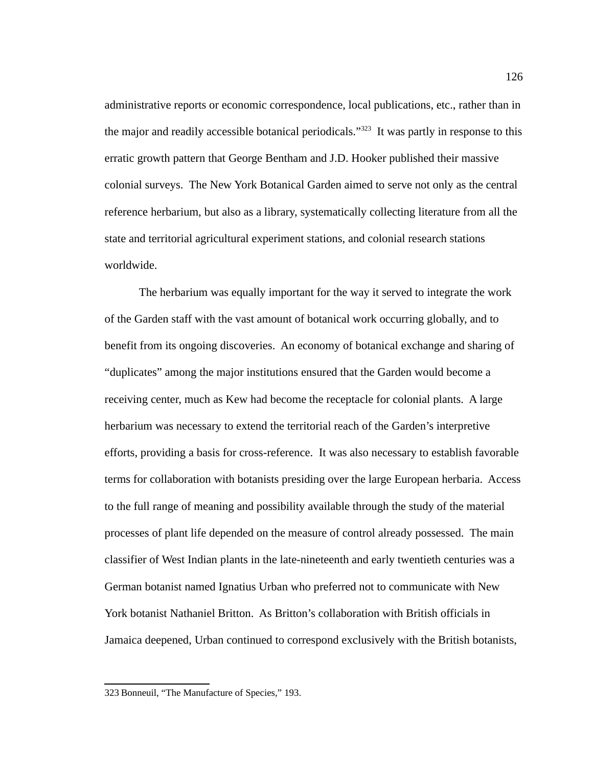administrative reports or economic correspondence, local publications, etc., rather than in the major and readily accessible botanical periodicals."[323] It was partly in response to this erratic growth pattern that George Bentham and J.D. Hooker published their massive colonial surveys. The New York Botanical Garden aimed to serve not only as the central reference herbarium, but also as a library, systematically collecting literature from all the state and territorial agricultural experiment stations, and colonial research stations worldwide.

The herbarium was equally important for the way it served to integrate the work of the Garden staff with the vast amount of botanical work occurring globally, and to benefit from its ongoing discoveries. An economy of botanical exchange and sharing of "duplicates" among the major institutions ensured that the Garden would become a receiving center, much as Kew had become the receptacle for colonial plants. A large herbarium was necessary to extend the territorial reach of the Garden's interpretive efforts, providing a basis for cross-reference. It was also necessary to establish favorable terms for collaboration with botanists presiding over the large European herbaria. Access to the full range of meaning and possibility available through the study of the material processes of plant life depended on the measure of control already possessed. The main classifier of West Indian plants in the late-nineteenth and early twentieth centuries was a German botanist named Ignatius Urban who preferred not to communicate with New York botanist Nathaniel Britton. As Britton's collaboration with British officials in Jamaica deepened, Urban continued to correspond exclusively with the British botanists,

---

323 Bonneuil, "The Manufacture of Species," 193.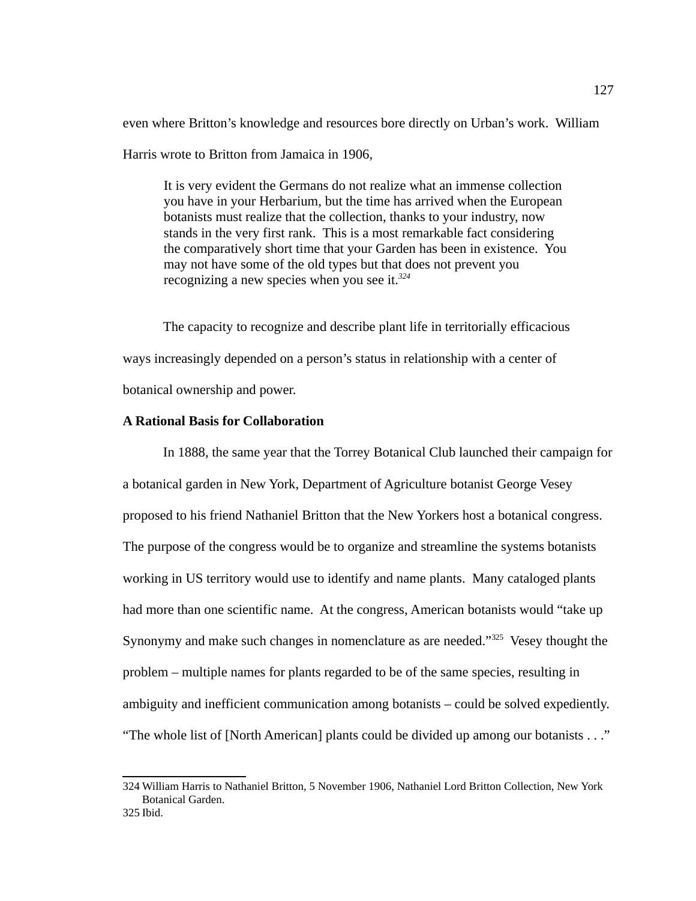even where Britton's knowledge and resources bore directly on Urban's work. William Harris wrote to Britton from Jamaica in 1906,

> It is very evident the Germans do not realize what an immense collection you have in your Herbarium, but the time has arrived when the European botanists must realize that the collection, thanks to your industry, now stands in the very first rank. This is a most remarkable fact considering the comparatively short time that your Garden has been in existence. You may not have some of the old types but that does not prevent you recognizing a new species when you see it.[324]

The capacity to recognize and describe plant life in territorially efficacious ways increasingly depended on a person's status in relationship with a center of botanical ownership and power.

### A Rational Basis for Collaboration

In 1888, the same year that the Torrey Botanical Club launched their campaign for a botanical garden in New York, Department of Agriculture botanist George Vesey proposed to his friend Nathaniel Britton that the New Yorkers host a botanical congress. The purpose of the congress would be to organize and streamline the systems botanists working in US territory would use to identify and name plants. Many cataloged plants had more than one scientific name. At the congress, American botanists would "take up Synonymy and make such changes in nomenclature as are needed."[325] Vesey thought the problem – multiple names for plants regarded to be of the same species, resulting in ambiguity and inefficient communication among botanists – could be solved expediently. "The whole list of [North American] plants could be divided up among our botanists . . ."

---

324 William Harris to Nathaniel Britton, 5 November 1906, Nathaniel Lord Britton Collection, New York Botanical Garden.

325 Ibid.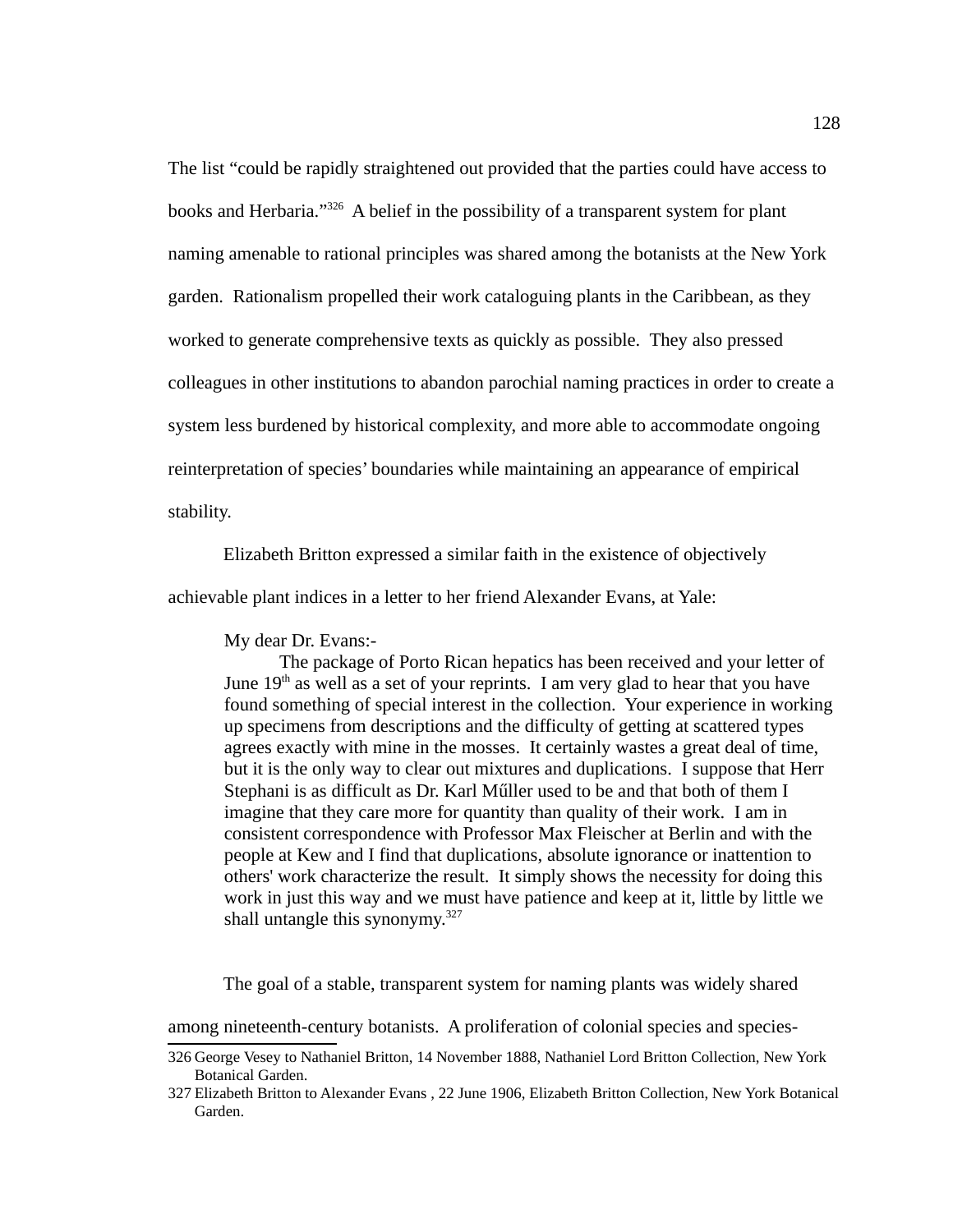The list "could be rapidly straightened out provided that the parties could have access to books and Herbaria."[326] A belief in the possibility of a transparent system for plant naming amenable to rational principles was shared among the botanists at the New York garden. Rationalism propelled their work cataloguing plants in the Caribbean, as they worked to generate comprehensive texts as quickly as possible. They also pressed colleagues in other institutions to abandon parochial naming practices in order to create a system less burdened by historical complexity, and more able to accommodate ongoing reinterpretation of species' boundaries while maintaining an appearance of empirical stability.

Elizabeth Britton expressed a similar faith in the existence of objectively achievable plant indices in a letter to her friend Alexander Evans, at Yale:

> My dear Dr. Evans:-
>
> The package of Porto Rican hepatics has been received and your letter of June 19th as well as a set of your reprints. I am very glad to hear that you have found something of special interest in the collection. Your experience in working up specimens from descriptions and the difficulty of getting at scattered types agrees exactly with mine in the mosses. It certainly wastes a great deal of time, but it is the only way to clear out mixtures and duplications. I suppose that Herr Stephani is as difficult as Dr. Karl Műller used to be and that both of them I imagine that they care more for quantity than quality of their work. I am in consistent correspondence with Professor Max Fleischer at Berlin and with the people at Kew and I find that duplications, absolute ignorance or inattention to others' work characterize the result. It simply shows the necessity for doing this work in just this way and we must have patience and keep at it, little by little we shall untangle this synonymy.[327]

The goal of a stable, transparent system for naming plants was widely shared among nineteenth-century botanists. A proliferation of colonial species and species-

326 George Vesey to Nathaniel Britton, 14 November 1888, Nathaniel Lord Britton Collection, New York Botanical Garden.

327 Elizabeth Britton to Alexander Evans , 22 June 1906, Elizabeth Britton Collection, New York Botanical Garden.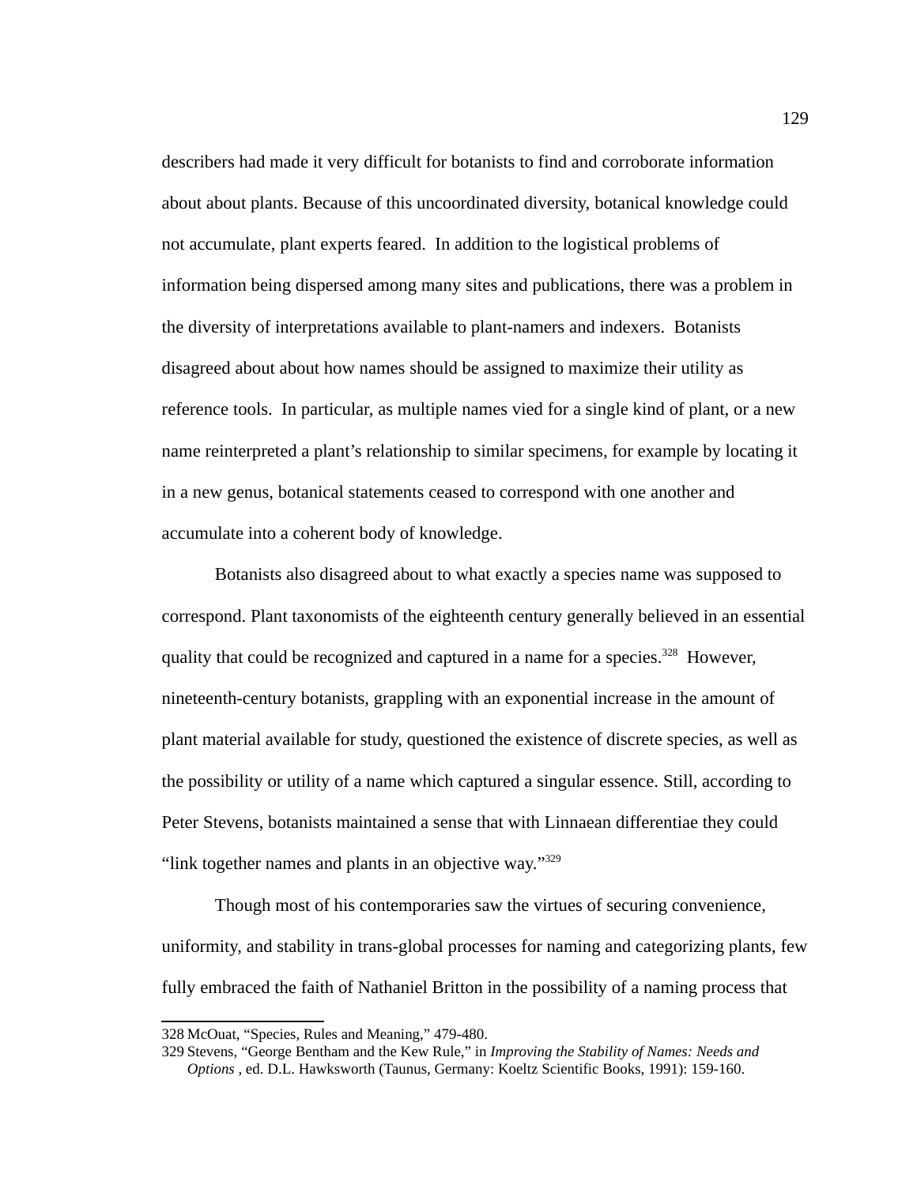describers had made it very difficult for botanists to find and corroborate information about about plants. Because of this uncoordinated diversity, botanical knowledge could not accumulate, plant experts feared. In addition to the logistical problems of information being dispersed among many sites and publications, there was a problem in the diversity of interpretations available to plant-namers and indexers. Botanists disagreed about about how names should be assigned to maximize their utility as reference tools. In particular, as multiple names vied for a single kind of plant, or a new name reinterpreted a plant's relationship to similar specimens, for example by locating it in a new genus, botanical statements ceased to correspond with one another and accumulate into a coherent body of knowledge.

Botanists also disagreed about to what exactly a species name was supposed to correspond. Plant taxonomists of the eighteenth century generally believed in an essential quality that could be recognized and captured in a name for a species.[328] However, nineteenth-century botanists, grappling with an exponential increase in the amount of plant material available for study, questioned the existence of discrete species, as well as the possibility or utility of a name which captured a singular essence. Still, according to Peter Stevens, botanists maintained a sense that with Linnaean differentiae they could "link together names and plants in an objective way."[329]

Though most of his contemporaries saw the virtues of securing convenience, uniformity, and stability in trans-global processes for naming and categorizing plants, few fully embraced the faith of Nathaniel Britton in the possibility of a naming process that

---

328 McOuat, "Species, Rules and Meaning," 479-480.

329 Stevens, "George Bentham and the Kew Rule," in *Improving the Stability of Names: Needs and Options* , ed. D.L. Hawksworth (Taunus, Germany: Koeltz Scientific Books, 1991): 159-160.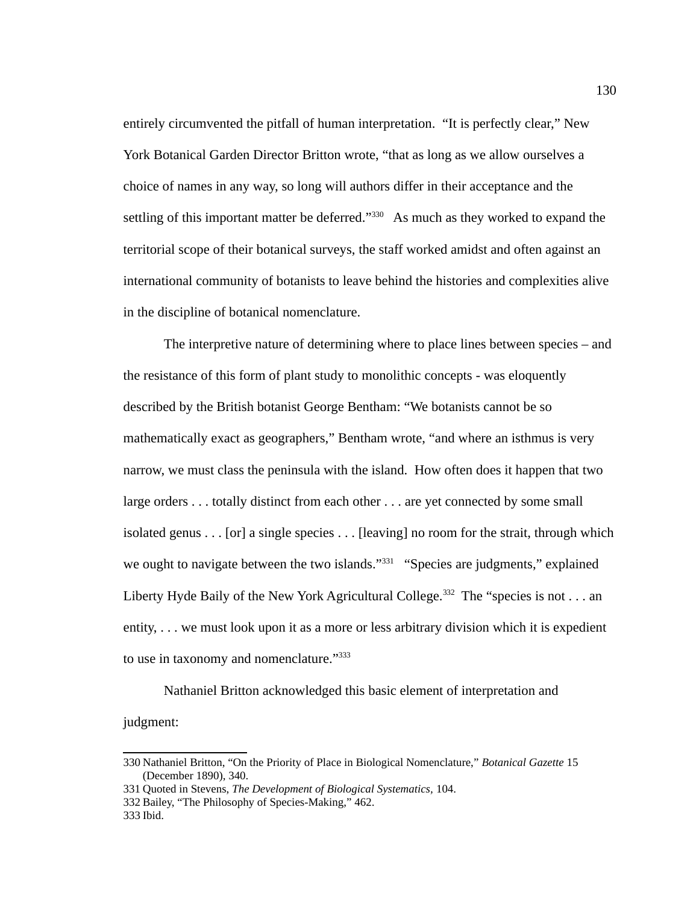entirely circumvented the pitfall of human interpretation. "It is perfectly clear," New York Botanical Garden Director Britton wrote, "that as long as we allow ourselves a choice of names in any way, so long will authors differ in their acceptance and the settling of this important matter be deferred."[330] As much as they worked to expand the territorial scope of their botanical surveys, the staff worked amidst and often against an international community of botanists to leave behind the histories and complexities alive in the discipline of botanical nomenclature.

The interpretive nature of determining where to place lines between species – and the resistance of this form of plant study to monolithic concepts - was eloquently described by the British botanist George Bentham: "We botanists cannot be so mathematically exact as geographers," Bentham wrote, "and where an isthmus is very narrow, we must class the peninsula with the island. How often does it happen that two large orders . . . totally distinct from each other . . . are yet connected by some small isolated genus . . . [or] a single species . . . [leaving] no room for the strait, through which we ought to navigate between the two islands."[331] "Species are judgments," explained Liberty Hyde Baily of the New York Agricultural College.[332] The "species is not . . . an entity, . . . we must look upon it as a more or less arbitrary division which it is expedient to use in taxonomy and nomenclature."[333]

Nathaniel Britton acknowledged this basic element of interpretation and judgment:

---

330 Nathaniel Britton, "On the Priority of Place in Biological Nomenclature," *Botanical Gazette* 15 (December 1890), 340.

331 Quoted in Stevens, *The Development of Biological Systematics*, 104.

332 Bailey, "The Philosophy of Species-Making," 462.

333 Ibid.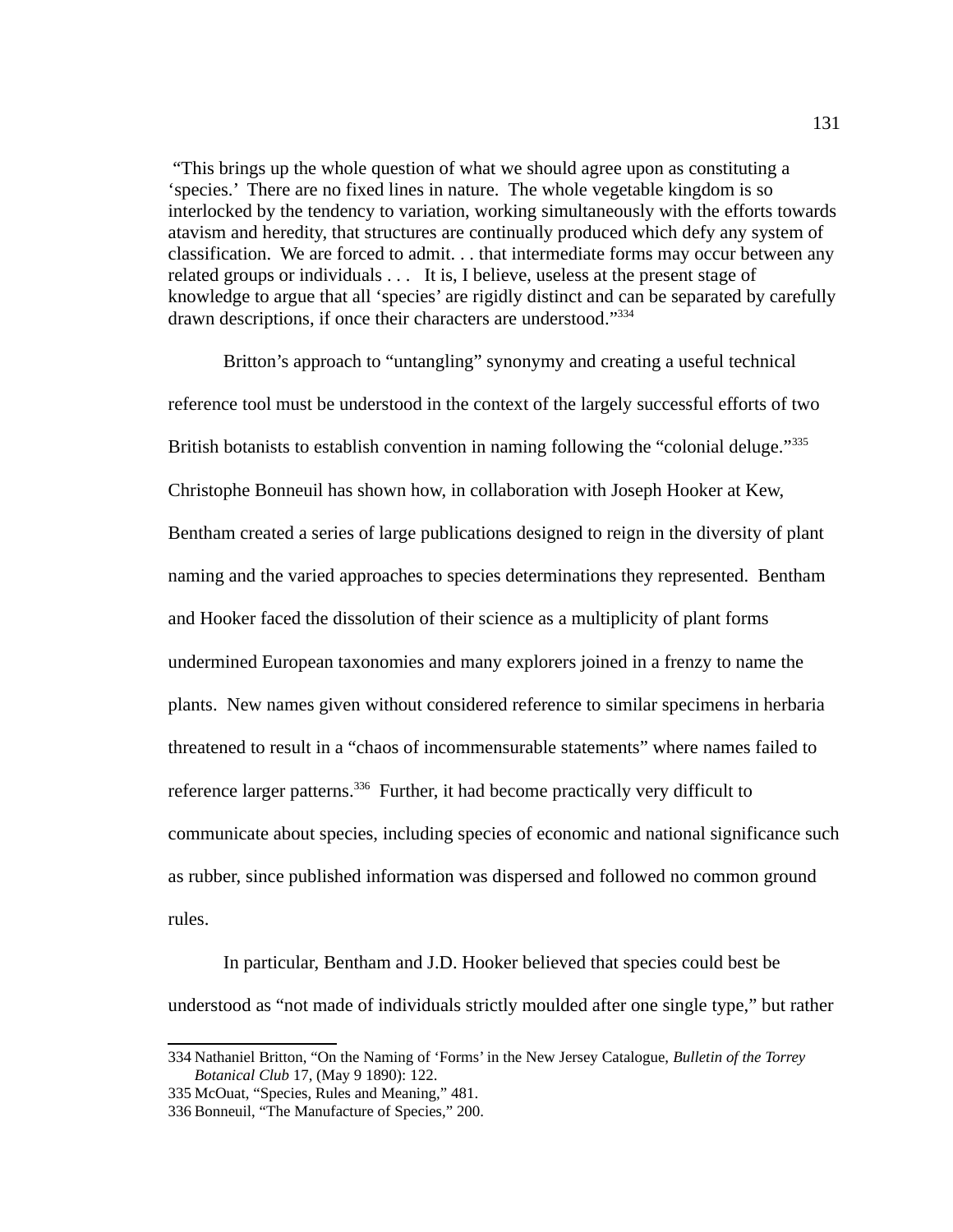"This brings up the whole question of what we should agree upon as constituting a 'species.' There are no fixed lines in nature. The whole vegetable kingdom is so interlocked by the tendency to variation, working simultaneously with the efforts towards atavism and heredity, that structures are continually produced which defy any system of classification. We are forced to admit. . . that intermediate forms may occur between any related groups or individuals . . . It is, I believe, useless at the present stage of knowledge to argue that all 'species' are rigidly distinct and can be separated by carefully drawn descriptions, if once their characters are understood."[334]

Britton's approach to "untangling" synonymy and creating a useful technical reference tool must be understood in the context of the largely successful efforts of two British botanists to establish convention in naming following the "colonial deluge."[335] Christophe Bonneuil has shown how, in collaboration with Joseph Hooker at Kew, Bentham created a series of large publications designed to reign in the diversity of plant naming and the varied approaches to species determinations they represented. Bentham and Hooker faced the dissolution of their science as a multiplicity of plant forms undermined European taxonomies and many explorers joined in a frenzy to name the plants. New names given without considered reference to similar specimens in herbaria threatened to result in a "chaos of incommensurable statements" where names failed to reference larger patterns.[336] Further, it had become practically very difficult to communicate about species, including species of economic and national significance such as rubber, since published information was dispersed and followed no common ground rules.

In particular, Bentham and J.D. Hooker believed that species could best be understood as "not made of individuals strictly moulded after one single type," but rather

---

334 Nathaniel Britton, "On the Naming of 'Forms' in the New Jersey Catalogue, *Bulletin of the Torrey Botanical Club* 17, (May 9 1890): 122.

335 McOuat, "Species, Rules and Meaning," 481.

336 Bonneuil, "The Manufacture of Species," 200.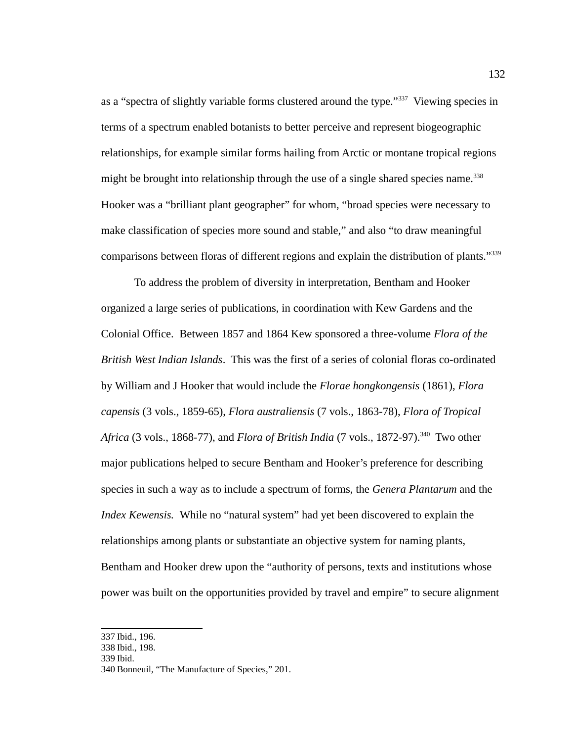as a "spectra of slightly variable forms clustered around the type."[337] Viewing species in terms of a spectrum enabled botanists to better perceive and represent biogeographic relationships, for example similar forms hailing from Arctic or montane tropical regions might be brought into relationship through the use of a single shared species name.[338] Hooker was a "brilliant plant geographer" for whom, "broad species were necessary to make classification of species more sound and stable," and also "to draw meaningful comparisons between floras of different regions and explain the distribution of plants."[339]

To address the problem of diversity in interpretation, Bentham and Hooker organized a large series of publications, in coordination with Kew Gardens and the Colonial Office. Between 1857 and 1864 Kew sponsored a three-volume *Flora of the British West Indian Islands*. This was the first of a series of colonial floras co-ordinated by William and J Hooker that would include the *Florae hongkongensis* (1861), *Flora capensis* (3 vols., 1859-65), *Flora australiensis* (7 vols., 1863-78), *Flora of Tropical Africa* (3 vols., 1868-77), and *Flora of British India* (7 vols., 1872-97).[340] Two other major publications helped to secure Bentham and Hooker's preference for describing species in such a way as to include a spectrum of forms, the *Genera Plantarum* and the *Index Kewensis.* While no "natural system" had yet been discovered to explain the relationships among plants or substantiate an objective system for naming plants, Bentham and Hooker drew upon the "authority of persons, texts and institutions whose power was built on the opportunities provided by travel and empire" to secure alignment

---

337 Ibid., 196.
338 Ibid., 198.
339 Ibid.
340 Bonneuil, "The Manufacture of Species," 201.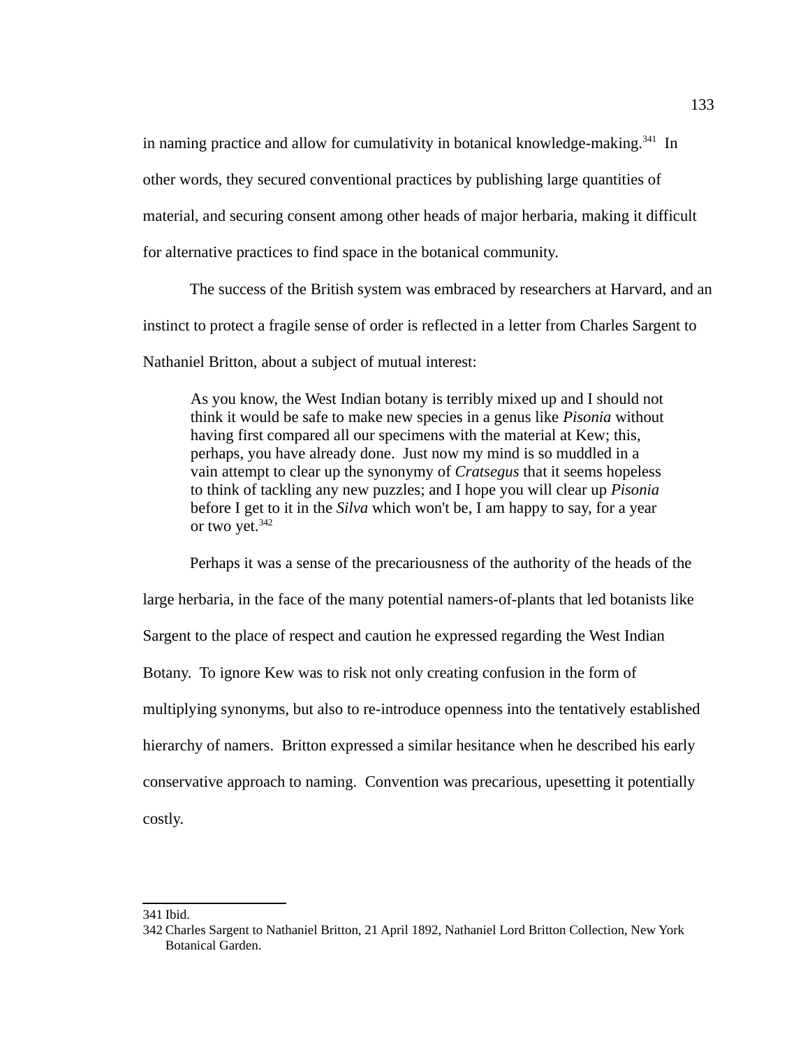in naming practice and allow for cumulativity in botanical knowledge-making.[341] In other words, they secured conventional practices by publishing large quantities of material, and securing consent among other heads of major herbaria, making it difficult for alternative practices to find space in the botanical community.

The success of the British system was embraced by researchers at Harvard, and an instinct to protect a fragile sense of order is reflected in a letter from Charles Sargent to Nathaniel Britton, about a subject of mutual interest:

> As you know, the West Indian botany is terribly mixed up and I should not think it would be safe to make new species in a genus like *Pisonia* without having first compared all our specimens with the material at Kew; this, perhaps, you have already done. Just now my mind is so muddled in a vain attempt to clear up the synonymy of *Cratsegus* that it seems hopeless to think of tackling any new puzzles; and I hope you will clear up *Pisonia* before I get to it in the *Silva* which won't be, I am happy to say, for a year or two yet.[342]

Perhaps it was a sense of the precariousness of the authority of the heads of the large herbaria, in the face of the many potential namers-of-plants that led botanists like Sargent to the place of respect and caution he expressed regarding the West Indian Botany. To ignore Kew was to risk not only creating confusion in the form of multiplying synonyms, but also to re-introduce openness into the tentatively established hierarchy of namers. Britton expressed a similar hesitance when he described his early conservative approach to naming. Convention was precarious, upesetting it potentially costly.

---

341 Ibid.

342 Charles Sargent to Nathaniel Britton, 21 April 1892, Nathaniel Lord Britton Collection, New York Botanical Garden.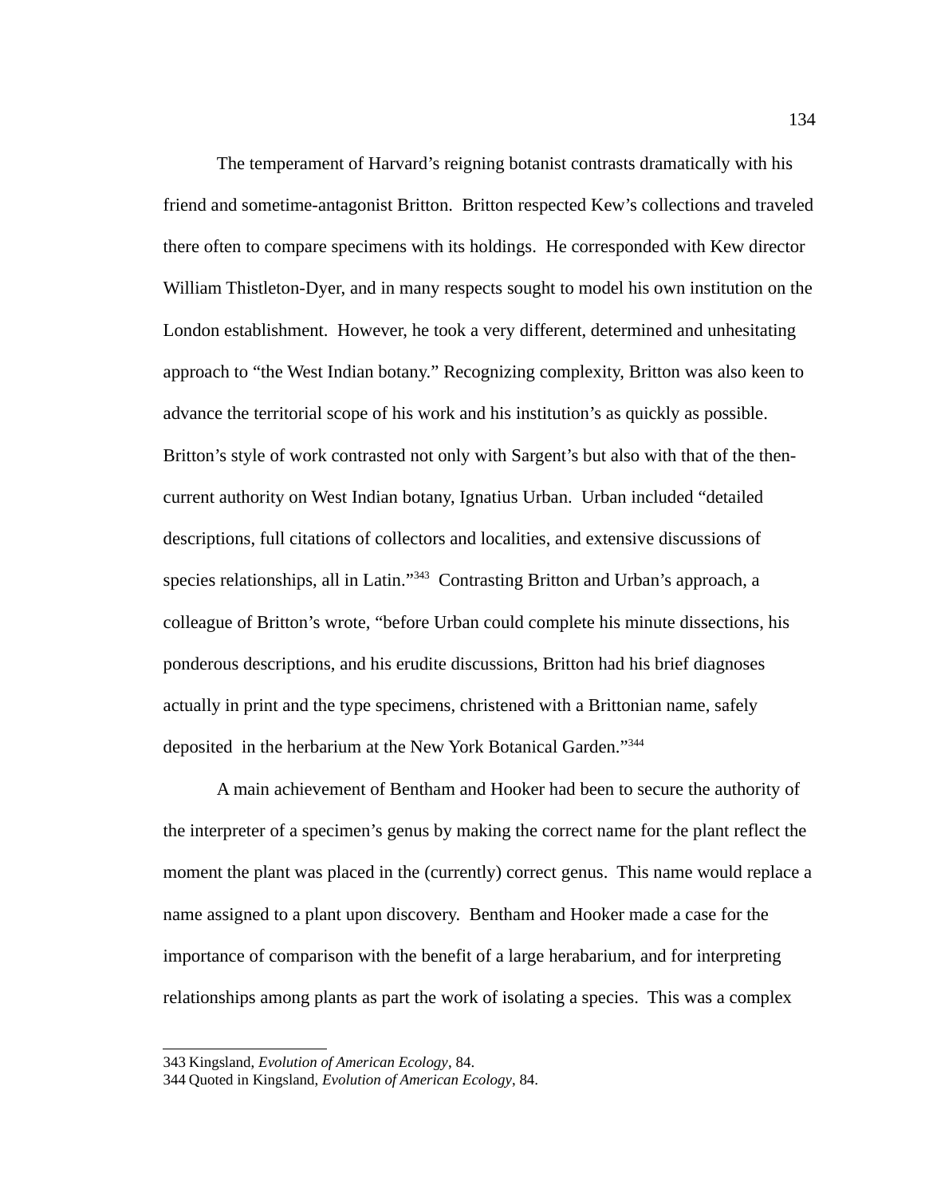The temperament of Harvard's reigning botanist contrasts dramatically with his friend and sometime-antagonist Britton. Britton respected Kew's collections and traveled there often to compare specimens with its holdings. He corresponded with Kew director William Thistleton-Dyer, and in many respects sought to model his own institution on the London establishment. However, he took a very different, determined and unhesitating approach to "the West Indian botany." Recognizing complexity, Britton was also keen to advance the territorial scope of his work and his institution's as quickly as possible. Britton's style of work contrasted not only with Sargent's but also with that of the then-current authority on West Indian botany, Ignatius Urban. Urban included "detailed descriptions, full citations of collectors and localities, and extensive discussions of species relationships, all in Latin."[343] Contrasting Britton and Urban's approach, a colleague of Britton's wrote, "before Urban could complete his minute dissections, his ponderous descriptions, and his erudite discussions, Britton had his brief diagnoses actually in print and the type specimens, christened with a Brittonian name, safely deposited in the herbarium at the New York Botanical Garden."[344]

A main achievement of Bentham and Hooker had been to secure the authority of the interpreter of a specimen's genus by making the correct name for the plant reflect the moment the plant was placed in the (currently) correct genus. This name would replace a name assigned to a plant upon discovery. Bentham and Hooker made a case for the importance of comparison with the benefit of a large herabarium, and for interpreting relationships among plants as part the work of isolating a species. This was a complex

---

343 Kingsland, *Evolution of American Ecology*, 84.

344 Quoted in Kingsland, *Evolution of American Ecology*, 84.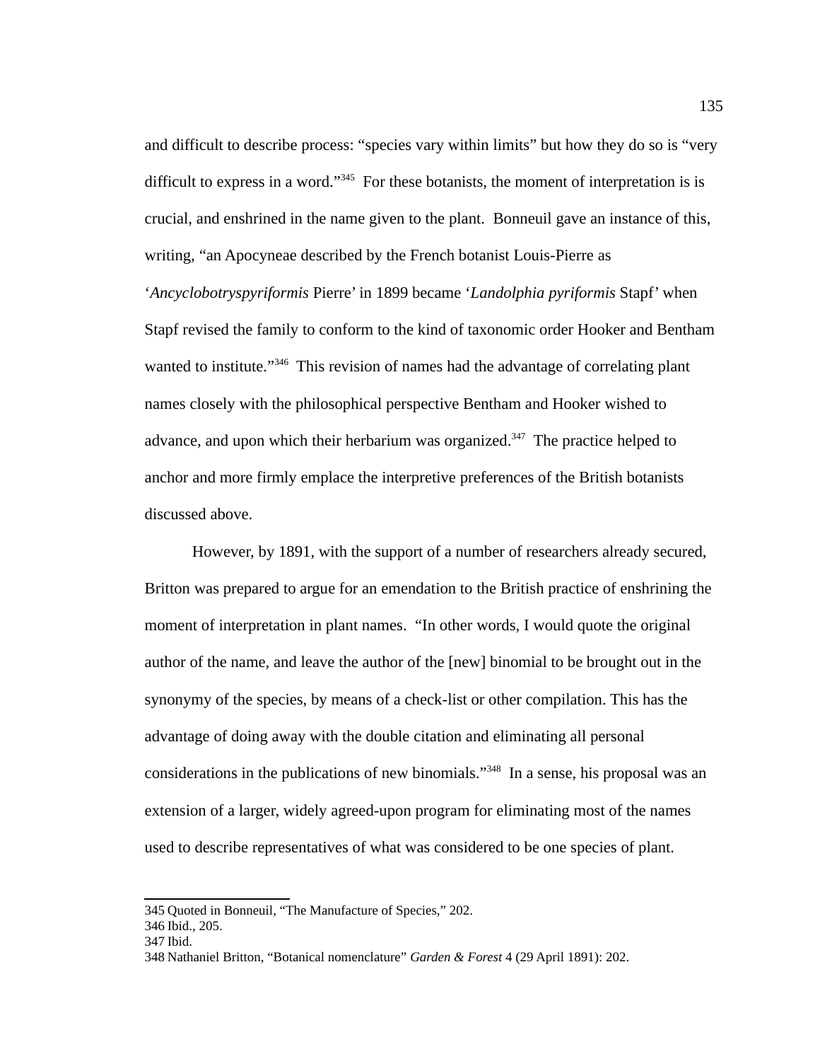and difficult to describe process: "species vary within limits" but how they do so is "very difficult to express in a word."[345] For these botanists, the moment of interpretation is is crucial, and enshrined in the name given to the plant. Bonneuil gave an instance of this, writing, "an Apocyneae described by the French botanist Louis-Pierre as '*Ancyclobotryspyriformis* Pierre' in 1899 became '*Landolphia pyriformis* Stapf' when Stapf revised the family to conform to the kind of taxonomic order Hooker and Bentham wanted to institute."[346] This revision of names had the advantage of correlating plant names closely with the philosophical perspective Bentham and Hooker wished to advance, and upon which their herbarium was organized.[347] The practice helped to anchor and more firmly emplace the interpretive preferences of the British botanists discussed above.

However, by 1891, with the support of a number of researchers already secured, Britton was prepared to argue for an emendation to the British practice of enshrining the moment of interpretation in plant names. "In other words, I would quote the original author of the name, and leave the author of the [new] binomial to be brought out in the synonymy of the species, by means of a check-list or other compilation. This has the advantage of doing away with the double citation and eliminating all personal considerations in the publications of new binomials."[348] In a sense, his proposal was an extension of a larger, widely agreed-upon program for eliminating most of the names used to describe representatives of what was considered to be one species of plant.

---

345 Quoted in Bonneuil, "The Manufacture of Species," 202.
346 Ibid., 205.
347 Ibid.
348 Nathaniel Britton, "Botanical nomenclature" *Garden & Forest* 4 (29 April 1891): 202.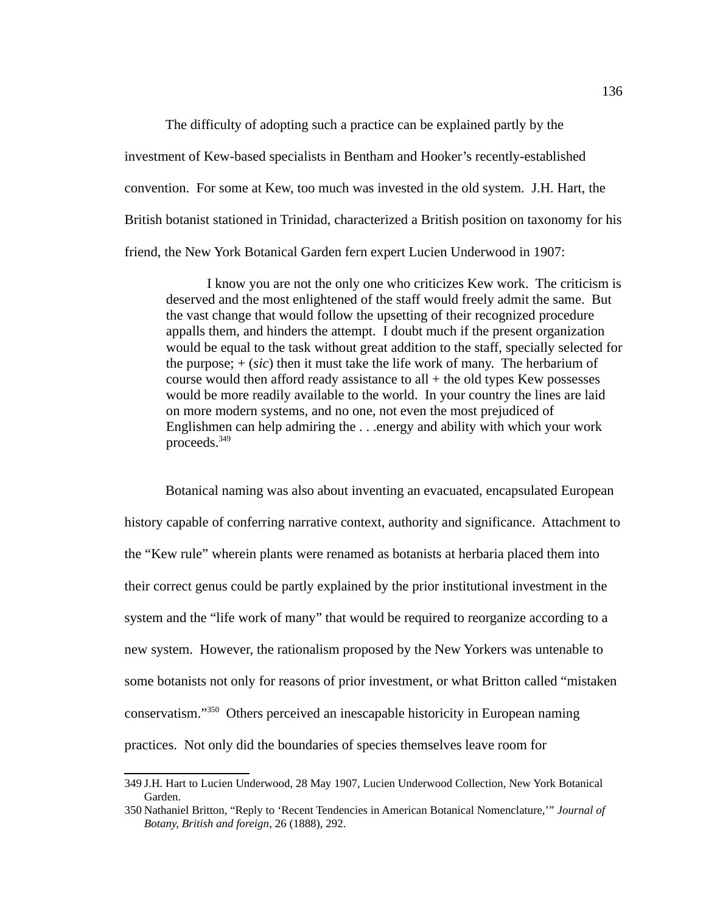The difficulty of adopting such a practice can be explained partly by the investment of Kew-based specialists in Bentham and Hooker's recently-established convention. For some at Kew, too much was invested in the old system. J.H. Hart, the British botanist stationed in Trinidad, characterized a British position on taxonomy for his friend, the New York Botanical Garden fern expert Lucien Underwood in 1907:

> I know you are not the only one who criticizes Kew work. The criticism is deserved and the most enlightened of the staff would freely admit the same. But the vast change that would follow the upsetting of their recognized procedure appalls them, and hinders the attempt. I doubt much if the present organization would be equal to the task without great addition to the staff, specially selected for the purpose; + (*sic*) then it must take the life work of many. The herbarium of course would then afford ready assistance to all + the old types Kew possesses would be more readily available to the world. In your country the lines are laid on more modern systems, and no one, not even the most prejudiced of Englishmen can help admiring the . . .energy and ability with which your work proceeds.[349]

Botanical naming was also about inventing an evacuated, encapsulated European history capable of conferring narrative context, authority and significance. Attachment to the "Kew rule" wherein plants were renamed as botanists at herbaria placed them into their correct genus could be partly explained by the prior institutional investment in the system and the "life work of many" that would be required to reorganize according to a new system. However, the rationalism proposed by the New Yorkers was untenable to some botanists not only for reasons of prior investment, or what Britton called "mistaken conservatism."[350] Others perceived an inescapable historicity in European naming practices. Not only did the boundaries of species themselves leave room for

---

349 J.H. Hart to Lucien Underwood, 28 May 1907, Lucien Underwood Collection, New York Botanical Garden.

350 Nathaniel Britton, "Reply to 'Recent Tendencies in American Botanical Nomenclature,'" *Journal of Botany, British and foreign*, 26 (1888), 292.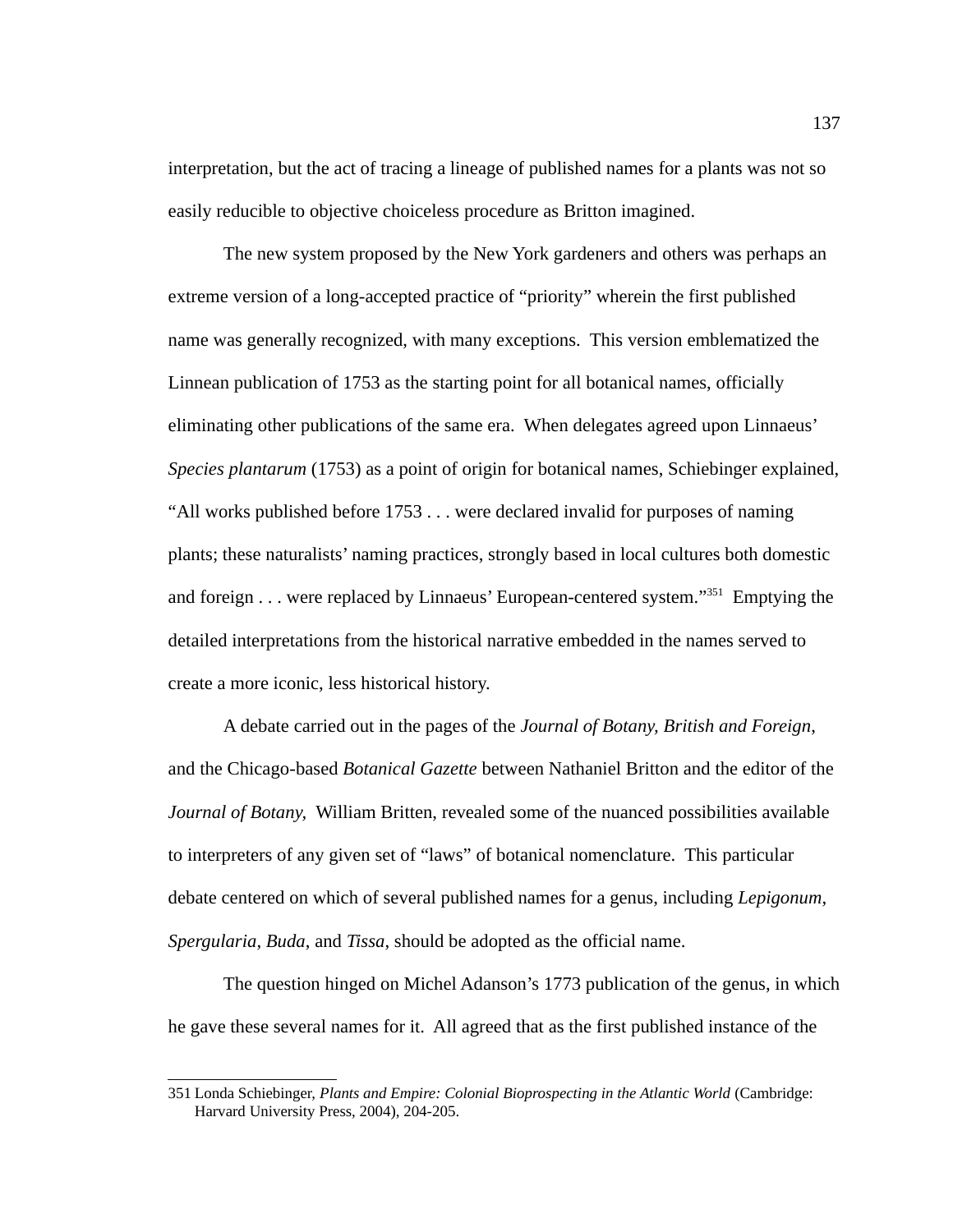interpretation, but the act of tracing a lineage of published names for a plants was not so easily reducible to objective choiceless procedure as Britton imagined.

The new system proposed by the New York gardeners and others was perhaps an extreme version of a long-accepted practice of “priority” wherein the first published name was generally recognized, with many exceptions. This version emblematized the Linnean publication of 1753 as the starting point for all botanical names, officially eliminating other publications of the same era. When delegates agreed upon Linnaeus’ *Species plantarum* (1753) as a point of origin for botanical names, Schiebinger explained, “All works published before 1753 . . . were declared invalid for purposes of naming plants; these naturalists’ naming practices, strongly based in local cultures both domestic and foreign . . . were replaced by Linnaeus’ European-centered system.”[351] Emptying the detailed interpretations from the historical narrative embedded in the names served to create a more iconic, less historical history.

A debate carried out in the pages of the *Journal of Botany, British and Foreign*, and the Chicago-based *Botanical Gazette* between Nathaniel Britton and the editor of the *Journal of Botany,* William Britten, revealed some of the nuanced possibilities available to interpreters of any given set of “laws” of botanical nomenclature. This particular debate centered on which of several published names for a genus, including *Lepigonum*, *Spergularia*, *Buda*, and *Tissa*, should be adopted as the official name.

The question hinged on Michel Adanson’s 1773 publication of the genus, in which he gave these several names for it. All agreed that as the first published instance of the

---

351 Londa Schiebinger, *Plants and Empire: Colonial Bioprospecting in the Atlantic World* (Cambridge: Harvard University Press, 2004), 204-205.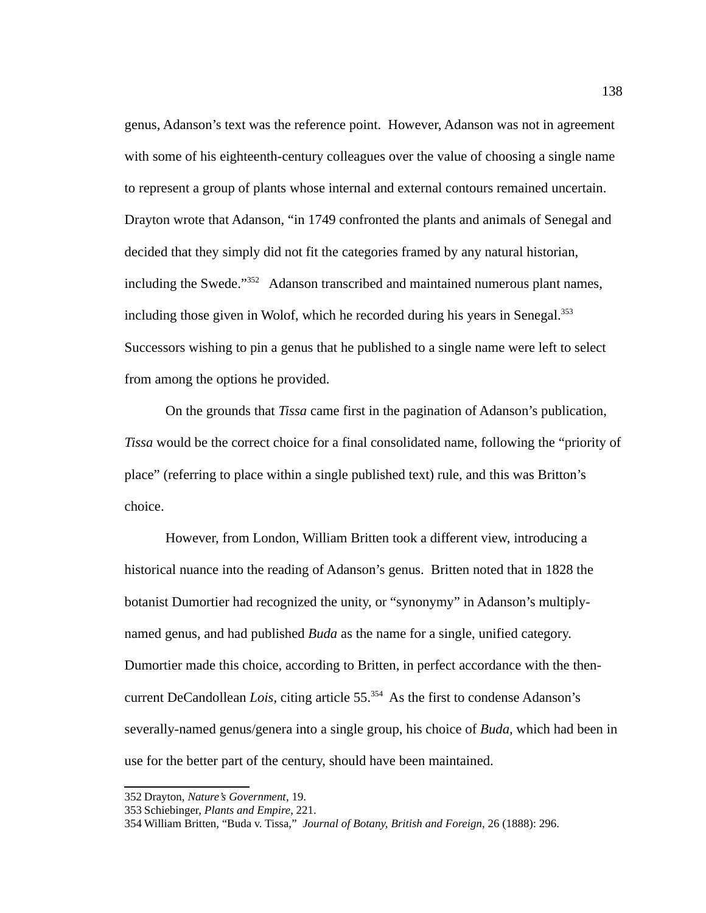genus, Adanson's text was the reference point. However, Adanson was not in agreement with some of his eighteenth-century colleagues over the value of choosing a single name to represent a group of plants whose internal and external contours remained uncertain. Drayton wrote that Adanson, "in 1749 confronted the plants and animals of Senegal and decided that they simply did not fit the categories framed by any natural historian, including the Swede."[352] Adanson transcribed and maintained numerous plant names, including those given in Wolof, which he recorded during his years in Senegal.[353] Successors wishing to pin a genus that he published to a single name were left to select from among the options he provided.

On the grounds that *Tissa* came first in the pagination of Adanson's publication, *Tissa* would be the correct choice for a final consolidated name, following the "priority of place" (referring to place within a single published text) rule, and this was Britton's choice.

However, from London, William Britten took a different view, introducing a historical nuance into the reading of Adanson's genus. Britten noted that in 1828 the botanist Dumortier had recognized the unity, or "synonymy" in Adanson's multiply-named genus, and had published *Buda* as the name for a single, unified category. Dumortier made this choice, according to Britten, in perfect accordance with the then-current DeCandollean *Lois*, citing article 55.[354] As the first to condense Adanson's severally-named genus/genera into a single group, his choice of *Buda*, which had been in use for the better part of the century, should have been maintained.

---

352 Drayton, *Nature's Government*, 19.

353 Schiebinger, *Plants and Empire*, 221.

354 William Britten, "Buda v. Tissa," *Journal of Botany, British and Foreign*, 26 (1888): 296.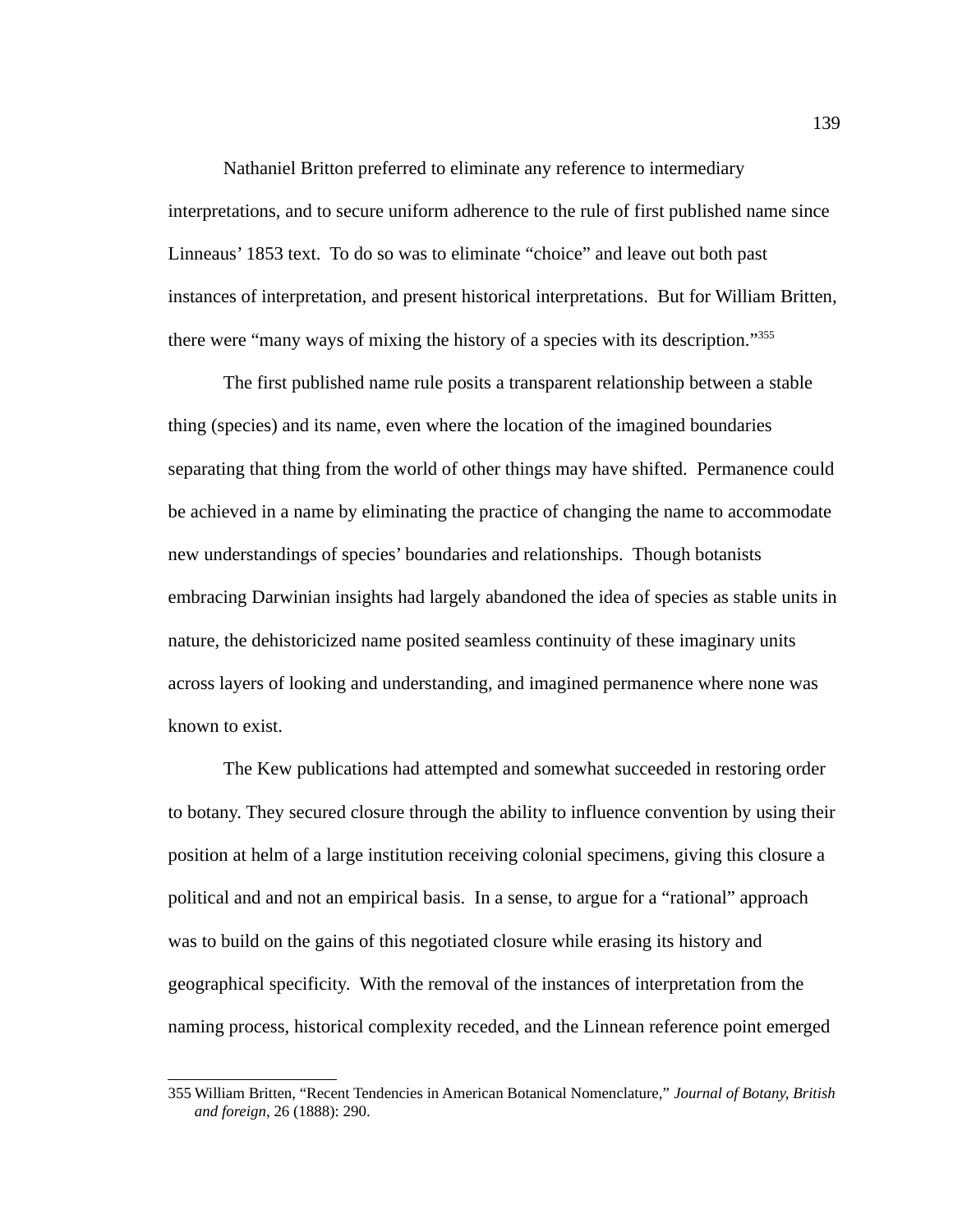Nathaniel Britton preferred to eliminate any reference to intermediary interpretations, and to secure uniform adherence to the rule of first published name since Linneaus' 1853 text. To do so was to eliminate "choice" and leave out both past instances of interpretation, and present historical interpretations. But for William Britten, there were "many ways of mixing the history of a species with its description."[355]

The first published name rule posits a transparent relationship between a stable thing (species) and its name, even where the location of the imagined boundaries separating that thing from the world of other things may have shifted. Permanence could be achieved in a name by eliminating the practice of changing the name to accommodate new understandings of species' boundaries and relationships. Though botanists embracing Darwinian insights had largely abandoned the idea of species as stable units in nature, the dehistoricized name posited seamless continuity of these imaginary units across layers of looking and understanding, and imagined permanence where none was known to exist.

The Kew publications had attempted and somewhat succeeded in restoring order to botany. They secured closure through the ability to influence convention by using their position at helm of a large institution receiving colonial specimens, giving this closure a political and and not an empirical basis. In a sense, to argue for a "rational" approach was to build on the gains of this negotiated closure while erasing its history and geographical specificity. With the removal of the instances of interpretation from the naming process, historical complexity receded, and the Linnean reference point emerged

---

355 William Britten, "Recent Tendencies in American Botanical Nomenclature," *Journal of Botany, British and foreign*, 26 (1888): 290.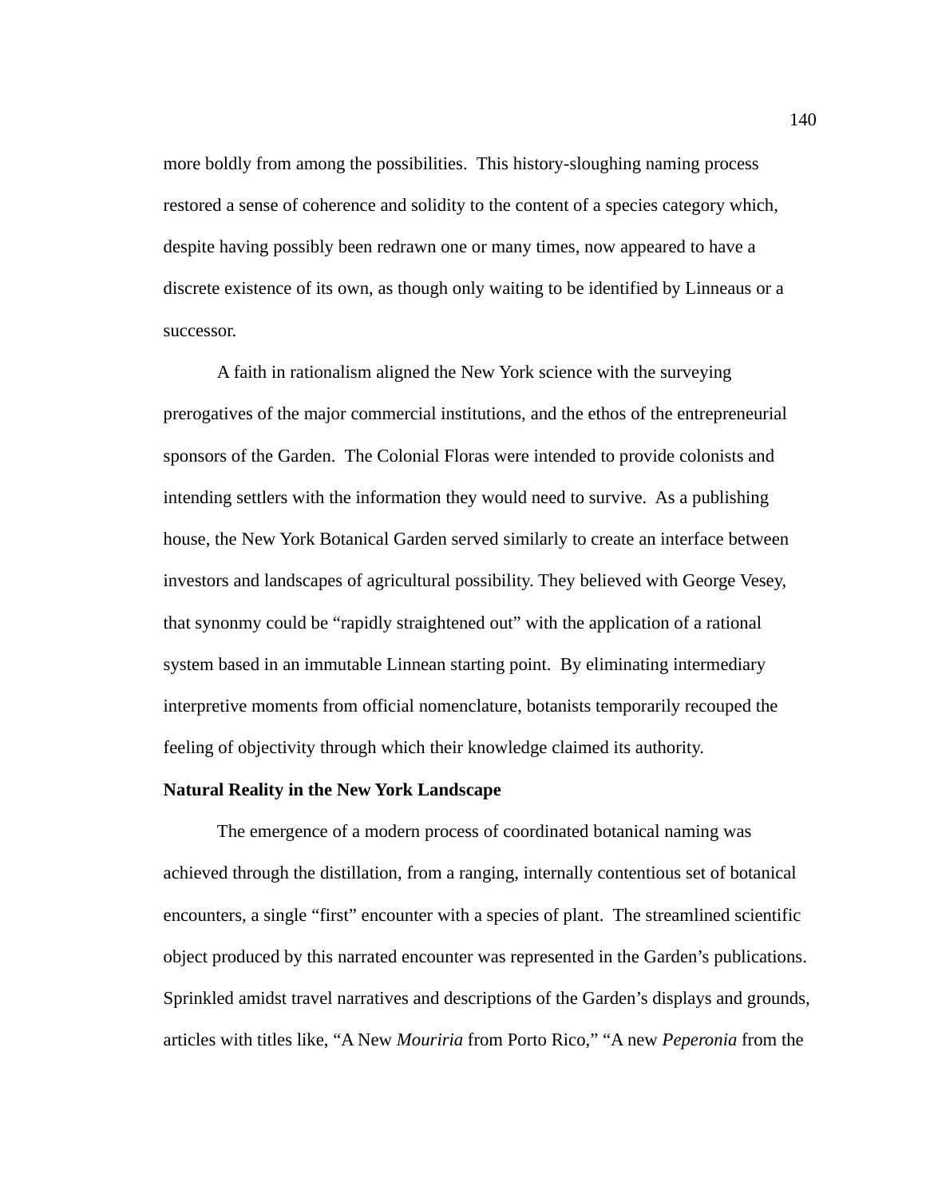more boldly from among the possibilities. This history-sloughing naming process restored a sense of coherence and solidity to the content of a species category which, despite having possibly been redrawn one or many times, now appeared to have a discrete existence of its own, as though only waiting to be identified by Linneaus or a successor.

A faith in rationalism aligned the New York science with the surveying prerogatives of the major commercial institutions, and the ethos of the entrepreneurial sponsors of the Garden. The Colonial Floras were intended to provide colonists and intending settlers with the information they would need to survive. As a publishing house, the New York Botanical Garden served similarly to create an interface between investors and landscapes of agricultural possibility. They believed with George Vesey, that synonmy could be "rapidly straightened out" with the application of a rational system based in an immutable Linnean starting point. By eliminating intermediary interpretive moments from official nomenclature, botanists temporarily recouped the feeling of objectivity through which their knowledge claimed its authority.

**Natural Reality in the New York Landscape**

The emergence of a modern process of coordinated botanical naming was achieved through the distillation, from a ranging, internally contentious set of botanical encounters, a single "first" encounter with a species of plant. The streamlined scientific object produced by this narrated encounter was represented in the Garden's publications. Sprinkled amidst travel narratives and descriptions of the Garden's displays and grounds, articles with titles like, "A New *Mouriria* from Porto Rico," "A new *Peperonia* from the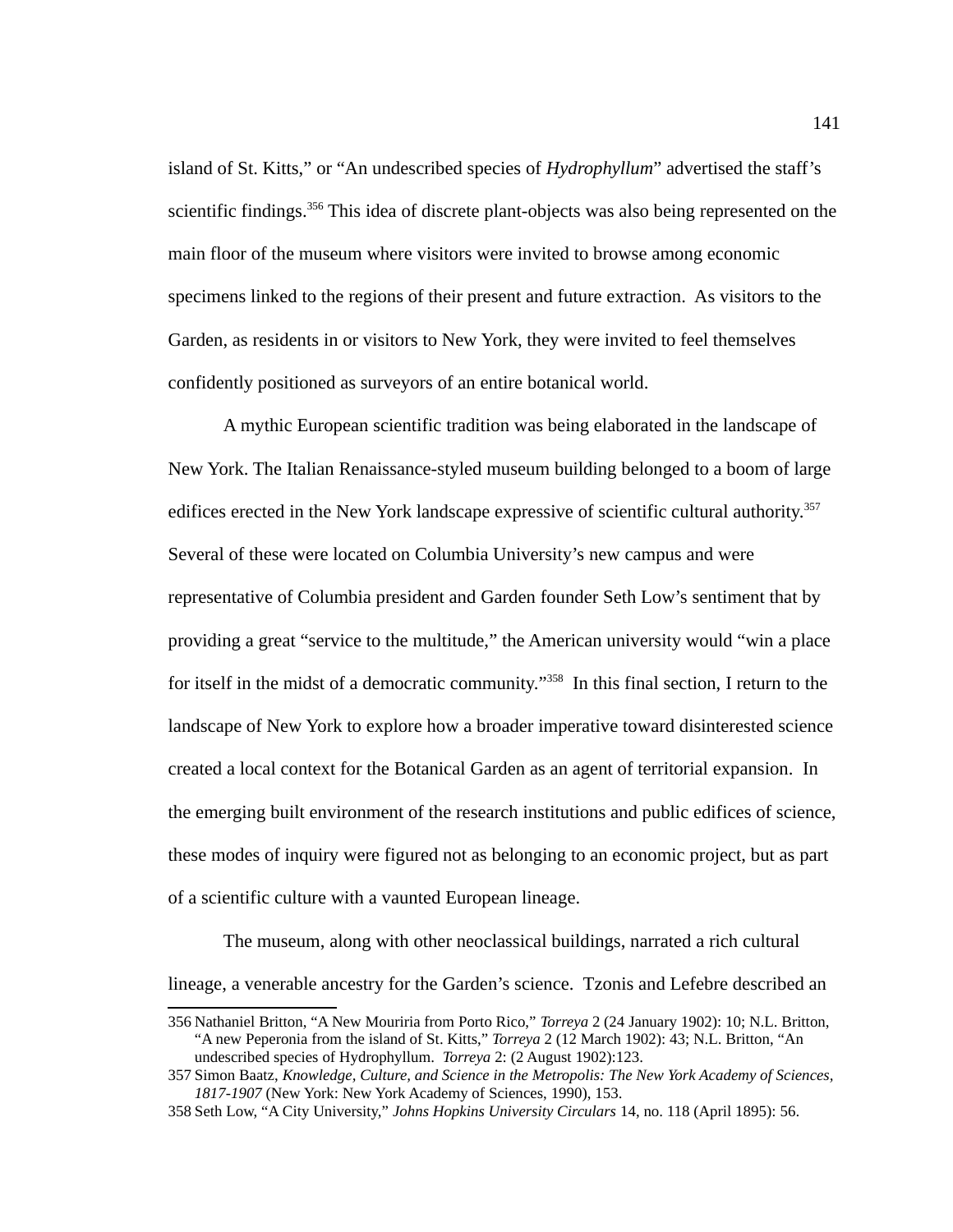island of St. Kitts," or "An undescribed species of *Hydrophyllum*" advertised the staff's scientific findings.[356] This idea of discrete plant-objects was also being represented on the main floor of the museum where visitors were invited to browse among economic specimens linked to the regions of their present and future extraction. As visitors to the Garden, as residents in or visitors to New York, they were invited to feel themselves confidently positioned as surveyors of an entire botanical world.

A mythic European scientific tradition was being elaborated in the landscape of New York. The Italian Renaissance-styled museum building belonged to a boom of large edifices erected in the New York landscape expressive of scientific cultural authority.[357] Several of these were located on Columbia University's new campus and were representative of Columbia president and Garden founder Seth Low's sentiment that by providing a great "service to the multitude," the American university would "win a place for itself in the midst of a democratic community."[358] In this final section, I return to the landscape of New York to explore how a broader imperative toward disinterested science created a local context for the Botanical Garden as an agent of territorial expansion. In the emerging built environment of the research institutions and public edifices of science, these modes of inquiry were figured not as belonging to an economic project, but as part of a scientific culture with a vaunted European lineage.

The museum, along with other neoclassical buildings, narrated a rich cultural lineage, a venerable ancestry for the Garden's science. Tzonis and Lefebre described an

---

356 Nathaniel Britton, "A New Mouriria from Porto Rico," *Torreya* 2 (24 January 1902): 10; N.L. Britton, "A new Peperonia from the island of St. Kitts," *Torreya* 2 (12 March 1902): 43; N.L. Britton, "An undescribed species of Hydrophyllum. *Torreya* 2: (2 August 1902):123.

357 Simon Baatz, *Knowledge, Culture, and Science in the Metropolis: The New York Academy of Sciences, 1817-1907* (New York: New York Academy of Sciences, 1990), 153.

358 Seth Low, "A City University," *Johns Hopkins University Circulars* 14, no. 118 (April 1895): 56.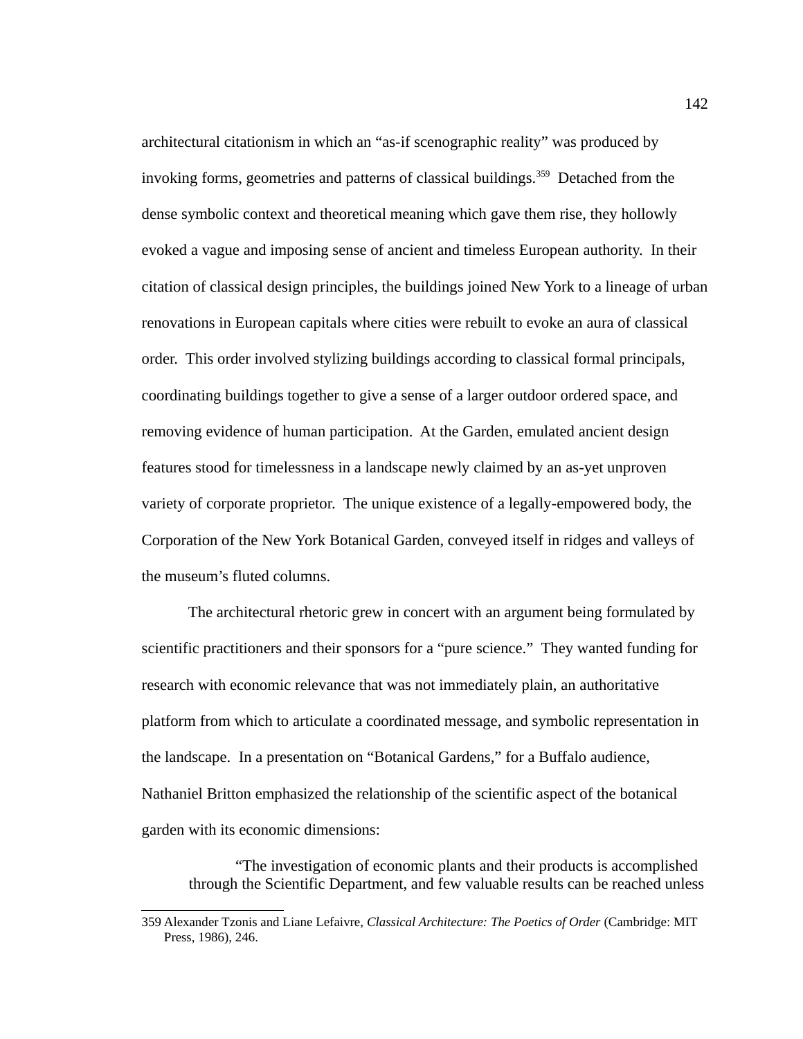architectural citationism in which an "as-if scenographic reality" was produced by invoking forms, geometries and patterns of classical buildings.[359] Detached from the dense symbolic context and theoretical meaning which gave them rise, they hollowly evoked a vague and imposing sense of ancient and timeless European authority. In their citation of classical design principles, the buildings joined New York to a lineage of urban renovations in European capitals where cities were rebuilt to evoke an aura of classical order. This order involved stylizing buildings according to classical formal principals, coordinating buildings together to give a sense of a larger outdoor ordered space, and removing evidence of human participation. At the Garden, emulated ancient design features stood for timelessness in a landscape newly claimed by an as-yet unproven variety of corporate proprietor. The unique existence of a legally-empowered body, the Corporation of the New York Botanical Garden, conveyed itself in ridges and valleys of the museum's fluted columns.

The architectural rhetoric grew in concert with an argument being formulated by scientific practitioners and their sponsors for a "pure science." They wanted funding for research with economic relevance that was not immediately plain, an authoritative platform from which to articulate a coordinated message, and symbolic representation in the landscape. In a presentation on "Botanical Gardens," for a Buffalo audience, Nathaniel Britton emphasized the relationship of the scientific aspect of the botanical garden with its economic dimensions:

> "The investigation of economic plants and their products is accomplished through the Scientific Department, and few valuable results can be reached unless

---

359 Alexander Tzonis and Liane Lefaivre, *Classical Architecture: The Poetics of Order* (Cambridge: MIT Press, 1986), 246.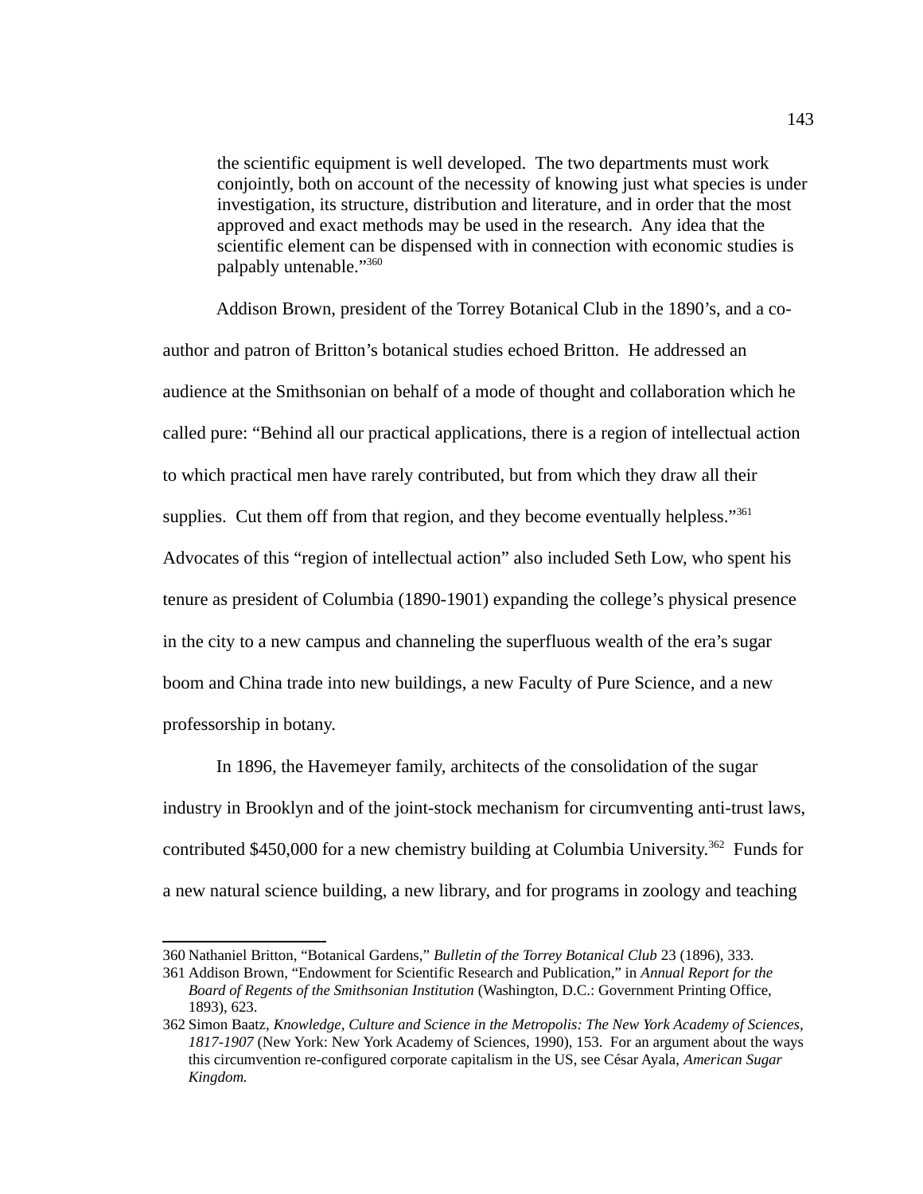> the scientific equipment is well developed.  The two departments must work conjointly, both on account of the necessity of knowing just what species is under investigation, its structure, distribution and literature, and in order that the most approved and exact methods may be used in the research.  Any idea that the scientific element can be dispensed with in connection with economic studies is palpably untenable."[360]

Addison Brown, president of the Torrey Botanical Club in the 1890's, and a co-author and patron of Britton's botanical studies echoed Britton.  He addressed an audience at the Smithsonian on behalf of a mode of thought and collaboration which he called pure: "Behind all our practical applications, there is a region of intellectual action to which practical men have rarely contributed, but from which they draw all their supplies.  Cut them off from that region, and they become eventually helpless."[361] Advocates of this "region of intellectual action" also included Seth Low, who spent his tenure as president of Columbia (1890-1901) expanding the college's physical presence in the city to a new campus and channeling the superfluous wealth of the era's sugar boom and China trade into new buildings, a new Faculty of Pure Science, and a new professorship in botany.

In 1896, the Havemeyer family, architects of the consolidation of the sugar industry in Brooklyn and of the joint-stock mechanism for circumventing anti-trust laws, contributed $450,000 for a new chemistry building at Columbia University.[362]  Funds for a new natural science building, a new library, and for programs in zoology and teaching

---

360 Nathaniel Britton, "Botanical Gardens," *Bulletin of the Torrey Botanical Club* 23 (1896), 333.

361 Addison Brown, "Endowment for Scientific Research and Publication," in *Annual Report for the Board of Regents of the Smithsonian Institution* (Washington, D.C.: Government Printing Office, 1893), 623.

362 Simon Baatz, *Knowledge, Culture and Science in the Metropolis: The New York Academy of Sciences, 1817-1907* (New York: New York Academy of Sciences, 1990), 153.  For an argument about the ways this circumvention re-configured corporate capitalism in the US, see César Ayala, *American Sugar Kingdom.*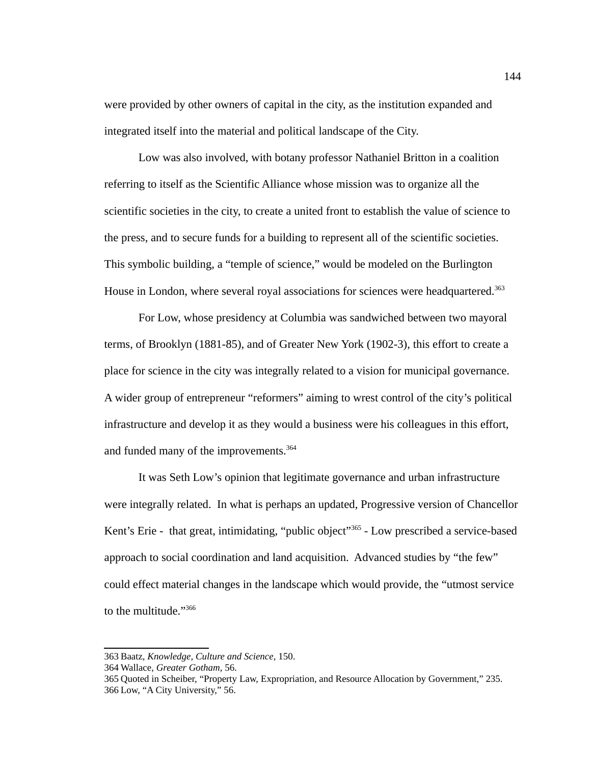were provided by other owners of capital in the city, as the institution expanded and integrated itself into the material and political landscape of the City.

Low was also involved, with botany professor Nathaniel Britton in a coalition referring to itself as the Scientific Alliance whose mission was to organize all the scientific societies in the city, to create a united front to establish the value of science to the press, and to secure funds for a building to represent all of the scientific societies. This symbolic building, a "temple of science," would be modeled on the Burlington House in London, where several royal associations for sciences were headquartered.[363]

For Low, whose presidency at Columbia was sandwiched between two mayoral terms, of Brooklyn (1881-85), and of Greater New York (1902-3), this effort to create a place for science in the city was integrally related to a vision for municipal governance. A wider group of entrepreneur "reformers" aiming to wrest control of the city's political infrastructure and develop it as they would a business were his colleagues in this effort, and funded many of the improvements.[364]

It was Seth Low's opinion that legitimate governance and urban infrastructure were integrally related. In what is perhaps an updated, Progressive version of Chancellor Kent's Erie - that great, intimidating, "public object"[365] - Low prescribed a service-based approach to social coordination and land acquisition. Advanced studies by "the few" could effect material changes in the landscape which would provide, the "utmost service to the multitude."[366]

---

363 Baatz, *Knowledge, Culture and Science,* 150.
364 Wallace, *Greater Gotham*, 56.
365 Quoted in Scheiber, "Property Law, Expropriation, and Resource Allocation by Government," 235.
366 Low, "A City University," 56.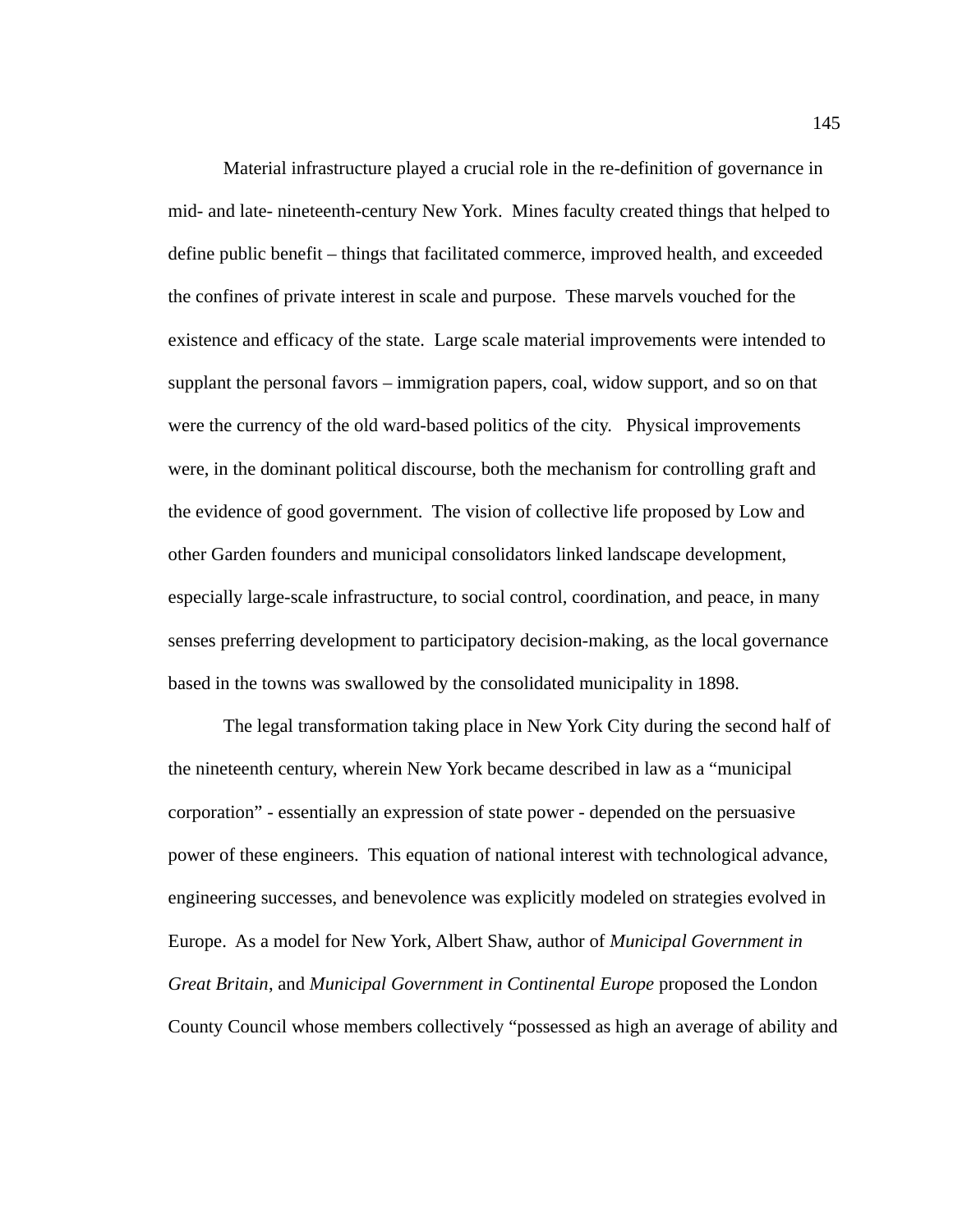Material infrastructure played a crucial role in the re-definition of governance in mid- and late- nineteenth-century New York. Mines faculty created things that helped to define public benefit – things that facilitated commerce, improved health, and exceeded the confines of private interest in scale and purpose. These marvels vouched for the existence and efficacy of the state. Large scale material improvements were intended to supplant the personal favors – immigration papers, coal, widow support, and so on that were the currency of the old ward-based politics of the city. Physical improvements were, in the dominant political discourse, both the mechanism for controlling graft and the evidence of good government. The vision of collective life proposed by Low and other Garden founders and municipal consolidators linked landscape development, especially large-scale infrastructure, to social control, coordination, and peace, in many senses preferring development to participatory decision-making, as the local governance based in the towns was swallowed by the consolidated municipality in 1898.

The legal transformation taking place in New York City during the second half of the nineteenth century, wherein New York became described in law as a "municipal corporation" - essentially an expression of state power - depended on the persuasive power of these engineers. This equation of national interest with technological advance, engineering successes, and benevolence was explicitly modeled on strategies evolved in Europe. As a model for New York, Albert Shaw, author of *Municipal Government in Great Britain*, and *Municipal Government in Continental Europe* proposed the London County Council whose members collectively "possessed as high an average of ability and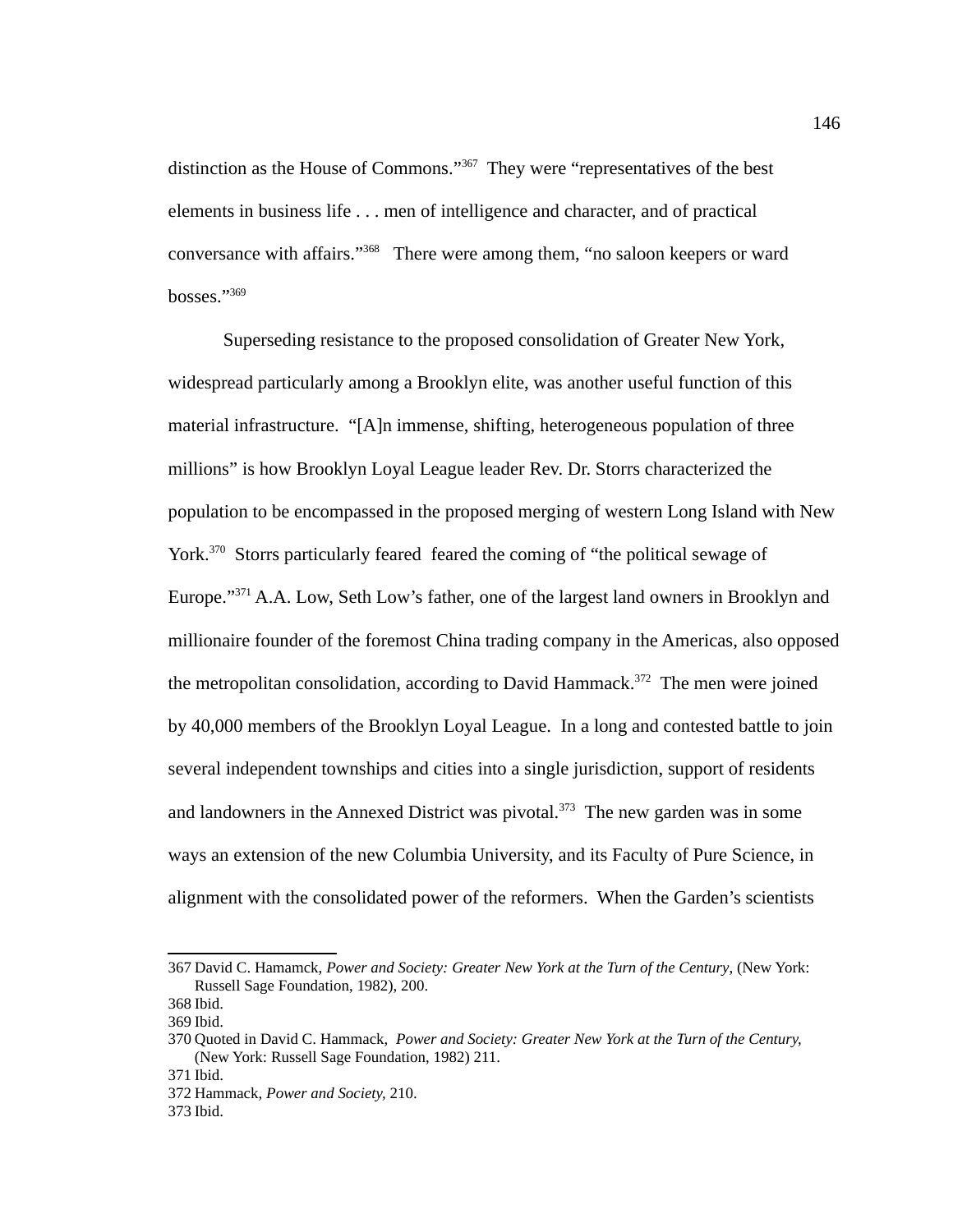distinction as the House of Commons."[367] They were "representatives of the best elements in business life . . . men of intelligence and character, and of practical conversance with affairs."[368] There were among them, "no saloon keepers or ward bosses."[369]

Superseding resistance to the proposed consolidation of Greater New York, widespread particularly among a Brooklyn elite, was another useful function of this material infrastructure. "[A]n immense, shifting, heterogeneous population of three millions" is how Brooklyn Loyal League leader Rev. Dr. Storrs characterized the population to be encompassed in the proposed merging of western Long Island with New York.[370] Storrs particularly feared feared the coming of "the political sewage of Europe."[371] A.A. Low, Seth Low's father, one of the largest land owners in Brooklyn and millionaire founder of the foremost China trading company in the Americas, also opposed the metropolitan consolidation, according to David Hammack.[372] The men were joined by 40,000 members of the Brooklyn Loyal League. In a long and contested battle to join several independent townships and cities into a single jurisdiction, support of residents and landowners in the Annexed District was pivotal.[373] The new garden was in some ways an extension of the new Columbia University, and its Faculty of Pure Science, in alignment with the consolidated power of the reformers. When the Garden's scientists

---

367 David C. Hamamck, *Power and Society: Greater New York at the Turn of the Century*, (New York: Russell Sage Foundation, 1982), 200.

368 Ibid.

369 Ibid.

370 Quoted in David C. Hammack, *Power and Society: Greater New York at the Turn of the Century*, (New York: Russell Sage Foundation, 1982) 211.

371 Ibid.

372 Hammack, *Power and Society*, 210.

373 Ibid.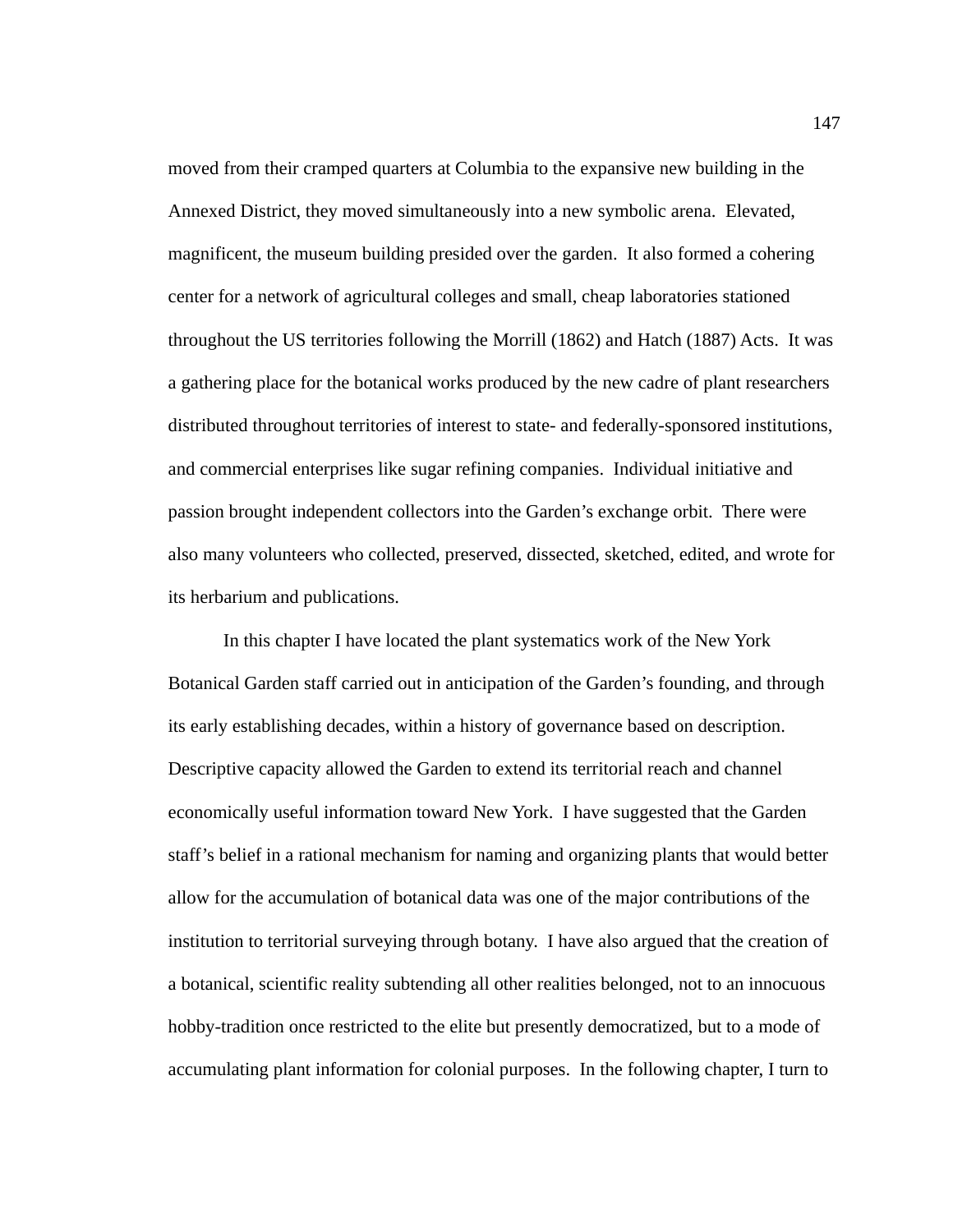moved from their cramped quarters at Columbia to the expansive new building in the Annexed District, they moved simultaneously into a new symbolic arena. Elevated, magnificent, the museum building presided over the garden. It also formed a cohering center for a network of agricultural colleges and small, cheap laboratories stationed throughout the US territories following the Morrill (1862) and Hatch (1887) Acts. It was a gathering place for the botanical works produced by the new cadre of plant researchers distributed throughout territories of interest to state- and federally-sponsored institutions, and commercial enterprises like sugar refining companies. Individual initiative and passion brought independent collectors into the Garden's exchange orbit. There were also many volunteers who collected, preserved, dissected, sketched, edited, and wrote for its herbarium and publications.

In this chapter I have located the plant systematics work of the New York Botanical Garden staff carried out in anticipation of the Garden's founding, and through its early establishing decades, within a history of governance based on description. Descriptive capacity allowed the Garden to extend its territorial reach and channel economically useful information toward New York. I have suggested that the Garden staff's belief in a rational mechanism for naming and organizing plants that would better allow for the accumulation of botanical data was one of the major contributions of the institution to territorial surveying through botany. I have also argued that the creation of a botanical, scientific reality subtending all other realities belonged, not to an innocuous hobby-tradition once restricted to the elite but presently democratized, but to a mode of accumulating plant information for colonial purposes. In the following chapter, I turn to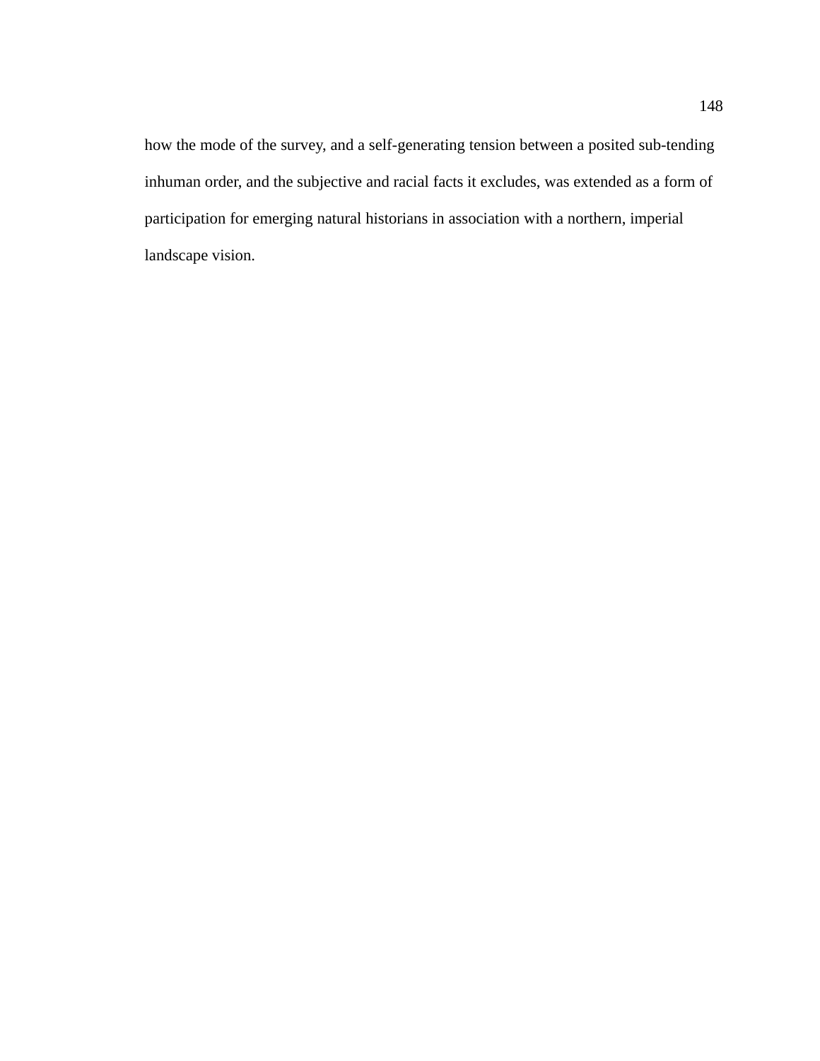how the mode of the survey, and a self-generating tension between a posited sub-tending inhuman order, and the subjective and racial facts it excludes, was extended as a form of participation for emerging natural historians in association with a northern, imperial landscape vision.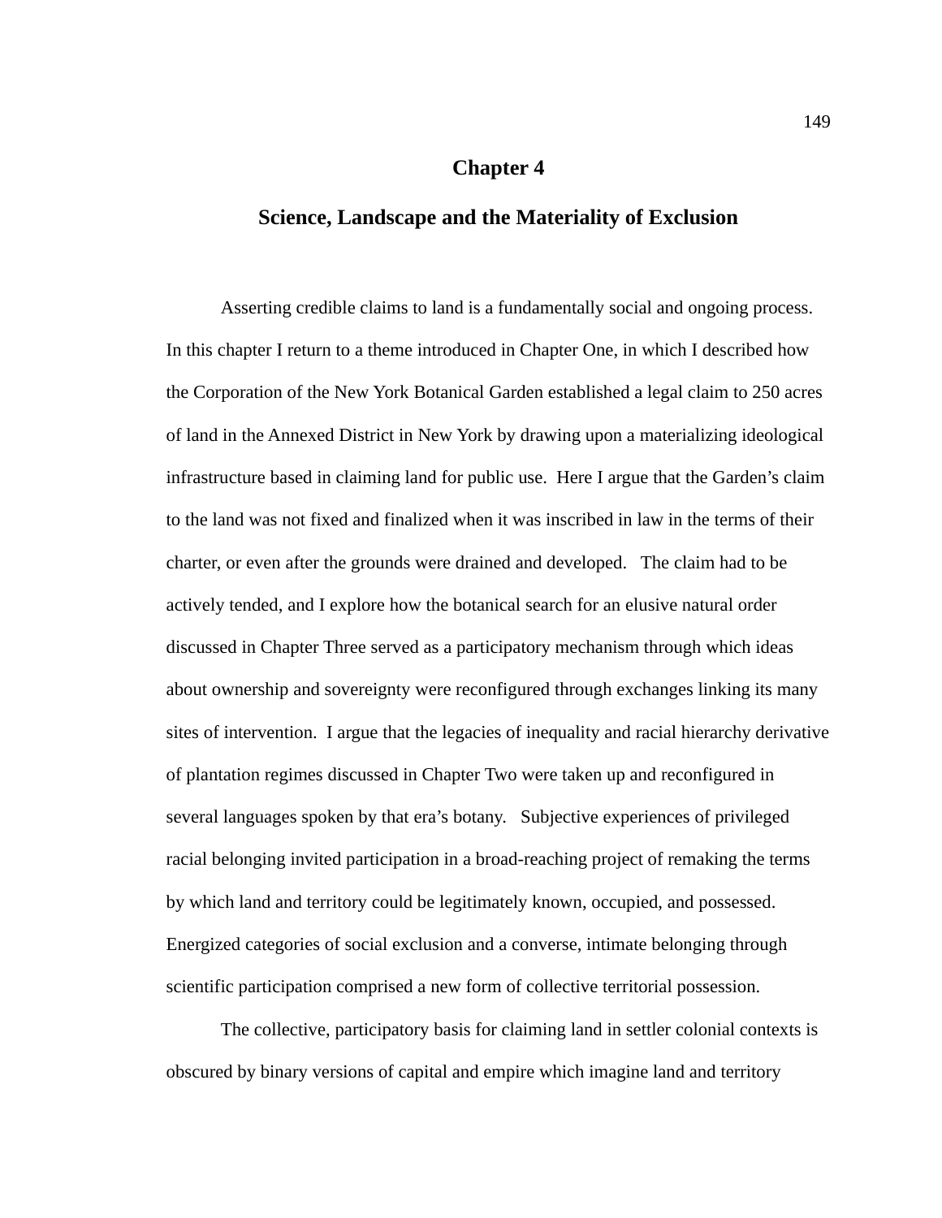# Chapter 4

## Science, Landscape and the Materiality of Exclusion

Asserting credible claims to land is a fundamentally social and ongoing process. In this chapter I return to a theme introduced in Chapter One, in which I described how the Corporation of the New York Botanical Garden established a legal claim to 250 acres of land in the Annexed District in New York by drawing upon a materializing ideological infrastructure based in claiming land for public use. Here I argue that the Garden's claim to the land was not fixed and finalized when it was inscribed in law in the terms of their charter, or even after the grounds were drained and developed. The claim had to be actively tended, and I explore how the botanical search for an elusive natural order discussed in Chapter Three served as a participatory mechanism through which ideas about ownership and sovereignty were reconfigured through exchanges linking its many sites of intervention. I argue that the legacies of inequality and racial hierarchy derivative of plantation regimes discussed in Chapter Two were taken up and reconfigured in several languages spoken by that era's botany. Subjective experiences of privileged racial belonging invited participation in a broad-reaching project of remaking the terms by which land and territory could be legitimately known, occupied, and possessed. Energized categories of social exclusion and a converse, intimate belonging through scientific participation comprised a new form of collective territorial possession.

The collective, participatory basis for claiming land in settler colonial contexts is obscured by binary versions of capital and empire which imagine land and territory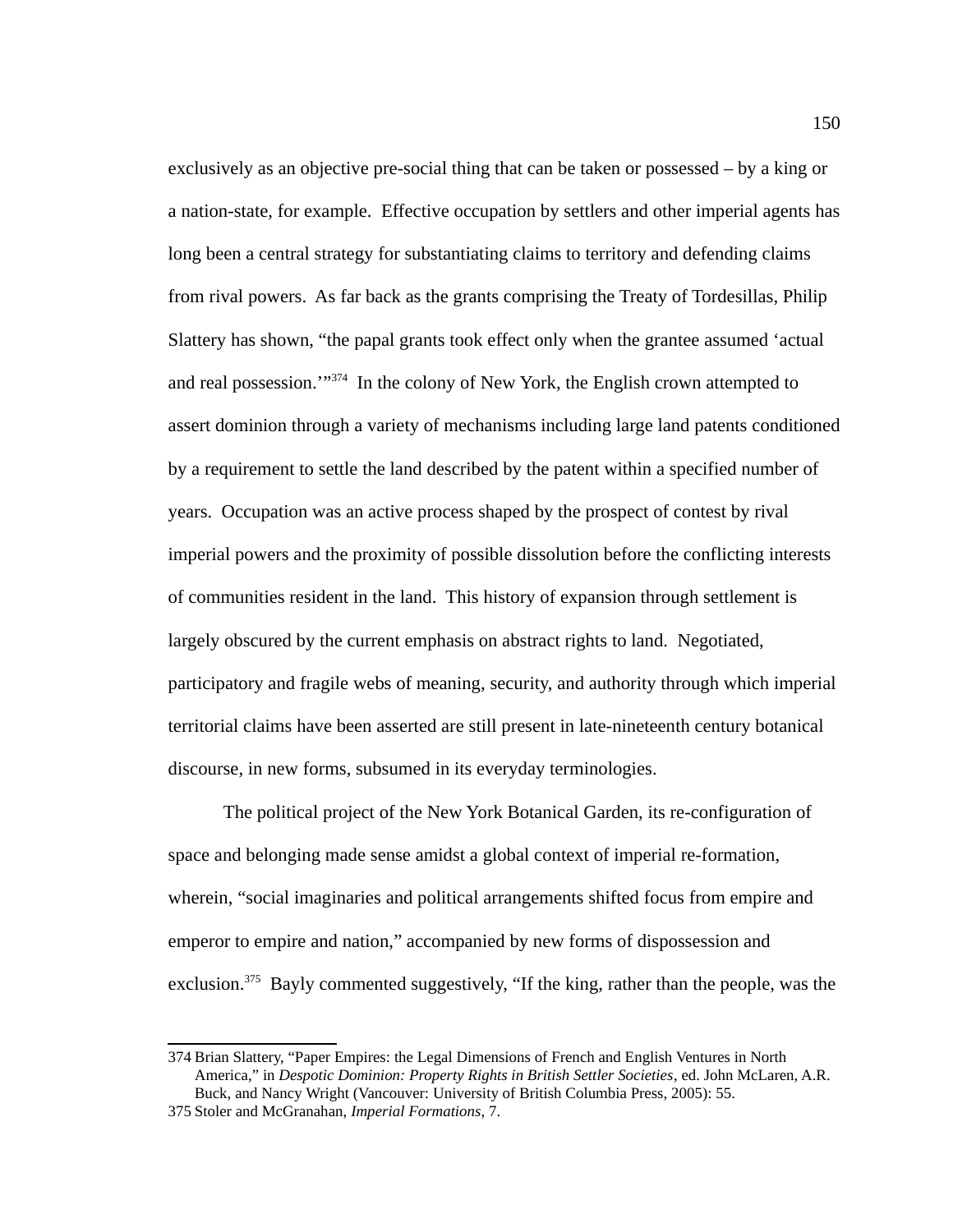exclusively as an objective pre-social thing that can be taken or possessed – by a king or a nation-state, for example. Effective occupation by settlers and other imperial agents has long been a central strategy for substantiating claims to territory and defending claims from rival powers. As far back as the grants comprising the Treaty of Tordesillas, Philip Slattery has shown, "the papal grants took effect only when the grantee assumed 'actual and real possession.'"[374] In the colony of New York, the English crown attempted to assert dominion through a variety of mechanisms including large land patents conditioned by a requirement to settle the land described by the patent within a specified number of years. Occupation was an active process shaped by the prospect of contest by rival imperial powers and the proximity of possible dissolution before the conflicting interests of communities resident in the land. This history of expansion through settlement is largely obscured by the current emphasis on abstract rights to land. Negotiated, participatory and fragile webs of meaning, security, and authority through which imperial territorial claims have been asserted are still present in late-nineteenth century botanical discourse, in new forms, subsumed in its everyday terminologies.

The political project of the New York Botanical Garden, its re-configuration of space and belonging made sense amidst a global context of imperial re-formation, wherein, "social imaginaries and political arrangements shifted focus from empire and emperor to empire and nation," accompanied by new forms of dispossession and exclusion.[375] Bayly commented suggestively, "If the king, rather than the people, was the

---

374 Brian Slattery, "Paper Empires: the Legal Dimensions of French and English Ventures in North America," in *Despotic Dominion: Property Rights in British Settler Societies*, ed. John McLaren, A.R. Buck, and Nancy Wright (Vancouver: University of British Columbia Press, 2005): 55.

375 Stoler and McGranahan, *Imperial Formations*, 7.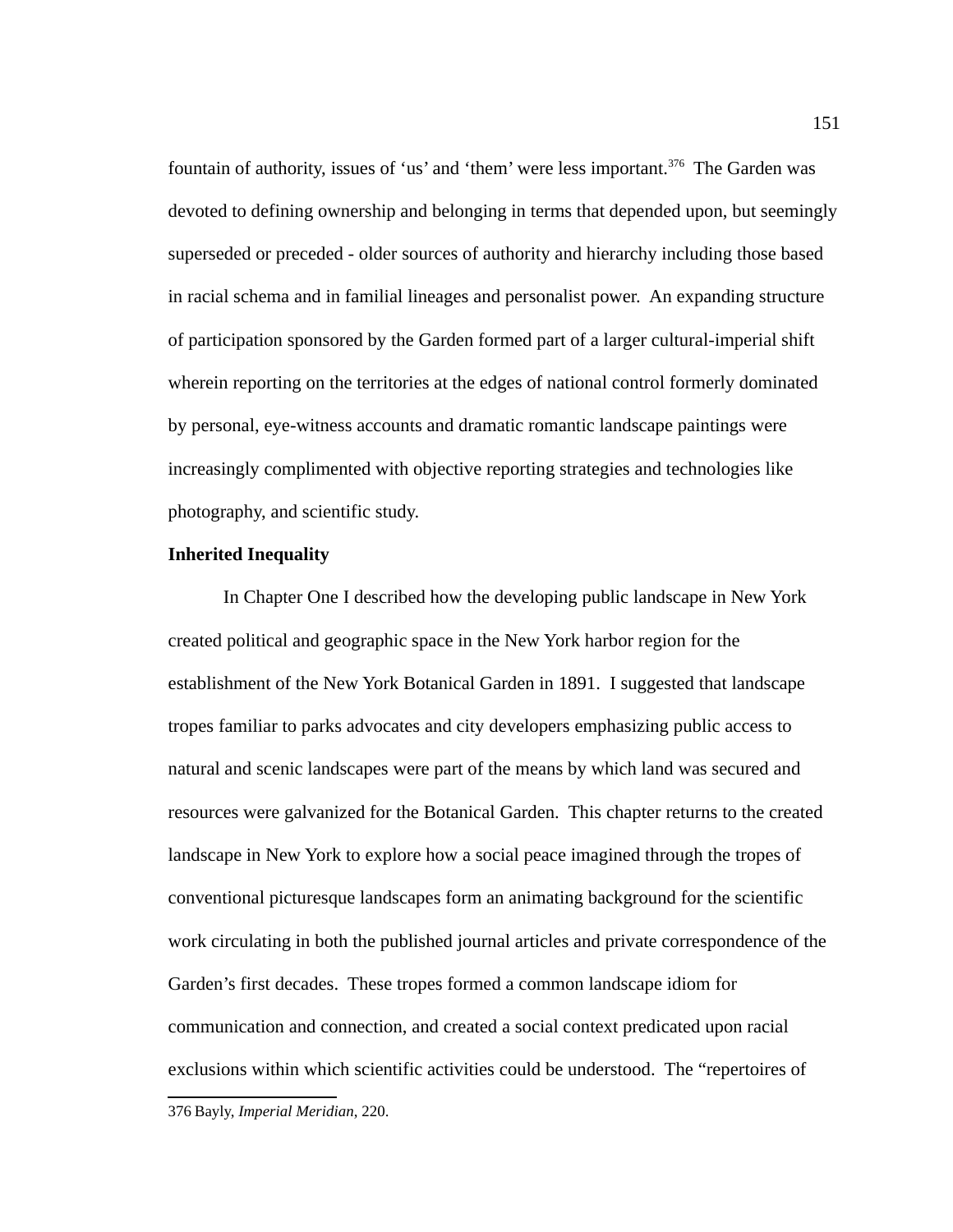fountain of authority, issues of ‘us’ and ‘them’ were less important.[376] The Garden was devoted to defining ownership and belonging in terms that depended upon, but seemingly superseded or preceded - older sources of authority and hierarchy including those based in racial schema and in familial lineages and personalist power. An expanding structure of participation sponsored by the Garden formed part of a larger cultural-imperial shift wherein reporting on the territories at the edges of national control formerly dominated by personal, eye-witness accounts and dramatic romantic landscape paintings were increasingly complimented with objective reporting strategies and technologies like photography, and scientific study.

**Inherited Inequality**

In Chapter One I described how the developing public landscape in New York created political and geographic space in the New York harbor region for the establishment of the New York Botanical Garden in 1891. I suggested that landscape tropes familiar to parks advocates and city developers emphasizing public access to natural and scenic landscapes were part of the means by which land was secured and resources were galvanized for the Botanical Garden. This chapter returns to the created landscape in New York to explore how a social peace imagined through the tropes of conventional picturesque landscapes form an animating background for the scientific work circulating in both the published journal articles and private correspondence of the Garden’s first decades. These tropes formed a common landscape idiom for communication and connection, and created a social context predicated upon racial exclusions within which scientific activities could be understood. The “repertoires of

376 Bayly, *Imperial Meridian*, 220.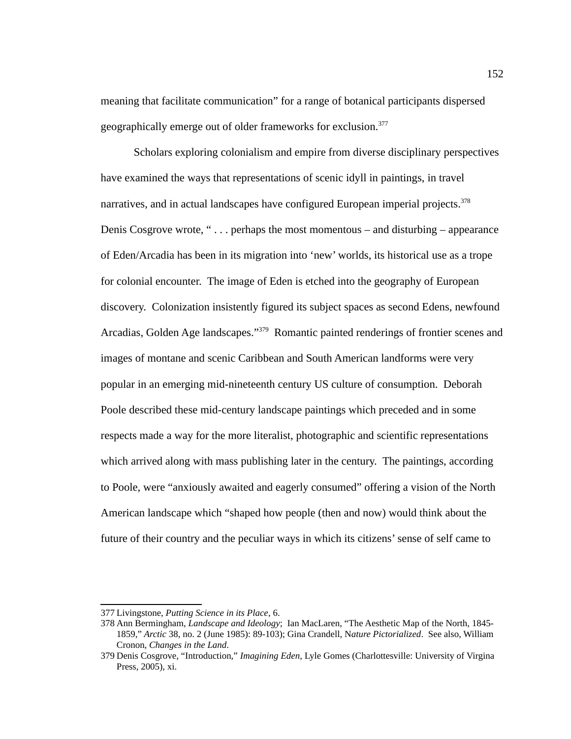meaning that facilitate communication" for a range of botanical participants dispersed geographically emerge out of older frameworks for exclusion.[377]

Scholars exploring colonialism and empire from diverse disciplinary perspectives have examined the ways that representations of scenic idyll in paintings, in travel narratives, and in actual landscapes have configured European imperial projects.[378] Denis Cosgrove wrote, " . . . perhaps the most momentous – and disturbing – appearance of Eden/Arcadia has been in its migration into 'new' worlds, its historical use as a trope for colonial encounter. The image of Eden is etched into the geography of European discovery. Colonization insistently figured its subject spaces as second Edens, newfound Arcadias, Golden Age landscapes."[379] Romantic painted renderings of frontier scenes and images of montane and scenic Caribbean and South American landforms were very popular in an emerging mid-nineteenth century US culture of consumption. Deborah Poole described these mid-century landscape paintings which preceded and in some respects made a way for the more literalist, photographic and scientific representations which arrived along with mass publishing later in the century. The paintings, according to Poole, were "anxiously awaited and eagerly consumed" offering a vision of the North American landscape which "shaped how people (then and now) would think about the future of their country and the peculiar ways in which its citizens' sense of self came to

---

377 Livingstone, *Putting Science in its Place*, 6.

378 Ann Bermingham, *Landscape and Ideology*; Ian MacLaren, "The Aesthetic Map of the North, 1845-1859," *Arctic* 38, no. 2 (June 1985): 89-103); Gina Crandell, N*ature Pictorialized*. See also, William Cronon, *Changes in the Land*.

379 Denis Cosgrove, "Introduction," *Imagining Eden*, Lyle Gomes (Charlottesville: University of Virgina Press, 2005), xi.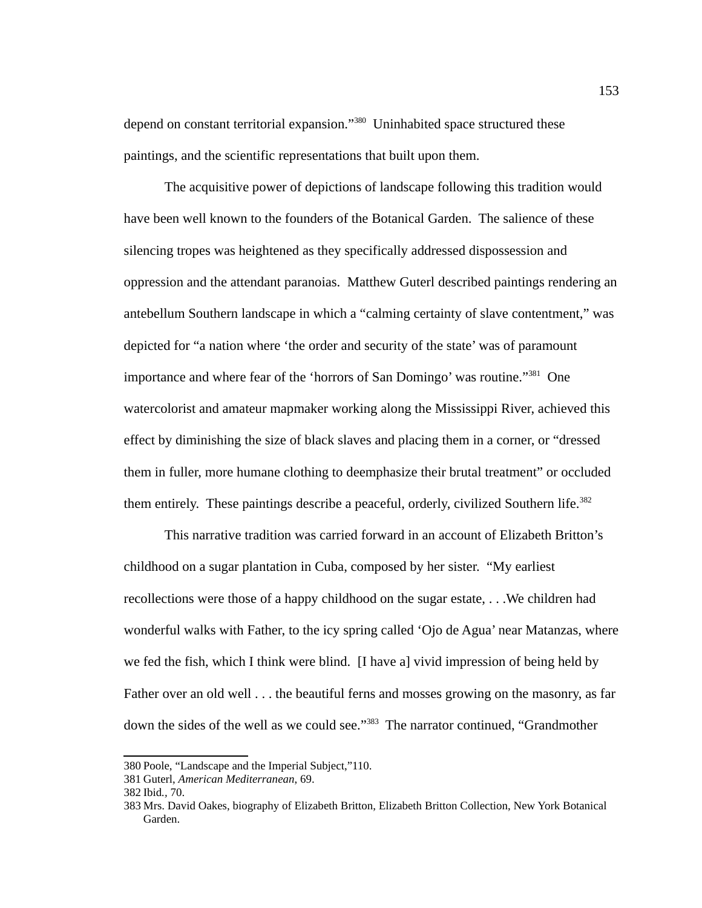depend on constant territorial expansion."[380] Uninhabited space structured these paintings, and the scientific representations that built upon them.

The acquisitive power of depictions of landscape following this tradition would have been well known to the founders of the Botanical Garden. The salience of these silencing tropes was heightened as they specifically addressed dispossession and oppression and the attendant paranoias. Matthew Guterl described paintings rendering an antebellum Southern landscape in which a "calming certainty of slave contentment," was depicted for "a nation where 'the order and security of the state' was of paramount importance and where fear of the 'horrors of San Domingo' was routine."[381] One watercolorist and amateur mapmaker working along the Mississippi River, achieved this effect by diminishing the size of black slaves and placing them in a corner, or "dressed them in fuller, more humane clothing to deemphasize their brutal treatment" or occluded them entirely. These paintings describe a peaceful, orderly, civilized Southern life.[382]

This narrative tradition was carried forward in an account of Elizabeth Britton's childhood on a sugar plantation in Cuba, composed by her sister. "My earliest recollections were those of a happy childhood on the sugar estate, . . .We children had wonderful walks with Father, to the icy spring called 'Ojo de Agua' near Matanzas, where we fed the fish, which I think were blind. [I have a] vivid impression of being held by Father over an old well . . . the beautiful ferns and mosses growing on the masonry, as far down the sides of the well as we could see."[383] The narrator continued, "Grandmother

---

380 Poole, "Landscape and the Imperial Subject,"110.

381 Guterl, *American Mediterranean*, 69.

382 Ibid., 70.

383 Mrs. David Oakes, biography of Elizabeth Britton, Elizabeth Britton Collection, New York Botanical Garden.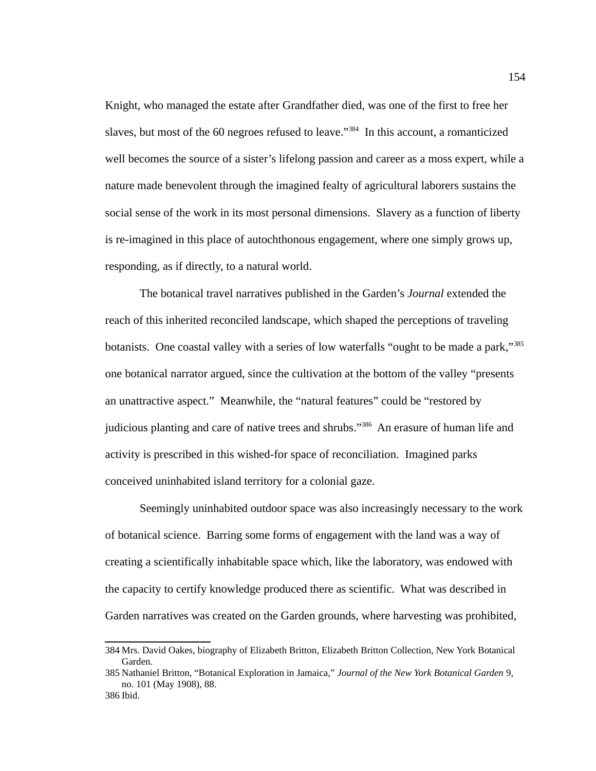Knight, who managed the estate after Grandfather died, was one of the first to free her slaves, but most of the 60 negroes refused to leave."[384] In this account, a romanticized well becomes the source of a sister's lifelong passion and career as a moss expert, while a nature made benevolent through the imagined fealty of agricultural laborers sustains the social sense of the work in its most personal dimensions. Slavery as a function of liberty is re-imagined in this place of autochthonous engagement, where one simply grows up, responding, as if directly, to a natural world.

The botanical travel narratives published in the Garden's *Journal* extended the reach of this inherited reconciled landscape, which shaped the perceptions of traveling botanists. One coastal valley with a series of low waterfalls "ought to be made a park,"[385] one botanical narrator argued, since the cultivation at the bottom of the valley "presents an unattractive aspect." Meanwhile, the "natural features" could be "restored by judicious planting and care of native trees and shrubs."[386] An erasure of human life and activity is prescribed in this wished-for space of reconciliation. Imagined parks conceived uninhabited island territory for a colonial gaze.

Seemingly uninhabited outdoor space was also increasingly necessary to the work of botanical science. Barring some forms of engagement with the land was a way of creating a scientifically inhabitable space which, like the laboratory, was endowed with the capacity to certify knowledge produced there as scientific. What was described in Garden narratives was created on the Garden grounds, where harvesting was prohibited,

---

384 Mrs. David Oakes, biography of Elizabeth Britton, Elizabeth Britton Collection, New York Botanical Garden.

385 Nathaniel Britton, "Botanical Exploration in Jamaica," *Journal of the New York Botanical Garden* 9, no. 101 (May 1908), 88.

386 Ibid.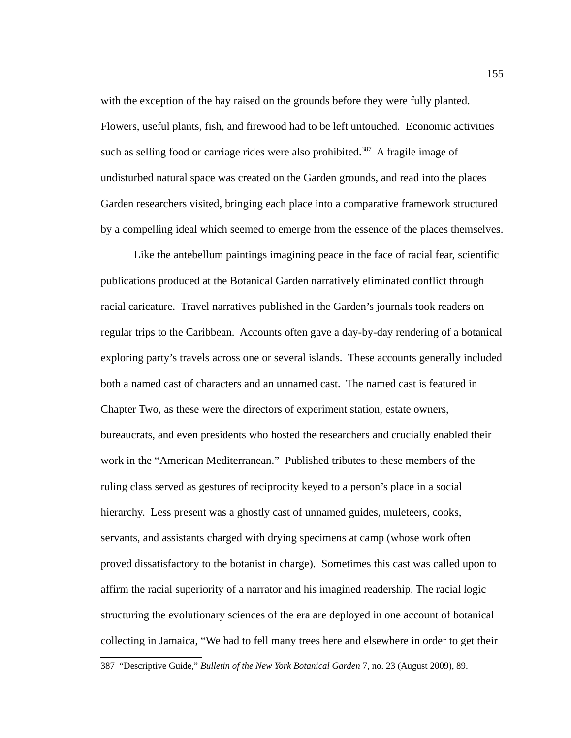with the exception of the hay raised on the grounds before they were fully planted. Flowers, useful plants, fish, and firewood had to be left untouched. Economic activities such as selling food or carriage rides were also prohibited.[387] A fragile image of undisturbed natural space was created on the Garden grounds, and read into the places Garden researchers visited, bringing each place into a comparative framework structured by a compelling ideal which seemed to emerge from the essence of the places themselves.

Like the antebellum paintings imagining peace in the face of racial fear, scientific publications produced at the Botanical Garden narratively eliminated conflict through racial caricature. Travel narratives published in the Garden's journals took readers on regular trips to the Caribbean. Accounts often gave a day-by-day rendering of a botanical exploring party's travels across one or several islands. These accounts generally included both a named cast of characters and an unnamed cast. The named cast is featured in Chapter Two, as these were the directors of experiment station, estate owners, bureaucrats, and even presidents who hosted the researchers and crucially enabled their work in the "American Mediterranean." Published tributes to these members of the ruling class served as gestures of reciprocity keyed to a person's place in a social hierarchy. Less present was a ghostly cast of unnamed guides, muleteers, cooks, servants, and assistants charged with drying specimens at camp (whose work often proved dissatisfactory to the botanist in charge). Sometimes this cast was called upon to affirm the racial superiority of a narrator and his imagined readership. The racial logic structuring the evolutionary sciences of the era are deployed in one account of botanical collecting in Jamaica, "We had to fell many trees here and elsewhere in order to get their

387 "Descriptive Guide," *Bulletin of the New York Botanical Garden* 7, no. 23 (August 2009), 89.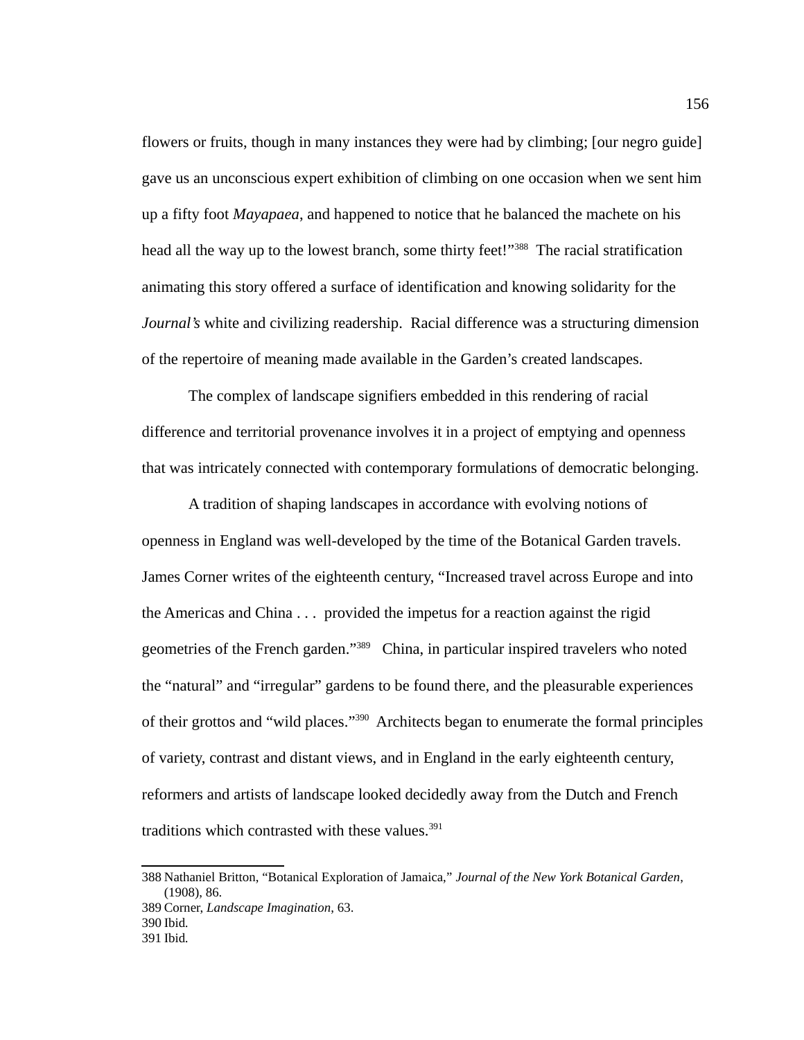flowers or fruits, though in many instances they were had by climbing; [our negro guide] gave us an unconscious expert exhibition of climbing on one occasion when we sent him up a fifty foot *Mayapaea*, and happened to notice that he balanced the machete on his head all the way up to the lowest branch, some thirty feet!"[388] The racial stratification animating this story offered a surface of identification and knowing solidarity for the *Journal's* white and civilizing readership. Racial difference was a structuring dimension of the repertoire of meaning made available in the Garden's created landscapes.

The complex of landscape signifiers embedded in this rendering of racial difference and territorial provenance involves it in a project of emptying and openness that was intricately connected with contemporary formulations of democratic belonging.

A tradition of shaping landscapes in accordance with evolving notions of openness in England was well-developed by the time of the Botanical Garden travels. James Corner writes of the eighteenth century, "Increased travel across Europe and into the Americas and China . . . provided the impetus for a reaction against the rigid geometries of the French garden."[389] China, in particular inspired travelers who noted the "natural" and "irregular" gardens to be found there, and the pleasurable experiences of their grottos and "wild places."[390] Architects began to enumerate the formal principles of variety, contrast and distant views, and in England in the early eighteenth century, reformers and artists of landscape looked decidedly away from the Dutch and French traditions which contrasted with these values.[391]

---

388 Nathaniel Britton, "Botanical Exploration of Jamaica," *Journal of the New York Botanical Garden*, (1908), 86.

389 Corner, *Landscape Imagination*, 63.

390 Ibid.

391 Ibid.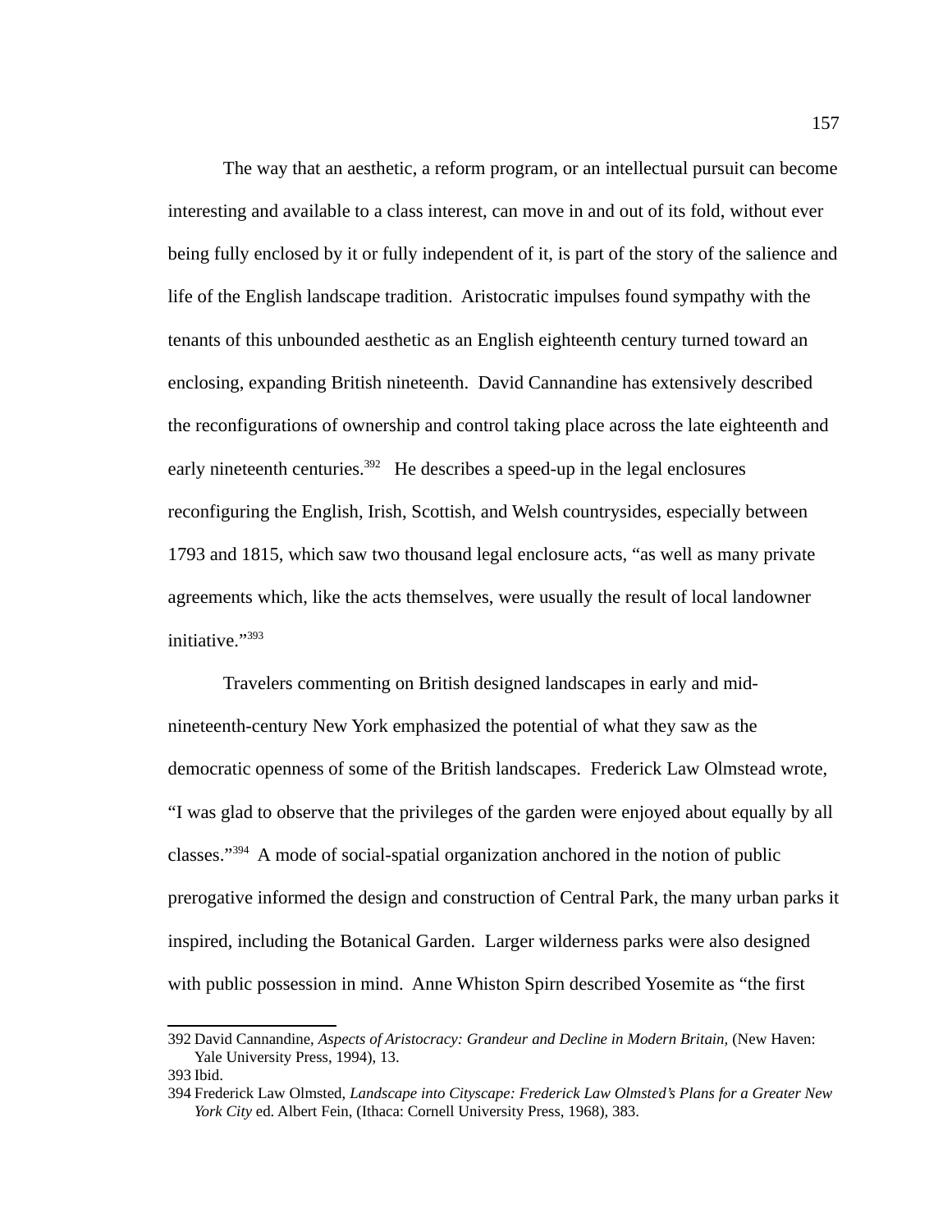The way that an aesthetic, a reform program, or an intellectual pursuit can become interesting and available to a class interest, can move in and out of its fold, without ever being fully enclosed by it or fully independent of it, is part of the story of the salience and life of the English landscape tradition. Aristocratic impulses found sympathy with the tenants of this unbounded aesthetic as an English eighteenth century turned toward an enclosing, expanding British nineteenth. David Cannandine has extensively described the reconfigurations of ownership and control taking place across the late eighteenth and early nineteenth centuries.[392] He describes a speed-up in the legal enclosures reconfiguring the English, Irish, Scottish, and Welsh countrysides, especially between 1793 and 1815, which saw two thousand legal enclosure acts, "as well as many private agreements which, like the acts themselves, were usually the result of local landowner initiative."[393]

Travelers commenting on British designed landscapes in early and mid-nineteenth-century New York emphasized the potential of what they saw as the democratic openness of some of the British landscapes. Frederick Law Olmstead wrote, "I was glad to observe that the privileges of the garden were enjoyed about equally by all classes."[394] A mode of social-spatial organization anchored in the notion of public prerogative informed the design and construction of Central Park, the many urban parks it inspired, including the Botanical Garden. Larger wilderness parks were also designed with public possession in mind. Anne Whiston Spirn described Yosemite as "the first

---

392 David Cannandine, *Aspects of Aristocracy: Grandeur and Decline in Modern Britain*, (New Haven: Yale University Press, 1994), 13.

393 Ibid.

394 Frederick Law Olmsted, *Landscape into Cityscape: Frederick Law Olmsted's Plans for a Greater New York City* ed. Albert Fein, (Ithaca: Cornell University Press, 1968), 383.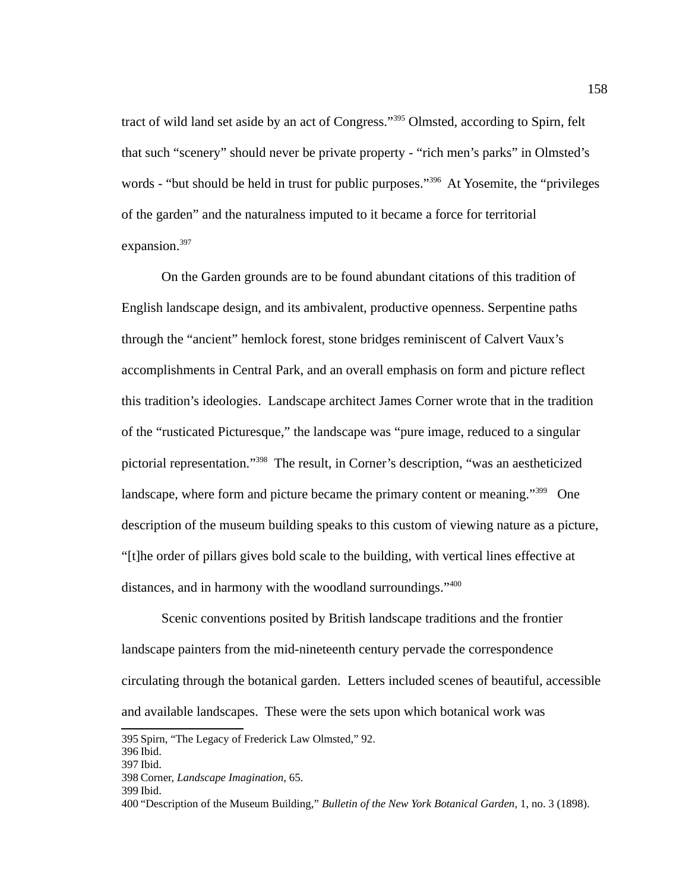tract of wild land set aside by an act of Congress."[395] Olmsted, according to Spirn, felt that such "scenery" should never be private property - "rich men's parks" in Olmsted's words - "but should be held in trust for public purposes."[396] At Yosemite, the "privileges of the garden" and the naturalness imputed to it became a force for territorial expansion.[397]

On the Garden grounds are to be found abundant citations of this tradition of English landscape design, and its ambivalent, productive openness. Serpentine paths through the "ancient" hemlock forest, stone bridges reminiscent of Calvert Vaux's accomplishments in Central Park, and an overall emphasis on form and picture reflect this tradition's ideologies. Landscape architect James Corner wrote that in the tradition of the "rusticated Picturesque," the landscape was "pure image, reduced to a singular pictorial representation."[398] The result, in Corner's description, "was an aestheticized landscape, where form and picture became the primary content or meaning."[399] One description of the museum building speaks to this custom of viewing nature as a picture, "[t]he order of pillars gives bold scale to the building, with vertical lines effective at distances, and in harmony with the woodland surroundings."[400]

Scenic conventions posited by British landscape traditions and the frontier landscape painters from the mid-nineteenth century pervade the correspondence circulating through the botanical garden. Letters included scenes of beautiful, accessible and available landscapes. These were the sets upon which botanical work was

---

395 Spirn, "The Legacy of Frederick Law Olmsted," 92.
396 Ibid.
397 Ibid.
398 Corner, *Landscape Imagination,* 65.
399 Ibid.
400 "Description of the Museum Building," *Bulletin of the New York Botanical Garden,* 1, no. 3 (1898).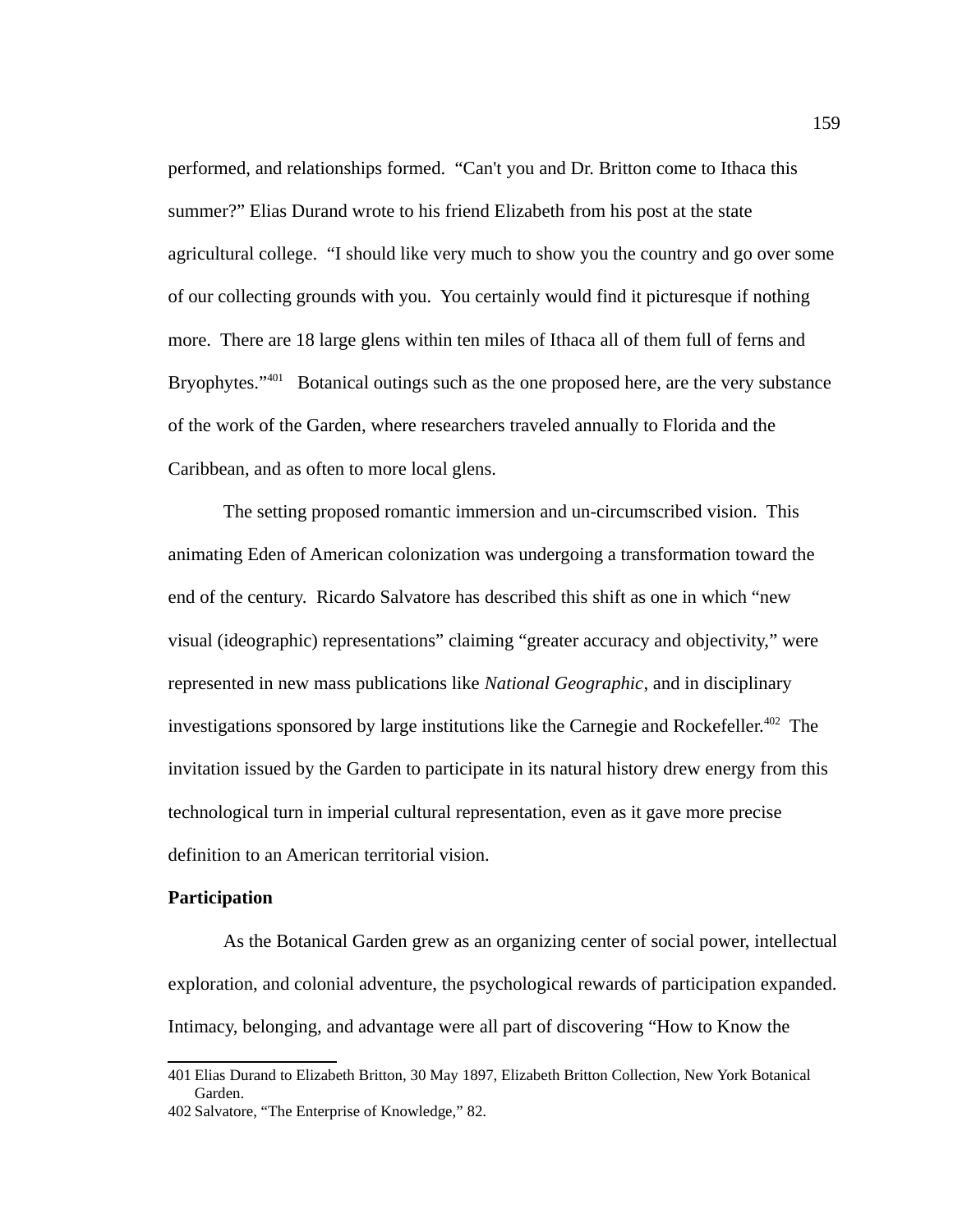performed, and relationships formed. "Can't you and Dr. Britton come to Ithaca this summer?" Elias Durand wrote to his friend Elizabeth from his post at the state agricultural college. "I should like very much to show you the country and go over some of our collecting grounds with you. You certainly would find it picturesque if nothing more. There are 18 large glens within ten miles of Ithaca all of them full of ferns and Bryophytes."[401] Botanical outings such as the one proposed here, are the very substance of the work of the Garden, where researchers traveled annually to Florida and the Caribbean, and as often to more local glens.

The setting proposed romantic immersion and un-circumscribed vision. This animating Eden of American colonization was undergoing a transformation toward the end of the century. Ricardo Salvatore has described this shift as one in which "new visual (ideographic) representations" claiming "greater accuracy and objectivity," were represented in new mass publications like *National Geographic*, and in disciplinary investigations sponsored by large institutions like the Carnegie and Rockefeller.[402] The invitation issued by the Garden to participate in its natural history drew energy from this technological turn in imperial cultural representation, even as it gave more precise definition to an American territorial vision.

**Participation**

As the Botanical Garden grew as an organizing center of social power, intellectual exploration, and colonial adventure, the psychological rewards of participation expanded. Intimacy, belonging, and advantage were all part of discovering "How to Know the

---

401 Elias Durand to Elizabeth Britton, 30 May 1897, Elizabeth Britton Collection, New York Botanical Garden.

402 Salvatore, "The Enterprise of Knowledge," 82.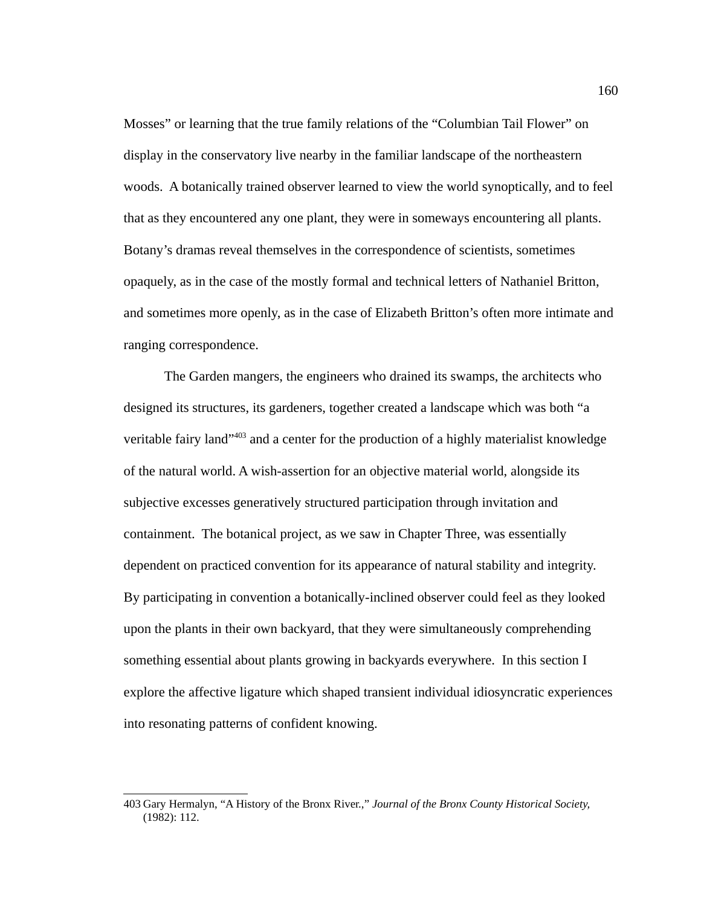Mosses" or learning that the true family relations of the "Columbian Tail Flower" on display in the conservatory live nearby in the familiar landscape of the northeastern woods. A botanically trained observer learned to view the world synoptically, and to feel that as they encountered any one plant, they were in someways encountering all plants. Botany's dramas reveal themselves in the correspondence of scientists, sometimes opaquely, as in the case of the mostly formal and technical letters of Nathaniel Britton, and sometimes more openly, as in the case of Elizabeth Britton's often more intimate and ranging correspondence.

The Garden mangers, the engineers who drained its swamps, the architects who designed its structures, its gardeners, together created a landscape which was both "a veritable fairy land"[403] and a center for the production of a highly materialist knowledge of the natural world. A wish-assertion for an objective material world, alongside its subjective excesses generatively structured participation through invitation and containment. The botanical project, as we saw in Chapter Three, was essentially dependent on practiced convention for its appearance of natural stability and integrity. By participating in convention a botanically-inclined observer could feel as they looked upon the plants in their own backyard, that they were simultaneously comprehending something essential about plants growing in backyards everywhere. In this section I explore the affective ligature which shaped transient individual idiosyncratic experiences into resonating patterns of confident knowing.

---

403 Gary Hermalyn, "A History of the Bronx River.," *Journal of the Bronx County Historical Society,* (1982): 112.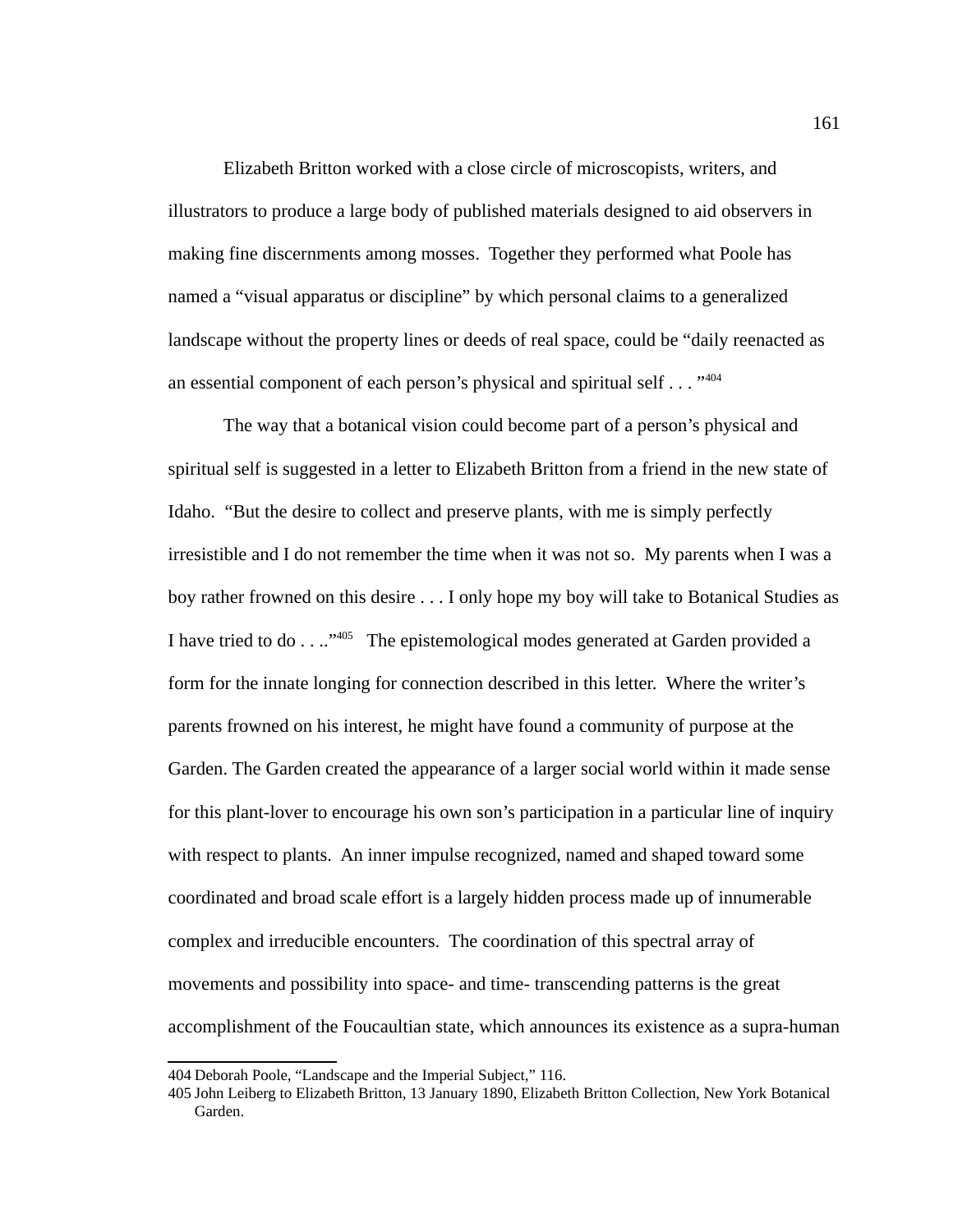Elizabeth Britton worked with a close circle of microscopists, writers, and illustrators to produce a large body of published materials designed to aid observers in making fine discernments among mosses. Together they performed what Poole has named a "visual apparatus or discipline" by which personal claims to a generalized landscape without the property lines or deeds of real space, could be "daily reenacted as an essential component of each person's physical and spiritual self . . . "[404]

The way that a botanical vision could become part of a person's physical and spiritual self is suggested in a letter to Elizabeth Britton from a friend in the new state of Idaho. "But the desire to collect and preserve plants, with me is simply perfectly irresistible and I do not remember the time when it was not so. My parents when I was a boy rather frowned on this desire . . . I only hope my boy will take to Botanical Studies as I have tried to do . . .."[405] The epistemological modes generated at Garden provided a form for the innate longing for connection described in this letter. Where the writer's parents frowned on his interest, he might have found a community of purpose at the Garden. The Garden created the appearance of a larger social world within it made sense for this plant-lover to encourage his own son's participation in a particular line of inquiry with respect to plants. An inner impulse recognized, named and shaped toward some coordinated and broad scale effort is a largely hidden process made up of innumerable complex and irreducible encounters. The coordination of this spectral array of movements and possibility into space- and time- transcending patterns is the great accomplishment of the Foucaultian state, which announces its existence as a supra-human

---

404 Deborah Poole, "Landscape and the Imperial Subject," 116.

405 John Leiberg to Elizabeth Britton, 13 January 1890, Elizabeth Britton Collection, New York Botanical Garden.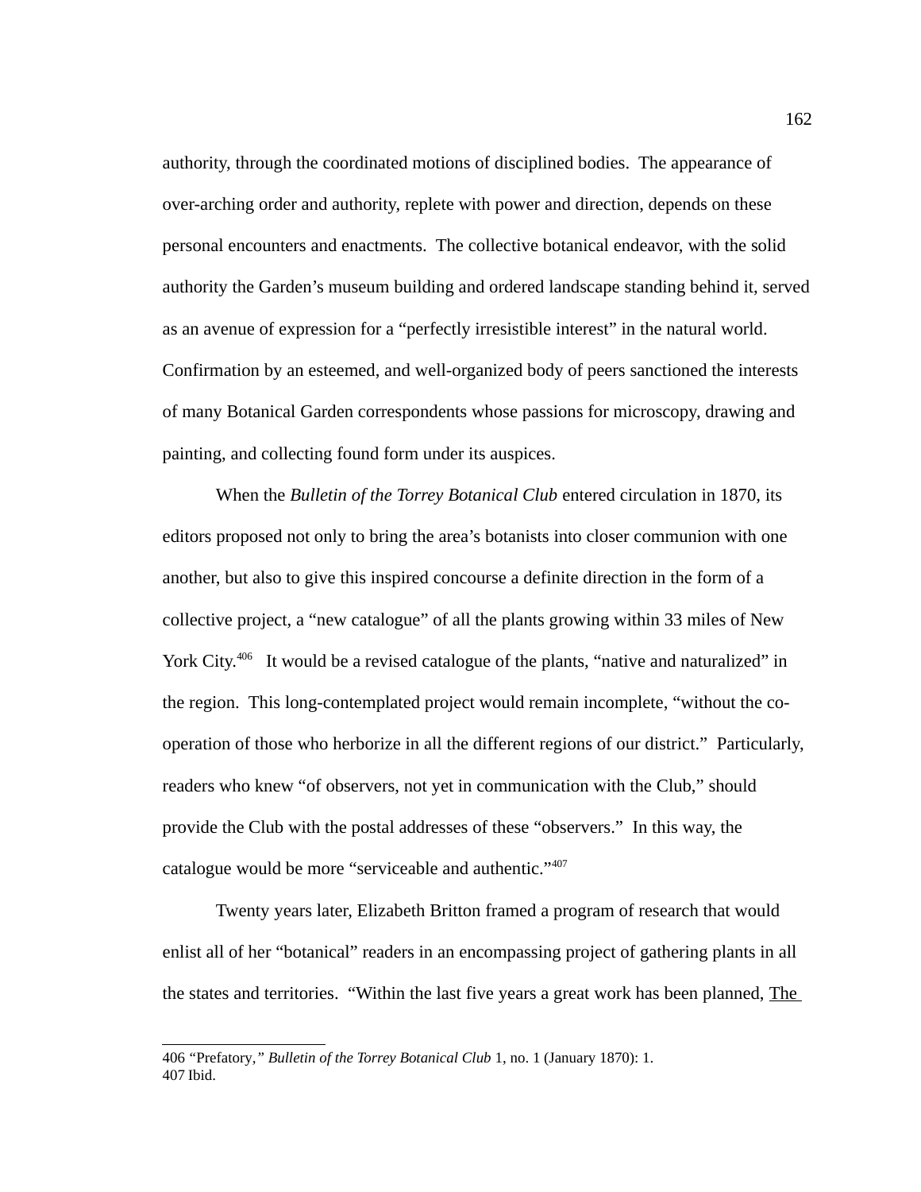authority, through the coordinated motions of disciplined bodies. The appearance of over-arching order and authority, replete with power and direction, depends on these personal encounters and enactments. The collective botanical endeavor, with the solid authority the Garden's museum building and ordered landscape standing behind it, served as an avenue of expression for a "perfectly irresistible interest" in the natural world. Confirmation by an esteemed, and well-organized body of peers sanctioned the interests of many Botanical Garden correspondents whose passions for microscopy, drawing and painting, and collecting found form under its auspices.

When the *Bulletin of the Torrey Botanical Club* entered circulation in 1870, its editors proposed not only to bring the area's botanists into closer communion with one another, but also to give this inspired concourse a definite direction in the form of a collective project, a "new catalogue" of all the plants growing within 33 miles of New York City.[406] It would be a revised catalogue of the plants, "native and naturalized" in the region. This long-contemplated project would remain incomplete, "without the co-operation of those who herborize in all the different regions of our district." Particularly, readers who knew "of observers, not yet in communication with the Club," should provide the Club with the postal addresses of these "observers." In this way, the catalogue would be more "serviceable and authentic."[407]

Twenty years later, Elizabeth Britton framed a program of research that would enlist all of her "botanical" readers in an encompassing project of gathering plants in all the states and territories. "Within the last five years a great work has been planned, <u>The</u>

---

406 "Prefatory," *Bulletin of the Torrey Botanical Club* 1, no. 1 (January 1870): 1.
407 Ibid.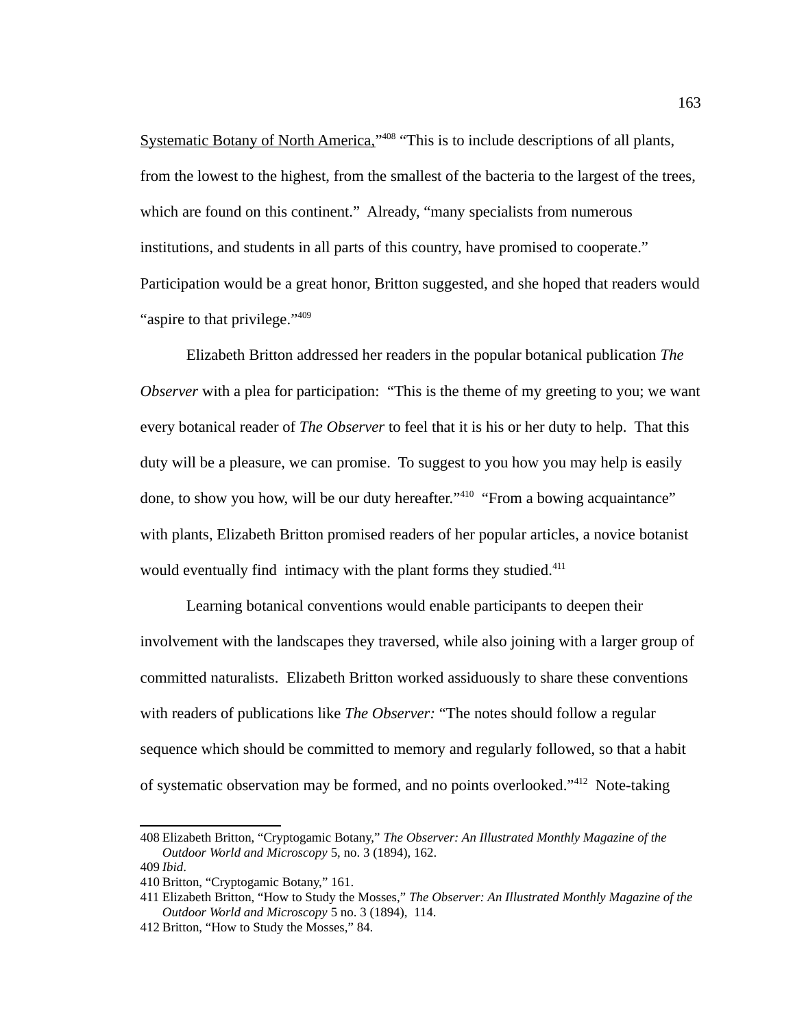Systematic Botany of North America,"[408] "This is to include descriptions of all plants, from the lowest to the highest, from the smallest of the bacteria to the largest of the trees, which are found on this continent." Already, "many specialists from numerous institutions, and students in all parts of this country, have promised to cooperate." Participation would be a great honor, Britton suggested, and she hoped that readers would "aspire to that privilege."[409]

Elizabeth Britton addressed her readers in the popular botanical publication *The Observer* with a plea for participation: "This is the theme of my greeting to you; we want every botanical reader of *The Observer* to feel that it is his or her duty to help. That this duty will be a pleasure, we can promise. To suggest to you how you may help is easily done, to show you how, will be our duty hereafter."[410] "From a bowing acquaintance" with plants, Elizabeth Britton promised readers of her popular articles, a novice botanist would eventually find intimacy with the plant forms they studied.[411]

Learning botanical conventions would enable participants to deepen their involvement with the landscapes they traversed, while also joining with a larger group of committed naturalists. Elizabeth Britton worked assiduously to share these conventions with readers of publications like *The Observer:* "The notes should follow a regular sequence which should be committed to memory and regularly followed, so that a habit of systematic observation may be formed, and no points overlooked."[412] Note-taking

---

408 Elizabeth Britton, "Cryptogamic Botany," *The Observer: An Illustrated Monthly Magazine of the Outdoor World and Microscopy* 5, no. 3 (1894), 162.

409 *Ibid*.

410 Britton, "Cryptogamic Botany," 161.

411 Elizabeth Britton, "How to Study the Mosses," *The Observer: An Illustrated Monthly Magazine of the Outdoor World and Microscopy* 5 no. 3 (1894), 114.

412 Britton, "How to Study the Mosses," 84.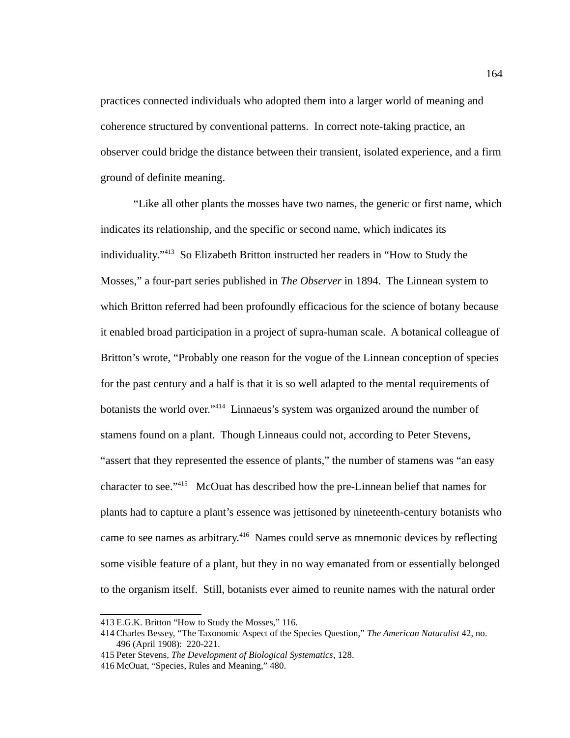practices connected individuals who adopted them into a larger world of meaning and coherence structured by conventional patterns. In correct note-taking practice, an observer could bridge the distance between their transient, isolated experience, and a firm ground of definite meaning.

"Like all other plants the mosses have two names, the generic or first name, which indicates its relationship, and the specific or second name, which indicates its individuality."[413] So Elizabeth Britton instructed her readers in "How to Study the Mosses," a four-part series published in *The Observer* in 1894. The Linnean system to which Britton referred had been profoundly efficacious for the science of botany because it enabled broad participation in a project of supra-human scale. A botanical colleague of Britton's wrote, "Probably one reason for the vogue of the Linnean conception of species for the past century and a half is that it is so well adapted to the mental requirements of botanists the world over."[414] Linnaeus's system was organized around the number of stamens found on a plant. Though Linneaus could not, according to Peter Stevens, "assert that they represented the essence of plants," the number of stamens was "an easy character to see."[415] McOuat has described how the pre-Linnean belief that names for plants had to capture a plant's essence was jettisoned by nineteenth-century botanists who came to see names as arbitrary.[416] Names could serve as mnemonic devices by reflecting some visible feature of a plant, but they in no way emanated from or essentially belonged to the organism itself. Still, botanists ever aimed to reunite names with the natural order

---

413 E.G.K. Britton "How to Study the Mosses," 116.

414 Charles Bessey, "The Taxonomic Aspect of the Species Question," *The American Naturalist* 42, no. 496 (April 1908): 220-221.

415 Peter Stevens, *The Development of Biological Systematics*, 128.

416 McOuat, "Species, Rules and Meaning," 480.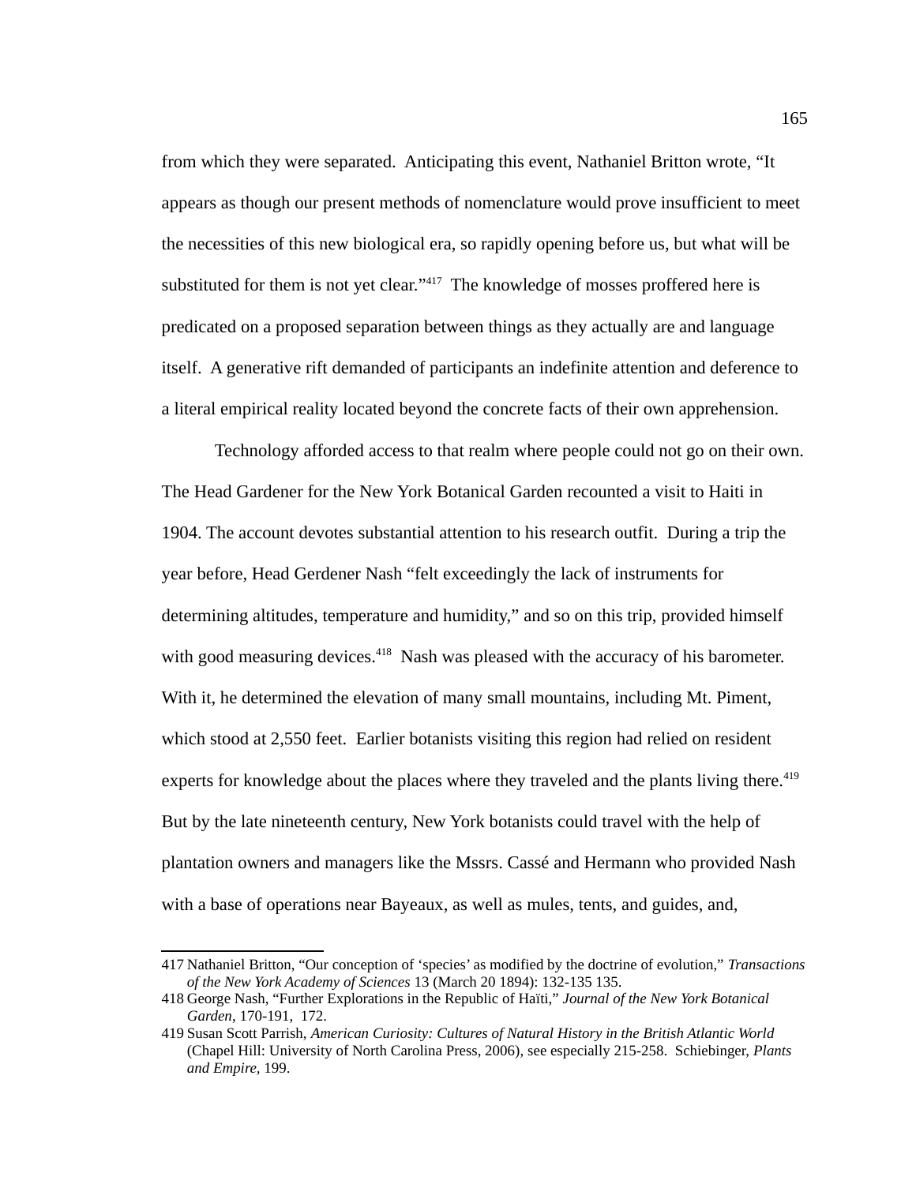from which they were separated. Anticipating this event, Nathaniel Britton wrote, "It appears as though our present methods of nomenclature would prove insufficient to meet the necessities of this new biological era, so rapidly opening before us, but what will be substituted for them is not yet clear."[417] The knowledge of mosses proffered here is predicated on a proposed separation between things as they actually are and language itself. A generative rift demanded of participants an indefinite attention and deference to a literal empirical reality located beyond the concrete facts of their own apprehension.

Technology afforded access to that realm where people could not go on their own. The Head Gardener for the New York Botanical Garden recounted a visit to Haiti in 1904. The account devotes substantial attention to his research outfit. During a trip the year before, Head Gerdener Nash "felt exceedingly the lack of instruments for determining altitudes, temperature and humidity," and so on this trip, provided himself with good measuring devices.[418] Nash was pleased with the accuracy of his barometer. With it, he determined the elevation of many small mountains, including Mt. Piment, which stood at 2,550 feet. Earlier botanists visiting this region had relied on resident experts for knowledge about the places where they traveled and the plants living there.[419] But by the late nineteenth century, New York botanists could travel with the help of plantation owners and managers like the Mssrs. Cassé and Hermann who provided Nash with a base of operations near Bayeaux, as well as mules, tents, and guides, and,

---

417 Nathaniel Britton, "Our conception of 'species' as modified by the doctrine of evolution," *Transactions of the New York Academy of Sciences* 13 (March 20 1894): 132-135 135.

418 George Nash, "Further Explorations in the Republic of Haïti," *Journal of the New York Botanical Garden*, 170-191, 172.

419 Susan Scott Parrish, *American Curiosity: Cultures of Natural History in the British Atlantic World* (Chapel Hill: University of North Carolina Press, 2006), see especially 215-258. Schiebinger, *Plants and Empire*, 199.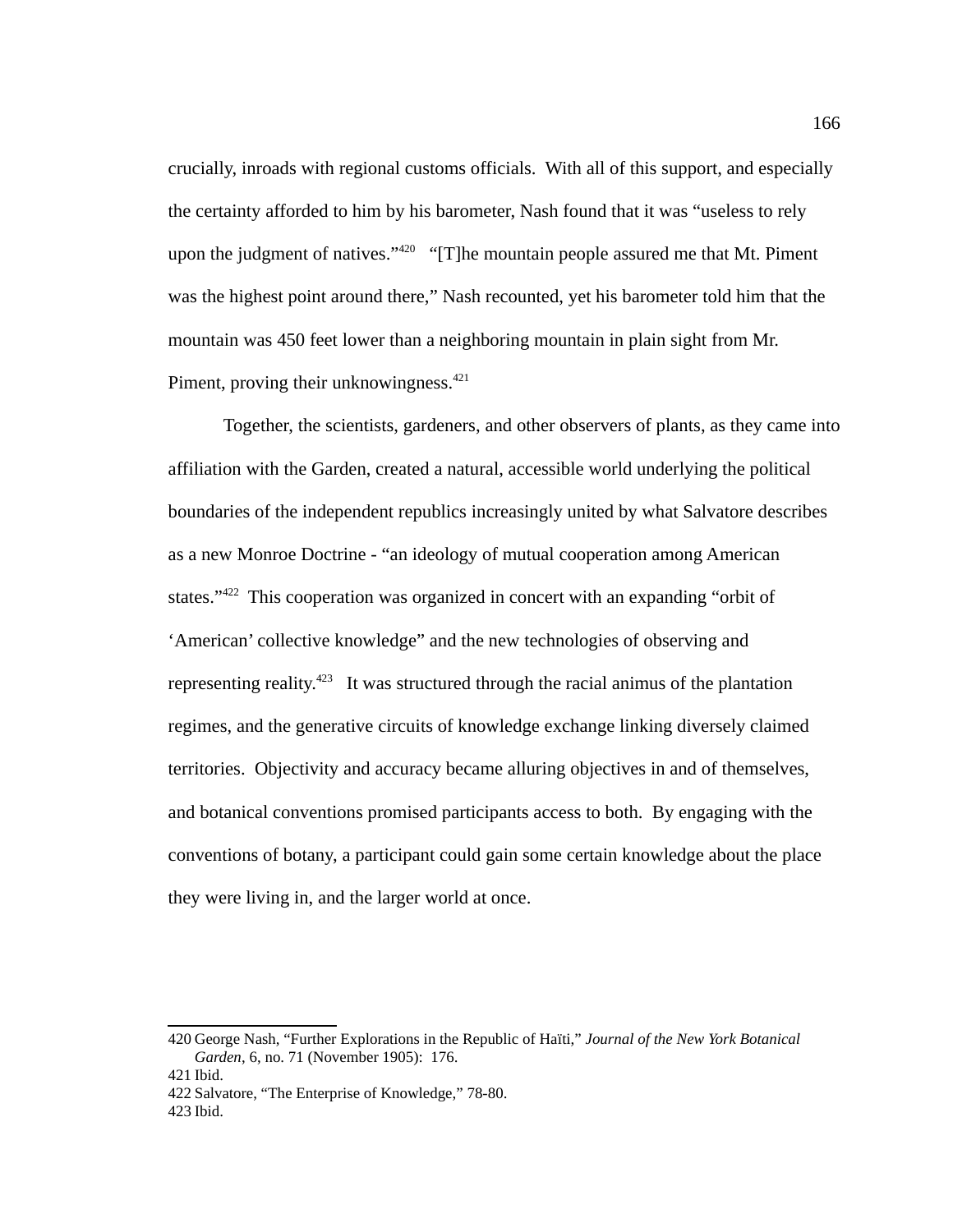crucially, inroads with regional customs officials. With all of this support, and especially the certainty afforded to him by his barometer, Nash found that it was "useless to rely upon the judgment of natives."[420] "[T]he mountain people assured me that Mt. Piment was the highest point around there," Nash recounted, yet his barometer told him that the mountain was 450 feet lower than a neighboring mountain in plain sight from Mr. Piment, proving their unknowingness.[421]

Together, the scientists, gardeners, and other observers of plants, as they came into affiliation with the Garden, created a natural, accessible world underlying the political boundaries of the independent republics increasingly united by what Salvatore describes as a new Monroe Doctrine - "an ideology of mutual cooperation among American states."[422] This cooperation was organized in concert with an expanding "orbit of 'American' collective knowledge" and the new technologies of observing and representing reality.[423] It was structured through the racial animus of the plantation regimes, and the generative circuits of knowledge exchange linking diversely claimed territories. Objectivity and accuracy became alluring objectives in and of themselves, and botanical conventions promised participants access to both. By engaging with the conventions of botany, a participant could gain some certain knowledge about the place they were living in, and the larger world at once.

---

420 George Nash, "Further Explorations in the Republic of Haïti," *Journal of the New York Botanical Garden*, 6, no. 71 (November 1905): 176.

421 Ibid.

422 Salvatore, "The Enterprise of Knowledge," 78-80.

423 Ibid.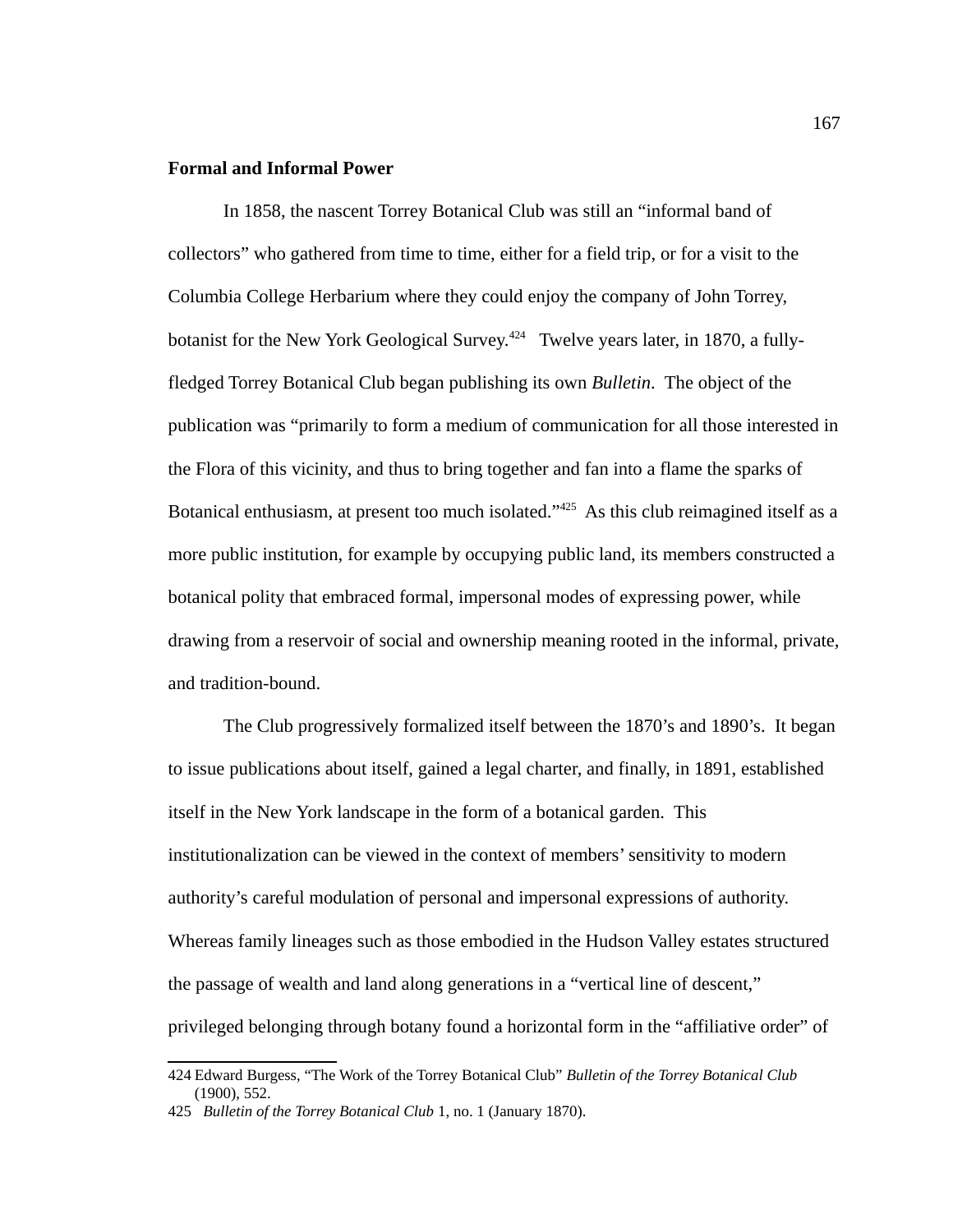### Formal and Informal Power

In 1858, the nascent Torrey Botanical Club was still an "informal band of collectors" who gathered from time to time, either for a field trip, or for a visit to the Columbia College Herbarium where they could enjoy the company of John Torrey, botanist for the New York Geological Survey.[424] Twelve years later, in 1870, a fully-fledged Torrey Botanical Club began publishing its own *Bulletin*. The object of the publication was "primarily to form a medium of communication for all those interested in the Flora of this vicinity, and thus to bring together and fan into a flame the sparks of Botanical enthusiasm, at present too much isolated."[425] As this club reimagined itself as a more public institution, for example by occupying public land, its members constructed a botanical polity that embraced formal, impersonal modes of expressing power, while drawing from a reservoir of social and ownership meaning rooted in the informal, private, and tradition-bound.

The Club progressively formalized itself between the 1870's and 1890's. It began to issue publications about itself, gained a legal charter, and finally, in 1891, established itself in the New York landscape in the form of a botanical garden. This institutionalization can be viewed in the context of members' sensitivity to modern authority's careful modulation of personal and impersonal expressions of authority. Whereas family lineages such as those embodied in the Hudson Valley estates structured the passage of wealth and land along generations in a "vertical line of descent," privileged belonging through botany found a horizontal form in the "affiliative order" of

---

424 Edward Burgess, "The Work of the Torrey Botanical Club" *Bulletin of the Torrey Botanical Club* (1900), 552.

425 *Bulletin of the Torrey Botanical Club* 1, no. 1 (January 1870).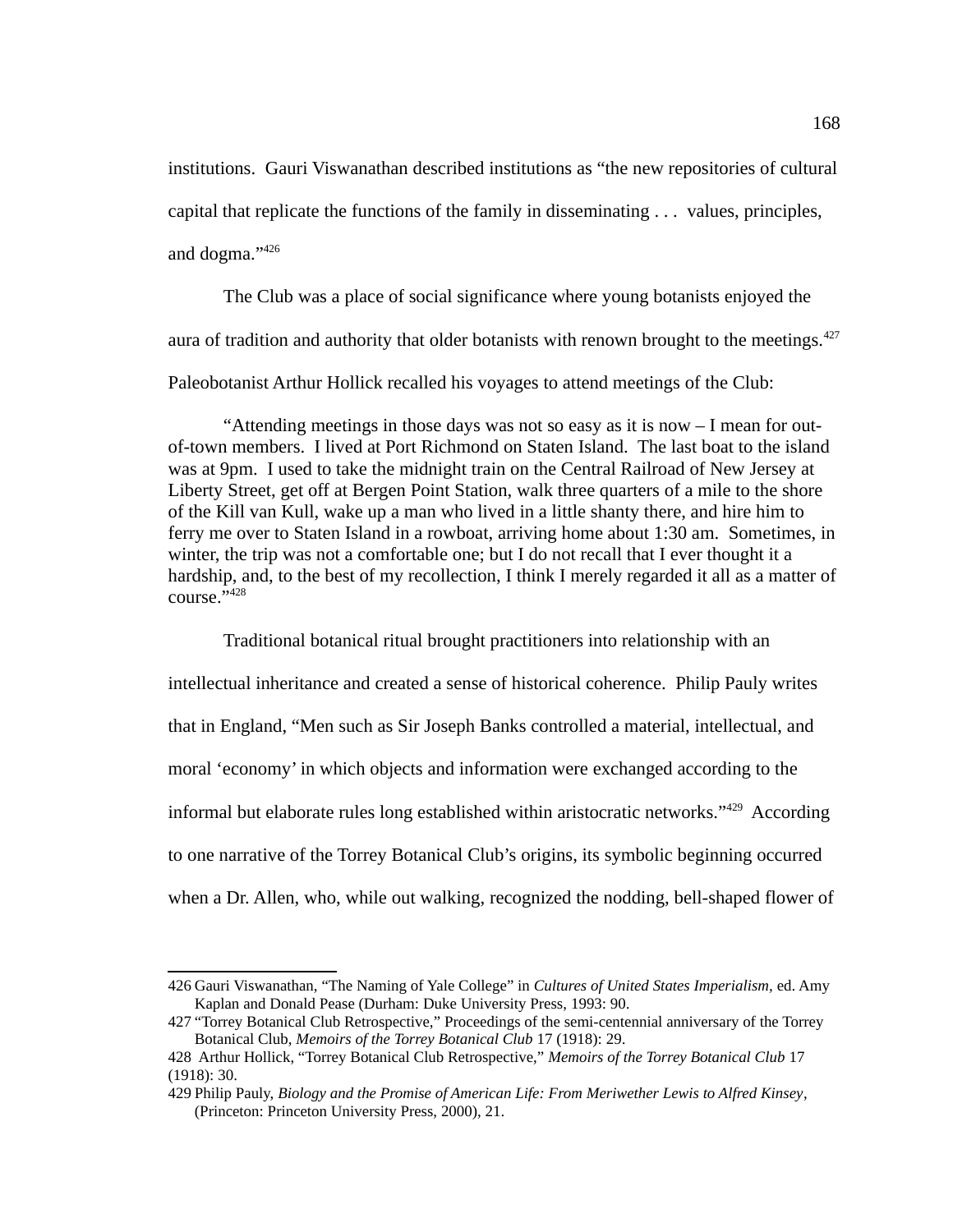institutions. Gauri Viswanathan described institutions as "the new repositories of cultural capital that replicate the functions of the family in disseminating . . . values, principles, and dogma."[426]

The Club was a place of social significance where young botanists enjoyed the aura of tradition and authority that older botanists with renown brought to the meetings.[427] Paleobotanist Arthur Hollick recalled his voyages to attend meetings of the Club:

> "Attending meetings in those days was not so easy as it is now – I mean for out-of-town members. I lived at Port Richmond on Staten Island. The last boat to the island was at 9pm. I used to take the midnight train on the Central Railroad of New Jersey at Liberty Street, get off at Bergen Point Station, walk three quarters of a mile to the shore of the Kill van Kull, wake up a man who lived in a little shanty there, and hire him to ferry me over to Staten Island in a rowboat, arriving home about 1:30 am. Sometimes, in winter, the trip was not a comfortable one; but I do not recall that I ever thought it a hardship, and, to the best of my recollection, I think I merely regarded it all as a matter of course."[428]

Traditional botanical ritual brought practitioners into relationship with an intellectual inheritance and created a sense of historical coherence. Philip Pauly writes that in England, "Men such as Sir Joseph Banks controlled a material, intellectual, and moral 'economy' in which objects and information were exchanged according to the informal but elaborate rules long established within aristocratic networks."[429] According to one narrative of the Torrey Botanical Club's origins, its symbolic beginning occurred when a Dr. Allen, who, while out walking, recognized the nodding, bell-shaped flower of

---

426 Gauri Viswanathan, "The Naming of Yale College" in *Cultures of United States Imperialism*, ed. Amy Kaplan and Donald Pease (Durham: Duke University Press, 1993: 90.

427 "Torrey Botanical Club Retrospective," Proceedings of the semi-centennial anniversary of the Torrey Botanical Club, *Memoirs of the Torrey Botanical Club* 17 (1918): 29.

428 Arthur Hollick, "Torrey Botanical Club Retrospective," *Memoirs of the Torrey Botanical Club* 17 (1918): 30.

429 Philip Pauly, *Biology and the Promise of American Life: From Meriwether Lewis to Alfred Kinsey*, (Princeton: Princeton University Press, 2000), 21.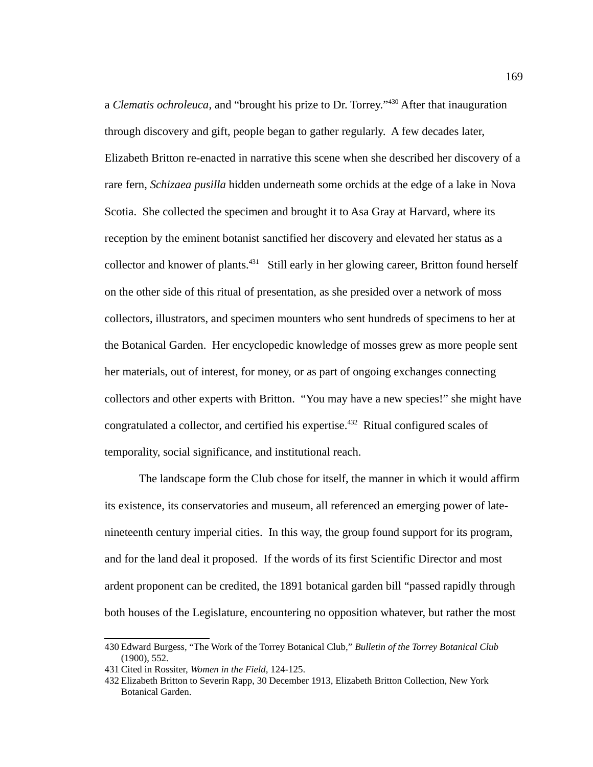a *Clematis ochroleuca*, and "brought his prize to Dr. Torrey."[430] After that inauguration through discovery and gift, people began to gather regularly. A few decades later, Elizabeth Britton re-enacted in narrative this scene when she described her discovery of a rare fern, *Schizaea pusilla* hidden underneath some orchids at the edge of a lake in Nova Scotia. She collected the specimen and brought it to Asa Gray at Harvard, where its reception by the eminent botanist sanctified her discovery and elevated her status as a collector and knower of plants.[431] Still early in her glowing career, Britton found herself on the other side of this ritual of presentation, as she presided over a network of moss collectors, illustrators, and specimen mounters who sent hundreds of specimens to her at the Botanical Garden. Her encyclopedic knowledge of mosses grew as more people sent her materials, out of interest, for money, or as part of ongoing exchanges connecting collectors and other experts with Britton. "You may have a new species!" she might have congratulated a collector, and certified his expertise.[432] Ritual configured scales of temporality, social significance, and institutional reach.

The landscape form the Club chose for itself, the manner in which it would affirm its existence, its conservatories and museum, all referenced an emerging power of late-nineteenth century imperial cities. In this way, the group found support for its program, and for the land deal it proposed. If the words of its first Scientific Director and most ardent proponent can be credited, the 1891 botanical garden bill "passed rapidly through both houses of the Legislature, encountering no opposition whatever, but rather the most

430 Edward Burgess, "The Work of the Torrey Botanical Club," *Bulletin of the Torrey Botanical Club* (1900), 552.

431 Cited in Rossiter, *Women in the Field*, 124-125.

432 Elizabeth Britton to Severin Rapp, 30 December 1913, Elizabeth Britton Collection, New York Botanical Garden.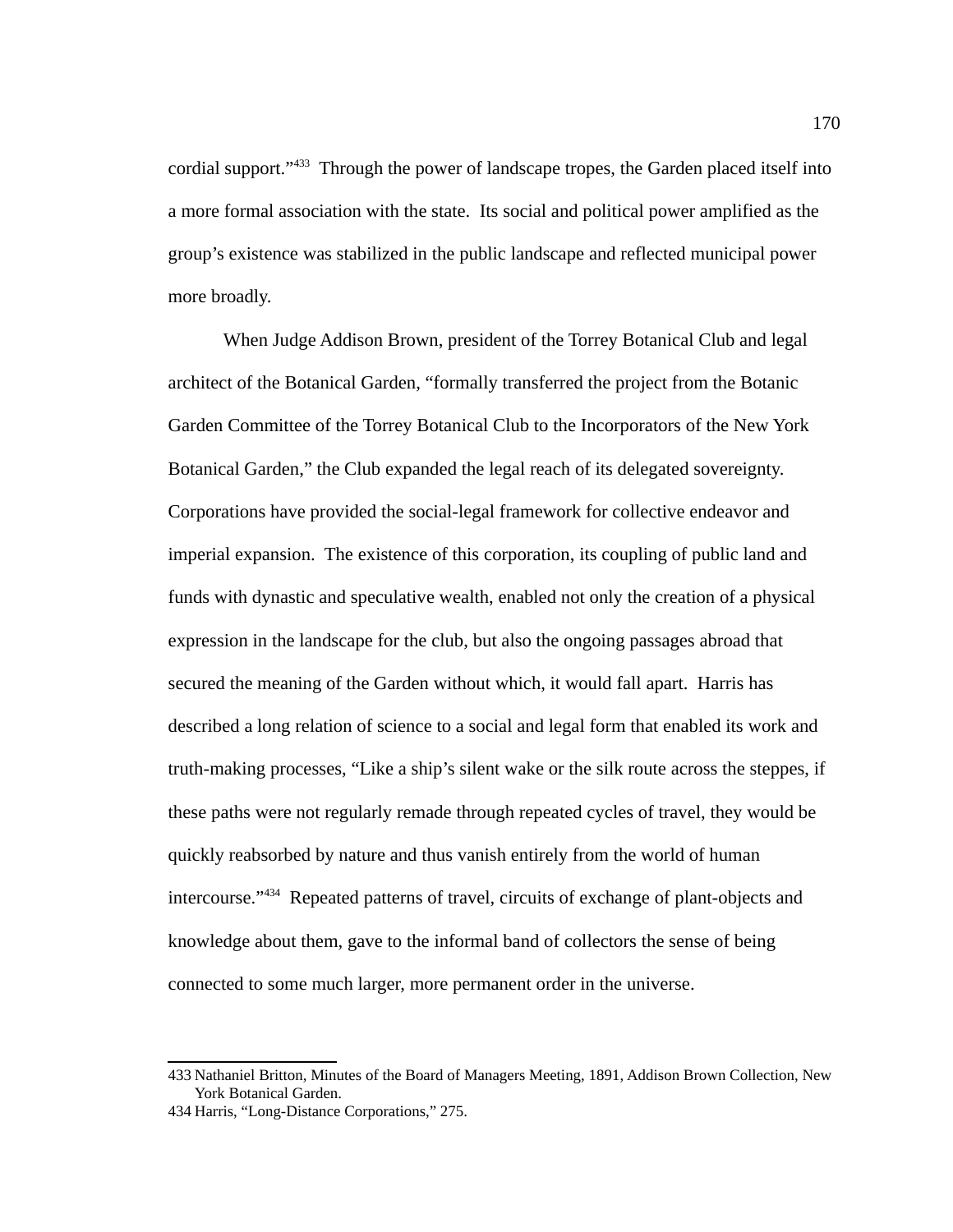cordial support."[433] Through the power of landscape tropes, the Garden placed itself into a more formal association with the state. Its social and political power amplified as the group's existence was stabilized in the public landscape and reflected municipal power more broadly.

When Judge Addison Brown, president of the Torrey Botanical Club and legal architect of the Botanical Garden, "formally transferred the project from the Botanic Garden Committee of the Torrey Botanical Club to the Incorporators of the New York Botanical Garden," the Club expanded the legal reach of its delegated sovereignty. Corporations have provided the social-legal framework for collective endeavor and imperial expansion. The existence of this corporation, its coupling of public land and funds with dynastic and speculative wealth, enabled not only the creation of a physical expression in the landscape for the club, but also the ongoing passages abroad that secured the meaning of the Garden without which, it would fall apart. Harris has described a long relation of science to a social and legal form that enabled its work and truth-making processes, "Like a ship's silent wake or the silk route across the steppes, if these paths were not regularly remade through repeated cycles of travel, they would be quickly reabsorbed by nature and thus vanish entirely from the world of human intercourse."[434] Repeated patterns of travel, circuits of exchange of plant-objects and knowledge about them, gave to the informal band of collectors the sense of being connected to some much larger, more permanent order in the universe.

---

433 Nathaniel Britton, Minutes of the Board of Managers Meeting, 1891, Addison Brown Collection, New York Botanical Garden.

434 Harris, "Long-Distance Corporations," 275.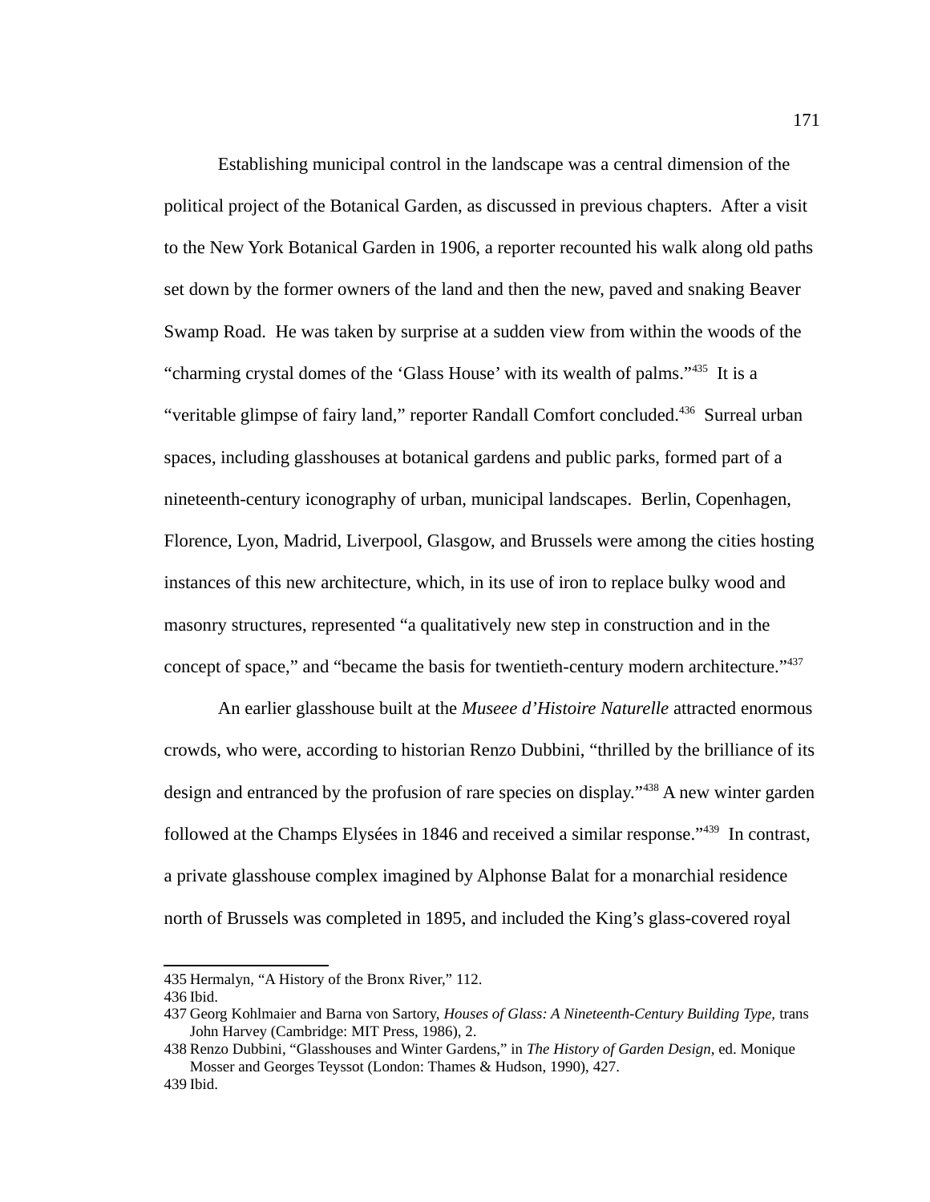Establishing municipal control in the landscape was a central dimension of the political project of the Botanical Garden, as discussed in previous chapters. After a visit to the New York Botanical Garden in 1906, a reporter recounted his walk along old paths set down by the former owners of the land and then the new, paved and snaking Beaver Swamp Road. He was taken by surprise at a sudden view from within the woods of the "charming crystal domes of the 'Glass House' with its wealth of palms."[435] It is a "veritable glimpse of fairy land," reporter Randall Comfort concluded.[436] Surreal urban spaces, including glasshouses at botanical gardens and public parks, formed part of a nineteenth-century iconography of urban, municipal landscapes. Berlin, Copenhagen, Florence, Lyon, Madrid, Liverpool, Glasgow, and Brussels were among the cities hosting instances of this new architecture, which, in its use of iron to replace bulky wood and masonry structures, represented "a qualitatively new step in construction and in the concept of space," and "became the basis for twentieth-century modern architecture."[437]

An earlier glasshouse built at the *Museee d'Histoire Naturelle* attracted enormous crowds, who were, according to historian Renzo Dubbini, "thrilled by the brilliance of its design and entranced by the profusion of rare species on display."[438] A new winter garden followed at the Champs Elysées in 1846 and received a similar response."[439] In contrast, a private glasshouse complex imagined by Alphonse Balat for a monarchial residence north of Brussels was completed in 1895, and included the King's glass-covered royal

---

435 Hermalyn, "A History of the Bronx River," 112.

436 Ibid.

437 Georg Kohlmaier and Barna von Sartory, *Houses of Glass: A Nineteenth-Century Building Type,* trans John Harvey (Cambridge: MIT Press, 1986), 2.

438 Renzo Dubbini, "Glasshouses and Winter Gardens," in *The History of Garden Design*, ed. Monique Mosser and Georges Teyssot (London: Thames & Hudson, 1990), 427.

439 Ibid.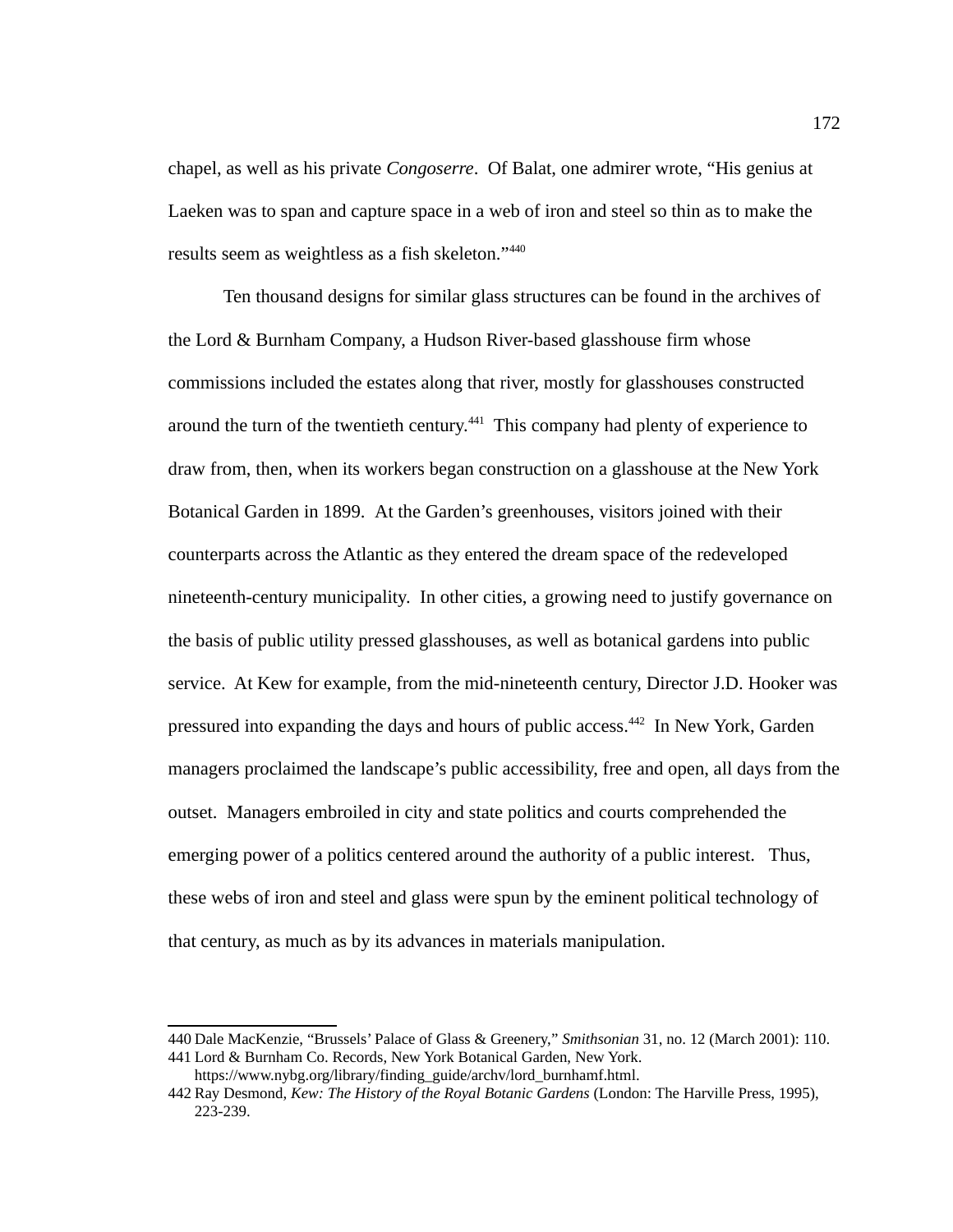chapel, as well as his private *Congoserre*. Of Balat, one admirer wrote, "His genius at Laeken was to span and capture space in a web of iron and steel so thin as to make the results seem as weightless as a fish skeleton."[440]

Ten thousand designs for similar glass structures can be found in the archives of the Lord & Burnham Company, a Hudson River-based glasshouse firm whose commissions included the estates along that river, mostly for glasshouses constructed around the turn of the twentieth century.[441] This company had plenty of experience to draw from, then, when its workers began construction on a glasshouse at the New York Botanical Garden in 1899. At the Garden's greenhouses, visitors joined with their counterparts across the Atlantic as they entered the dream space of the redeveloped nineteenth-century municipality. In other cities, a growing need to justify governance on the basis of public utility pressed glasshouses, as well as botanical gardens into public service. At Kew for example, from the mid-nineteenth century, Director J.D. Hooker was pressured into expanding the days and hours of public access.[442] In New York, Garden managers proclaimed the landscape's public accessibility, free and open, all days from the outset. Managers embroiled in city and state politics and courts comprehended the emerging power of a politics centered around the authority of a public interest. Thus, these webs of iron and steel and glass were spun by the eminent political technology of that century, as much as by its advances in materials manipulation.

---

440 Dale MacKenzie, "Brussels' Palace of Glass & Greenery," *Smithsonian* 31, no. 12 (March 2001): 110.

441 Lord & Burnham Co. Records, New York Botanical Garden, New York. https://www.nybg.org/library/finding_guide/archv/lord_burnhamf.html.

442 Ray Desmond, *Kew: The History of the Royal Botanic Gardens* (London: The Harville Press, 1995), 223-239.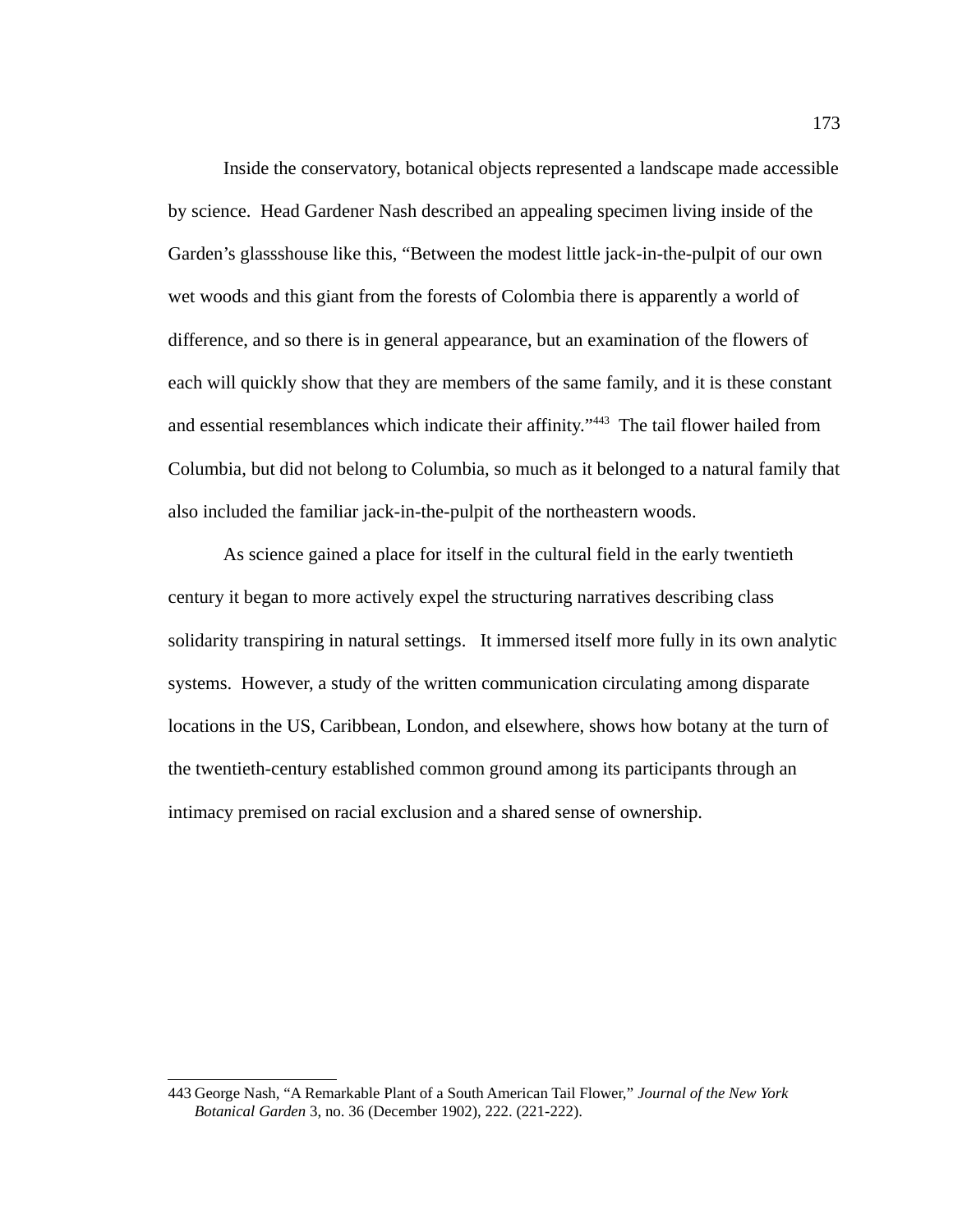Inside the conservatory, botanical objects represented a landscape made accessible by science. Head Gardener Nash described an appealing specimen living inside of the Garden's glassshouse like this, "Between the modest little jack-in-the-pulpit of our own wet woods and this giant from the forests of Colombia there is apparently a world of difference, and so there is in general appearance, but an examination of the flowers of each will quickly show that they are members of the same family, and it is these constant and essential resemblances which indicate their affinity."[443] The tail flower hailed from Columbia, but did not belong to Columbia, so much as it belonged to a natural family that also included the familiar jack-in-the-pulpit of the northeastern woods.

As science gained a place for itself in the cultural field in the early twentieth century it began to more actively expel the structuring narratives describing class solidarity transpiring in natural settings. It immersed itself more fully in its own analytic systems. However, a study of the written communication circulating among disparate locations in the US, Caribbean, London, and elsewhere, shows how botany at the turn of the twentieth-century established common ground among its participants through an intimacy premised on racial exclusion and a shared sense of ownership.

---

443 George Nash, "A Remarkable Plant of a South American Tail Flower," *Journal of the New York Botanical Garden* 3, no. 36 (December 1902), 222. (221-222).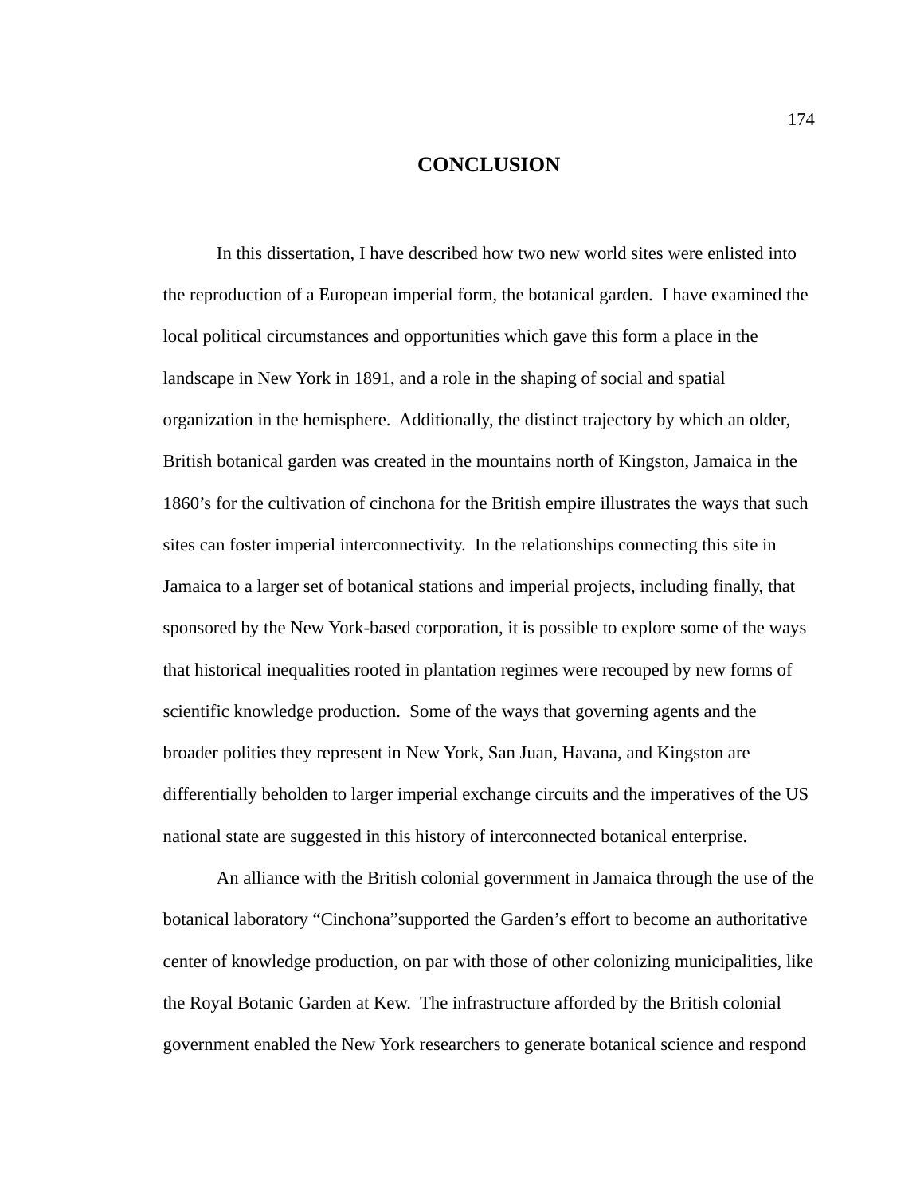# CONCLUSION

In this dissertation, I have described how two new world sites were enlisted into the reproduction of a European imperial form, the botanical garden. I have examined the local political circumstances and opportunities which gave this form a place in the landscape in New York in 1891, and a role in the shaping of social and spatial organization in the hemisphere. Additionally, the distinct trajectory by which an older, British botanical garden was created in the mountains north of Kingston, Jamaica in the 1860's for the cultivation of cinchona for the British empire illustrates the ways that such sites can foster imperial interconnectivity. In the relationships connecting this site in Jamaica to a larger set of botanical stations and imperial projects, including finally, that sponsored by the New York-based corporation, it is possible to explore some of the ways that historical inequalities rooted in plantation regimes were recouped by new forms of scientific knowledge production. Some of the ways that governing agents and the broader polities they represent in New York, San Juan, Havana, and Kingston are differentially beholden to larger imperial exchange circuits and the imperatives of the US national state are suggested in this history of interconnected botanical enterprise.

An alliance with the British colonial government in Jamaica through the use of the botanical laboratory "Cinchona"supported the Garden's effort to become an authoritative center of knowledge production, on par with those of other colonizing municipalities, like the Royal Botanic Garden at Kew. The infrastructure afforded by the British colonial government enabled the New York researchers to generate botanical science and respond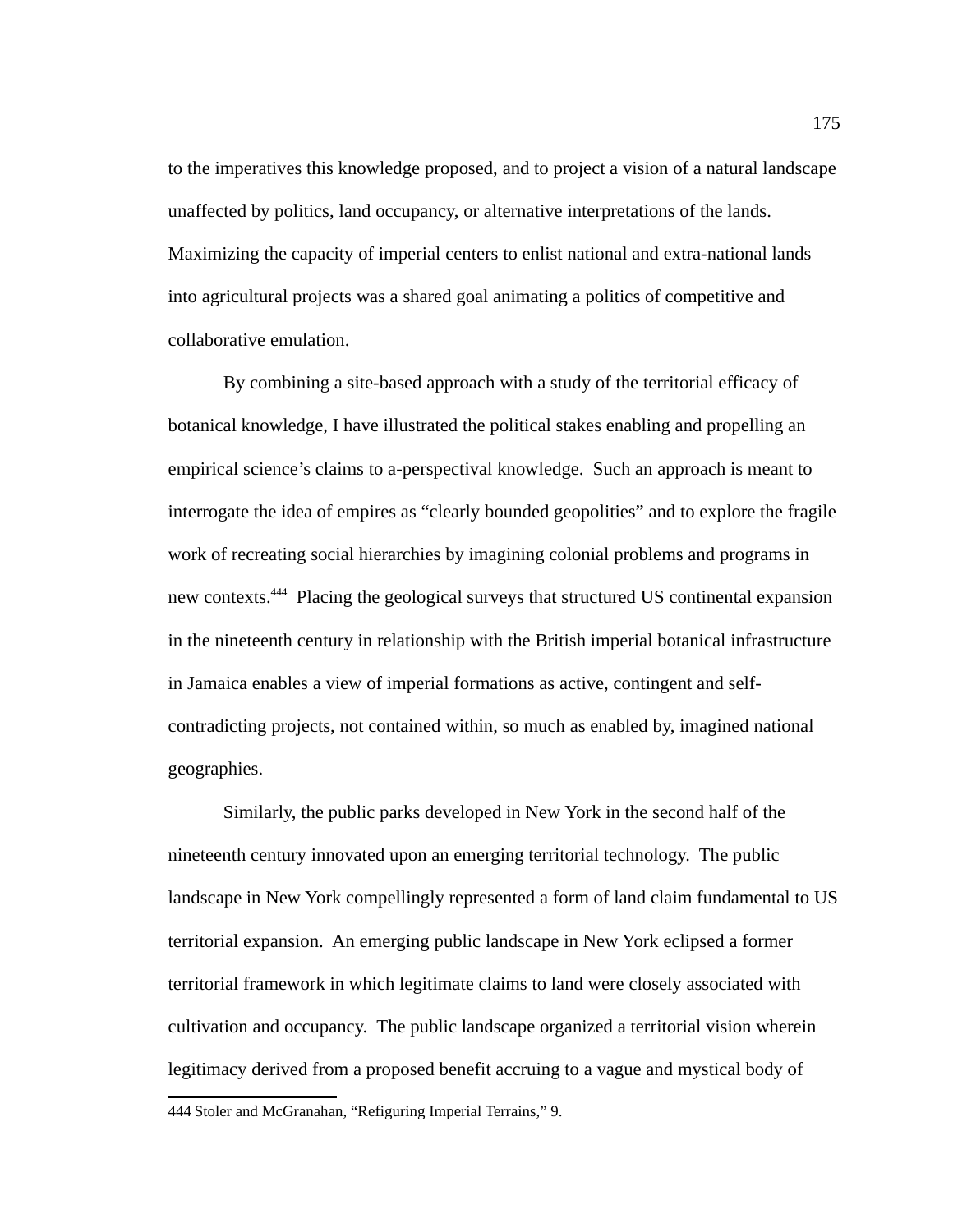to the imperatives this knowledge proposed, and to project a vision of a natural landscape unaffected by politics, land occupancy, or alternative interpretations of the lands. Maximizing the capacity of imperial centers to enlist national and extra-national lands into agricultural projects was a shared goal animating a politics of competitive and collaborative emulation.

By combining a site-based approach with a study of the territorial efficacy of botanical knowledge, I have illustrated the political stakes enabling and propelling an empirical science's claims to a-perspectival knowledge. Such an approach is meant to interrogate the idea of empires as "clearly bounded geopolities" and to explore the fragile work of recreating social hierarchies by imagining colonial problems and programs in new contexts.[444] Placing the geological surveys that structured US continental expansion in the nineteenth century in relationship with the British imperial botanical infrastructure in Jamaica enables a view of imperial formations as active, contingent and self-contradicting projects, not contained within, so much as enabled by, imagined national geographies.

Similarly, the public parks developed in New York in the second half of the nineteenth century innovated upon an emerging territorial technology. The public landscape in New York compellingly represented a form of land claim fundamental to US territorial expansion. An emerging public landscape in New York eclipsed a former territorial framework in which legitimate claims to land were closely associated with cultivation and occupancy. The public landscape organized a territorial vision wherein legitimacy derived from a proposed benefit accruing to a vague and mystical body of

444 Stoler and McGranahan, "Refiguring Imperial Terrains," 9.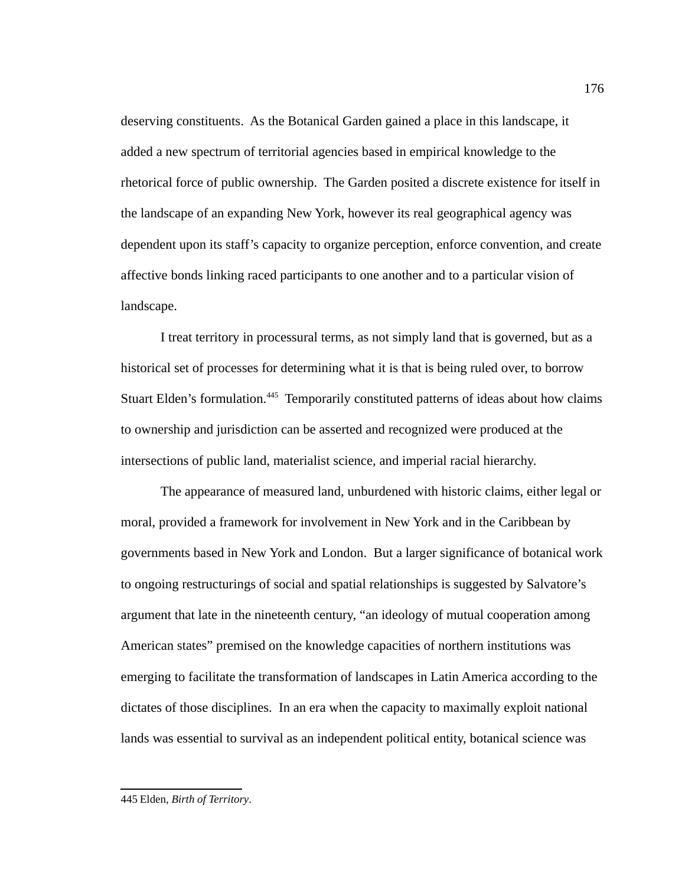deserving constituents. As the Botanical Garden gained a place in this landscape, it added a new spectrum of territorial agencies based in empirical knowledge to the rhetorical force of public ownership. The Garden posited a discrete existence for itself in the landscape of an expanding New York, however its real geographical agency was dependent upon its staff's capacity to organize perception, enforce convention, and create affective bonds linking raced participants to one another and to a particular vision of landscape.

I treat territory in processural terms, as not simply land that is governed, but as a historical set of processes for determining what it is that is being ruled over, to borrow Stuart Elden's formulation.[445] Temporarily constituted patterns of ideas about how claims to ownership and jurisdiction can be asserted and recognized were produced at the intersections of public land, materialist science, and imperial racial hierarchy.

The appearance of measured land, unburdened with historic claims, either legal or moral, provided a framework for involvement in New York and in the Caribbean by governments based in New York and London. But a larger significance of botanical work to ongoing restructurings of social and spatial relationships is suggested by Salvatore's argument that late in the nineteenth century, "an ideology of mutual cooperation among American states" premised on the knowledge capacities of northern institutions was emerging to facilitate the transformation of landscapes in Latin America according to the dictates of those disciplines. In an era when the capacity to maximally exploit national lands was essential to survival as an independent political entity, botanical science was

---

445 Elden, *Birth of Territory*.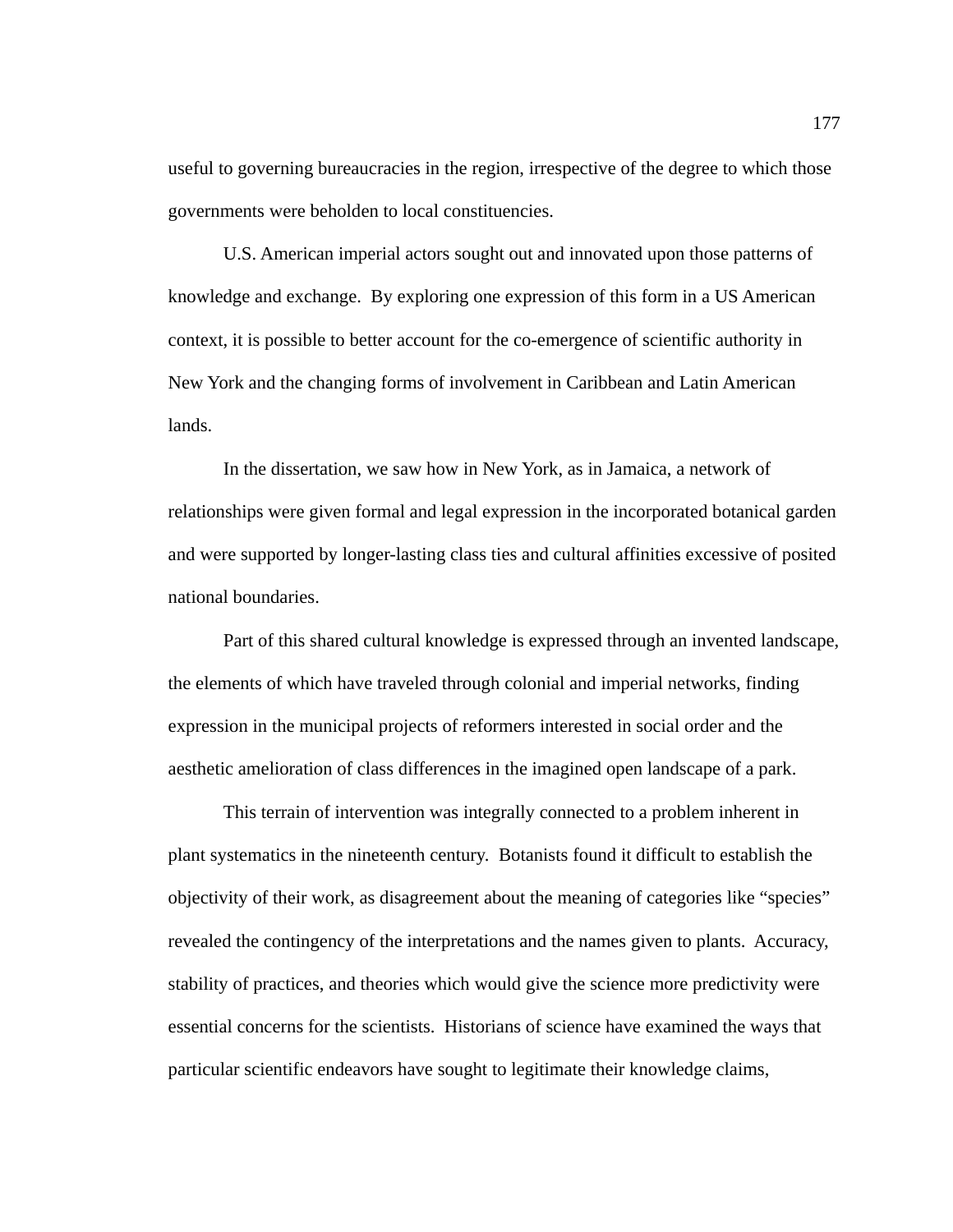useful to governing bureaucracies in the region, irrespective of the degree to which those governments were beholden to local constituencies.

U.S. American imperial actors sought out and innovated upon those patterns of knowledge and exchange. By exploring one expression of this form in a US American context, it is possible to better account for the co-emergence of scientific authority in New York and the changing forms of involvement in Caribbean and Latin American lands.

In the dissertation, we saw how in New York, as in Jamaica, a network of relationships were given formal and legal expression in the incorporated botanical garden and were supported by longer-lasting class ties and cultural affinities excessive of posited national boundaries.

Part of this shared cultural knowledge is expressed through an invented landscape, the elements of which have traveled through colonial and imperial networks, finding expression in the municipal projects of reformers interested in social order and the aesthetic amelioration of class differences in the imagined open landscape of a park.

This terrain of intervention was integrally connected to a problem inherent in plant systematics in the nineteenth century. Botanists found it difficult to establish the objectivity of their work, as disagreement about the meaning of categories like "species" revealed the contingency of the interpretations and the names given to plants. Accuracy, stability of practices, and theories which would give the science more predictivity were essential concerns for the scientists. Historians of science have examined the ways that particular scientific endeavors have sought to legitimate their knowledge claims,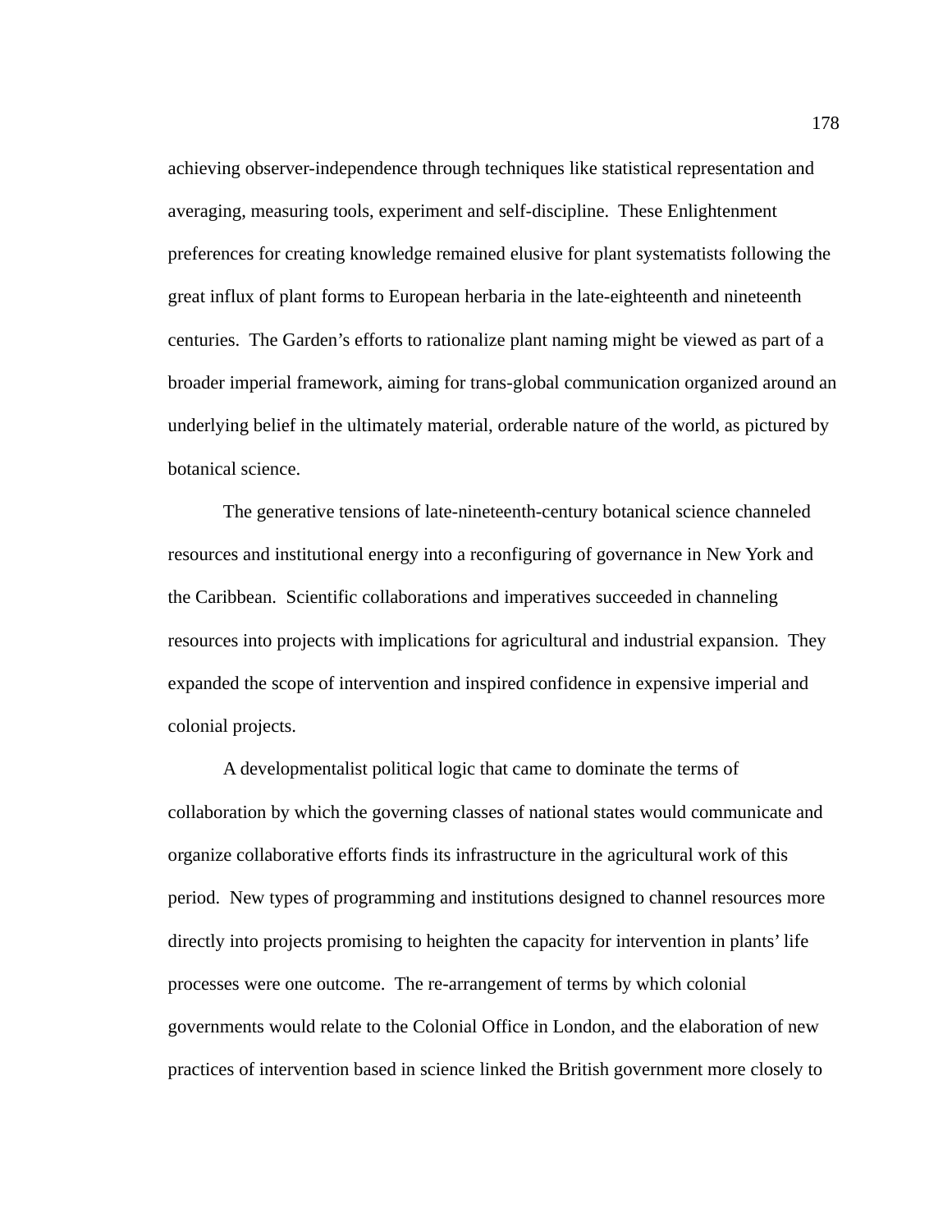achieving observer-independence through techniques like statistical representation and averaging, measuring tools, experiment and self-discipline. These Enlightenment preferences for creating knowledge remained elusive for plant systematists following the great influx of plant forms to European herbaria in the late-eighteenth and nineteenth centuries. The Garden's efforts to rationalize plant naming might be viewed as part of a broader imperial framework, aiming for trans-global communication organized around an underlying belief in the ultimately material, orderable nature of the world, as pictured by botanical science.

The generative tensions of late-nineteenth-century botanical science channeled resources and institutional energy into a reconfiguring of governance in New York and the Caribbean. Scientific collaborations and imperatives succeeded in channeling resources into projects with implications for agricultural and industrial expansion. They expanded the scope of intervention and inspired confidence in expensive imperial and colonial projects.

A developmentalist political logic that came to dominate the terms of collaboration by which the governing classes of national states would communicate and organize collaborative efforts finds its infrastructure in the agricultural work of this period. New types of programming and institutions designed to channel resources more directly into projects promising to heighten the capacity for intervention in plants' life processes were one outcome. The re-arrangement of terms by which colonial governments would relate to the Colonial Office in London, and the elaboration of new practices of intervention based in science linked the British government more closely to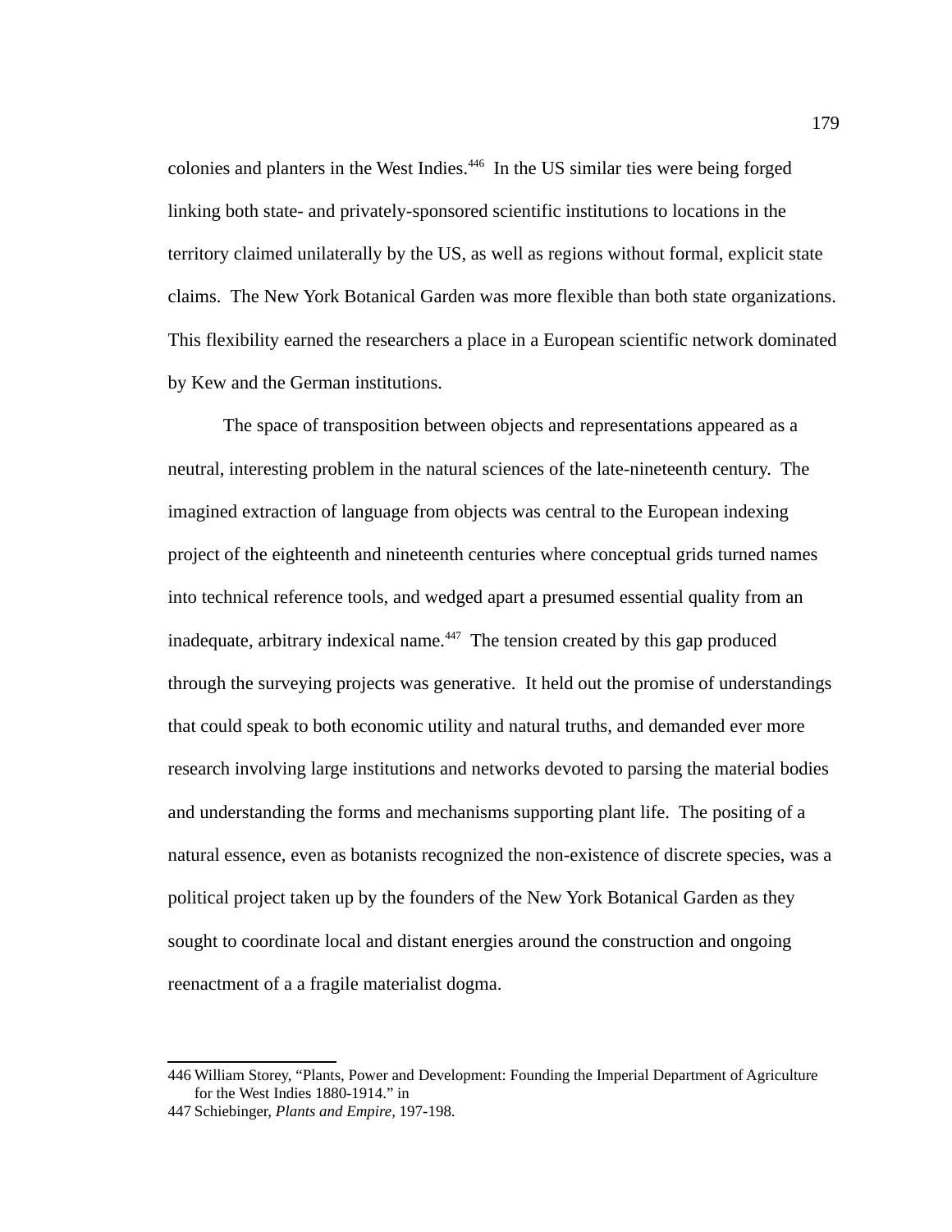colonies and planters in the West Indies.[446] In the US similar ties were being forged linking both state- and privately-sponsored scientific institutions to locations in the territory claimed unilaterally by the US, as well as regions without formal, explicit state claims. The New York Botanical Garden was more flexible than both state organizations. This flexibility earned the researchers a place in a European scientific network dominated by Kew and the German institutions.

The space of transposition between objects and representations appeared as a neutral, interesting problem in the natural sciences of the late-nineteenth century. The imagined extraction of language from objects was central to the European indexing project of the eighteenth and nineteenth centuries where conceptual grids turned names into technical reference tools, and wedged apart a presumed essential quality from an inadequate, arbitrary indexical name.[447] The tension created by this gap produced through the surveying projects was generative. It held out the promise of understandings that could speak to both economic utility and natural truths, and demanded ever more research involving large institutions and networks devoted to parsing the material bodies and understanding the forms and mechanisms supporting plant life. The positing of a natural essence, even as botanists recognized the non-existence of discrete species, was a political project taken up by the founders of the New York Botanical Garden as they sought to coordinate local and distant energies around the construction and ongoing reenactment of a a fragile materialist dogma.

---

446 William Storey, "Plants, Power and Development: Founding the Imperial Department of Agriculture for the West Indies 1880-1914." in

447 Schiebinger, *Plants and Empire*, 197-198.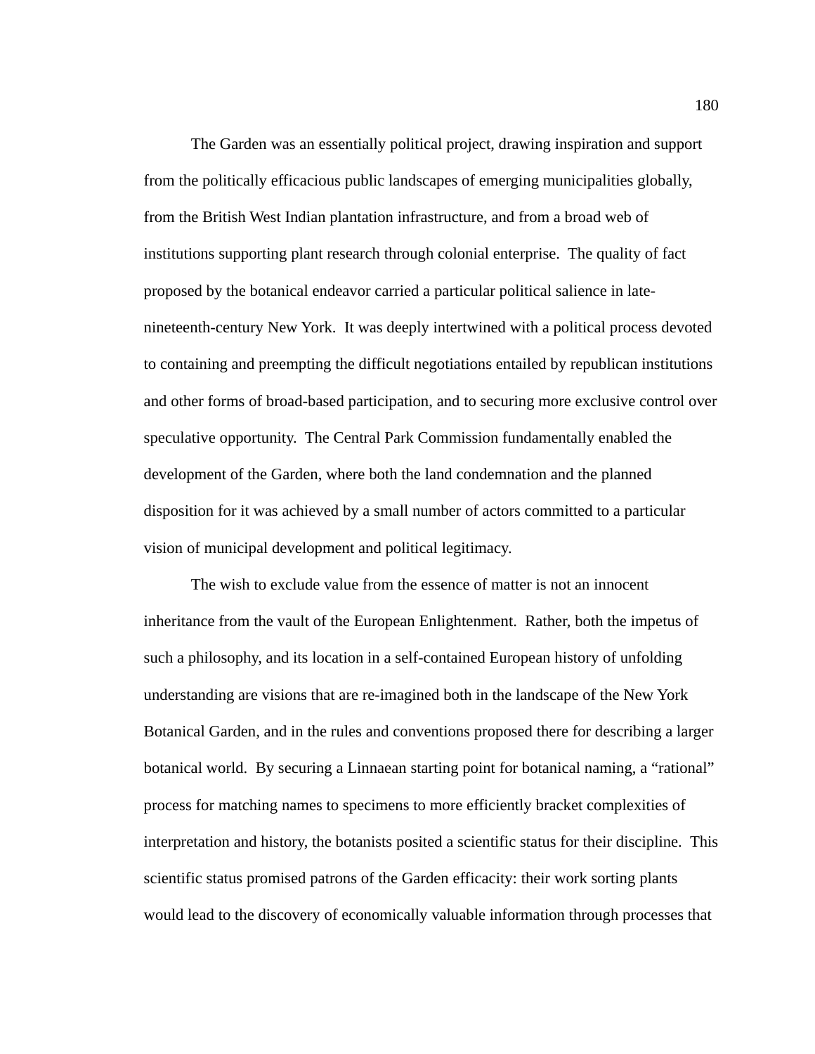The Garden was an essentially political project, drawing inspiration and support from the politically efficacious public landscapes of emerging municipalities globally, from the British West Indian plantation infrastructure, and from a broad web of institutions supporting plant research through colonial enterprise.  The quality of fact proposed by the botanical endeavor carried a particular political salience in late-nineteenth-century New York.  It was deeply intertwined with a political process devoted to containing and preempting the difficult negotiations entailed by republican institutions and other forms of broad-based participation, and to securing more exclusive control over speculative opportunity.  The Central Park Commission fundamentally enabled the development of the Garden, where both the land condemnation and the planned disposition for it was achieved by a small number of actors committed to a particular vision of municipal development and political legitimacy.

The wish to exclude value from the essence of matter is not an innocent inheritance from the vault of the European Enlightenment.  Rather, both the impetus of such a philosophy, and its location in a self-contained European history of unfolding understanding are visions that are re-imagined both in the landscape of the New York Botanical Garden, and in the rules and conventions proposed there for describing a larger botanical world.  By securing a Linnaean starting point for botanical naming, a "rational" process for matching names to specimens to more efficiently bracket complexities of interpretation and history, the botanists posited a scientific status for their discipline.  This scientific status promised patrons of the Garden efficacity: their work sorting plants would lead to the discovery of economically valuable information through processes that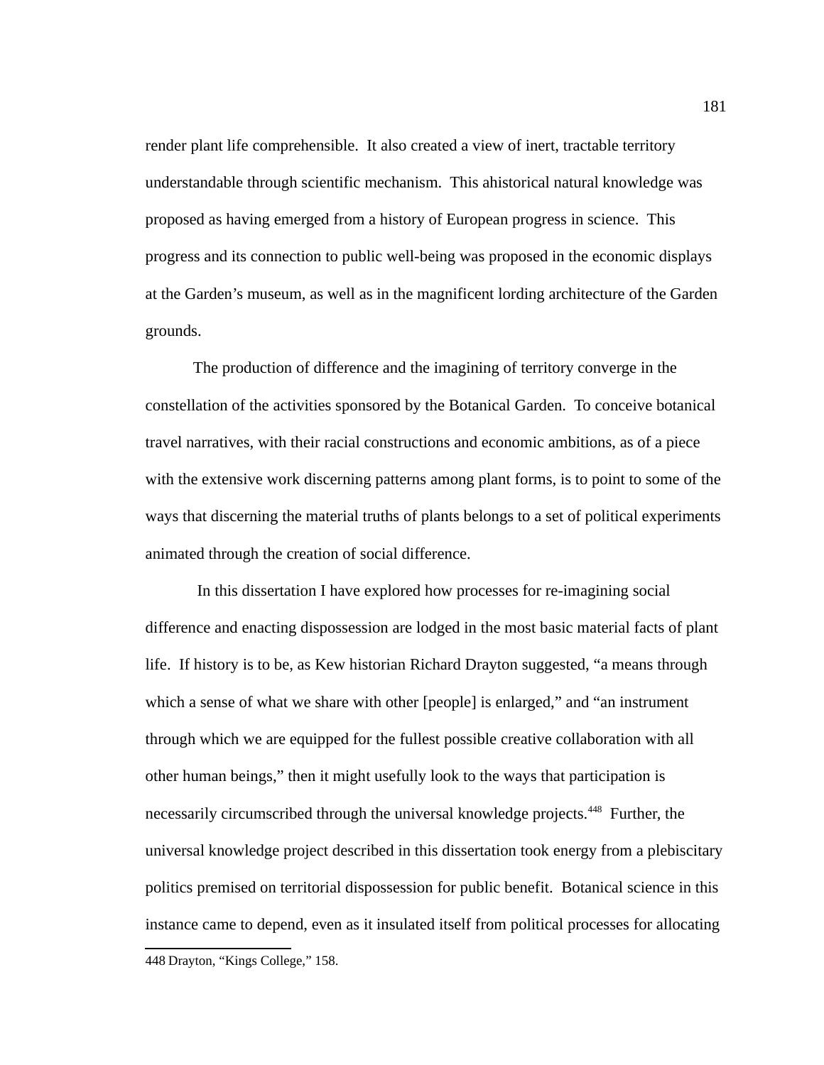render plant life comprehensible. It also created a view of inert, tractable territory understandable through scientific mechanism. This ahistorical natural knowledge was proposed as having emerged from a history of European progress in science. This progress and its connection to public well-being was proposed in the economic displays at the Garden's museum, as well as in the magnificent lording architecture of the Garden grounds.

The production of difference and the imagining of territory converge in the constellation of the activities sponsored by the Botanical Garden. To conceive botanical travel narratives, with their racial constructions and economic ambitions, as of a piece with the extensive work discerning patterns among plant forms, is to point to some of the ways that discerning the material truths of plants belongs to a set of political experiments animated through the creation of social difference.

In this dissertation I have explored how processes for re-imagining social difference and enacting dispossession are lodged in the most basic material facts of plant life. If history is to be, as Kew historian Richard Drayton suggested, "a means through which a sense of what we share with other [people] is enlarged," and "an instrument through which we are equipped for the fullest possible creative collaboration with all other human beings," then it might usefully look to the ways that participation is necessarily circumscribed through the universal knowledge projects.[448] Further, the universal knowledge project described in this dissertation took energy from a plebiscitary politics premised on territorial dispossession for public benefit. Botanical science in this instance came to depend, even as it insulated itself from political processes for allocating

448 Drayton, "Kings College," 158.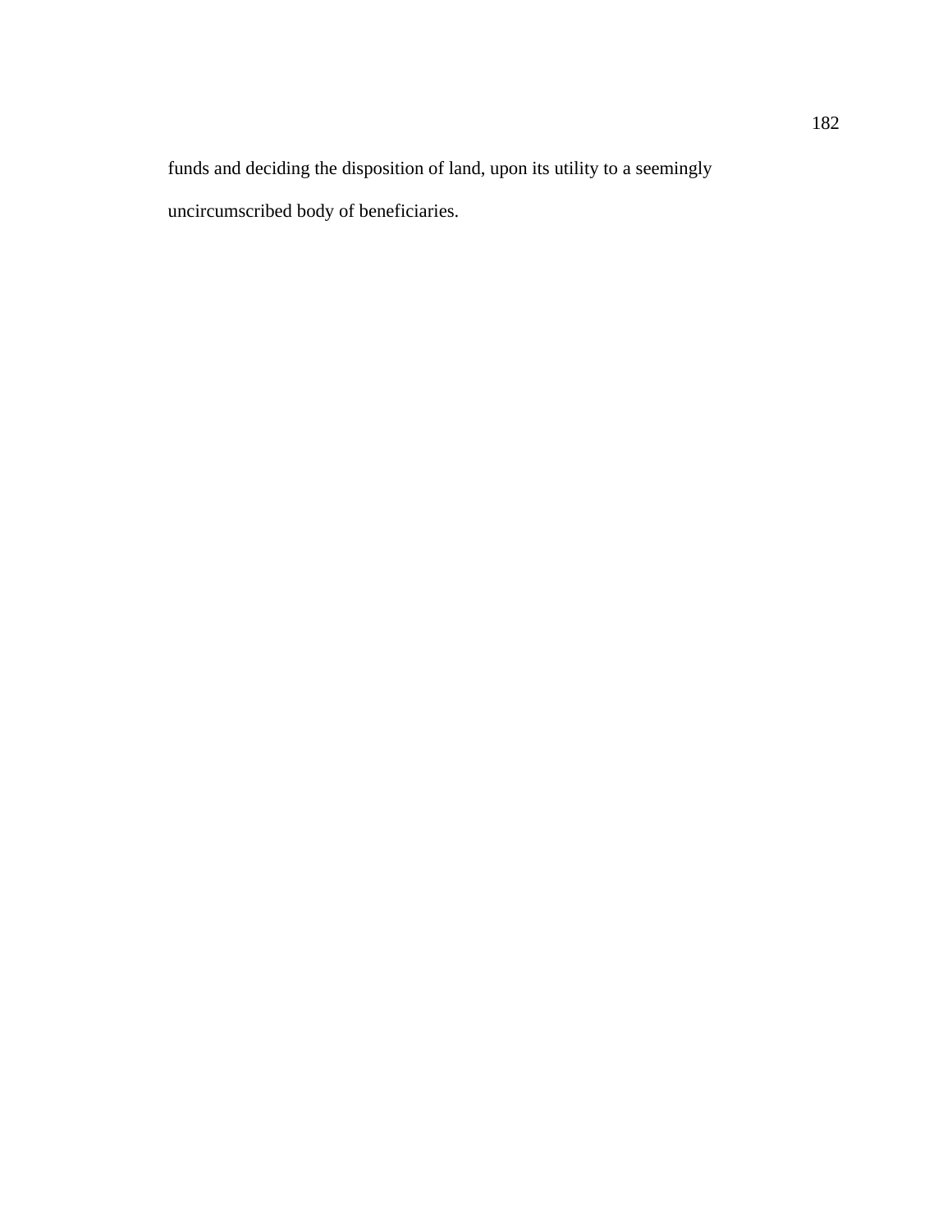funds and deciding the disposition of land, upon its utility to a seemingly uncircumscribed body of beneficiaries.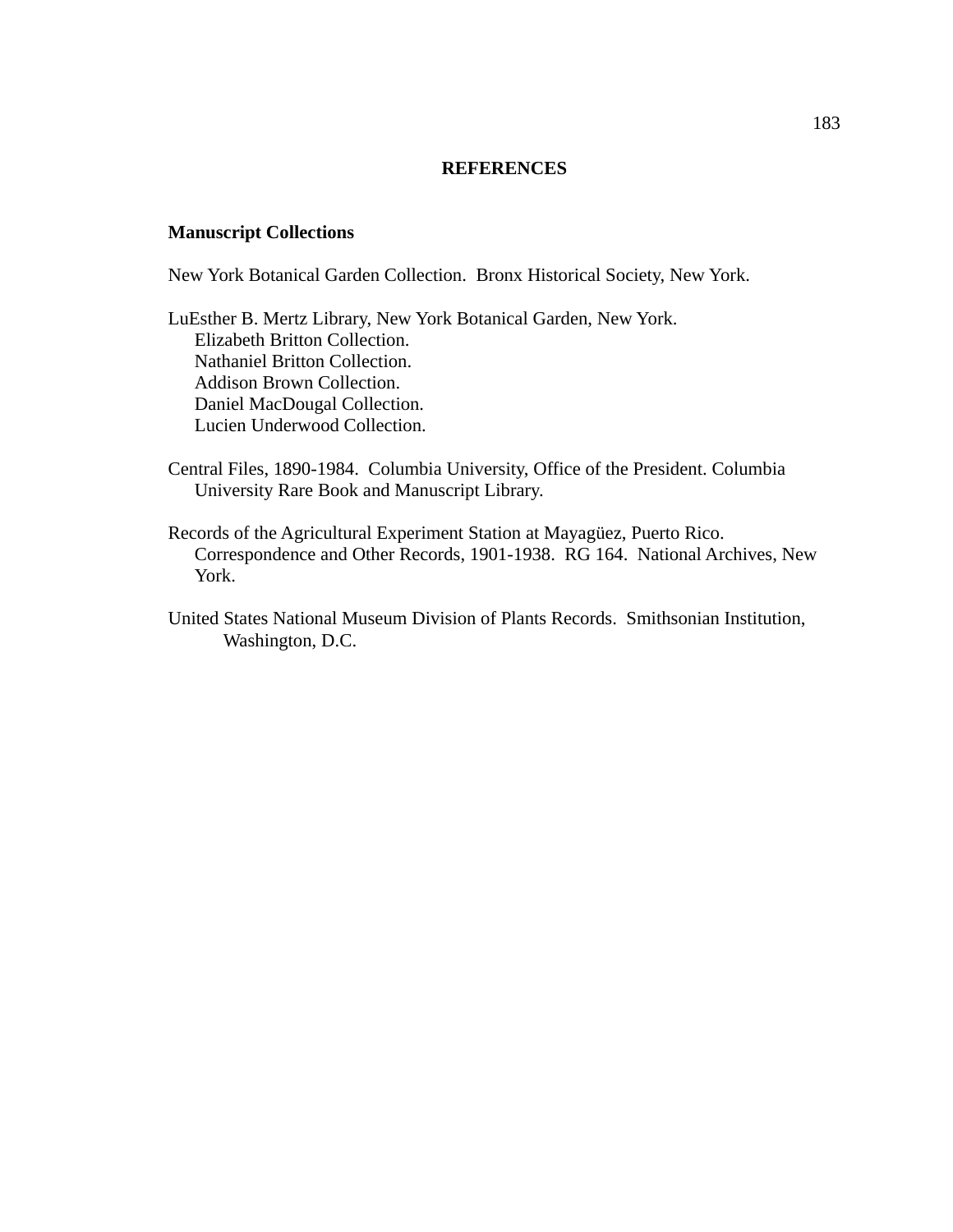## REFERENCES

### Manuscript Collections

New York Botanical Garden Collection. Bronx Historical Society, New York.

LuEsther B. Mertz Library, New York Botanical Garden, New York.
Elizabeth Britton Collection.
Nathaniel Britton Collection.
Addison Brown Collection.
Daniel MacDougal Collection.
Lucien Underwood Collection.

Central Files, 1890-1984. Columbia University, Office of the President. Columbia University Rare Book and Manuscript Library.

Records of the Agricultural Experiment Station at Mayagüez, Puerto Rico. Correspondence and Other Records, 1901-1938. RG 164. National Archives, New York.

United States National Museum Division of Plants Records. Smithsonian Institution, Washington, D.C.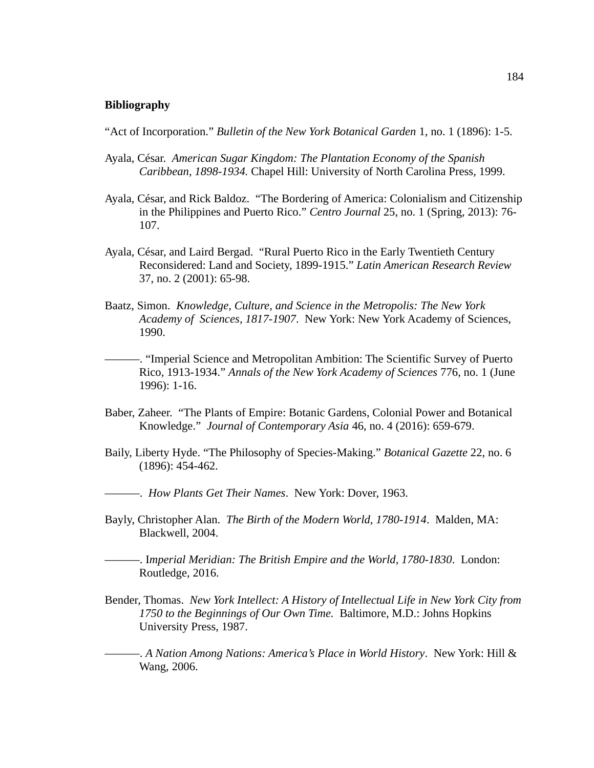**Bibliography**

"Act of Incorporation." *Bulletin of the New York Botanical Garden* 1, no. 1 (1896): 1-5.

Ayala, César. *American Sugar Kingdom: The Plantation Economy of the Spanish Caribbean, 1898-1934.* Chapel Hill: University of North Carolina Press, 1999.

Ayala, César, and Rick Baldoz. "The Bordering of America: Colonialism and Citizenship in the Philippines and Puerto Rico." *Centro Journal* 25, no. 1 (Spring, 2013): 76-107.

Ayala, César, and Laird Bergad. "Rural Puerto Rico in the Early Twentieth Century Reconsidered: Land and Society, 1899-1915." *Latin American Research Review* 37, no. 2 (2001): 65-98.

Baatz, Simon. *Knowledge, Culture, and Science in the Metropolis: The New York Academy of Sciences, 1817-1907*. New York: New York Academy of Sciences, 1990.

———. "Imperial Science and Metropolitan Ambition: The Scientific Survey of Puerto Rico, 1913-1934." *Annals of the New York Academy of Sciences* 776, no. 1 (June 1996): 1-16.

Baber, Zaheer. "The Plants of Empire: Botanic Gardens, Colonial Power and Botanical Knowledge." *Journal of Contemporary Asia* 46, no. 4 (2016): 659-679.

Baily, Liberty Hyde. "The Philosophy of Species-Making." *Botanical Gazette* 22, no. 6 (1896): 454-462.

———. *How Plants Get Their Names*. New York: Dover, 1963.

Bayly, Christopher Alan. *The Birth of the Modern World, 1780-1914*. Malden, MA: Blackwell, 2004.

———. I*mperial Meridian: The British Empire and the World, 1780-1830*. London: Routledge, 2016.

Bender, Thomas. *New York Intellect: A History of Intellectual Life in New York City from 1750 to the Beginnings of Our Own Time.* Baltimore, M.D.: Johns Hopkins University Press, 1987.

———. *A Nation Among Nations: America's Place in World History*. New York: Hill & Wang, 2006.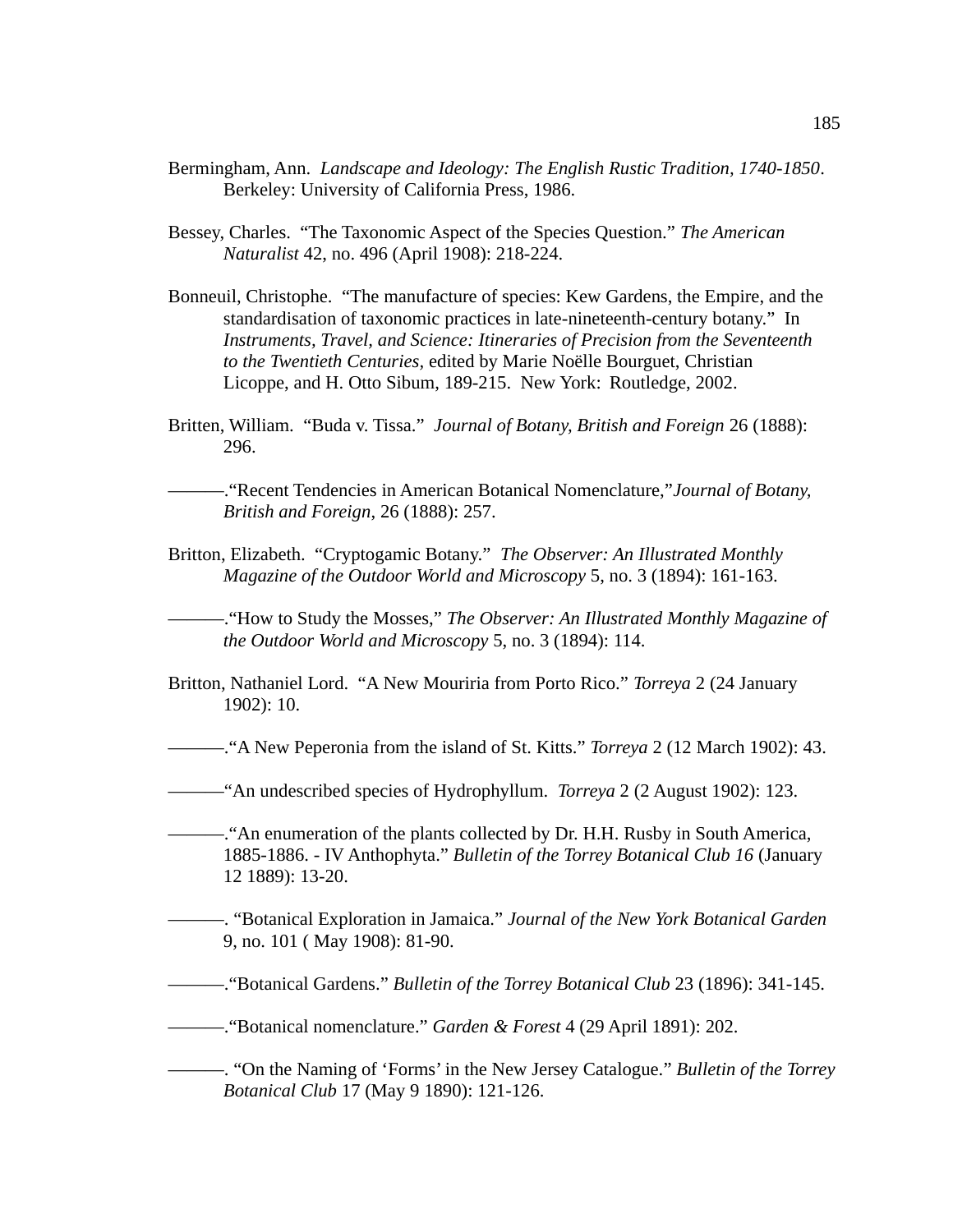Bermingham, Ann. *Landscape and Ideology: The English Rustic Tradition, 1740-1850*. Berkeley: University of California Press, 1986.

Bessey, Charles. "The Taxonomic Aspect of the Species Question." *The American Naturalist* 42, no. 496 (April 1908): 218-224.

Bonneuil, Christophe. "The manufacture of species: Kew Gardens, the Empire, and the standardisation of taxonomic practices in late-nineteenth-century botany." In *Instruments, Travel, and Science: Itineraries of Precision from the Seventeenth to the Twentieth Centuries,* edited by Marie Noëlle Bourguet, Christian Licoppe, and H. Otto Sibum, 189-215. New York: Routledge, 2002.

Britten, William. "Buda v. Tissa." *Journal of Botany, British and Foreign* 26 (1888): 296.

———."Recent Tendencies in American Botanical Nomenclature,"*Journal of Botany, British and Foreign*, 26 (1888): 257.

Britton, Elizabeth. "Cryptogamic Botany." *The Observer: An Illustrated Monthly Magazine of the Outdoor World and Microscopy* 5, no. 3 (1894): 161-163.

———."How to Study the Mosses," *The Observer: An Illustrated Monthly Magazine of the Outdoor World and Microscopy* 5, no. 3 (1894): 114.

Britton, Nathaniel Lord. "A New Mouriria from Porto Rico." *Torreya* 2 (24 January 1902): 10.

———."A New Peperonia from the island of St. Kitts." *Torreya* 2 (12 March 1902): 43.

———"An undescribed species of Hydrophyllum. *Torreya* 2 (2 August 1902): 123.

———."An enumeration of the plants collected by Dr. H.H. Rusby in South America, 1885-1886. - IV Anthophyta." *Bulletin of the Torrey Botanical Club 16* (January 12 1889): 13-20.

———. "Botanical Exploration in Jamaica." *Journal of the New York Botanical Garden* 9, no. 101 ( May 1908): 81-90.

———."Botanical Gardens." *Bulletin of the Torrey Botanical Club* 23 (1896): 341-145.

———."Botanical nomenclature." *Garden & Forest* 4 (29 April 1891): 202.

———. "On the Naming of 'Forms' in the New Jersey Catalogue." *Bulletin of the Torrey Botanical Club* 17 (May 9 1890): 121-126.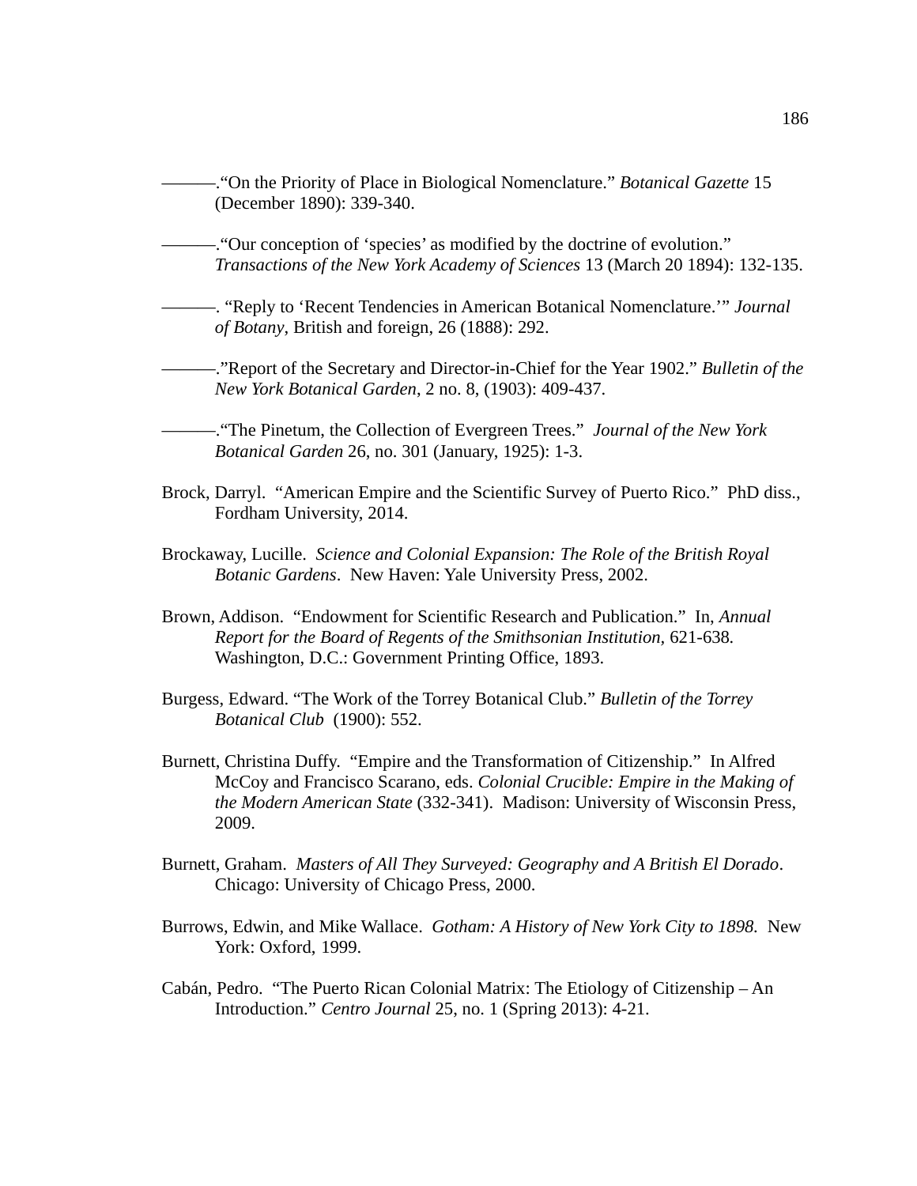———.“On the Priority of Place in Biological Nomenclature.” *Botanical Gazette* 15 (December 1890): 339-340.

———.“Our conception of ‘species’ as modified by the doctrine of evolution.” *Transactions of the New York Academy of Sciences* 13 (March 20 1894): 132-135.

———. “Reply to ‘Recent Tendencies in American Botanical Nomenclature.’” *Journal of Botany*, British and foreign, 26 (1888): 292.

———.”Report of the Secretary and Director-in-Chief for the Year 1902.” *Bulletin of the New York Botanical Garden*, 2 no. 8, (1903): 409-437.

———.“The Pinetum, the Collection of Evergreen Trees.” *Journal of the New York Botanical Garden* 26, no. 301 (January, 1925): 1-3.

Brock, Darryl. “American Empire and the Scientific Survey of Puerto Rico.” PhD diss., Fordham University, 2014.

Brockaway, Lucille. *Science and Colonial Expansion: The Role of the British Royal Botanic Gardens*. New Haven: Yale University Press, 2002.

Brown, Addison. “Endowment for Scientific Research and Publication.” In, *Annual Report for the Board of Regents of the Smithsonian Institution*, 621-638. Washington, D.C.: Government Printing Office, 1893.

Burgess, Edward. “The Work of the Torrey Botanical Club.” *Bulletin of the Torrey Botanical Club* (1900): 552.

Burnett, Christina Duffy. “Empire and the Transformation of Citizenship.” In Alfred McCoy and Francisco Scarano, eds. *Colonial Crucible: Empire in the Making of the Modern American State* (332-341). Madison: University of Wisconsin Press, 2009.

Burnett, Graham. *Masters of All They Surveyed: Geography and A British El Dorado*. Chicago: University of Chicago Press, 2000.

Burrows, Edwin, and Mike Wallace. *Gotham: A History of New York City to 1898.* New York: Oxford, 1999.

Cabán, Pedro. “The Puerto Rican Colonial Matrix: The Etiology of Citizenship – An Introduction.” *Centro Journal* 25, no. 1 (Spring 2013): 4-21.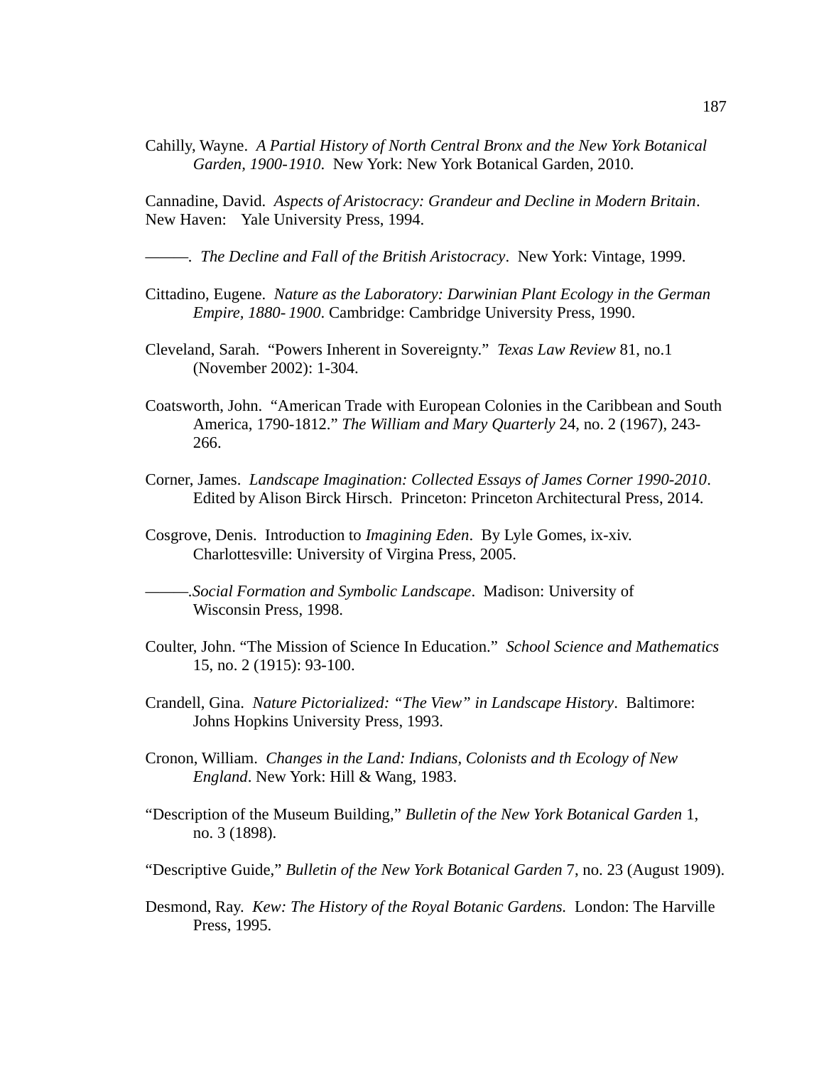Cahilly, Wayne. *A Partial History of North Central Bronx and the New York Botanical Garden, 1900-1910*. New York: New York Botanical Garden, 2010.

Cannadine, David. *Aspects of Aristocracy: Grandeur and Decline in Modern Britain*. New Haven: Yale University Press, 1994.

———. *The Decline and Fall of the British Aristocracy*. New York: Vintage, 1999.

Cittadino, Eugene. *Nature as the Laboratory: Darwinian Plant Ecology in the German Empire, 1880- 1900*. Cambridge: Cambridge University Press, 1990.

Cleveland, Sarah. "Powers Inherent in Sovereignty." *Texas Law Review* 81, no.1 (November 2002): 1-304.

Coatsworth, John. "American Trade with European Colonies in the Caribbean and South America, 1790-1812." *The William and Mary Quarterly* 24, no. 2 (1967), 243-266.

Corner, James. *Landscape Imagination: Collected Essays of James Corner 1990-2010*. Edited by Alison Birck Hirsch. Princeton: Princeton Architectural Press, 2014.

Cosgrove, Denis. Introduction to *Imagining Eden*. By Lyle Gomes, ix-xiv. Charlottesville: University of Virgina Press, 2005.

———.*Social Formation and Symbolic Landscape*. Madison: University of Wisconsin Press, 1998.

Coulter, John. "The Mission of Science In Education." *School Science and Mathematics* 15, no. 2 (1915): 93-100.

Crandell, Gina. *Nature Pictorialized: "The View" in Landscape History*. Baltimore: Johns Hopkins University Press, 1993.

Cronon, William. *Changes in the Land: Indians, Colonists and th Ecology of New England*. New York: Hill & Wang, 1983.

"Description of the Museum Building," *Bulletin of the New York Botanical Garden* 1, no. 3 (1898).

"Descriptive Guide," *Bulletin of the New York Botanical Garden* 7, no. 23 (August 1909).

Desmond, Ray. *Kew: The History of the Royal Botanic Gardens.* London: The Harville Press, 1995.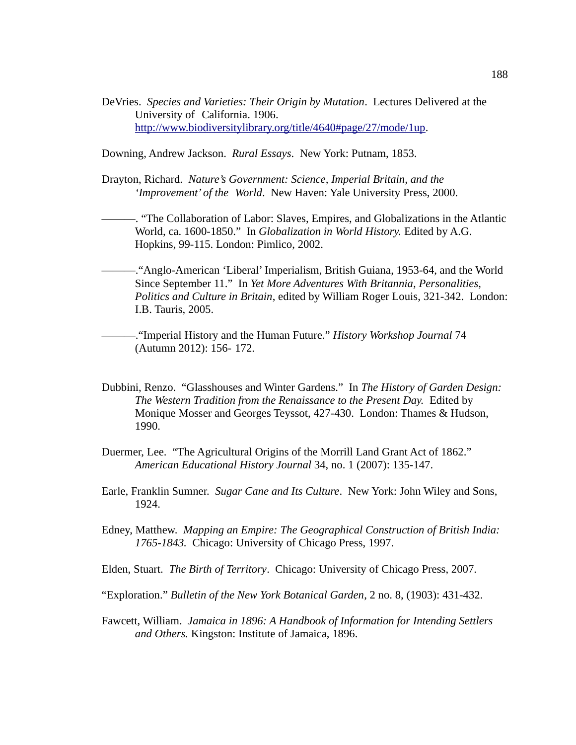DeVries. *Species and Varieties: Their Origin by Mutation*. Lectures Delivered at the University of California. 1906. http://www.biodiversitylibrary.org/title/4640#page/27/mode/1up.

Downing, Andrew Jackson. *Rural Essays*. New York: Putnam, 1853.

Drayton, Richard. *Nature's Government: Science, Imperial Britain, and the 'Improvement' of the World*. New Haven: Yale University Press, 2000.

———. "The Collaboration of Labor: Slaves, Empires, and Globalizations in the Atlantic World, ca. 1600-1850." In *Globalization in World History.* Edited by A.G. Hopkins, 99-115. London: Pimlico, 2002.

———."Anglo-American 'Liberal' Imperialism, British Guiana, 1953-64, and the World Since September 11." In *Yet More Adventures With Britannia, Personalities, Politics and Culture in Britain*, edited by William Roger Louis, 321-342. London: I.B. Tauris, 2005.

———."Imperial History and the Human Future." *History Workshop Journal* 74 (Autumn 2012): 156- 172.

Dubbini, Renzo. "Glasshouses and Winter Gardens." In *The History of Garden Design: The Western Tradition from the Renaissance to the Present Day.* Edited by Monique Mosser and Georges Teyssot, 427-430. London: Thames & Hudson, 1990.

Duermer, Lee. "The Agricultural Origins of the Morrill Land Grant Act of 1862." *American Educational History Journal* 34, no. 1 (2007): 135-147.

Earle, Franklin Sumner. *Sugar Cane and Its Culture*. New York: John Wiley and Sons, 1924.

Edney, Matthew. *Mapping an Empire: The Geographical Construction of British India: 1765-1843.* Chicago: University of Chicago Press, 1997.

Elden, Stuart. *The Birth of Territory*. Chicago: University of Chicago Press, 2007.

"Exploration." *Bulletin of the New York Botanical Garden*, 2 no. 8, (1903): 431-432.

Fawcett, William. *Jamaica in 1896: A Handbook of Information for Intending Settlers and Others.* Kingston: Institute of Jamaica, 1896.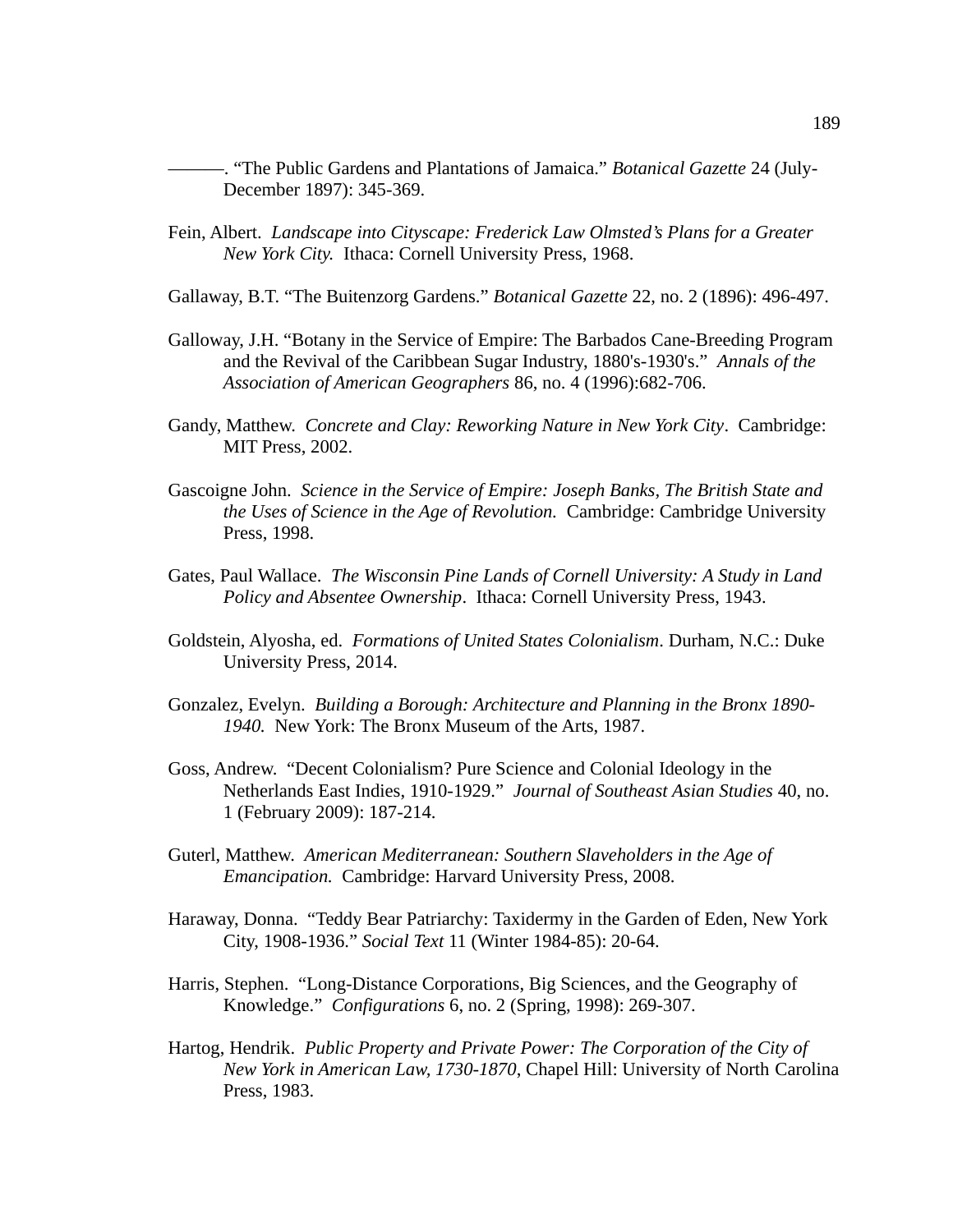———. "The Public Gardens and Plantations of Jamaica." *Botanical Gazette* 24 (July-December 1897): 345-369.

Fein, Albert. *Landscape into Cityscape: Frederick Law Olmsted's Plans for a Greater New York City.* Ithaca: Cornell University Press, 1968.

Gallaway, B.T. "The Buitenzorg Gardens." *Botanical Gazette* 22, no. 2 (1896): 496-497.

Galloway, J.H. "Botany in the Service of Empire: The Barbados Cane-Breeding Program and the Revival of the Caribbean Sugar Industry, 1880's-1930's." *Annals of the Association of American Geographers* 86, no. 4 (1996):682-706.

Gandy, Matthew. *Concrete and Clay: Reworking Nature in New York City*. Cambridge: MIT Press, 2002.

Gascoigne John. *Science in the Service of Empire: Joseph Banks, The British State and the Uses of Science in the Age of Revolution.* Cambridge: Cambridge University Press, 1998.

Gates, Paul Wallace. *The Wisconsin Pine Lands of Cornell University: A Study in Land Policy and Absentee Ownership*. Ithaca: Cornell University Press, 1943.

Goldstein, Alyosha, ed. *Formations of United States Colonialism*. Durham, N.C.: Duke University Press, 2014.

Gonzalez, Evelyn. *Building a Borough: Architecture and Planning in the Bronx 1890-1940.* New York: The Bronx Museum of the Arts, 1987.

Goss, Andrew. "Decent Colonialism? Pure Science and Colonial Ideology in the Netherlands East Indies, 1910-1929." *Journal of Southeast Asian Studies* 40, no. 1 (February 2009): 187-214.

Guterl, Matthew. *American Mediterranean: Southern Slaveholders in the Age of Emancipation.* Cambridge: Harvard University Press, 2008.

Haraway, Donna. "Teddy Bear Patriarchy: Taxidermy in the Garden of Eden, New York City, 1908-1936." *Social Text* 11 (Winter 1984-85): 20-64.

Harris, Stephen. "Long-Distance Corporations, Big Sciences, and the Geography of Knowledge." *Configurations* 6, no. 2 (Spring, 1998): 269-307.

Hartog, Hendrik. *Public Property and Private Power: The Corporation of the City of New York in American Law, 1730-1870*, Chapel Hill: University of North Carolina Press, 1983.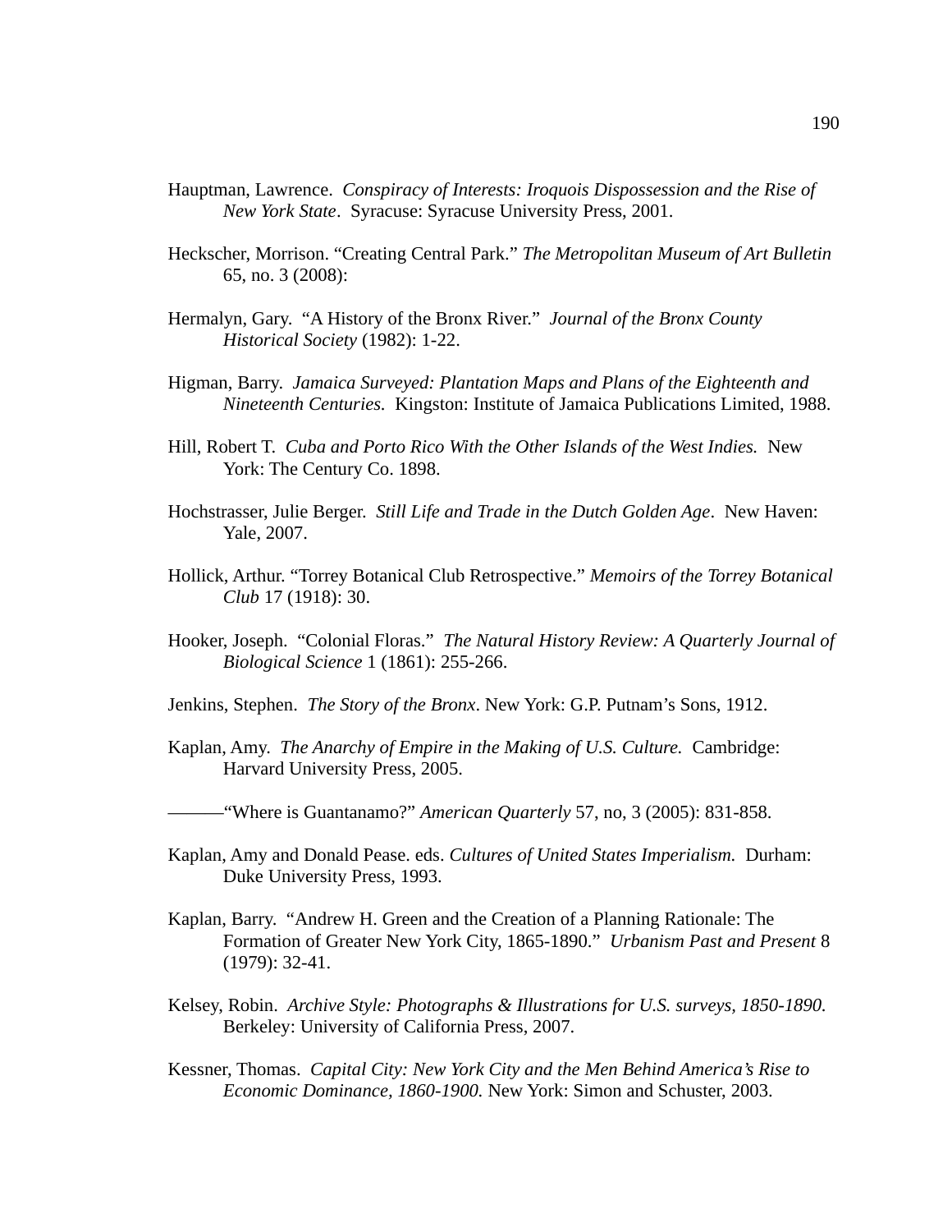Hauptman, Lawrence. *Conspiracy of Interests: Iroquois Dispossession and the Rise of New York State*. Syracuse: Syracuse University Press, 2001.

Heckscher, Morrison. "Creating Central Park." *The Metropolitan Museum of Art Bulletin* 65, no. 3 (2008):

Hermalyn, Gary. "A History of the Bronx River." *Journal of the Bronx County Historical Society* (1982): 1-22.

Higman, Barry. *Jamaica Surveyed: Plantation Maps and Plans of the Eighteenth and Nineteenth Centuries.* Kingston: Institute of Jamaica Publications Limited, 1988.

Hill, Robert T. *Cuba and Porto Rico With the Other Islands of the West Indies.* New York: The Century Co. 1898.

Hochstrasser, Julie Berger. *Still Life and Trade in the Dutch Golden Age*. New Haven: Yale, 2007.

Hollick, Arthur. "Torrey Botanical Club Retrospective." *Memoirs of the Torrey Botanical Club* 17 (1918): 30.

Hooker, Joseph. "Colonial Floras." *The Natural History Review: A Quarterly Journal of Biological Science* 1 (1861): 255-266.

Jenkins, Stephen. *The Story of the Bronx*. New York: G.P. Putnam's Sons, 1912.

Kaplan, Amy. *The Anarchy of Empire in the Making of U.S. Culture.* Cambridge: Harvard University Press, 2005.

———"Where is Guantanamo?" *American Quarterly* 57, no, 3 (2005): 831-858.

Kaplan, Amy and Donald Pease. eds. *Cultures of United States Imperialism.* Durham: Duke University Press, 1993.

Kaplan, Barry. "Andrew H. Green and the Creation of a Planning Rationale: The Formation of Greater New York City, 1865-1890." *Urbanism Past and Present* 8 (1979): 32-41.

Kelsey, Robin. *Archive Style: Photographs & Illustrations for U.S. surveys, 1850-1890.* Berkeley: University of California Press, 2007.

Kessner, Thomas. *Capital City: New York City and the Men Behind America's Rise to Economic Dominance, 1860-1900.* New York: Simon and Schuster, 2003.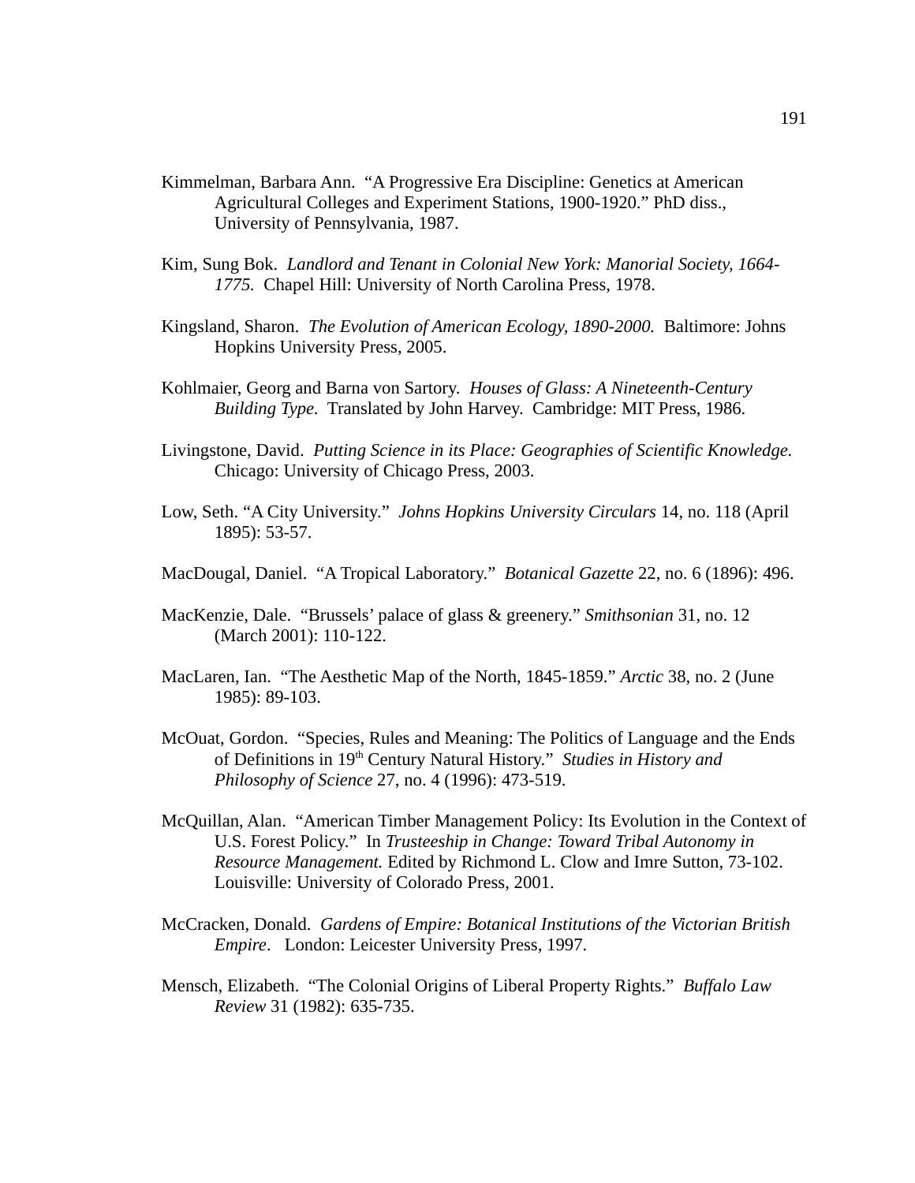Kimmelman, Barbara Ann. "A Progressive Era Discipline: Genetics at American Agricultural Colleges and Experiment Stations, 1900-1920." PhD diss., University of Pennsylvania, 1987.

Kim, Sung Bok. *Landlord and Tenant in Colonial New York: Manorial Society, 1664-1775.* Chapel Hill: University of North Carolina Press, 1978.

Kingsland, Sharon. *The Evolution of American Ecology, 1890-2000.* Baltimore: Johns Hopkins University Press, 2005.

Kohlmaier, Georg and Barna von Sartory. *Houses of Glass: A Nineteenth-Century Building Type.* Translated by John Harvey. Cambridge: MIT Press, 1986.

Livingstone, David. *Putting Science in its Place: Geographies of Scientific Knowledge.* Chicago: University of Chicago Press, 2003.

Low, Seth. "A City University." *Johns Hopkins University Circulars* 14, no. 118 (April 1895): 53-57.

MacDougal, Daniel. "A Tropical Laboratory." *Botanical Gazette* 22, no. 6 (1896): 496.

MacKenzie, Dale. "Brussels' palace of glass & greenery." *Smithsonian* 31, no. 12 (March 2001): 110-122.

MacLaren, Ian. "The Aesthetic Map of the North, 1845-1859." *Arctic* 38, no. 2 (June 1985): 89-103.

McOuat, Gordon. "Species, Rules and Meaning: The Politics of Language and the Ends of Definitions in 19th Century Natural History." *Studies in History and Philosophy of Science* 27, no. 4 (1996): 473-519.

McQuillan, Alan. "American Timber Management Policy: Its Evolution in the Context of U.S. Forest Policy." In *Trusteeship in Change: Toward Tribal Autonomy in Resource Management.* Edited by Richmond L. Clow and Imre Sutton, 73-102. Louisville: University of Colorado Press, 2001.

McCracken, Donald. *Gardens of Empire: Botanical Institutions of the Victorian British Empire*. London: Leicester University Press, 1997.

Mensch, Elizabeth. "The Colonial Origins of Liberal Property Rights." *Buffalo Law Review* 31 (1982): 635-735.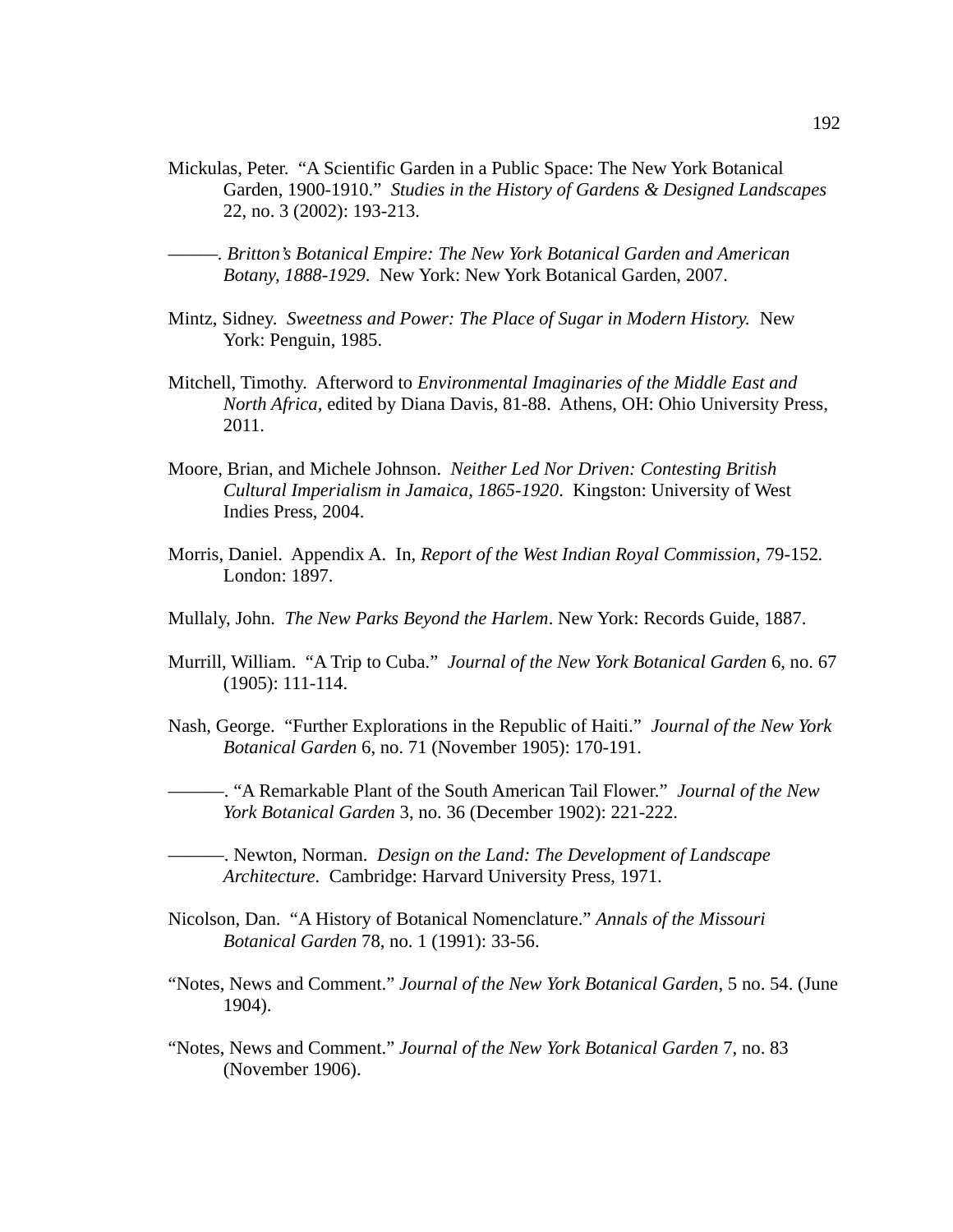Mickulas, Peter. "A Scientific Garden in a Public Space: The New York Botanical Garden, 1900-1910." *Studies in the History of Gardens & Designed Landscapes* 22, no. 3 (2002): 193-213.

———. *Britton's Botanical Empire: The New York Botanical Garden and American Botany, 1888-1929*. New York: New York Botanical Garden, 2007.

Mintz, Sidney. *Sweetness and Power: The Place of Sugar in Modern History.* New York: Penguin, 1985.

Mitchell, Timothy. Afterword to *Environmental Imaginaries of the Middle East and North Africa,* edited by Diana Davis, 81-88. Athens, OH: Ohio University Press, 2011.

Moore, Brian, and Michele Johnson. *Neither Led Nor Driven: Contesting British Cultural Imperialism in Jamaica, 1865-1920*. Kingston: University of West Indies Press, 2004.

Morris, Daniel. Appendix A. In, *Report of the West Indian Royal Commission,* 79-152*.* London: 1897.

Mullaly, John. *The New Parks Beyond the Harlem*. New York: Records Guide, 1887.

Murrill, William. "A Trip to Cuba." *Journal of the New York Botanical Garden* 6, no. 67 (1905): 111-114.

Nash, George. "Further Explorations in the Republic of Haiti." *Journal of the New York Botanical Garden* 6, no. 71 (November 1905): 170-191.

———. "A Remarkable Plant of the South American Tail Flower." *Journal of the New York Botanical Garden* 3, no. 36 (December 1902): 221-222.

———. Newton, Norman. *Design on the Land: The Development of Landscape Architecture*. Cambridge: Harvard University Press, 1971.

Nicolson, Dan. "A History of Botanical Nomenclature." *Annals of the Missouri Botanical Garden* 78, no. 1 (1991): 33-56.

"Notes, News and Comment." *Journal of the New York Botanical Garden*, 5 no. 54. (June 1904).

"Notes, News and Comment." *Journal of the New York Botanical Garden* 7, no. 83 (November 1906).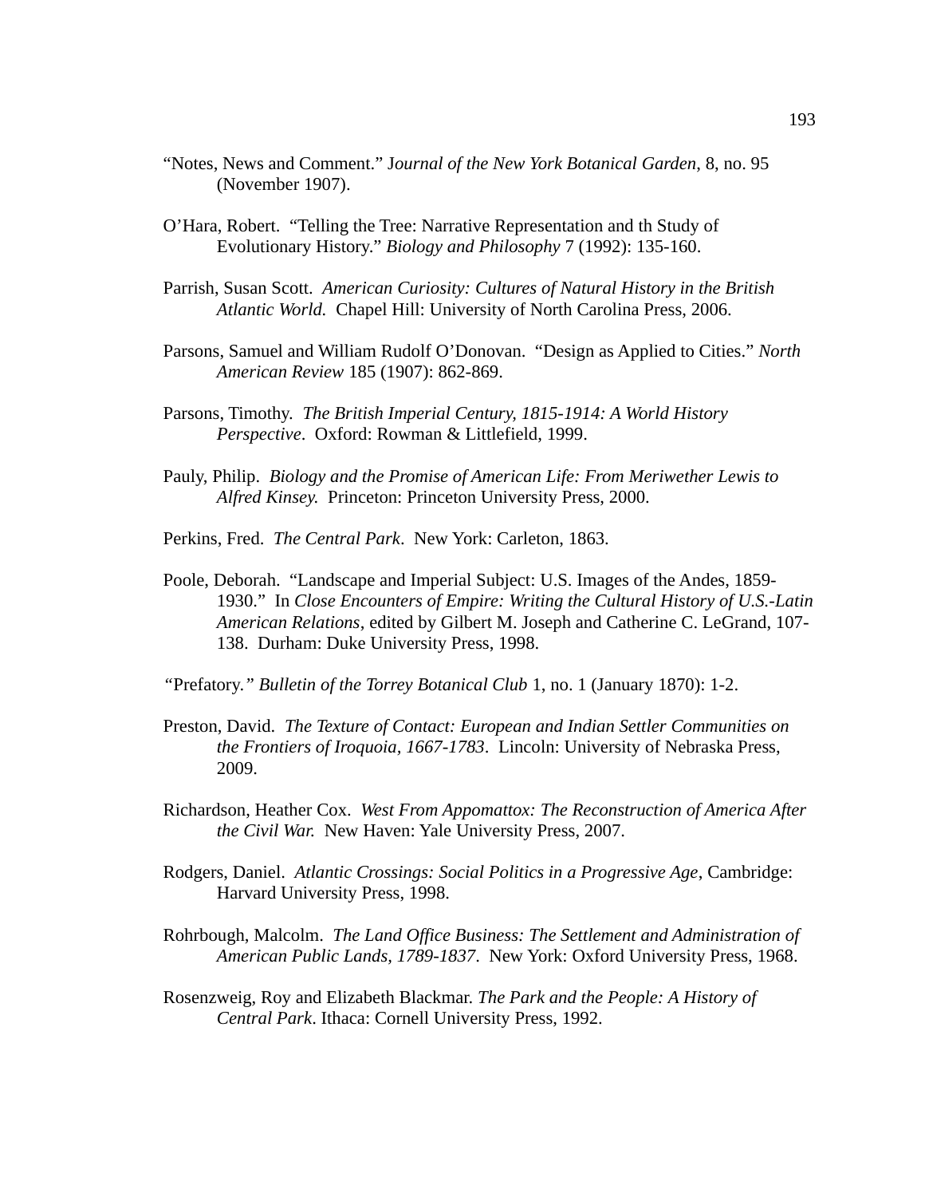"Notes, News and Comment." J*ournal of the New York Botanical Garden*, 8, no. 95 (November 1907).

O'Hara, Robert. "Telling the Tree: Narrative Representation and th Study of Evolutionary History." *Biology and Philosophy* 7 (1992): 135-160.

Parrish, Susan Scott. *American Curiosity: Cultures of Natural History in the British Atlantic World.* Chapel Hill: University of North Carolina Press, 2006.

Parsons, Samuel and William Rudolf O'Donovan. "Design as Applied to Cities." *North American Review* 185 (1907): 862-869.

Parsons, Timothy. *The British Imperial Century, 1815-1914: A World History Perspective*. Oxford: Rowman & Littlefield, 1999.

Pauly, Philip. *Biology and the Promise of American Life: From Meriwether Lewis to Alfred Kinsey.* Princeton: Princeton University Press, 2000.

Perkins, Fred. *The Central Park*. New York: Carleton, 1863.

Poole, Deborah. "Landscape and Imperial Subject: U.S. Images of the Andes, 1859-1930." In *Close Encounters of Empire: Writing the Cultural History of U.S.-Latin American Relations*, edited by Gilbert M. Joseph and Catherine C. LeGrand, 107-138. Durham: Duke University Press, 1998.

*"Prefatory." Bulletin of the Torrey Botanical Club* 1, no. 1 (January 1870): 1-2.

Preston, David. *The Texture of Contact: European and Indian Settler Communities on the Frontiers of Iroquoia, 1667-1783*. Lincoln: University of Nebraska Press, 2009.

Richardson, Heather Cox. *West From Appomattox: The Reconstruction of America After the Civil War.* New Haven: Yale University Press, 2007.

Rodgers, Daniel. *Atlantic Crossings: Social Politics in a Progressive Age*, Cambridge: Harvard University Press, 1998.

Rohrbough, Malcolm. *The Land Office Business: The Settlement and Administration of American Public Lands, 1789-1837*. New York: Oxford University Press, 1968.

Rosenzweig, Roy and Elizabeth Blackmar. *The Park and the People: A History of Central Park*. Ithaca: Cornell University Press, 1992.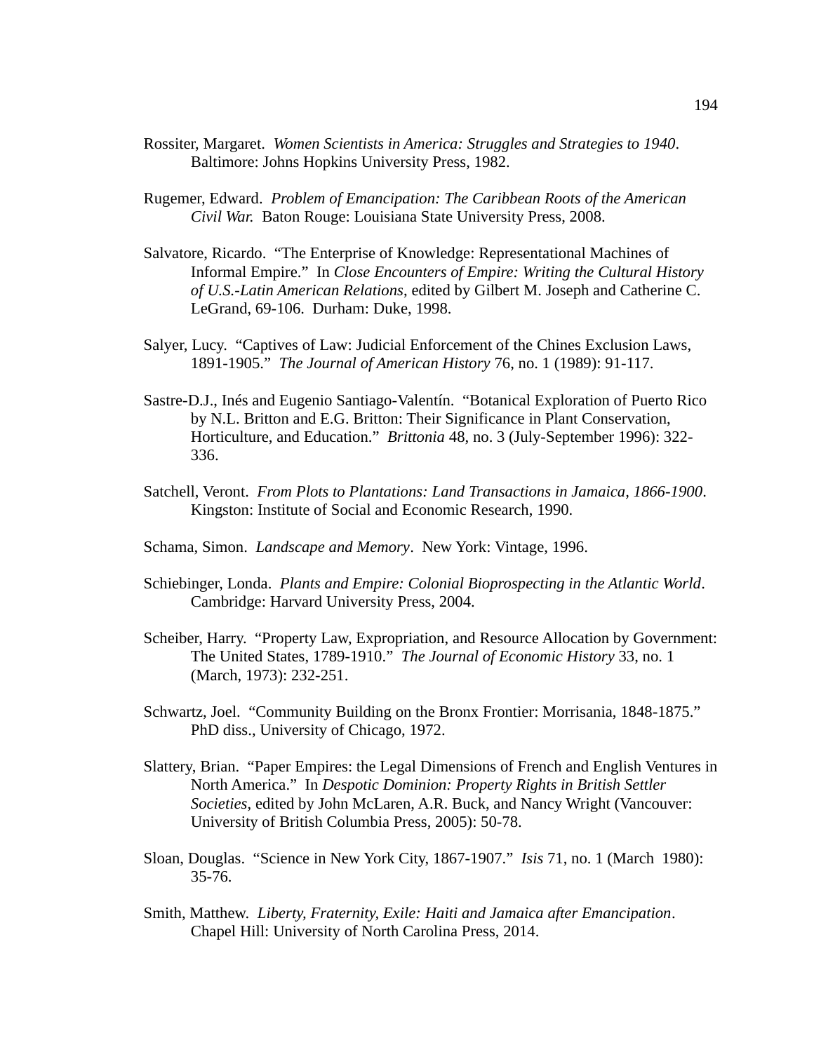Rossiter, Margaret. *Women Scientists in America: Struggles and Strategies to 1940*. Baltimore: Johns Hopkins University Press, 1982.

Rugemer, Edward. *Problem of Emancipation: The Caribbean Roots of the American Civil War.* Baton Rouge: Louisiana State University Press, 2008.

Salvatore, Ricardo. "The Enterprise of Knowledge: Representational Machines of Informal Empire." In *Close Encounters of Empire: Writing the Cultural History of U.S.-Latin American Relations*, edited by Gilbert M. Joseph and Catherine C. LeGrand, 69-106. Durham: Duke, 1998.

Salyer, Lucy. "Captives of Law: Judicial Enforcement of the Chines Exclusion Laws, 1891-1905." *The Journal of American History* 76, no. 1 (1989): 91-117.

Sastre-D.J., Inés and Eugenio Santiago-Valentín. "Botanical Exploration of Puerto Rico by N.L. Britton and E.G. Britton: Their Significance in Plant Conservation, Horticulture, and Education." *Brittonia* 48, no. 3 (July-September 1996): 322-336.

Satchell, Veront. *From Plots to Plantations: Land Transactions in Jamaica, 1866-1900*. Kingston: Institute of Social and Economic Research, 1990.

Schama, Simon. *Landscape and Memory*. New York: Vintage, 1996.

Schiebinger, Londa. *Plants and Empire: Colonial Bioprospecting in the Atlantic World*. Cambridge: Harvard University Press, 2004.

Scheiber, Harry. "Property Law, Expropriation, and Resource Allocation by Government: The United States, 1789-1910." *The Journal of Economic History* 33, no. 1 (March, 1973): 232-251.

Schwartz, Joel. "Community Building on the Bronx Frontier: Morrisania, 1848-1875." PhD diss., University of Chicago, 1972.

Slattery, Brian. "Paper Empires: the Legal Dimensions of French and English Ventures in North America." In *Despotic Dominion: Property Rights in British Settler Societies*, edited by John McLaren, A.R. Buck, and Nancy Wright (Vancouver: University of British Columbia Press, 2005): 50-78.

Sloan, Douglas. "Science in New York City, 1867-1907." *Isis* 71, no. 1 (March 1980): 35-76.

Smith, Matthew. *Liberty, Fraternity, Exile: Haiti and Jamaica after Emancipation*. Chapel Hill: University of North Carolina Press, 2014.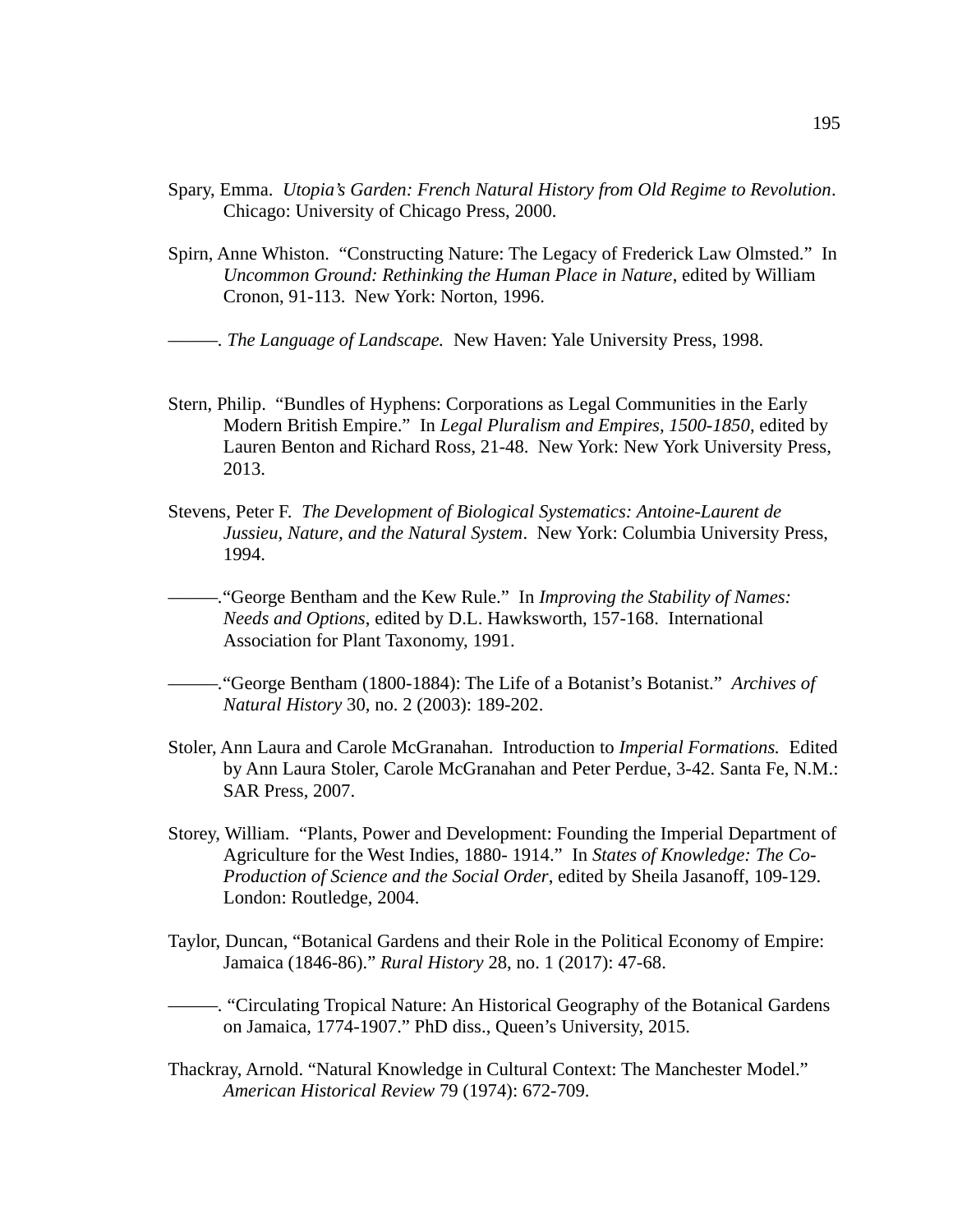Spary, Emma. *Utopia's Garden: French Natural History from Old Regime to Revolution*. Chicago: University of Chicago Press, 2000.

Spirn, Anne Whiston. "Constructing Nature: The Legacy of Frederick Law Olmsted." In *Uncommon Ground: Rethinking the Human Place in Nature*, edited by William Cronon, 91-113. New York: Norton, 1996.

———. *The Language of Landscape.* New Haven: Yale University Press, 1998.

Stern, Philip. "Bundles of Hyphens: Corporations as Legal Communities in the Early Modern British Empire." In *Legal Pluralism and Empires, 1500-1850*, edited by Lauren Benton and Richard Ross, 21-48. New York: New York University Press, 2013.

Stevens, Peter F. *The Development of Biological Systematics: Antoine-Laurent de Jussieu, Nature, and the Natural System*. New York: Columbia University Press, 1994.

———."George Bentham and the Kew Rule." In *Improving the Stability of Names: Needs and Options*, edited by D.L. Hawksworth, 157-168. International Association for Plant Taxonomy, 1991.

———."George Bentham (1800-1884): The Life of a Botanist's Botanist." *Archives of Natural History* 30, no. 2 (2003): 189-202.

Stoler, Ann Laura and Carole McGranahan. Introduction to *Imperial Formations.* Edited by Ann Laura Stoler, Carole McGranahan and Peter Perdue, 3-42. Santa Fe, N.M.: SAR Press, 2007.

Storey, William. "Plants, Power and Development: Founding the Imperial Department of Agriculture for the West Indies, 1880- 1914." In *States of Knowledge: The Co-Production of Science and the Social Order*, edited by Sheila Jasanoff, 109-129. London: Routledge, 2004.

Taylor, Duncan, "Botanical Gardens and their Role in the Political Economy of Empire: Jamaica (1846-86)." *Rural History* 28, no. 1 (2017): 47-68.

———. "Circulating Tropical Nature: An Historical Geography of the Botanical Gardens on Jamaica, 1774-1907." PhD diss., Queen's University, 2015.

Thackray, Arnold. "Natural Knowledge in Cultural Context: The Manchester Model." *American Historical Review* 79 (1974): 672-709.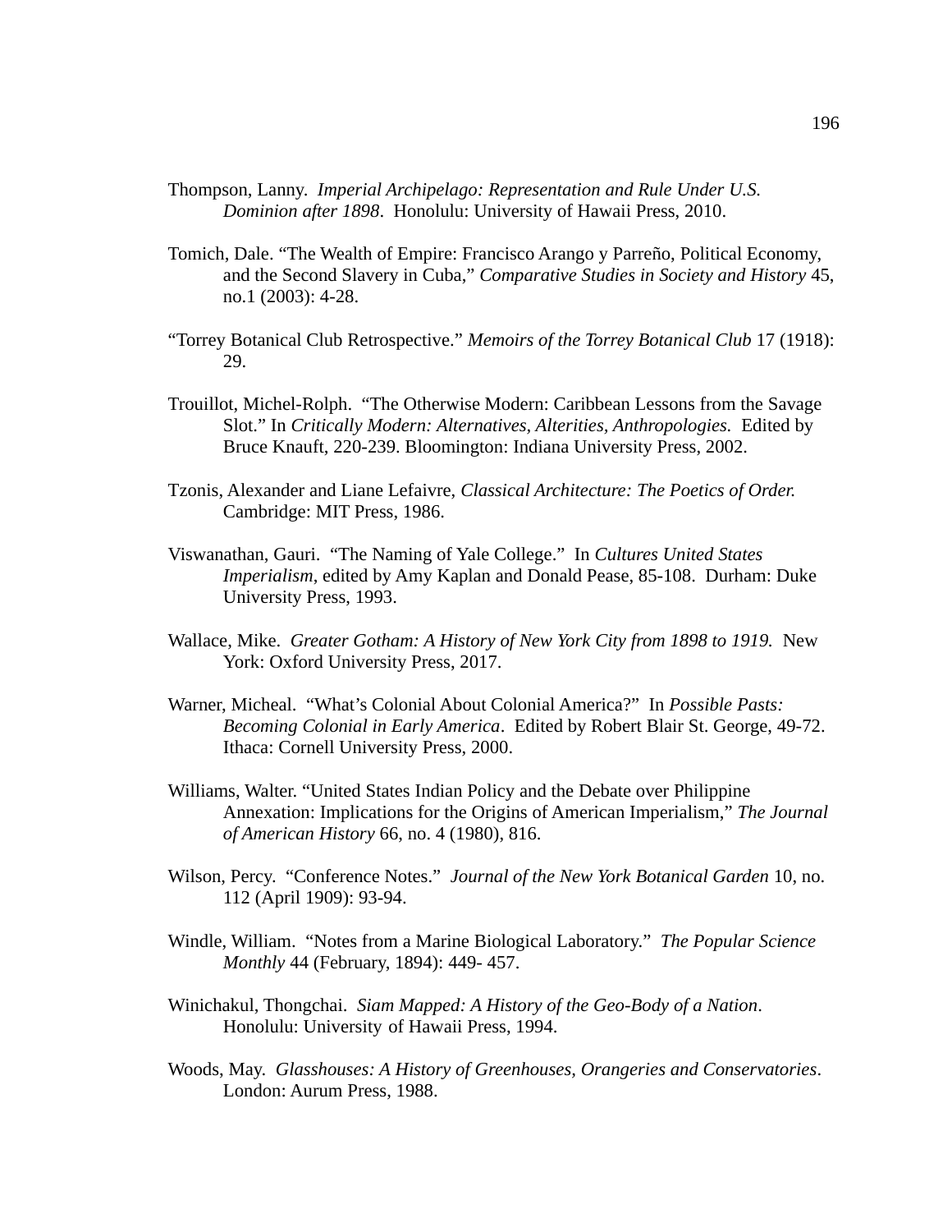Thompson, Lanny. *Imperial Archipelago: Representation and Rule Under U.S. Dominion after 1898*. Honolulu: University of Hawaii Press, 2010.

Tomich, Dale. "The Wealth of Empire: Francisco Arango y Parreño, Political Economy, and the Second Slavery in Cuba," *Comparative Studies in Society and History* 45, no.1 (2003): 4-28.

"Torrey Botanical Club Retrospective." *Memoirs of the Torrey Botanical Club* 17 (1918): 29.

Trouillot, Michel-Rolph. "The Otherwise Modern: Caribbean Lessons from the Savage Slot." In *Critically Modern: Alternatives, Alterities, Anthropologies.* Edited by Bruce Knauft, 220-239. Bloomington: Indiana University Press, 2002.

Tzonis, Alexander and Liane Lefaivre, *Classical Architecture: The Poetics of Order.* Cambridge: MIT Press, 1986.

Viswanathan, Gauri. "The Naming of Yale College." In *Cultures United States Imperialism*, edited by Amy Kaplan and Donald Pease, 85-108. Durham: Duke University Press, 1993.

Wallace, Mike. *Greater Gotham: A History of New York City from 1898 to 1919.* New York: Oxford University Press, 2017.

Warner, Micheal. "What's Colonial About Colonial America?" In *Possible Pasts: Becoming Colonial in Early America*. Edited by Robert Blair St. George, 49-72. Ithaca: Cornell University Press, 2000.

Williams, Walter. "United States Indian Policy and the Debate over Philippine Annexation: Implications for the Origins of American Imperialism," *The Journal of American History* 66, no. 4 (1980), 816.

Wilson, Percy. "Conference Notes." *Journal of the New York Botanical Garden* 10, no. 112 (April 1909): 93-94.

Windle, William. "Notes from a Marine Biological Laboratory." *The Popular Science Monthly* 44 (February, 1894): 449- 457.

Winichakul, Thongchai. *Siam Mapped: A History of the Geo-Body of a Nation*. Honolulu: University of Hawaii Press, 1994.

Woods, May. *Glasshouses: A History of Greenhouses, Orangeries and Conservatories*. London: Aurum Press, 1988.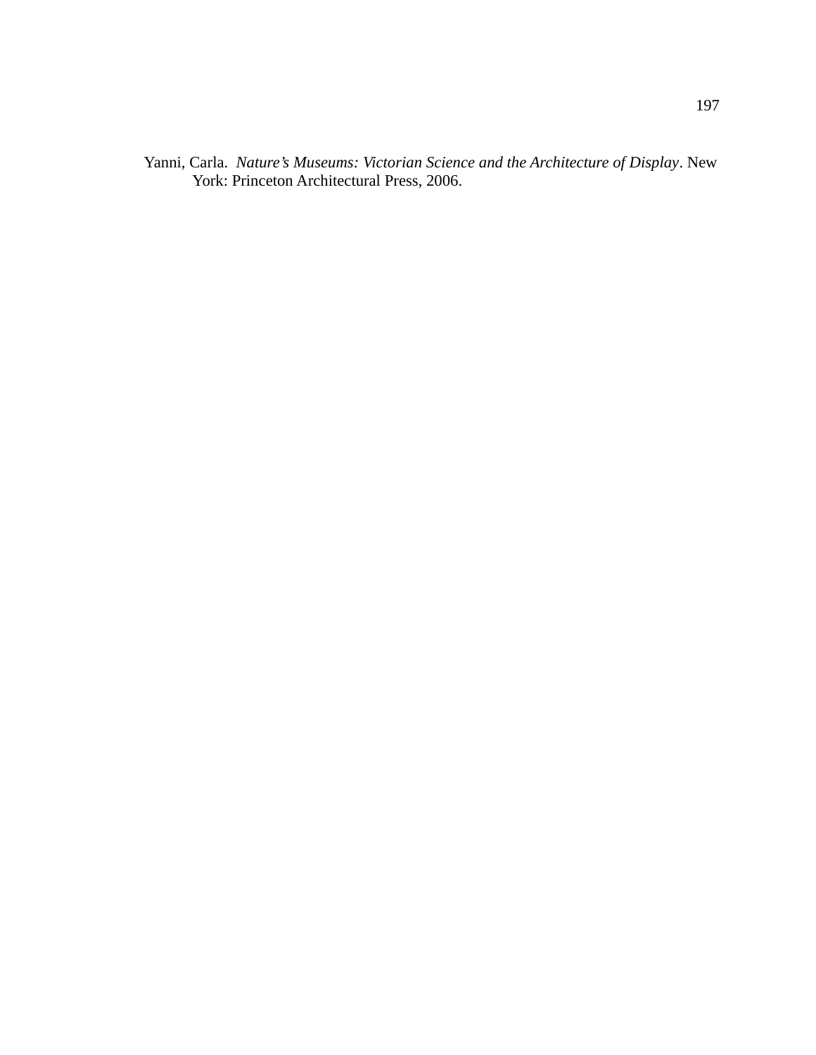Yanni, Carla. *Nature's Museums: Victorian Science and the Architecture of Display*. New York: Princeton Architectural Press, 2006.